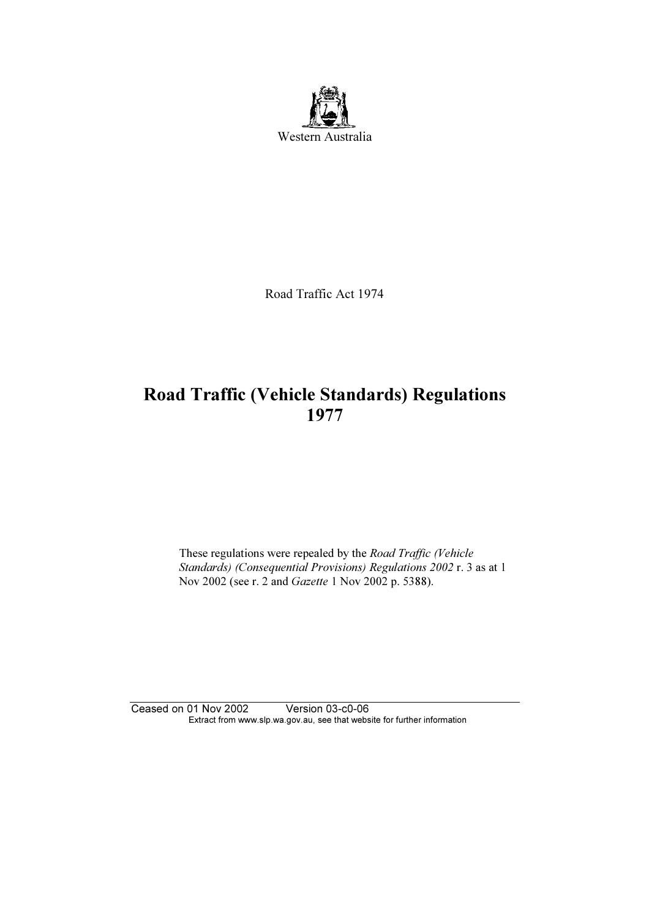Western Australia

Road Traffic Act 1974

# Road Traffic (Vehicle Standards) Regulations 1977

These regulations were repealed by the *Road Traffic (Vehicle Standards) (Consequential Provisions) Regulations 2002* r. 3 as at 1 Nov 2002 (see r. 2 and *Gazette* 1 Nov 2002 p. 5388).

Ceased on 01 Nov 2002 Version 03-c0-06

Extract from www.slp.wa.gov.au, see that website for further information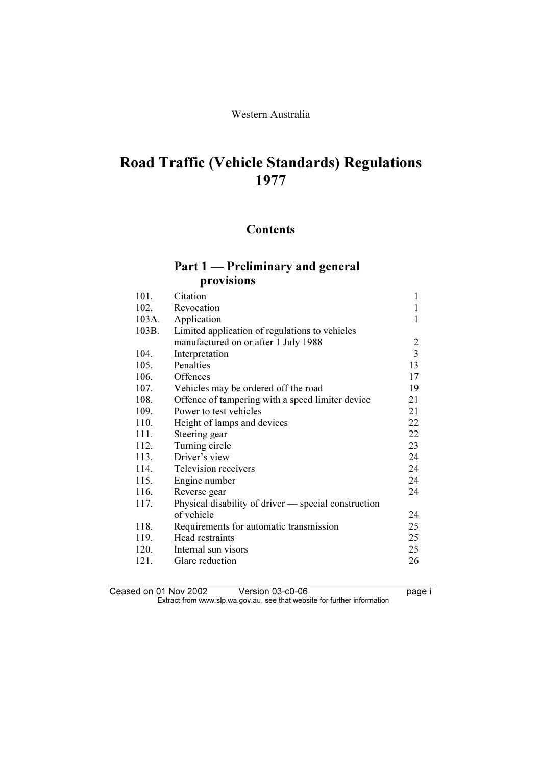Western Australia

# Road Traffic (Vehicle Standards) Regulations 1977

## Contents

### Part 1 — Preliminary and general provisions

| | | |
|---|---|---|
| 101. | Citation | 1 |
| 102. | Revocation | 1 |
| 103A. | Application | 1 |
| 103B. | Limited application of regulations to vehicles manufactured on or after 1 July 1988 | 2 |
| 104. | Interpretation | 3 |
| 105. | Penalties | 13 |
| 106. | Offences | 17 |
| 107. | Vehicles may be ordered off the road | 19 |
| 108. | Offence of tampering with a speed limiter device | 21 |
| 109. | Power to test vehicles | 21 |
| 110. | Height of lamps and devices | 22 |
| 111. | Steering gear | 22 |
| 112. | Turning circle | 23 |
| 113. | Driver's view | 24 |
| 114. | Television receivers | 24 |
| 115. | Engine number | 24 |
| 116. | Reverse gear | 24 |
| 117. | Physical disability of driver — special construction of vehicle | 24 |
| 118. | Requirements for automatic transmission | 25 |
| 119. | Head restraints | 25 |
| 120. | Internal sun visors | 25 |
| 121. | Glare reduction | 26 |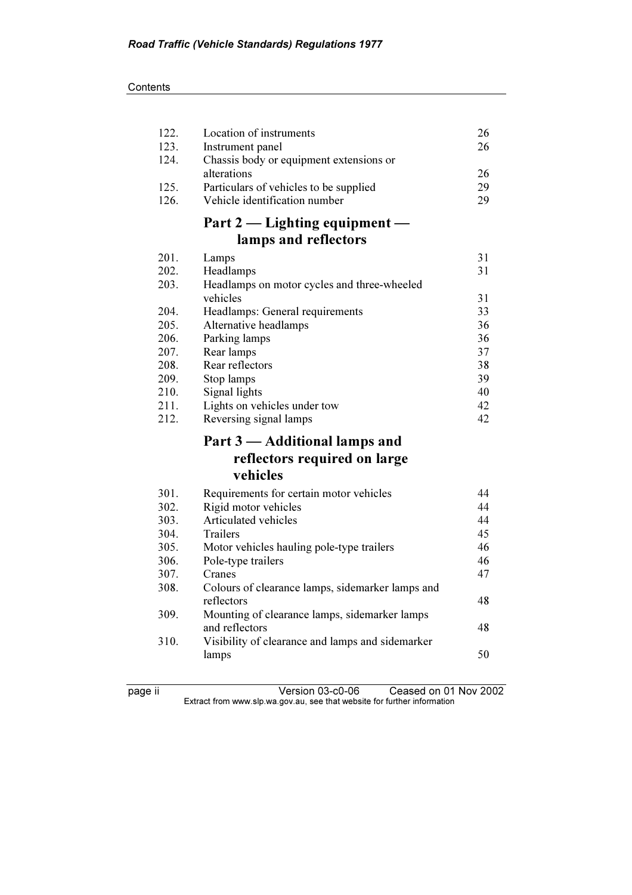| | | |
|---|---|---|
| 122. | Location of instruments | 26 |
| 123. | Instrument panel | 26 |
| 124. | Chassis body or equipment extensions or alterations | 26 |
| 125. | Particulars of vehicles to be supplied | 29 |
| 126. | Vehicle identification number | 29 |

## Part 2 — Lighting equipment — lamps and reflectors

| | | |
|---|---|---|
| 201. | Lamps | 31 |
| 202. | Headlamps | 31 |
| 203. | Headlamps on motor cycles and three-wheeled vehicles | 31 |
| 204. | Headlamps: General requirements | 33 |
| 205. | Alternative headlamps | 36 |
| 206. | Parking lamps | 36 |
| 207. | Rear lamps | 37 |
| 208. | Rear reflectors | 38 |
| 209. | Stop lamps | 39 |
| 210. | Signal lights | 40 |
| 211. | Lights on vehicles under tow | 42 |
| 212. | Reversing signal lamps | 42 |

## Part 3 — Additional lamps and reflectors required on large vehicles

| | | |
|---|---|---|
| 301. | Requirements for certain motor vehicles | 44 |
| 302. | Rigid motor vehicles | 44 |
| 303. | Articulated vehicles | 44 |
| 304. | Trailers | 45 |
| 305. | Motor vehicles hauling pole-type trailers | 46 |
| 306. | Pole-type trailers | 46 |
| 307. | Cranes | 47 |
| 308. | Colours of clearance lamps, sidemarker lamps and reflectors | 48 |
| 309. | Mounting of clearance lamps, sidemarker lamps and reflectors | 48 |
| 310. | Visibility of clearance and lamps and sidemarker lamps | 50 |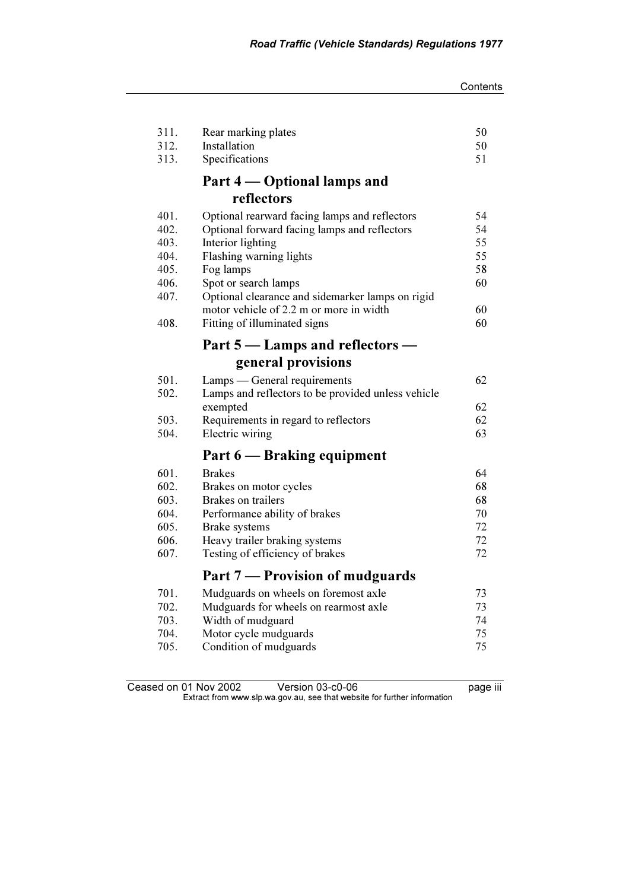| | | |
|---|---|---|
| 311. | Rear marking plates | 50 |
| 312. | Installation | 50 |
| 313. | Specifications | 51 |

## Part 4 — Optional lamps and reflectors

| | | |
|---|---|---|
| 401. | Optional rearward facing lamps and reflectors | 54 |
| 402. | Optional forward facing lamps and reflectors | 54 |
| 403. | Interior lighting | 55 |
| 404. | Flashing warning lights | 55 |
| 405. | Fog lamps | 58 |
| 406. | Spot or search lamps | 60 |
| 407. | Optional clearance and sidemarker lamps on rigid motor vehicle of 2.2 m or more in width | 60 |
| 408. | Fitting of illuminated signs | 60 |

## Part 5 — Lamps and reflectors — general provisions

| | | |
|---|---|---|
| 501. | Lamps — General requirements | 62 |
| 502. | Lamps and reflectors to be provided unless vehicle exempted | 62 |
| 503. | Requirements in regard to reflectors | 62 |
| 504. | Electric wiring | 63 |

## Part 6 — Braking equipment

| | | |
|---|---|---|
| 601. | Brakes | 64 |
| 602. | Brakes on motor cycles | 68 |
| 603. | Brakes on trailers | 68 |
| 604. | Performance ability of brakes | 70 |
| 605. | Brake systems | 72 |
| 606. | Heavy trailer braking systems | 72 |
| 607. | Testing of efficiency of brakes | 72 |

## Part 7 — Provision of mudguards

| | | |
|---|---|---|
| 701. | Mudguards on wheels on foremost axle | 73 |
| 702. | Mudguards for wheels on rearmost axle | 73 |
| 703. | Width of mudguard | 74 |
| 704. | Motor cycle mudguards | 75 |
| 705. | Condition of mudguards | 75 |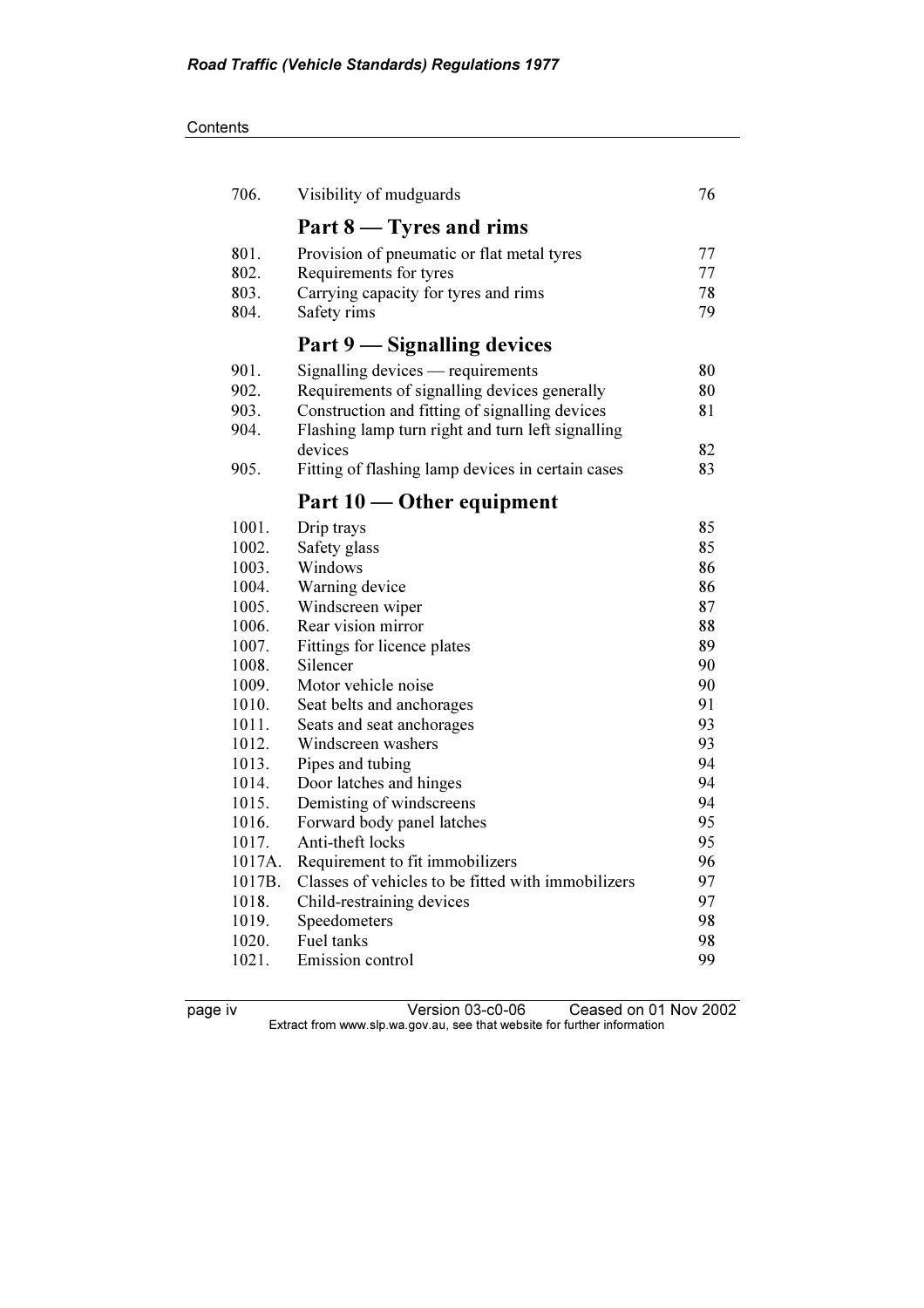| | | |
|---|---|---|
| 706. | Visibility of mudguards | 76 |

## Part 8 — Tyres and rims

| | | |
|---|---|---|
| 801. | Provision of pneumatic or flat metal tyres | 77 |
| 802. | Requirements for tyres | 77 |
| 803. | Carrying capacity for tyres and rims | 78 |
| 804. | Safety rims | 79 |

## Part 9 — Signalling devices

| | | |
|---|---|---|
| 901. | Signalling devices — requirements | 80 |
| 902. | Requirements of signalling devices generally | 80 |
| 903. | Construction and fitting of signalling devices | 81 |
| 904. | Flashing lamp turn right and turn left signalling devices | 82 |
| 905. | Fitting of flashing lamp devices in certain cases | 83 |

## Part 10 — Other equipment

| | | |
|---|---|---|
| 1001. | Drip trays | 85 |
| 1002. | Safety glass | 85 |
| 1003. | Windows | 86 |
| 1004. | Warning device | 86 |
| 1005. | Windscreen wiper | 87 |
| 1006. | Rear vision mirror | 88 |
| 1007. | Fittings for licence plates | 89 |
| 1008. | Silencer | 90 |
| 1009. | Motor vehicle noise | 90 |
| 1010. | Seat belts and anchorages | 91 |
| 1011. | Seats and seat anchorages | 93 |
| 1012. | Windscreen washers | 93 |
| 1013. | Pipes and tubing | 94 |
| 1014. | Door latches and hinges | 94 |
| 1015. | Demisting of windscreens | 94 |
| 1016. | Forward body panel latches | 95 |
| 1017. | Anti-theft locks | 95 |
| 1017A. | Requirement to fit immobilizers | 96 |
| 1017B. | Classes of vehicles to be fitted with immobilizers | 97 |
| 1018. | Child-restraining devices | 97 |
| 1019. | Speedometers | 98 |
| 1020. | Fuel tanks | 98 |
| 1021. | Emission control | 99 |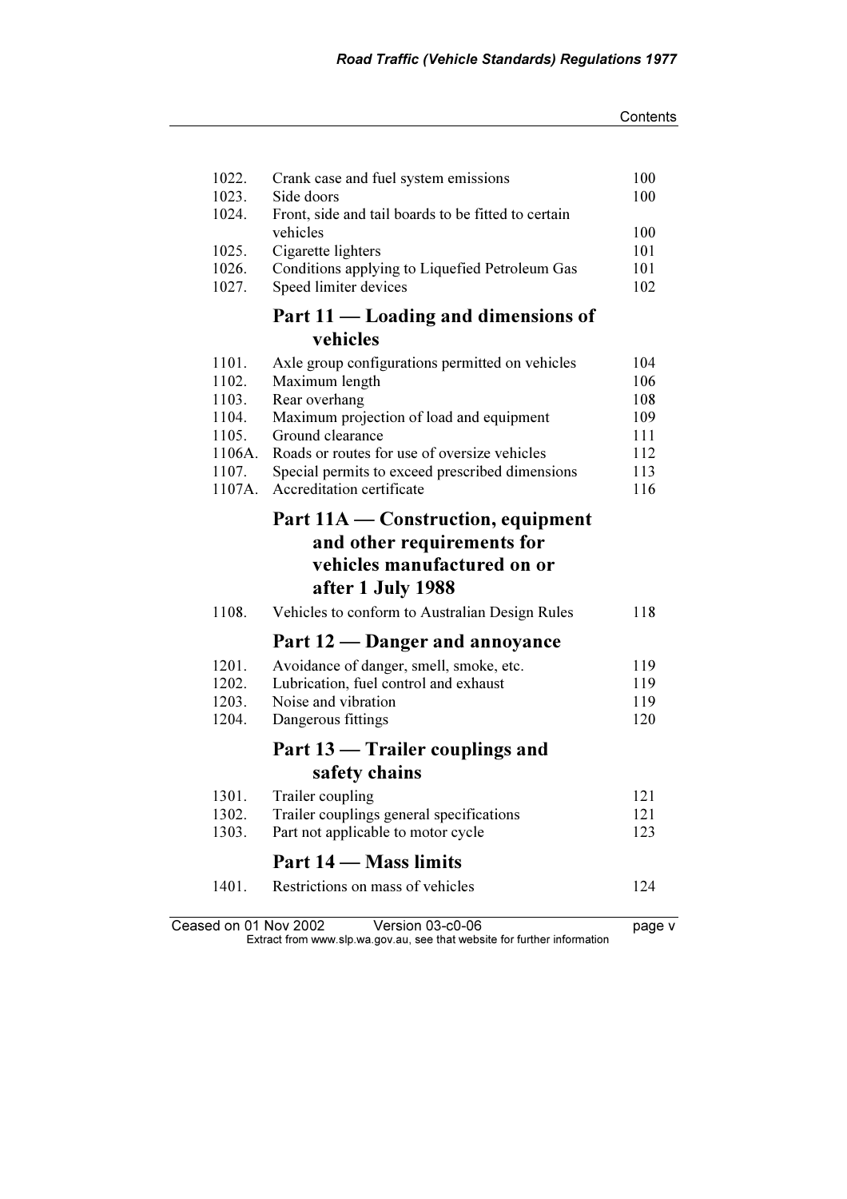| | | |
|---|---|---|
| 1022. | Crank case and fuel system emissions | 100 |
| 1023. | Side doors | 100 |
| 1024. | Front, side and tail boards to be fitted to certain vehicles | 100 |
| 1025. | Cigarette lighters | 101 |
| 1026. | Conditions applying to Liquefied Petroleum Gas | 101 |
| 1027. | Speed limiter devices | 102 |

## Part 11 — Loading and dimensions of vehicles

| | | |
|---|---|---|
| 1101. | Axle group configurations permitted on vehicles | 104 |
| 1102. | Maximum length | 106 |
| 1103. | Rear overhang | 108 |
| 1104. | Maximum projection of load and equipment | 109 |
| 1105. | Ground clearance | 111 |
| 1106A. | Roads or routes for use of oversize vehicles | 112 |
| 1107. | Special permits to exceed prescribed dimensions | 113 |
| 1107A. | Accreditation certificate | 116 |

## Part 11A — Construction, equipment and other requirements for vehicles manufactured on or after 1 July 1988

| | | |
|---|---|---|
| 1108. | Vehicles to conform to Australian Design Rules | 118 |

## Part 12 — Danger and annoyance

| | | |
|---|---|---|
| 1201. | Avoidance of danger, smell, smoke, etc. | 119 |
| 1202. | Lubrication, fuel control and exhaust | 119 |
| 1203. | Noise and vibration | 119 |
| 1204. | Dangerous fittings | 120 |

## Part 13 — Trailer couplings and safety chains

| | | |
|---|---|---|
| 1301. | Trailer coupling | 121 |
| 1302. | Trailer couplings general specifications | 121 |
| 1303. | Part not applicable to motor cycle | 123 |

## Part 14 — Mass limits

| | | |
|---|---|---|
| 1401. | Restrictions on mass of vehicles | 124 |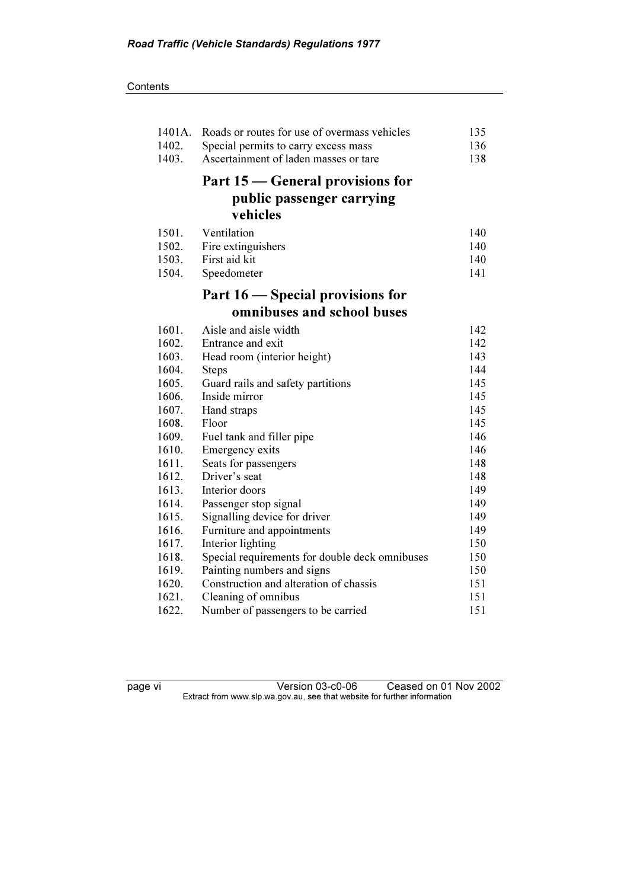| | | |
|---|---|---|
| 1401A. | Roads or routes for use of overmass vehicles | 135 |
| 1402. | Special permits to carry excess mass | 136 |
| 1403. | Ascertainment of laden masses or tare | 138 |

## Part 15 — General provisions for public passenger carrying vehicles

| | | |
|---|---|---|
| 1501. | Ventilation | 140 |
| 1502. | Fire extinguishers | 140 |
| 1503. | First aid kit | 140 |
| 1504. | Speedometer | 141 |

## Part 16 — Special provisions for omnibuses and school buses

| | | |
|---|---|---|
| 1601. | Aisle and aisle width | 142 |
| 1602. | Entrance and exit | 142 |
| 1603. | Head room (interior height) | 143 |
| 1604. | Steps | 144 |
| 1605. | Guard rails and safety partitions | 145 |
| 1606. | Inside mirror | 145 |
| 1607. | Hand straps | 145 |
| 1608. | Floor | 145 |
| 1609. | Fuel tank and filler pipe | 146 |
| 1610. | Emergency exits | 146 |
| 1611. | Seats for passengers | 148 |
| 1612. | Driver's seat | 148 |
| 1613. | Interior doors | 149 |
| 1614. | Passenger stop signal | 149 |
| 1615. | Signalling device for driver | 149 |
| 1616. | Furniture and appointments | 149 |
| 1617. | Interior lighting | 150 |
| 1618. | Special requirements for double deck omnibuses | 150 |
| 1619. | Painting numbers and signs | 150 |
| 1620. | Construction and alteration of chassis | 151 |
| 1621. | Cleaning of omnibus | 151 |
| 1622. | Number of passengers to be carried | 151 |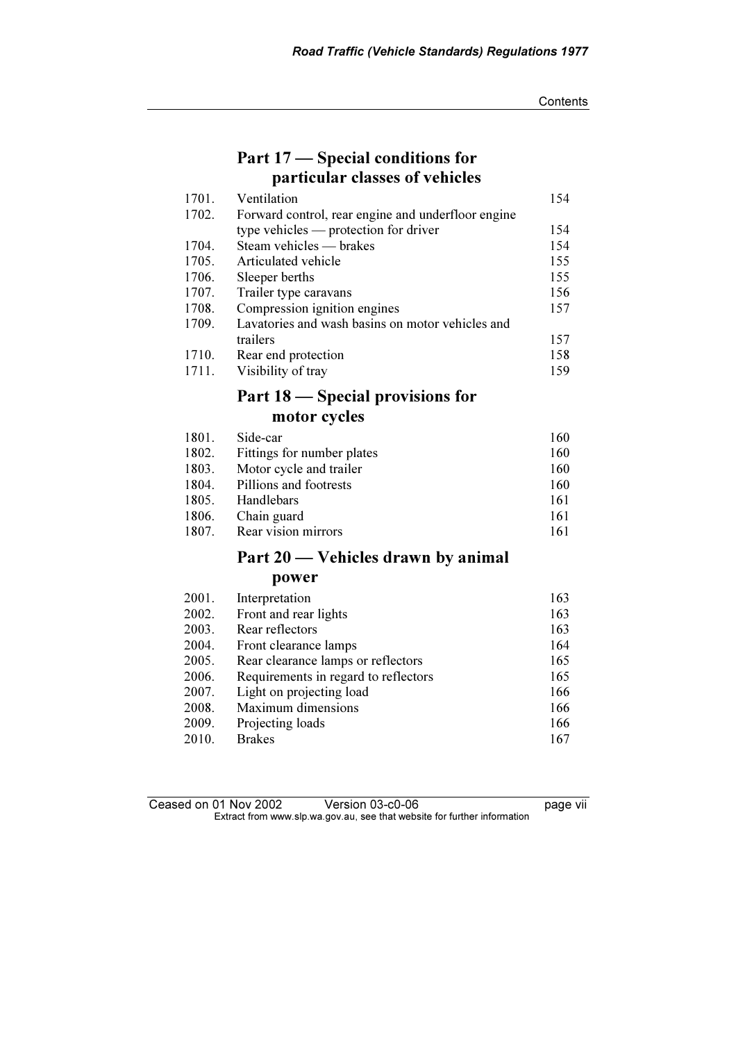## Part 17 — Special conditions for particular classes of vehicles

| | | |
|---|---|---|
| 1701. | Ventilation | 154 |
| 1702. | Forward control, rear engine and underfloor engine type vehicles — protection for driver | 154 |
| 1704. | Steam vehicles — brakes | 154 |
| 1705. | Articulated vehicle | 155 |
| 1706. | Sleeper berths | 155 |
| 1707. | Trailer type caravans | 156 |
| 1708. | Compression ignition engines | 157 |
| 1709. | Lavatories and wash basins on motor vehicles and trailers | 157 |
| 1710. | Rear end protection | 158 |
| 1711. | Visibility of tray | 159 |

## Part 18 — Special provisions for motor cycles

| | | |
|---|---|---|
| 1801. | Side-car | 160 |
| 1802. | Fittings for number plates | 160 |
| 1803. | Motor cycle and trailer | 160 |
| 1804. | Pillions and footrests | 160 |
| 1805. | Handlebars | 161 |
| 1806. | Chain guard | 161 |
| 1807. | Rear vision mirrors | 161 |

## Part 20 — Vehicles drawn by animal power

| | | |
|---|---|---|
| 2001. | Interpretation | 163 |
| 2002. | Front and rear lights | 163 |
| 2003. | Rear reflectors | 163 |
| 2004. | Front clearance lamps | 164 |
| 2005. | Rear clearance lamps or reflectors | 165 |
| 2006. | Requirements in regard to reflectors | 165 |
| 2007. | Light on projecting load | 166 |
| 2008. | Maximum dimensions | 166 |
| 2009. | Projecting loads | 166 |
| 2010. | Brakes | 167 |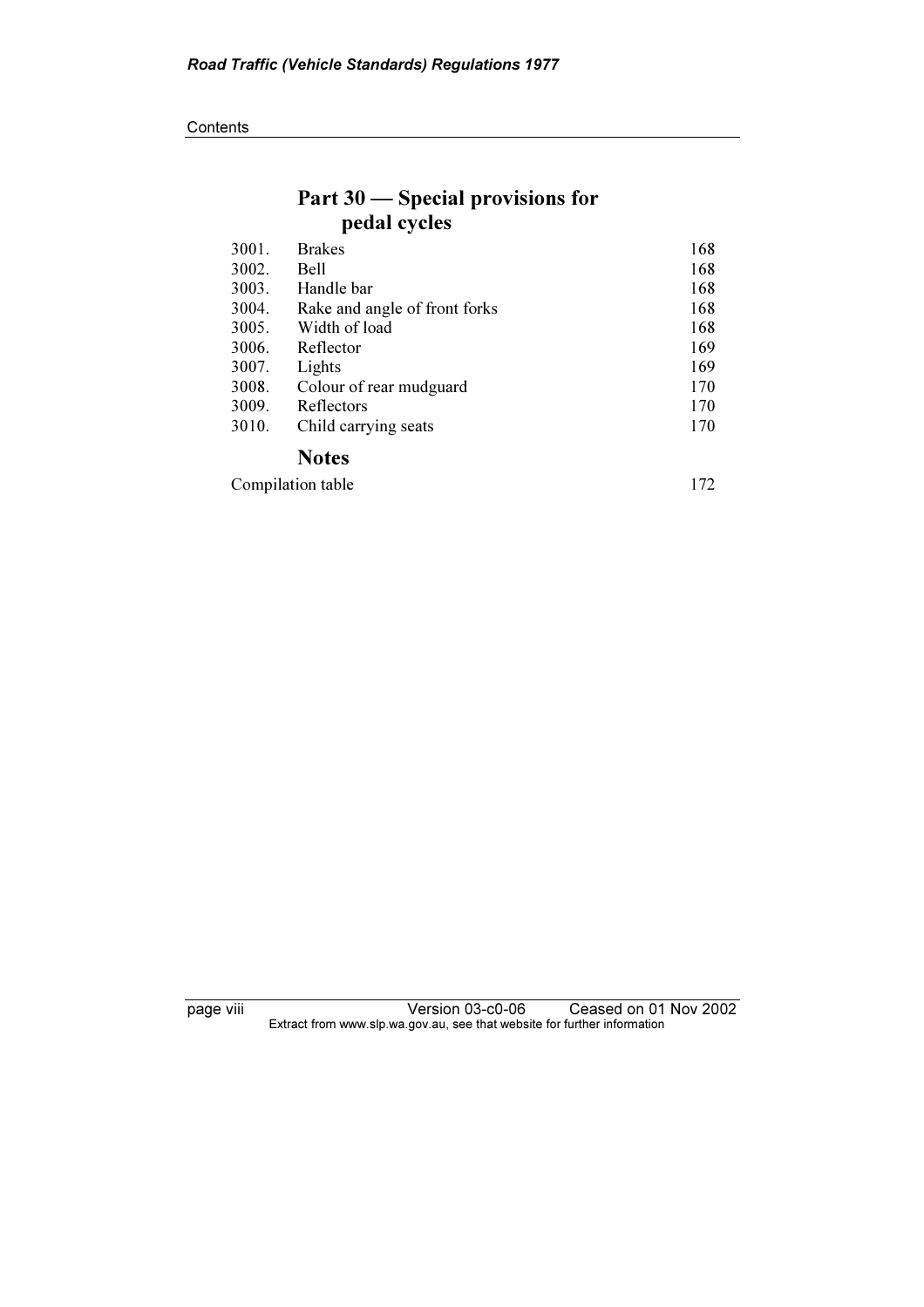## Part 30 — Special provisions for pedal cycles

| | | |
|---|---|---|
| 3001. | Brakes | 168 |
| 3002. | Bell | 168 |
| 3003. | Handle bar | 168 |
| 3004. | Rake and angle of front forks | 168 |
| 3005. | Width of load | 168 |
| 3006. | Reflector | 169 |
| 3007. | Lights | 169 |
| 3008. | Colour of rear mudguard | 170 |
| 3009. | Reflectors | 170 |
| 3010. | Child carrying seats | 170 |

## Notes

Compilation table 172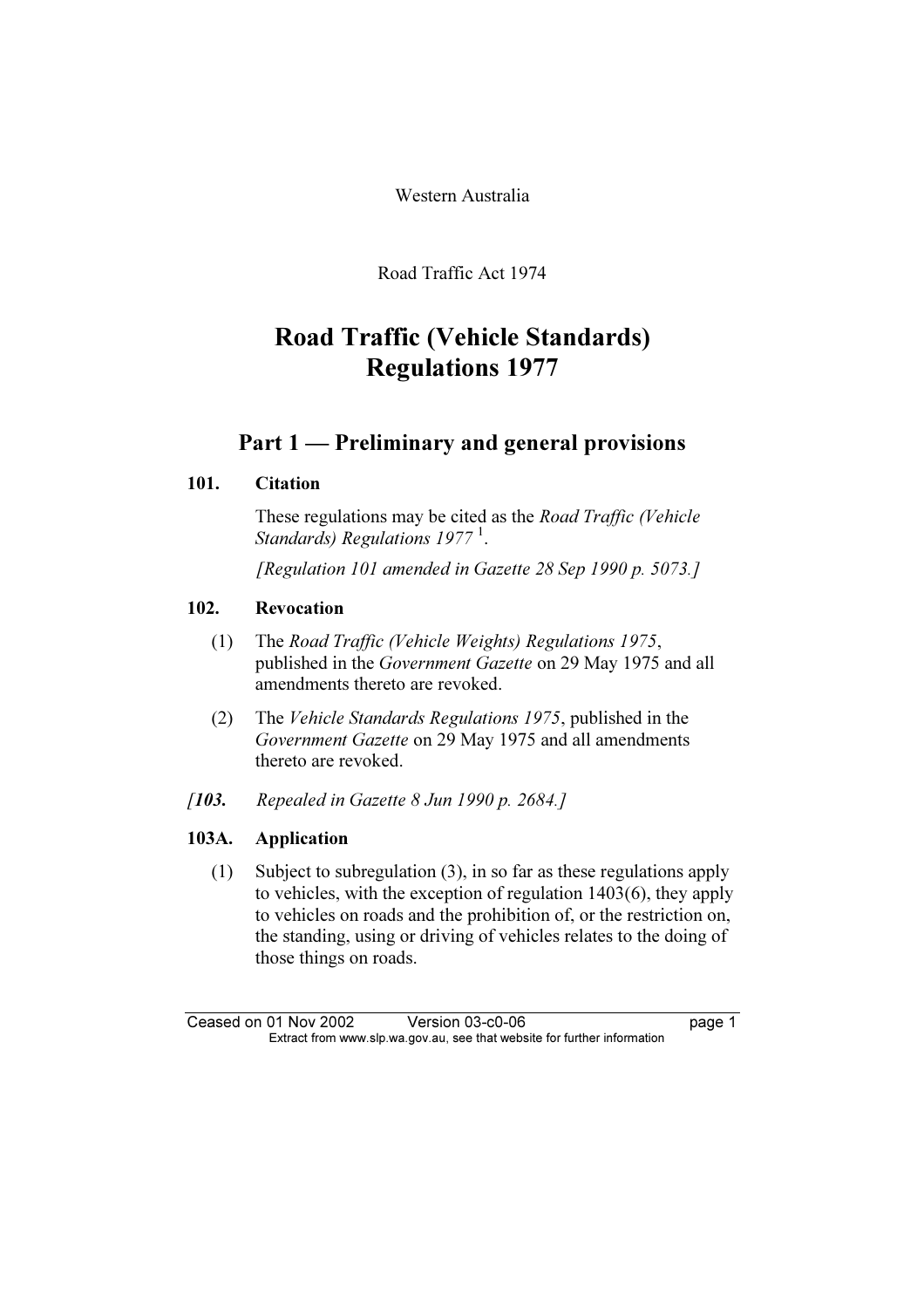Western Australia

Road Traffic Act 1974

# Road Traffic (Vehicle Standards) Regulations 1977

## Part 1 — Preliminary and general provisions

### 101. Citation

These regulations may be cited as the *Road Traffic (Vehicle Standards) Regulations 1977* [1].

*[Regulation 101 amended in Gazette 28 Sep 1990 p. 5073.]*

### 102. Revocation

(1) The *Road Traffic (Vehicle Weights) Regulations 1975*, published in the *Government Gazette* on 29 May 1975 and all amendments thereto are revoked.

(2) The *Vehicle Standards Regulations 1975*, published in the *Government Gazette* on 29 May 1975 and all amendments thereto are revoked.

*[**103.** Repealed in Gazette 8 Jun 1990 p. 2684.]*

### 103A. Application

(1) Subject to subregulation (3), in so far as these regulations apply to vehicles, with the exception of regulation 1403(6), they apply to vehicles on roads and the prohibition of, or the restriction on, the standing, using or driving of vehicles relates to the doing of those things on roads.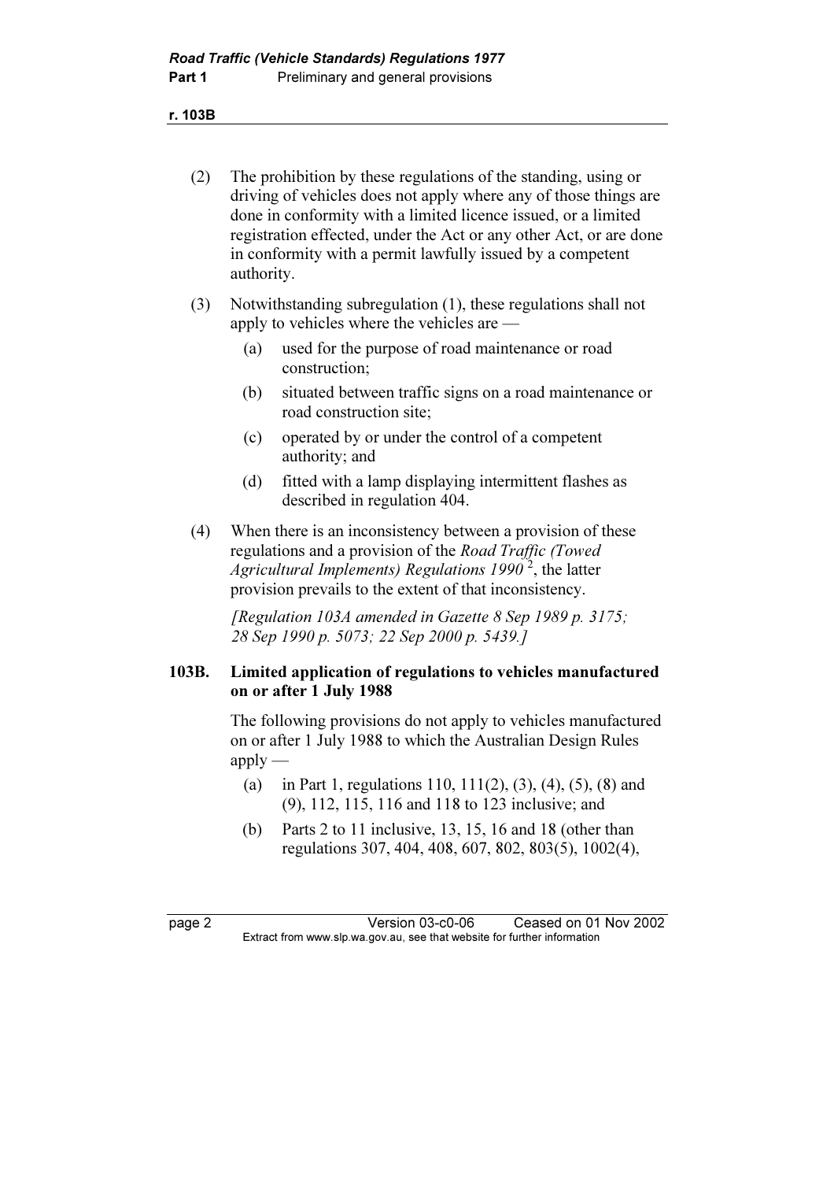(2) The prohibition by these regulations of the standing, using or driving of vehicles does not apply where any of those things are done in conformity with a limited licence issued, or a limited registration effected, under the Act or any other Act, or are done in conformity with a permit lawfully issued by a competent authority.

(3) Notwithstanding subregulation (1), these regulations shall not apply to vehicles where the vehicles are —

(a) used for the purpose of road maintenance or road construction;

(b) situated between traffic signs on a road maintenance or road construction site;

(c) operated by or under the control of a competent authority; and

(d) fitted with a lamp displaying intermittent flashes as described in regulation 404.

(4) When there is an inconsistency between a provision of these regulations and a provision of the *Road Traffic (Towed Agricultural Implements) Regulations 1990* [2], the latter provision prevails to the extent of that inconsistency.

*[Regulation 103A amended in Gazette 8 Sep 1989 p. 3175; 28 Sep 1990 p. 5073; 22 Sep 2000 p. 5439.]*

**103B. Limited application of regulations to vehicles manufactured on or after 1 July 1988**

The following provisions do not apply to vehicles manufactured on or after 1 July 1988 to which the Australian Design Rules apply —

(a) in Part 1, regulations 110, 111(2), (3), (4), (5), (8) and (9), 112, 115, 116 and 118 to 123 inclusive; and

(b) Parts 2 to 11 inclusive, 13, 15, 16 and 18 (other than regulations 307, 404, 408, 607, 802, 803(5), 1002(4),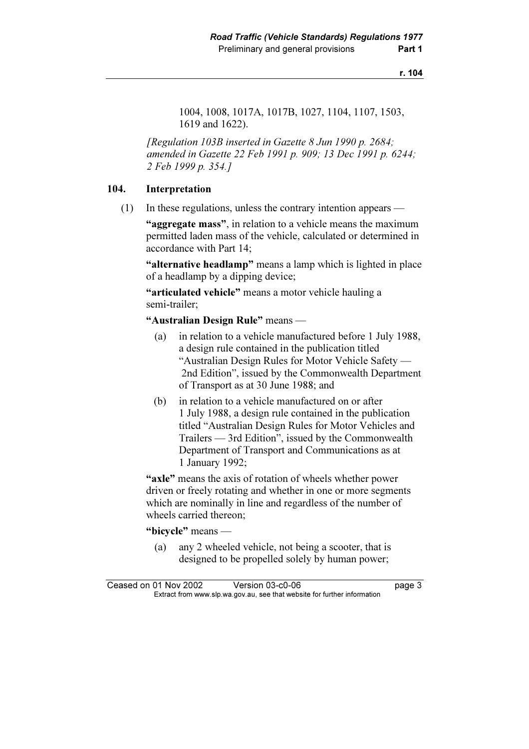1004, 1008, 1017A, 1017B, 1027, 1104, 1107, 1503, 1619 and 1622).

*[Regulation 103B inserted in Gazette 8 Jun 1990 p. 2684; amended in Gazette 22 Feb 1991 p. 909; 13 Dec 1991 p. 6244; 2 Feb 1999 p. 354.]*

### 104. Interpretation

(1) In these regulations, unless the contrary intention appears —

**"aggregate mass"**, in relation to a vehicle means the maximum permitted laden mass of the vehicle, calculated or determined in accordance with Part 14;

**"alternative headlamp"** means a lamp which is lighted in place of a headlamp by a dipping device;

**"articulated vehicle"** means a motor vehicle hauling a semi-trailer;

**"Australian Design Rule"** means —

- (a) in relation to a vehicle manufactured before 1 July 1988, a design rule contained in the publication titled "Australian Design Rules for Motor Vehicle Safety — 2nd Edition", issued by the Commonwealth Department of Transport as at 30 June 1988; and
- (b) in relation to a vehicle manufactured on or after 1 July 1988, a design rule contained in the publication titled "Australian Design Rules for Motor Vehicles and Trailers — 3rd Edition", issued by the Commonwealth Department of Transport and Communications as at 1 January 1992;

**"axle"** means the axis of rotation of wheels whether power driven or freely rotating and whether in one or more segments which are nominally in line and regardless of the number of wheels carried thereon;

**"bicycle"** means —

- (a) any 2 wheeled vehicle, not being a scooter, that is designed to be propelled solely by human power;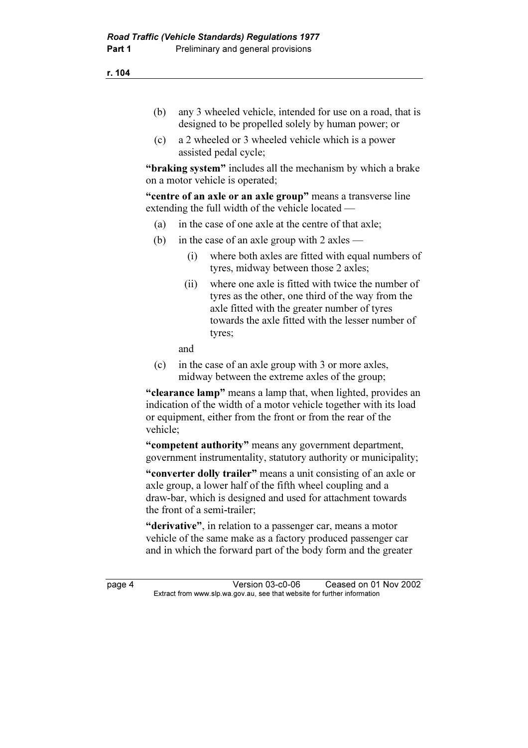(b) any 3 wheeled vehicle, intended for use on a road, that is designed to be propelled solely by human power; or

(c) a 2 wheeled or 3 wheeled vehicle which is a power assisted pedal cycle;

**"braking system"** includes all the mechanism by which a brake on a motor vehicle is operated;

**"centre of an axle or an axle group"** means a transverse line extending the full width of the vehicle located —

(a) in the case of one axle at the centre of that axle;

(b) in the case of an axle group with 2 axles —

  (i) where both axles are fitted with equal numbers of tyres, midway between those 2 axles;

  (ii) where one axle is fitted with twice the number of tyres as the other, one third of the way from the axle fitted with the greater number of tyres towards the axle fitted with the lesser number of tyres;

and

(c) in the case of an axle group with 3 or more axles, midway between the extreme axles of the group;

**"clearance lamp"** means a lamp that, when lighted, provides an indication of the width of a motor vehicle together with its load or equipment, either from the front or from the rear of the vehicle;

**"competent authority"** means any government department, government instrumentality, statutory authority or municipality;

**"converter dolly trailer"** means a unit consisting of an axle or axle group, a lower half of the fifth wheel coupling and a draw-bar, which is designed and used for attachment towards the front of a semi-trailer;

**"derivative"**, in relation to a passenger car, means a motor vehicle of the same make as a factory produced passenger car and in which the forward part of the body form and the greater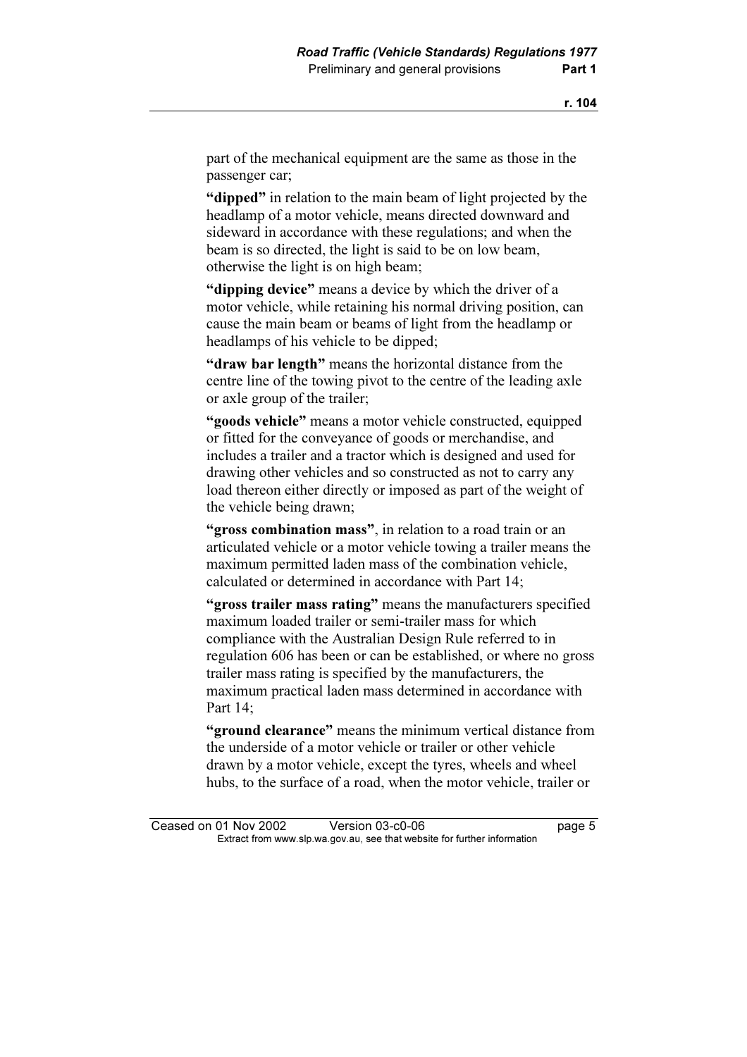part of the mechanical equipment are the same as those in the passenger car;

**"dipped"** in relation to the main beam of light projected by the headlamp of a motor vehicle, means directed downward and sideward in accordance with these regulations; and when the beam is so directed, the light is said to be on low beam, otherwise the light is on high beam;

**"dipping device"** means a device by which the driver of a motor vehicle, while retaining his normal driving position, can cause the main beam or beams of light from the headlamp or headlamps of his vehicle to be dipped;

**"draw bar length"** means the horizontal distance from the centre line of the towing pivot to the centre of the leading axle or axle group of the trailer;

**"goods vehicle"** means a motor vehicle constructed, equipped or fitted for the conveyance of goods or merchandise, and includes a trailer and a tractor which is designed and used for drawing other vehicles and so constructed as not to carry any load thereon either directly or imposed as part of the weight of the vehicle being drawn;

**"gross combination mass"**, in relation to a road train or an articulated vehicle or a motor vehicle towing a trailer means the maximum permitted laden mass of the combination vehicle, calculated or determined in accordance with Part 14;

**"gross trailer mass rating"** means the manufacturers specified maximum loaded trailer or semi-trailer mass for which compliance with the Australian Design Rule referred to in regulation 606 has been or can be established, or where no gross trailer mass rating is specified by the manufacturers, the maximum practical laden mass determined in accordance with Part 14;

**"ground clearance"** means the minimum vertical distance from the underside of a motor vehicle or trailer or other vehicle drawn by a motor vehicle, except the tyres, wheels and wheel hubs, to the surface of a road, when the motor vehicle, trailer or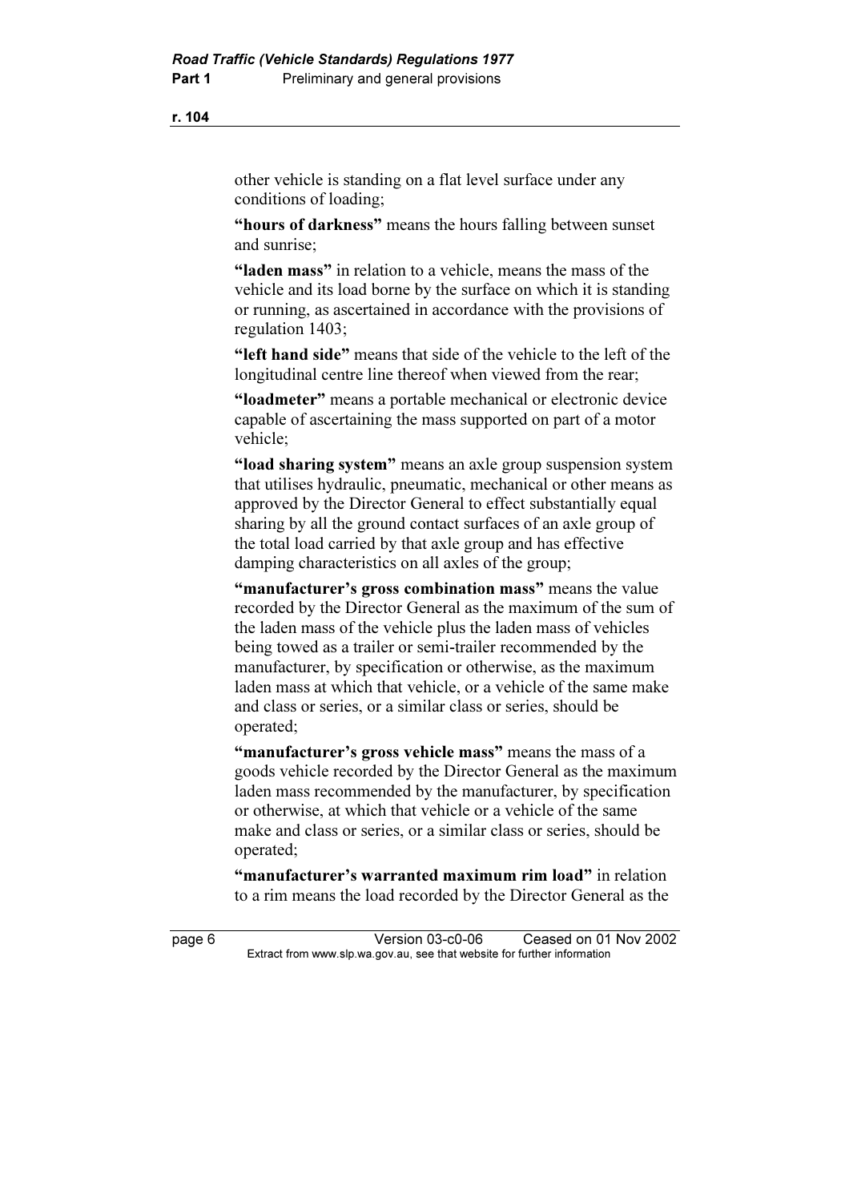other vehicle is standing on a flat level surface under any conditions of loading;

**"hours of darkness"** means the hours falling between sunset and sunrise;

**"laden mass"** in relation to a vehicle, means the mass of the vehicle and its load borne by the surface on which it is standing or running, as ascertained in accordance with the provisions of regulation 1403;

**"left hand side"** means that side of the vehicle to the left of the longitudinal centre line thereof when viewed from the rear;

**"loadmeter"** means a portable mechanical or electronic device capable of ascertaining the mass supported on part of a motor vehicle;

**"load sharing system"** means an axle group suspension system that utilises hydraulic, pneumatic, mechanical or other means as approved by the Director General to effect substantially equal sharing by all the ground contact surfaces of an axle group of the total load carried by that axle group and has effective damping characteristics on all axles of the group;

**"manufacturer's gross combination mass"** means the value recorded by the Director General as the maximum of the sum of the laden mass of the vehicle plus the laden mass of vehicles being towed as a trailer or semi-trailer recommended by the manufacturer, by specification or otherwise, as the maximum laden mass at which that vehicle, or a vehicle of the same make and class or series, or a similar class or series, should be operated;

**"manufacturer's gross vehicle mass"** means the mass of a goods vehicle recorded by the Director General as the maximum laden mass recommended by the manufacturer, by specification or otherwise, at which that vehicle or a vehicle of the same make and class or series, or a similar class or series, should be operated;

**"manufacturer's warranted maximum rim load"** in relation to a rim means the load recorded by the Director General as the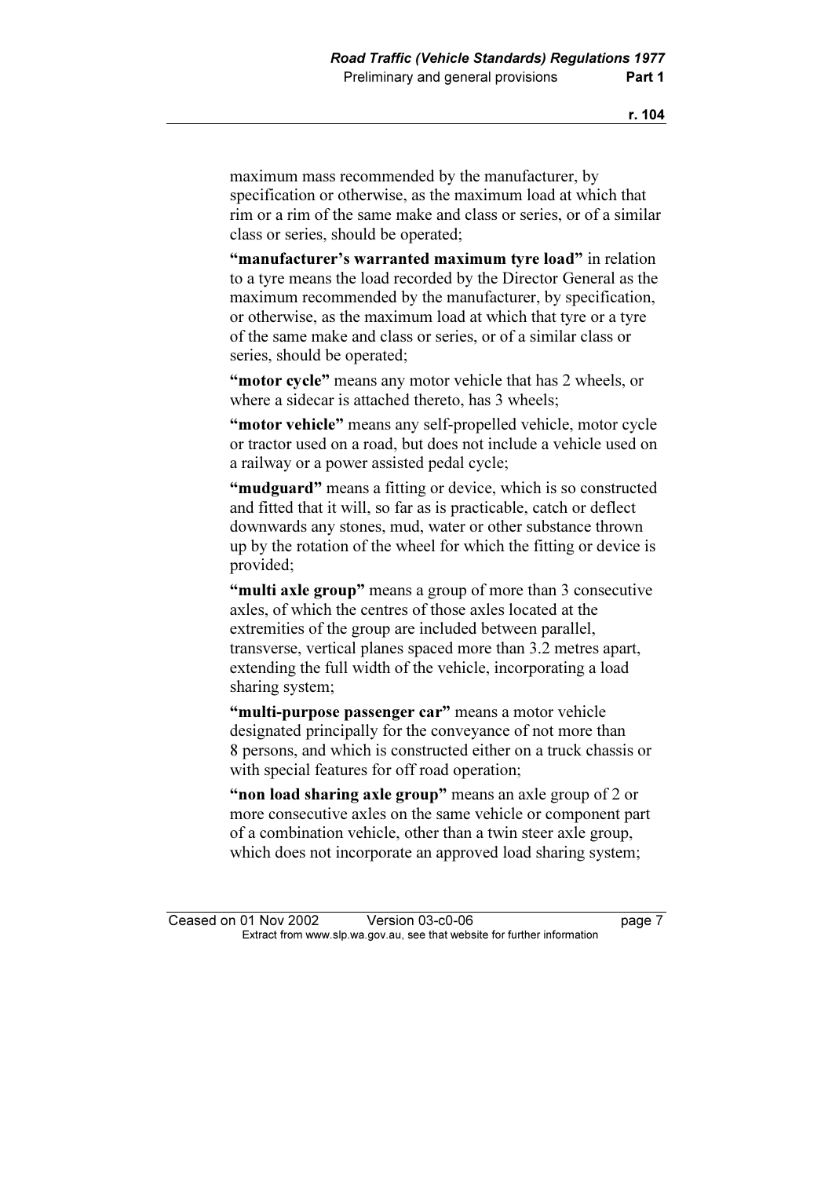maximum mass recommended by the manufacturer, by specification or otherwise, as the maximum load at which that rim or a rim of the same make and class or series, or of a similar class or series, should be operated;

**"manufacturer's warranted maximum tyre load"** in relation to a tyre means the load recorded by the Director General as the maximum recommended by the manufacturer, by specification, or otherwise, as the maximum load at which that tyre or a tyre of the same make and class or series, or of a similar class or series, should be operated;

**"motor cycle"** means any motor vehicle that has 2 wheels, or where a sidecar is attached thereto, has 3 wheels;

**"motor vehicle"** means any self-propelled vehicle, motor cycle or tractor used on a road, but does not include a vehicle used on a railway or a power assisted pedal cycle;

**"mudguard"** means a fitting or device, which is so constructed and fitted that it will, so far as is practicable, catch or deflect downwards any stones, mud, water or other substance thrown up by the rotation of the wheel for which the fitting or device is provided;

**"multi axle group"** means a group of more than 3 consecutive axles, of which the centres of those axles located at the extremities of the group are included between parallel, transverse, vertical planes spaced more than 3.2 metres apart, extending the full width of the vehicle, incorporating a load sharing system;

**"multi-purpose passenger car"** means a motor vehicle designated principally for the conveyance of not more than 8 persons, and which is constructed either on a truck chassis or with special features for off road operation;

**"non load sharing axle group"** means an axle group of 2 or more consecutive axles on the same vehicle or component part of a combination vehicle, other than a twin steer axle group, which does not incorporate an approved load sharing system;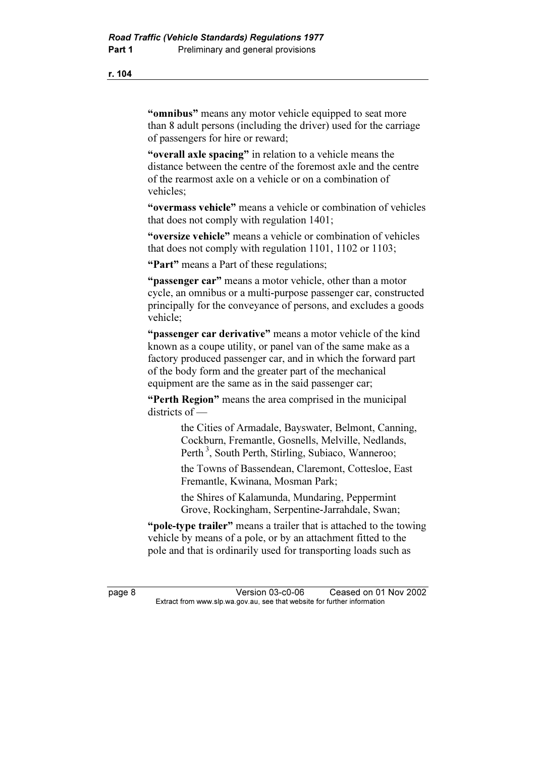**"omnibus"** means any motor vehicle equipped to seat more than 8 adult persons (including the driver) used for the carriage of passengers for hire or reward;

**"overall axle spacing"** in relation to a vehicle means the distance between the centre of the foremost axle and the centre of the rearmost axle on a vehicle or on a combination of vehicles;

**"overmass vehicle"** means a vehicle or combination of vehicles that does not comply with regulation 1401;

**"oversize vehicle"** means a vehicle or combination of vehicles that does not comply with regulation 1101, 1102 or 1103;

**"Part"** means a Part of these regulations;

**"passenger car"** means a motor vehicle, other than a motor cycle, an omnibus or a multi-purpose passenger car, constructed principally for the conveyance of persons, and excludes a goods vehicle;

**"passenger car derivative"** means a motor vehicle of the kind known as a coupe utility, or panel van of the same make as a factory produced passenger car, and in which the forward part of the body form and the greater part of the mechanical equipment are the same as in the said passenger car;

**"Perth Region"** means the area comprised in the municipal districts of —

> the Cities of Armadale, Bayswater, Belmont, Canning, Cockburn, Fremantle, Gosnells, Melville, Nedlands, Perth [3], South Perth, Stirling, Subiaco, Wanneroo;
>
> the Towns of Bassendean, Claremont, Cottesloe, East Fremantle, Kwinana, Mosman Park;
>
> the Shires of Kalamunda, Mundaring, Peppermint Grove, Rockingham, Serpentine-Jarrahdale, Swan;

**"pole-type trailer"** means a trailer that is attached to the towing vehicle by means of a pole, or by an attachment fitted to the pole and that is ordinarily used for transporting loads such as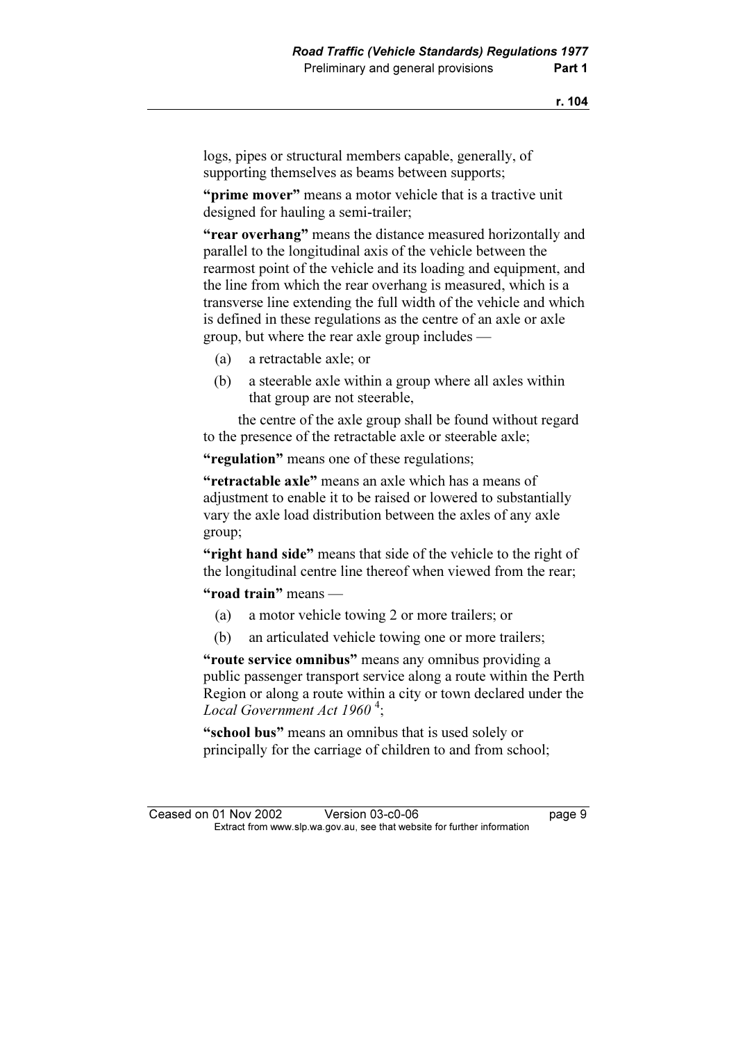logs, pipes or structural members capable, generally, of supporting themselves as beams between supports;

**"prime mover"** means a motor vehicle that is a tractive unit designed for hauling a semi-trailer;

**"rear overhang"** means the distance measured horizontally and parallel to the longitudinal axis of the vehicle between the rearmost point of the vehicle and its loading and equipment, and the line from which the rear overhang is measured, which is a transverse line extending the full width of the vehicle and which is defined in these regulations as the centre of an axle or axle group, but where the rear axle group includes —

- (a) a retractable axle; or
- (b) a steerable axle within a group where all axles within that group are not steerable,

the centre of the axle group shall be found without regard to the presence of the retractable axle or steerable axle;

**"regulation"** means one of these regulations;

**"retractable axle"** means an axle which has a means of adjustment to enable it to be raised or lowered to substantially vary the axle load distribution between the axles of any axle group;

**"right hand side"** means that side of the vehicle to the right of the longitudinal centre line thereof when viewed from the rear;

**"road train"** means —

- (a) a motor vehicle towing 2 or more trailers; or
- (b) an articulated vehicle towing one or more trailers;

**"route service omnibus"** means any omnibus providing a public passenger transport service along a route within the Perth Region or along a route within a city or town declared under the *Local Government Act 1960* [4];

**"school bus"** means an omnibus that is used solely or principally for the carriage of children to and from school;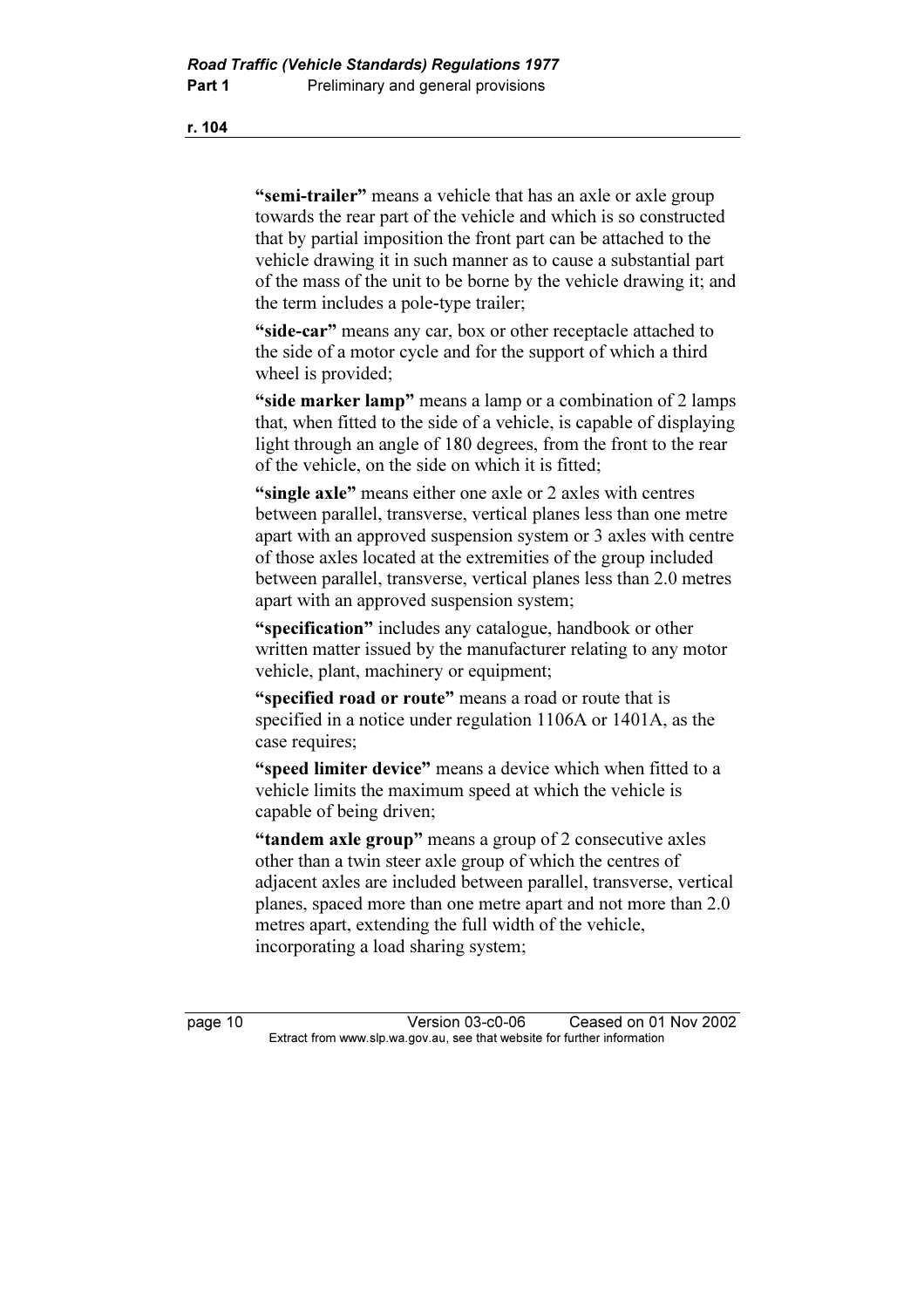**"semi-trailer"** means a vehicle that has an axle or axle group towards the rear part of the vehicle and which is so constructed that by partial imposition the front part can be attached to the vehicle drawing it in such manner as to cause a substantial part of the mass of the unit to be borne by the vehicle drawing it; and the term includes a pole-type trailer;

**"side-car"** means any car, box or other receptacle attached to the side of a motor cycle and for the support of which a third wheel is provided;

**"side marker lamp"** means a lamp or a combination of 2 lamps that, when fitted to the side of a vehicle, is capable of displaying light through an angle of 180 degrees, from the front to the rear of the vehicle, on the side on which it is fitted;

**"single axle"** means either one axle or 2 axles with centres between parallel, transverse, vertical planes less than one metre apart with an approved suspension system or 3 axles with centre of those axles located at the extremities of the group included between parallel, transverse, vertical planes less than 2.0 metres apart with an approved suspension system;

**"specification"** includes any catalogue, handbook or other written matter issued by the manufacturer relating to any motor vehicle, plant, machinery or equipment;

**"specified road or route"** means a road or route that is specified in a notice under regulation 1106A or 1401A, as the case requires;

**"speed limiter device"** means a device which when fitted to a vehicle limits the maximum speed at which the vehicle is capable of being driven;

**"tandem axle group"** means a group of 2 consecutive axles other than a twin steer axle group of which the centres of adjacent axles are included between parallel, transverse, vertical planes, spaced more than one metre apart and not more than 2.0 metres apart, extending the full width of the vehicle, incorporating a load sharing system;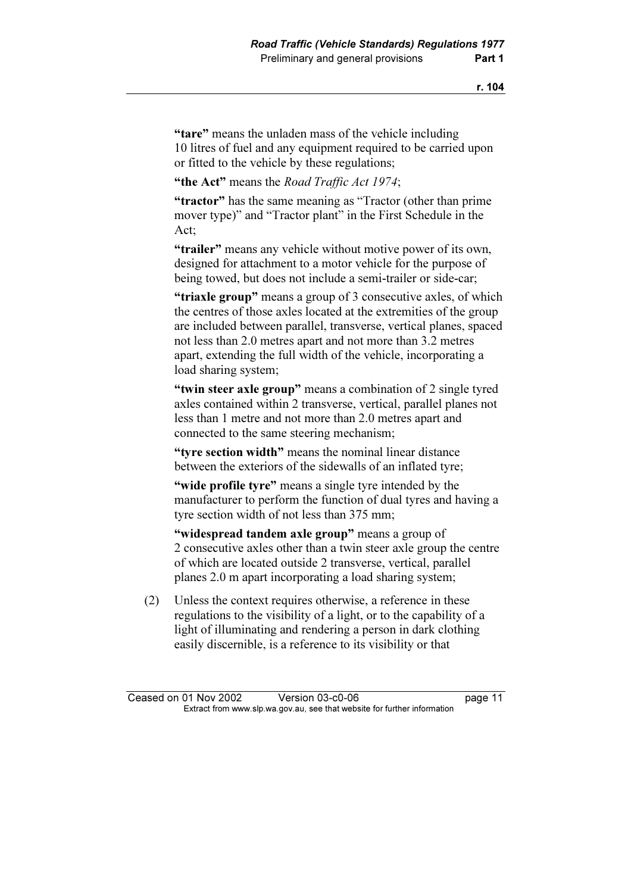**"tare"** means the unladen mass of the vehicle including 10 litres of fuel and any equipment required to be carried upon or fitted to the vehicle by these regulations;

**"the Act"** means the *Road Traffic Act 1974*;

**"tractor"** has the same meaning as "Tractor (other than prime mover type)" and "Tractor plant" in the First Schedule in the Act;

**"trailer"** means any vehicle without motive power of its own, designed for attachment to a motor vehicle for the purpose of being towed, but does not include a semi-trailer or side-car;

**"triaxle group"** means a group of 3 consecutive axles, of which the centres of those axles located at the extremities of the group are included between parallel, transverse, vertical planes, spaced not less than 2.0 metres apart and not more than 3.2 metres apart, extending the full width of the vehicle, incorporating a load sharing system;

**"twin steer axle group"** means a combination of 2 single tyred axles contained within 2 transverse, vertical, parallel planes not less than 1 metre and not more than 2.0 metres apart and connected to the same steering mechanism;

**"tyre section width"** means the nominal linear distance between the exteriors of the sidewalls of an inflated tyre;

**"wide profile tyre"** means a single tyre intended by the manufacturer to perform the function of dual tyres and having a tyre section width of not less than 375 mm;

**"widespread tandem axle group"** means a group of 2 consecutive axles other than a twin steer axle group the centre of which are located outside 2 transverse, vertical, parallel planes 2.0 m apart incorporating a load sharing system;

(2) Unless the context requires otherwise, a reference in these regulations to the visibility of a light, or to the capability of a light of illuminating and rendering a person in dark clothing easily discernible, is a reference to its visibility or that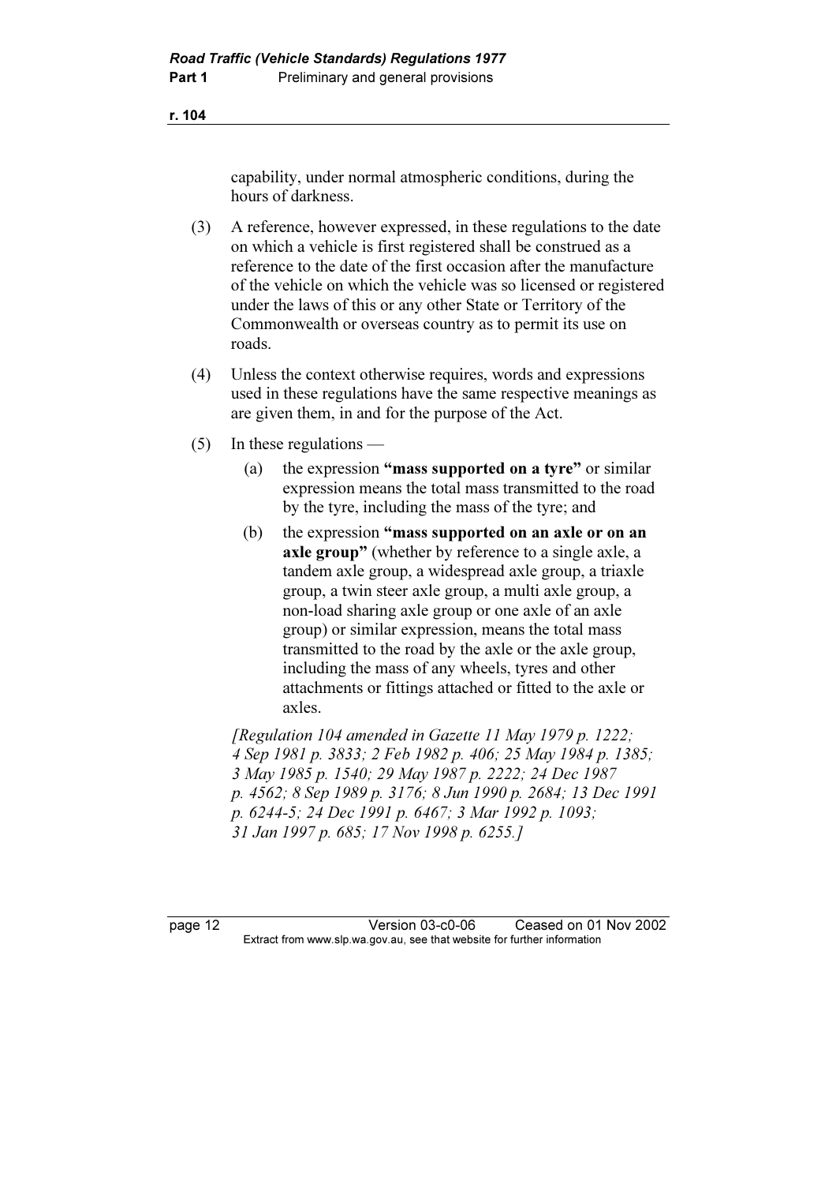capability, under normal atmospheric conditions, during the hours of darkness.

(3) A reference, however expressed, in these regulations to the date on which a vehicle is first registered shall be construed as a reference to the date of the first occasion after the manufacture of the vehicle on which the vehicle was so licensed or registered under the laws of this or any other State or Territory of the Commonwealth or overseas country as to permit its use on roads.

(4) Unless the context otherwise requires, words and expressions used in these regulations have the same respective meanings as are given them, in and for the purpose of the Act.

(5) In these regulations —

(a) the expression **"mass supported on a tyre"** or similar expression means the total mass transmitted to the road by the tyre, including the mass of the tyre; and

(b) the expression **"mass supported on an axle or on an axle group"** (whether by reference to a single axle, a tandem axle group, a widespread axle group, a triaxle group, a twin steer axle group, a multi axle group, a non-load sharing axle group or one axle of an axle group) or similar expression, means the total mass transmitted to the road by the axle or the axle group, including the mass of any wheels, tyres and other attachments or fittings attached or fitted to the axle or axles.

*[Regulation 104 amended in Gazette 11 May 1979 p. 1222; 4 Sep 1981 p. 3833; 2 Feb 1982 p. 406; 25 May 1984 p. 1385; 3 May 1985 p. 1540; 29 May 1987 p. 2222; 24 Dec 1987 p. 4562; 8 Sep 1989 p. 3176; 8 Jun 1990 p. 2684; 13 Dec 1991 p. 6244-5; 24 Dec 1991 p. 6467; 3 Mar 1992 p. 1093; 31 Jan 1997 p. 685; 17 Nov 1998 p. 6255.]*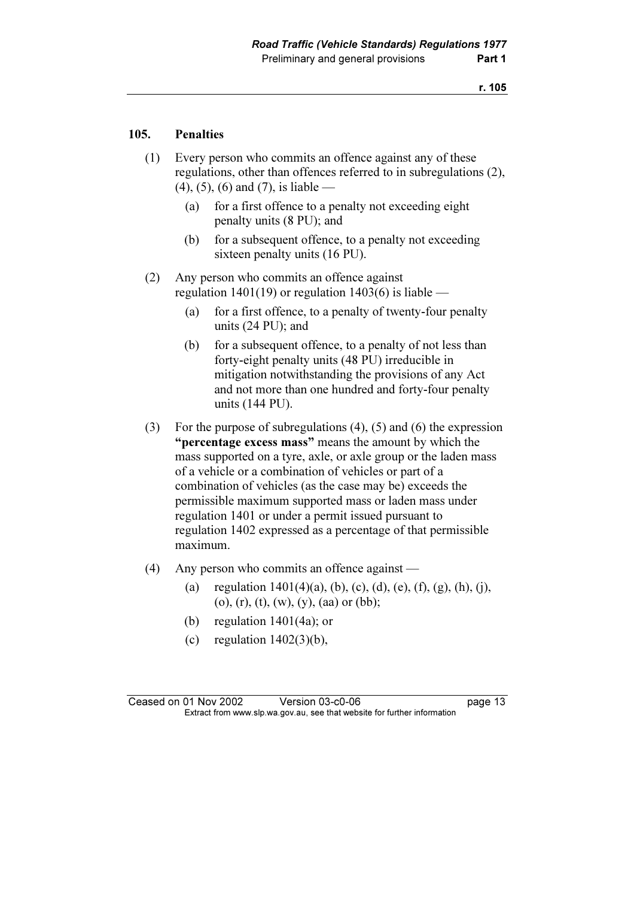## 105. Penalties

(1) Every person who commits an offence against any of these regulations, other than offences referred to in subregulations (2), (4), (5), (6) and (7), is liable —

- (a) for a first offence to a penalty not exceeding eight penalty units (8 PU); and
- (b) for a subsequent offence, to a penalty not exceeding sixteen penalty units (16 PU).

(2) Any person who commits an offence against regulation 1401(19) or regulation 1403(6) is liable —

- (a) for a first offence, to a penalty of twenty-four penalty units (24 PU); and
- (b) for a subsequent offence, to a penalty of not less than forty-eight penalty units (48 PU) irreducible in mitigation notwithstanding the provisions of any Act and not more than one hundred and forty-four penalty units (144 PU).

(3) For the purpose of subregulations (4), (5) and (6) the expression **"percentage excess mass"** means the amount by which the mass supported on a tyre, axle, or axle group or the laden mass of a vehicle or a combination of vehicles or part of a combination of vehicles (as the case may be) exceeds the permissible maximum supported mass or laden mass under regulation 1401 or under a permit issued pursuant to regulation 1402 expressed as a percentage of that permissible maximum.

(4) Any person who commits an offence against —

- (a) regulation 1401(4)(a), (b), (c), (d), (e), (f), (g), (h), (j), (o), (r), (t), (w), (y), (aa) or (bb);
- (b) regulation 1401(4a); or
- (c) regulation 1402(3)(b),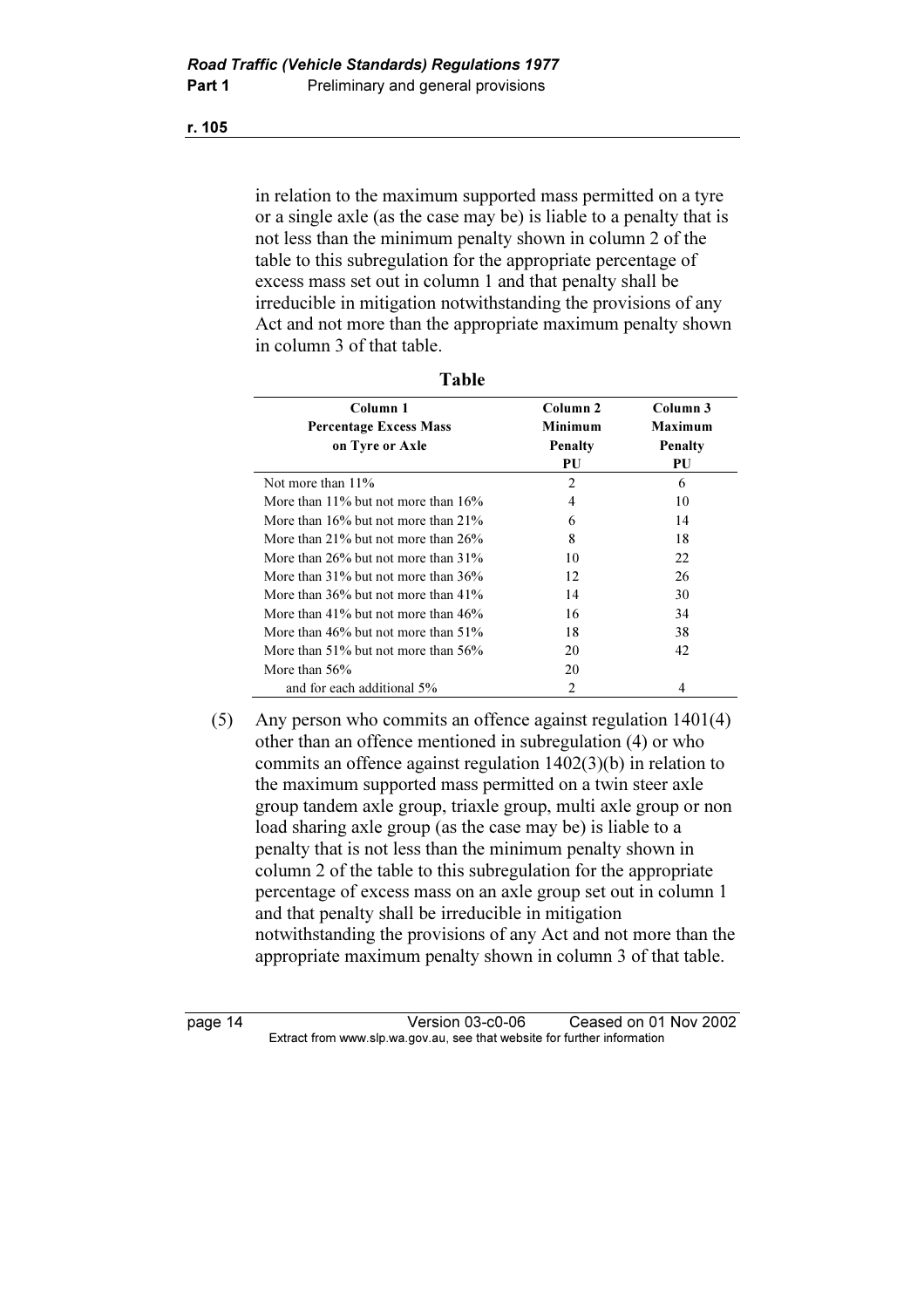in relation to the maximum supported mass permitted on a tyre or a single axle (as the case may be) is liable to a penalty that is not less than the minimum penalty shown in column 2 of the table to this subregulation for the appropriate percentage of excess mass set out in column 1 and that penalty shall be irreducible in mitigation notwithstanding the provisions of any Act and not more than the appropriate maximum penalty shown in column 3 of that table.

**Table**

| Column 1<br>Percentage Excess Mass<br>on Tyre or Axle | Column 2<br>Minimum<br>Penalty<br>PU | Column 3<br>Maximum<br>Penalty<br>PU |
|---|---|---|
| Not more than 11% | 2 | 6 |
| More than 11% but not more than 16% | 4 | 10 |
| More than 16% but not more than 21% | 6 | 14 |
| More than 21% but not more than 26% | 8 | 18 |
| More than 26% but not more than 31% | 10 | 22 |
| More than 31% but not more than 36% | 12 | 26 |
| More than 36% but not more than 41% | 14 | 30 |
| More than 41% but not more than 46% | 16 | 34 |
| More than 46% but not more than 51% | 18 | 38 |
| More than 51% but not more than 56% | 20 | 42 |
| More than 56% | 20 | |
| and for each additional 5% | 2 | 4 |

(5) Any person who commits an offence against regulation 1401(4) other than an offence mentioned in subregulation (4) or who commits an offence against regulation 1402(3)(b) in relation to the maximum supported mass permitted on a twin steer axle group tandem axle group, triaxle group, multi axle group or non load sharing axle group (as the case may be) is liable to a penalty that is not less than the minimum penalty shown in column 2 of the table to this subregulation for the appropriate percentage of excess mass on an axle group set out in column 1 and that penalty shall be irreducible in mitigation notwithstanding the provisions of any Act and not more than the appropriate maximum penalty shown in column 3 of that table.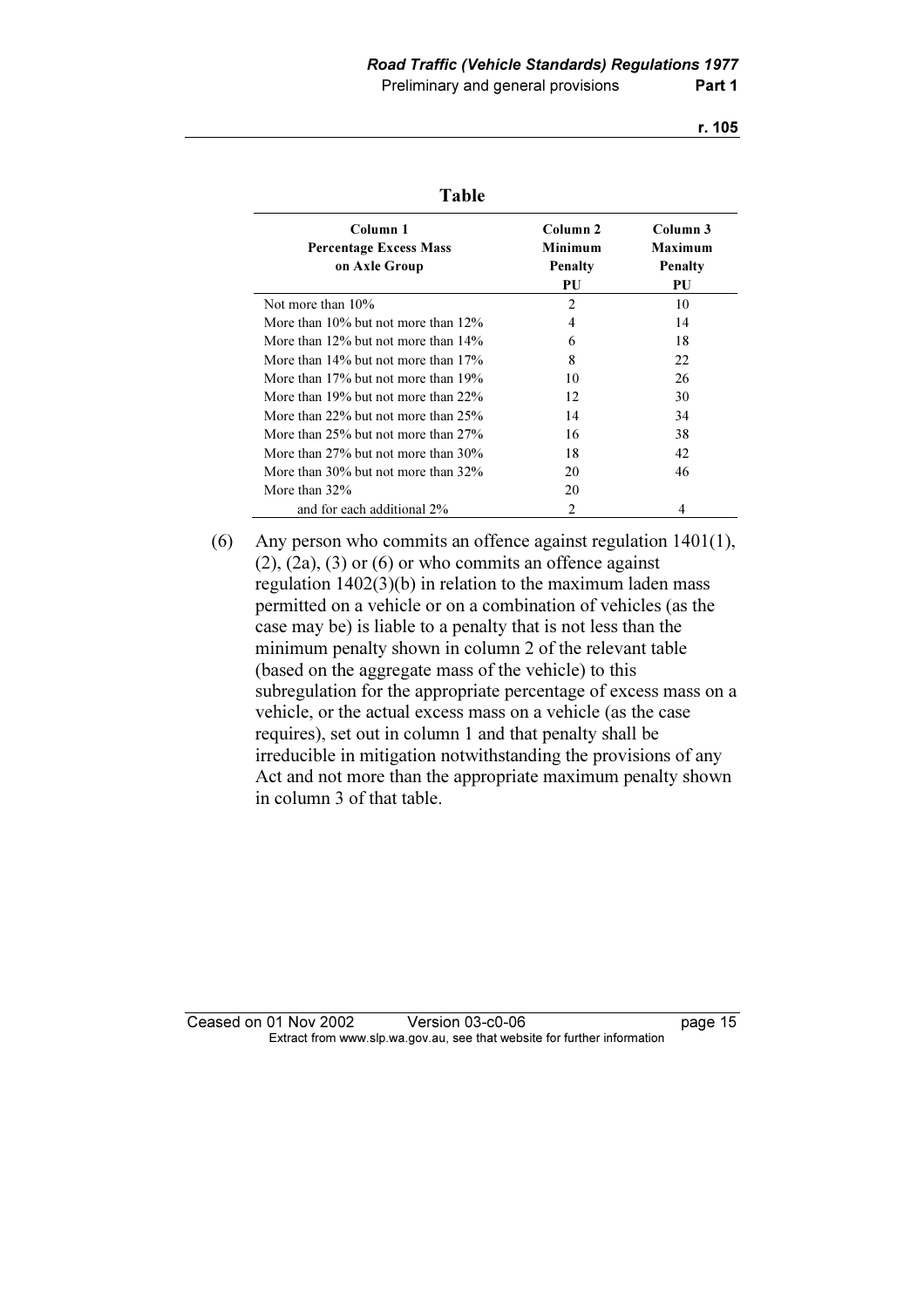**Table**

| Column 1<br>Percentage Excess Mass<br>on Axle Group | Column 2<br>Minimum<br>Penalty<br>PU | Column 3<br>Maximum<br>Penalty<br>PU |
|---|---|---|
| Not more than 10% | 2 | 10 |
| More than 10% but not more than 12% | 4 | 14 |
| More than 12% but not more than 14% | 6 | 18 |
| More than 14% but not more than 17% | 8 | 22 |
| More than 17% but not more than 19% | 10 | 26 |
| More than 19% but not more than 22% | 12 | 30 |
| More than 22% but not more than 25% | 14 | 34 |
| More than 25% but not more than 27% | 16 | 38 |
| More than 27% but not more than 30% | 18 | 42 |
| More than 30% but not more than 32% | 20 | 46 |
| More than 32% | 20 | |
| and for each additional 2% | 2 | 4 |

(6) Any person who commits an offence against regulation 1401(1), (2), (2a), (3) or (6) or who commits an offence against regulation 1402(3)(b) in relation to the maximum laden mass permitted on a vehicle or on a combination of vehicles (as the case may be) is liable to a penalty that is not less than the minimum penalty shown in column 2 of the relevant table (based on the aggregate mass of the vehicle) to this subregulation for the appropriate percentage of excess mass on a vehicle, or the actual excess mass on a vehicle (as the case requires), set out in column 1 and that penalty shall be irreducible in mitigation notwithstanding the provisions of any Act and not more than the appropriate maximum penalty shown in column 3 of that table.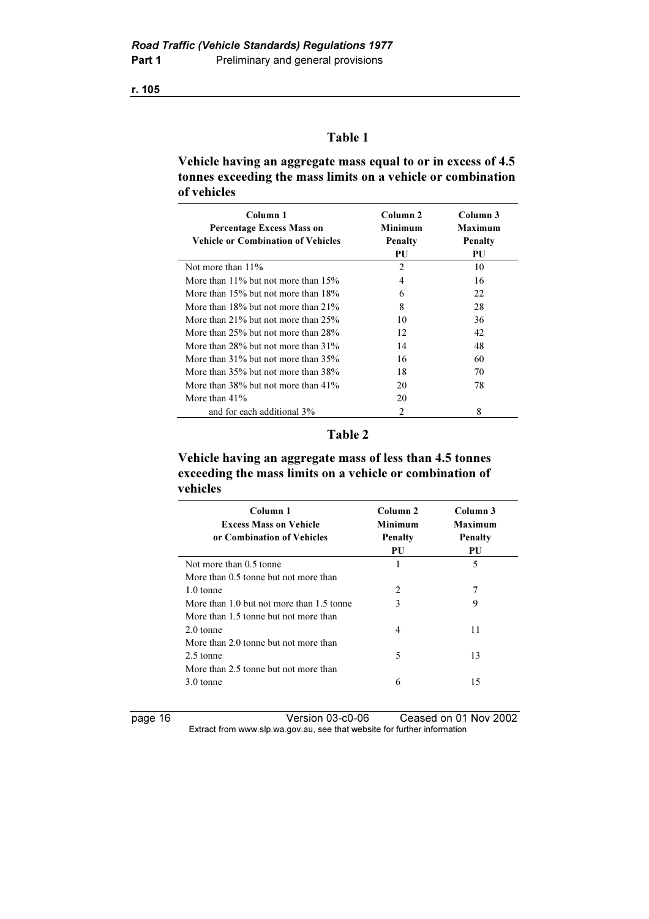### Table 1

**Vehicle having an aggregate mass equal to or in excess of 4.5 tonnes exceeding the mass limits on a vehicle or combination of vehicles**

| Column 1<br>Percentage Excess Mass on Vehicle or Combination of Vehicles | Column 2<br>Minimum Penalty<br>PU | Column 3<br>Maximum Penalty<br>PU |
|---|---|---|
| Not more than 11% | 2 | 10 |
| More than 11% but not more than 15% | 4 | 16 |
| More than 15% but not more than 18% | 6 | 22 |
| More than 18% but not more than 21% | 8 | 28 |
| More than 21% but not more than 25% | 10 | 36 |
| More than 25% but not more than 28% | 12 | 42 |
| More than 28% but not more than 31% | 14 | 48 |
| More than 31% but not more than 35% | 16 | 60 |
| More than 35% but not more than 38% | 18 | 70 |
| More than 38% but not more than 41% | 20 | 78 |
| More than 41% | 20 | |
| and for each additional 3% | 2 | 8 |

### Table 2

**Vehicle having an aggregate mass of less than 4.5 tonnes exceeding the mass limits on a vehicle or combination of vehicles**

| Column 1<br>Excess Mass on Vehicle or Combination of Vehicles | Column 2<br>Minimum Penalty<br>PU | Column 3<br>Maximum Penalty<br>PU |
|---|---|---|
| Not more than 0.5 tonne | 1 | 5 |
| More than 0.5 tonne but not more than 1.0 tonne | 2 | 7 |
| More than 1.0 but not more than 1.5 tonne | 3 | 9 |
| More than 1.5 tonne but not more than 2.0 tonne | 4 | 11 |
| More than 2.0 tonne but not more than 2.5 tonne | 5 | 13 |
| More than 2.5 tonne but not more than 3.0 tonne | 6 | 15 |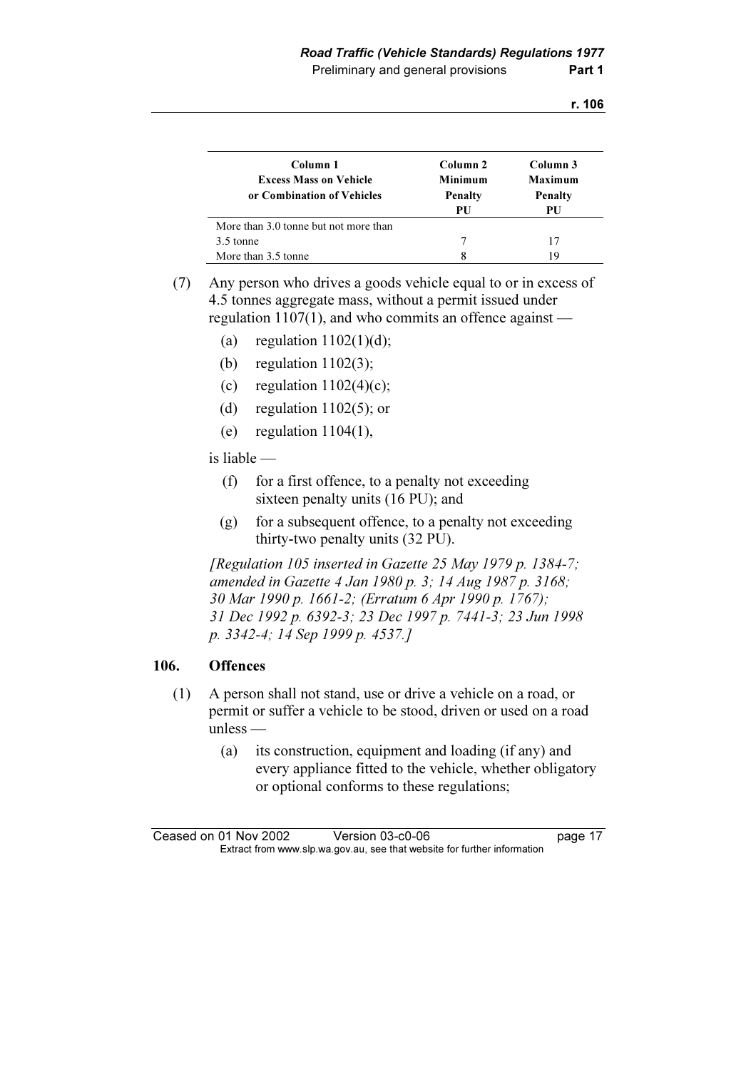| Column 1 Excess Mass on Vehicle or Combination of Vehicles | Column 2 Minimum Penalty PU | Column 3 Maximum Penalty PU |
|---|---|---|
| More than 3.0 tonne but not more than 3.5 tonne | 7 | 17 |
| More than 3.5 tonne | 8 | 19 |

(7) Any person who drives a goods vehicle equal to or in excess of 4.5 tonnes aggregate mass, without a permit issued under regulation 1107(1), and who commits an offence against —

- (a) regulation 1102(1)(d);
- (b) regulation 1102(3);
- (c) regulation 1102(4)(c);
- (d) regulation 1102(5); or
- (e) regulation 1104(1),

is liable —

- (f) for a first offence, to a penalty not exceeding sixteen penalty units (16 PU); and
- (g) for a subsequent offence, to a penalty not exceeding thirty-two penalty units (32 PU).

*[Regulation 105 inserted in Gazette 25 May 1979 p. 1384-7; amended in Gazette 4 Jan 1980 p. 3; 14 Aug 1987 p. 3168; 30 Mar 1990 p. 1661-2; (Erratum 6 Apr 1990 p. 1767); 31 Dec 1992 p. 6392-3; 23 Dec 1997 p. 7441-3; 23 Jun 1998 p. 3342-4; 14 Sep 1999 p. 4537.]*

## 106. Offences

(1) A person shall not stand, use or drive a vehicle on a road, or permit or suffer a vehicle to be stood, driven or used on a road unless —

- (a) its construction, equipment and loading (if any) and every appliance fitted to the vehicle, whether obligatory or optional conforms to these regulations;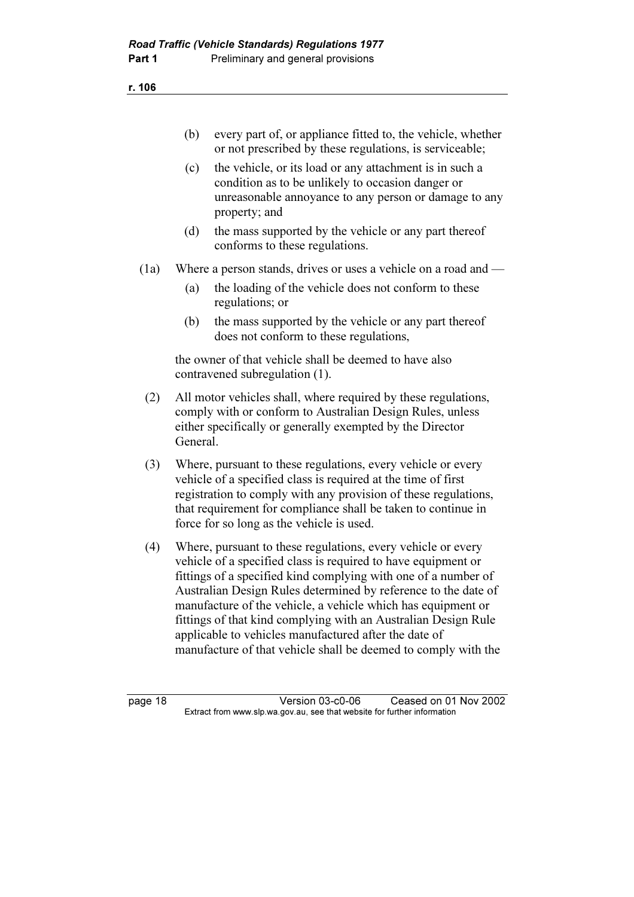(b) every part of, or appliance fitted to, the vehicle, whether or not prescribed by these regulations, is serviceable;

(c) the vehicle, or its load or any attachment is in such a condition as to be unlikely to occasion danger or unreasonable annoyance to any person or damage to any property; and

(d) the mass supported by the vehicle or any part thereof conforms to these regulations.

(1a) Where a person stands, drives or uses a vehicle on a road and —

(a) the loading of the vehicle does not conform to these regulations; or

(b) the mass supported by the vehicle or any part thereof does not conform to these regulations,

the owner of that vehicle shall be deemed to have also contravened subregulation (1).

(2) All motor vehicles shall, where required by these regulations, comply with or conform to Australian Design Rules, unless either specifically or generally exempted by the Director General.

(3) Where, pursuant to these regulations, every vehicle or every vehicle of a specified class is required at the time of first registration to comply with any provision of these regulations, that requirement for compliance shall be taken to continue in force for so long as the vehicle is used.

(4) Where, pursuant to these regulations, every vehicle or every vehicle of a specified class is required to have equipment or fittings of a specified kind complying with one of a number of Australian Design Rules determined by reference to the date of manufacture of the vehicle, a vehicle which has equipment or fittings of that kind complying with an Australian Design Rule applicable to vehicles manufactured after the date of manufacture of that vehicle shall be deemed to comply with the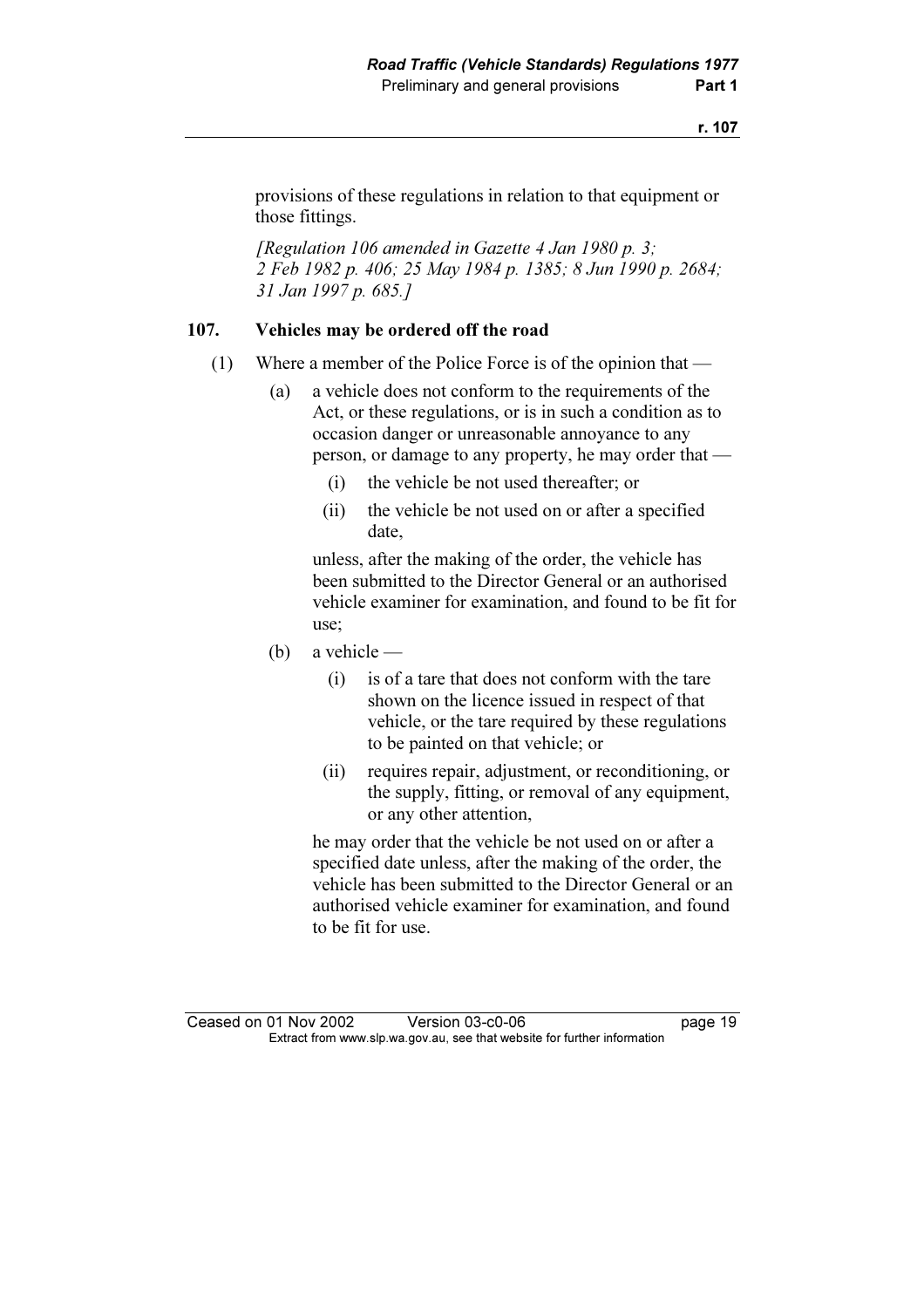provisions of these regulations in relation to that equipment or those fittings.

*[Regulation 106 amended in Gazette 4 Jan 1980 p. 3; 2 Feb 1982 p. 406; 25 May 1984 p. 1385; 8 Jun 1990 p. 2684; 31 Jan 1997 p. 685.]*

### 107. Vehicles may be ordered off the road

(1) Where a member of the Police Force is of the opinion that —

(a) a vehicle does not conform to the requirements of the Act, or these regulations, or is in such a condition as to occasion danger or unreasonable annoyance to any person, or damage to any property, he may order that —

(i) the vehicle be not used thereafter; or

(ii) the vehicle be not used on or after a specified date,

unless, after the making of the order, the vehicle has been submitted to the Director General or an authorised vehicle examiner for examination, and found to be fit for use;

(b) a vehicle —

(i) is of a tare that does not conform with the tare shown on the licence issued in respect of that vehicle, or the tare required by these regulations to be painted on that vehicle; or

(ii) requires repair, adjustment, or reconditioning, or the supply, fitting, or removal of any equipment, or any other attention,

he may order that the vehicle be not used on or after a specified date unless, after the making of the order, the vehicle has been submitted to the Director General or an authorised vehicle examiner for examination, and found to be fit for use.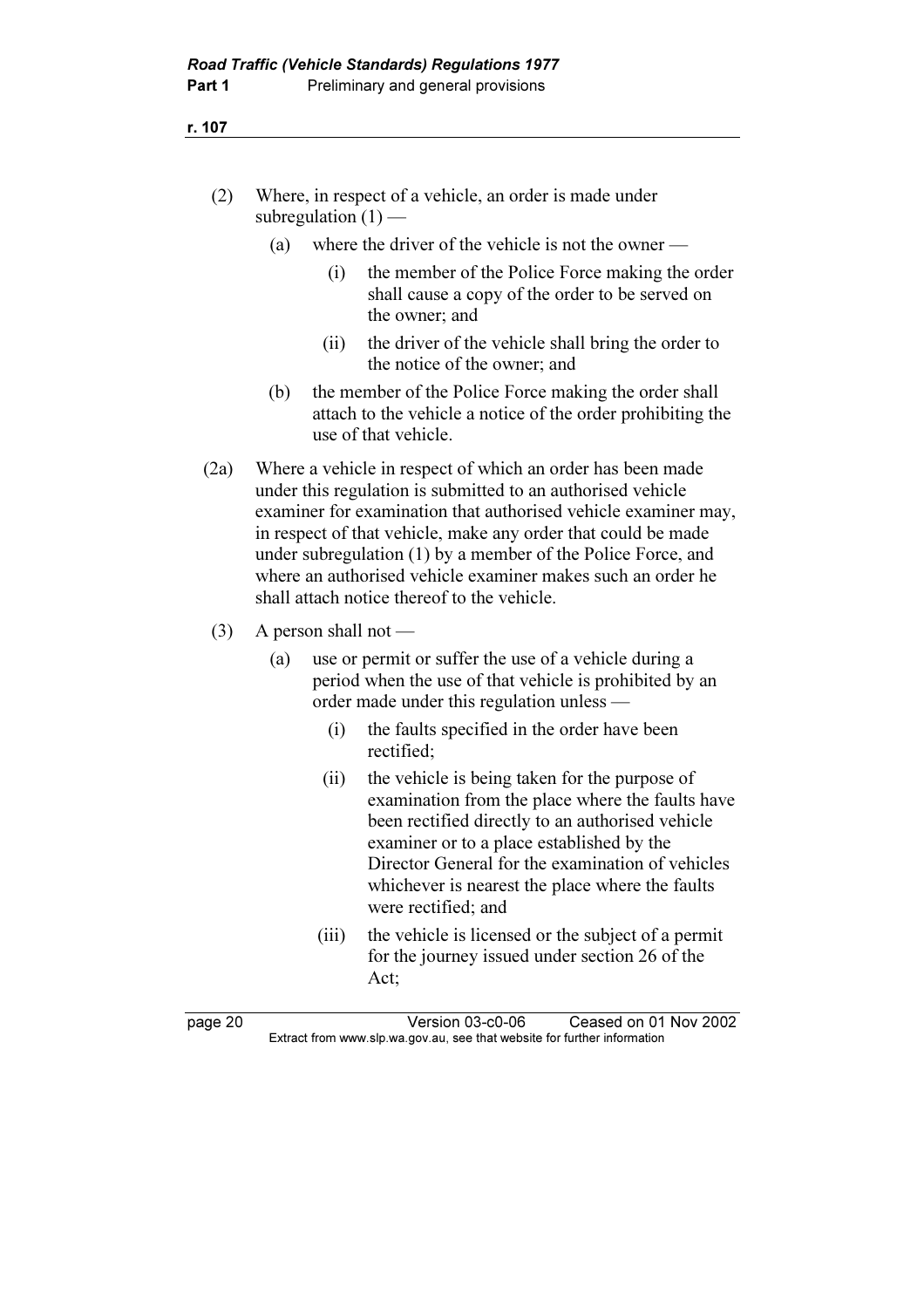(2) Where, in respect of a vehicle, an order is made under subregulation (1) —

(a) where the driver of the vehicle is not the owner —

(i) the member of the Police Force making the order shall cause a copy of the order to be served on the owner; and

(ii) the driver of the vehicle shall bring the order to the notice of the owner; and

(b) the member of the Police Force making the order shall attach to the vehicle a notice of the order prohibiting the use of that vehicle.

(2a) Where a vehicle in respect of which an order has been made under this regulation is submitted to an authorised vehicle examiner for examination that authorised vehicle examiner may, in respect of that vehicle, make any order that could be made under subregulation (1) by a member of the Police Force, and where an authorised vehicle examiner makes such an order he shall attach notice thereof to the vehicle.

(3) A person shall not —

(a) use or permit or suffer the use of a vehicle during a period when the use of that vehicle is prohibited by an order made under this regulation unless —

(i) the faults specified in the order have been rectified;

(ii) the vehicle is being taken for the purpose of examination from the place where the faults have been rectified directly to an authorised vehicle examiner or to a place established by the Director General for the examination of vehicles whichever is nearest the place where the faults were rectified; and

(iii) the vehicle is licensed or the subject of a permit for the journey issued under section 26 of the Act;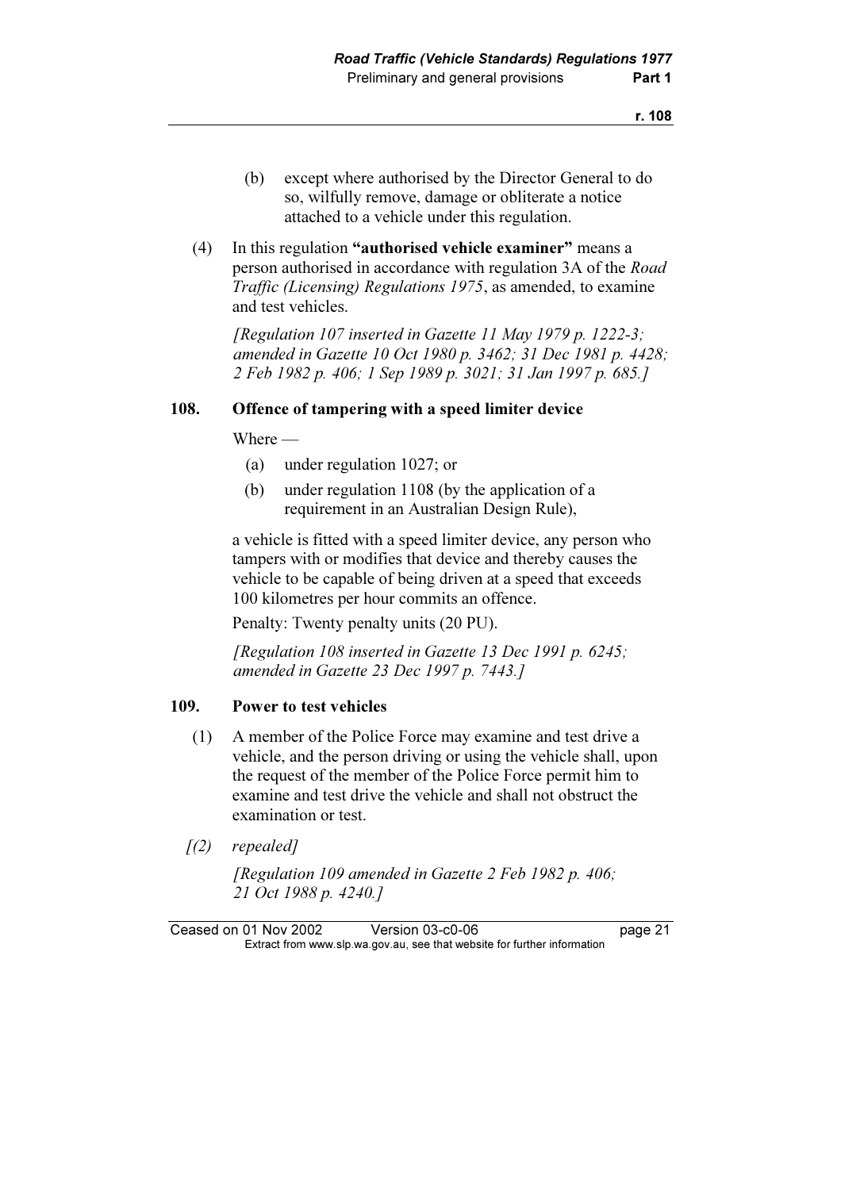(b) except where authorised by the Director General to do so, wilfully remove, damage or obliterate a notice attached to a vehicle under this regulation.

(4) In this regulation **"authorised vehicle examiner"** means a person authorised in accordance with regulation 3A of the *Road Traffic (Licensing) Regulations 1975*, as amended, to examine and test vehicles.

*[Regulation 107 inserted in Gazette 11 May 1979 p. 1222-3; amended in Gazette 10 Oct 1980 p. 3462; 31 Dec 1981 p. 4428; 2 Feb 1982 p. 406; 1 Sep 1989 p. 3021; 31 Jan 1997 p. 685.]*

### 108. Offence of tampering with a speed limiter device

Where —

(a) under regulation 1027; or

(b) under regulation 1108 (by the application of a requirement in an Australian Design Rule),

a vehicle is fitted with a speed limiter device, any person who tampers with or modifies that device and thereby causes the vehicle to be capable of being driven at a speed that exceeds 100 kilometres per hour commits an offence.

Penalty: Twenty penalty units (20 PU).

*[Regulation 108 inserted in Gazette 13 Dec 1991 p. 6245; amended in Gazette 23 Dec 1997 p. 7443.]*

### 109. Power to test vehicles

(1) A member of the Police Force may examine and test drive a vehicle, and the person driving or using the vehicle shall, upon the request of the member of the Police Force permit him to examine and test drive the vehicle and shall not obstruct the examination or test.

*[(2) repealed]*

*[Regulation 109 amended in Gazette 2 Feb 1982 p. 406; 21 Oct 1988 p. 4240.]*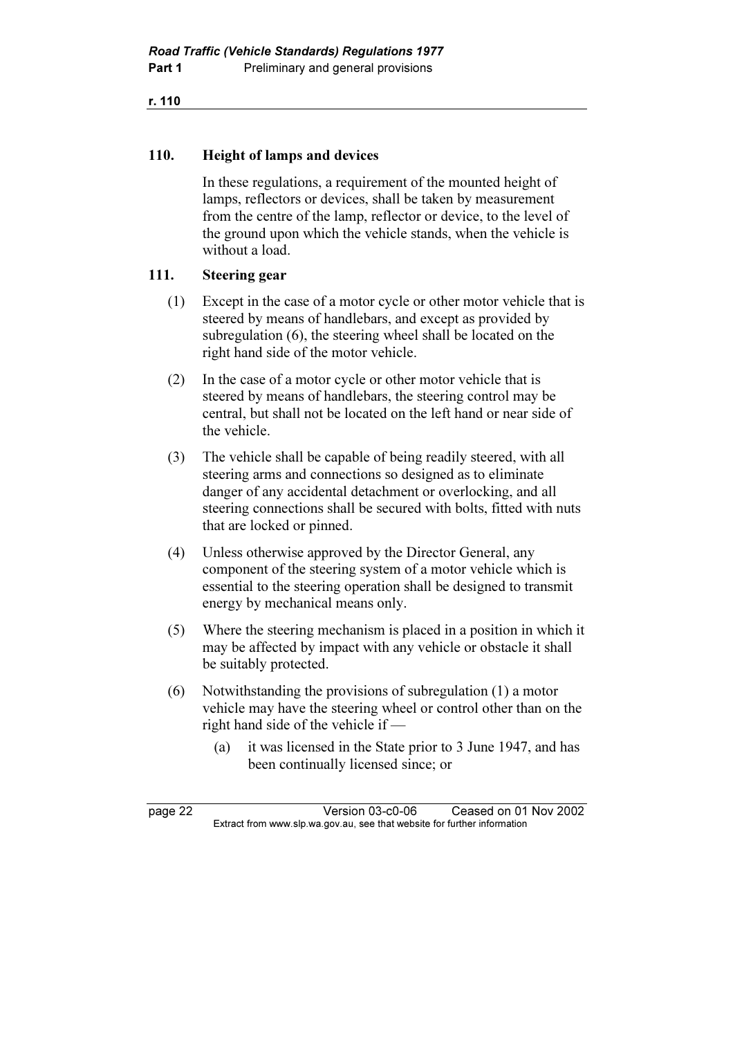## 110. Height of lamps and devices

In these regulations, a requirement of the mounted height of lamps, reflectors or devices, shall be taken by measurement from the centre of the lamp, reflector or device, to the level of the ground upon which the vehicle stands, when the vehicle is without a load.

## 111. Steering gear

(1) Except in the case of a motor cycle or other motor vehicle that is steered by means of handlebars, and except as provided by subregulation (6), the steering wheel shall be located on the right hand side of the motor vehicle.

(2) In the case of a motor cycle or other motor vehicle that is steered by means of handlebars, the steering control may be central, but shall not be located on the left hand or near side of the vehicle.

(3) The vehicle shall be capable of being readily steered, with all steering arms and connections so designed as to eliminate danger of any accidental detachment or overlocking, and all steering connections shall be secured with bolts, fitted with nuts that are locked or pinned.

(4) Unless otherwise approved by the Director General, any component of the steering system of a motor vehicle which is essential to the steering operation shall be designed to transmit energy by mechanical means only.

(5) Where the steering mechanism is placed in a position in which it may be affected by impact with any vehicle or obstacle it shall be suitably protected.

(6) Notwithstanding the provisions of subregulation (1) a motor vehicle may have the steering wheel or control other than on the right hand side of the vehicle if —

(a) it was licensed in the State prior to 3 June 1947, and has been continually licensed since; or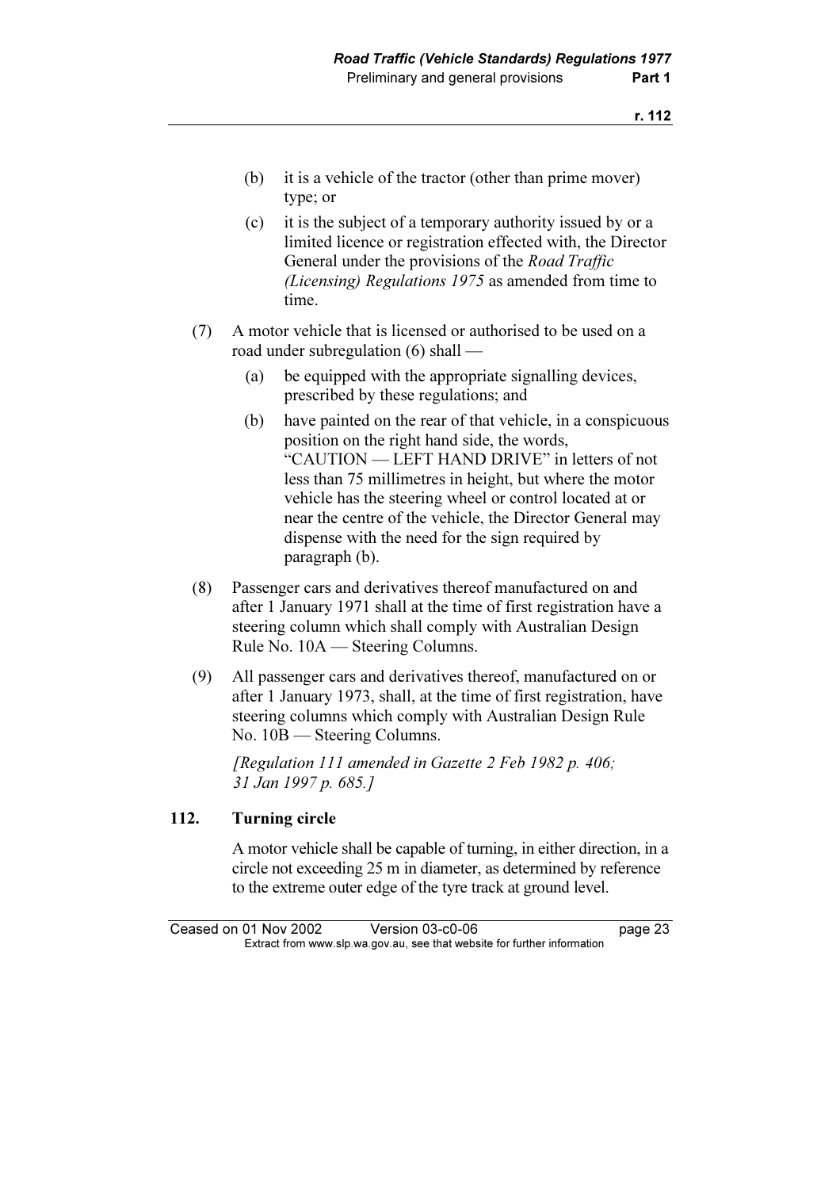(b) it is a vehicle of the tractor (other than prime mover) type; or

(c) it is the subject of a temporary authority issued by or a limited licence or registration effected with, the Director General under the provisions of the *Road Traffic (Licensing) Regulations 1975* as amended from time to time.

(7) A motor vehicle that is licensed or authorised to be used on a road under subregulation (6) shall —

(a) be equipped with the appropriate signalling devices, prescribed by these regulations; and

(b) have painted on the rear of that vehicle, in a conspicuous position on the right hand side, the words, "CAUTION — LEFT HAND DRIVE" in letters of not less than 75 millimetres in height, but where the motor vehicle has the steering wheel or control located at or near the centre of the vehicle, the Director General may dispense with the need for the sign required by paragraph (b).

(8) Passenger cars and derivatives thereof manufactured on and after 1 January 1971 shall at the time of first registration have a steering column which shall comply with Australian Design Rule No. 10A — Steering Columns.

(9) All passenger cars and derivatives thereof, manufactured on or after 1 January 1973, shall, at the time of first registration, have steering columns which comply with Australian Design Rule No. 10B — Steering Columns.

*[Regulation 111 amended in Gazette 2 Feb 1982 p. 406; 31 Jan 1997 p. 685.]*

### 112. Turning circle

A motor vehicle shall be capable of turning, in either direction, in a circle not exceeding 25 m in diameter, as determined by reference to the extreme outer edge of the tyre track at ground level.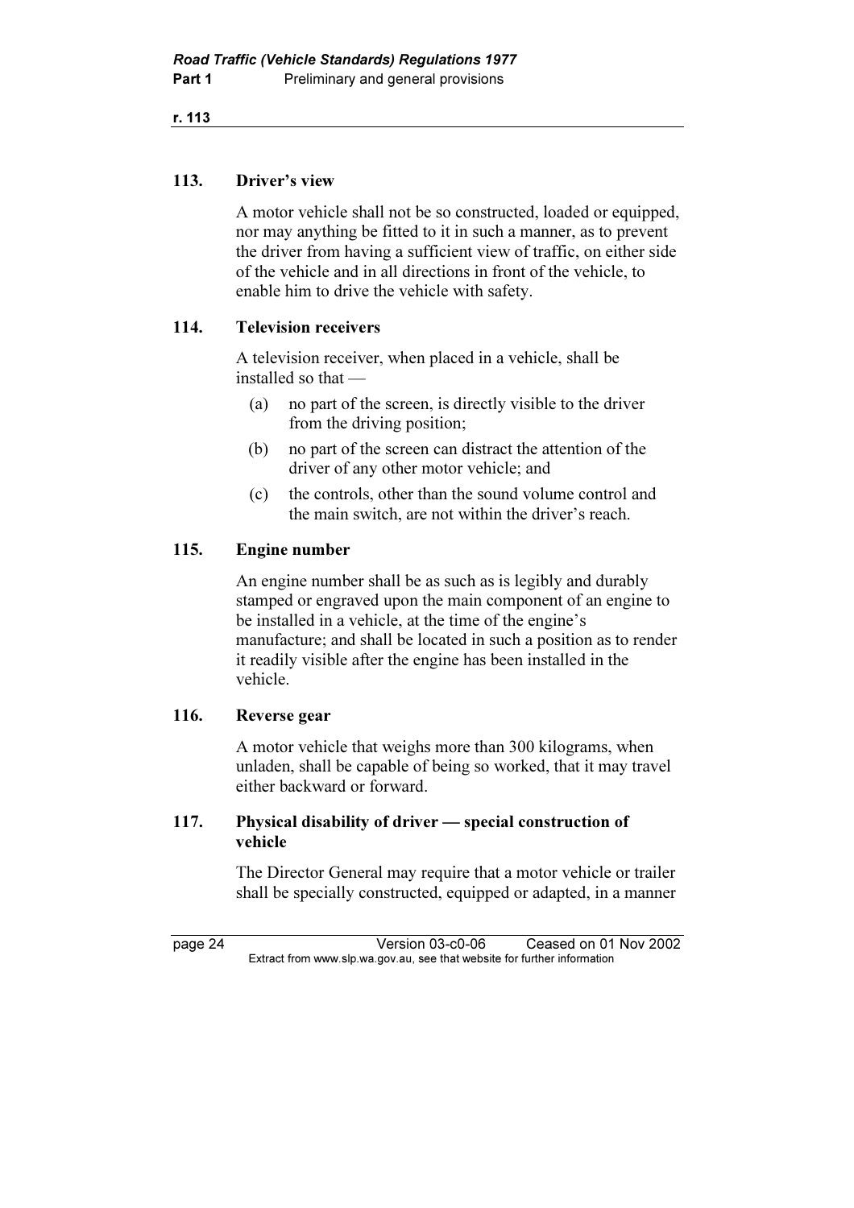## 113. Driver's view

A motor vehicle shall not be so constructed, loaded or equipped, nor may anything be fitted to it in such a manner, as to prevent the driver from having a sufficient view of traffic, on either side of the vehicle and in all directions in front of the vehicle, to enable him to drive the vehicle with safety.

## 114. Television receivers

A television receiver, when placed in a vehicle, shall be installed so that —

- (a) no part of the screen, is directly visible to the driver from the driving position;
- (b) no part of the screen can distract the attention of the driver of any other motor vehicle; and
- (c) the controls, other than the sound volume control and the main switch, are not within the driver's reach.

## 115. Engine number

An engine number shall be as such as is legibly and durably stamped or engraved upon the main component of an engine to be installed in a vehicle, at the time of the engine's manufacture; and shall be located in such a position as to render it readily visible after the engine has been installed in the vehicle.

## 116. Reverse gear

A motor vehicle that weighs more than 300 kilograms, when unladen, shall be capable of being so worked, that it may travel either backward or forward.

## 117. Physical disability of driver — special construction of vehicle

The Director General may require that a motor vehicle or trailer shall be specially constructed, equipped or adapted, in a manner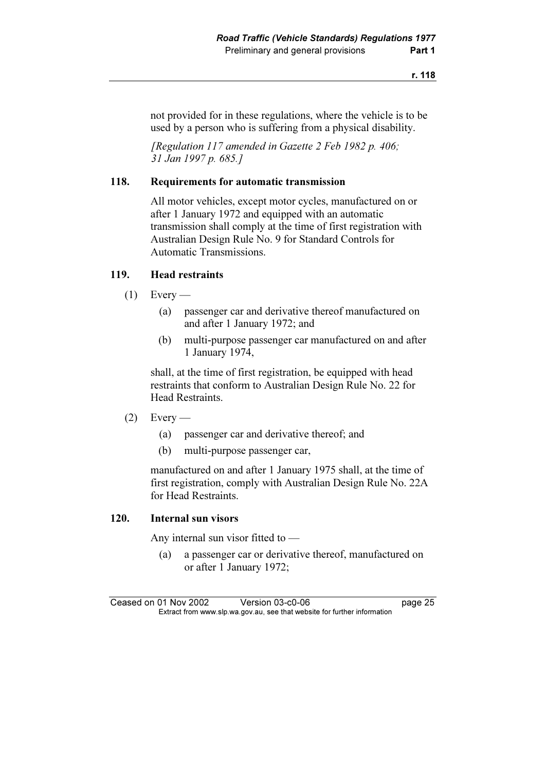not provided for in these regulations, where the vehicle is to be used by a person who is suffering from a physical disability.

*[Regulation 117 amended in Gazette 2 Feb 1982 p. 406; 31 Jan 1997 p. 685.]*

### 118. Requirements for automatic transmission

All motor vehicles, except motor cycles, manufactured on or after 1 January 1972 and equipped with an automatic transmission shall comply at the time of first registration with Australian Design Rule No. 9 for Standard Controls for Automatic Transmissions.

### 119. Head restraints

(1) Every —

(a) passenger car and derivative thereof manufactured on and after 1 January 1972; and

(b) multi-purpose passenger car manufactured on and after 1 January 1974,

shall, at the time of first registration, be equipped with head restraints that conform to Australian Design Rule No. 22 for Head Restraints.

(2) Every —

(a) passenger car and derivative thereof; and

(b) multi-purpose passenger car,

manufactured on and after 1 January 1975 shall, at the time of first registration, comply with Australian Design Rule No. 22A for Head Restraints.

### 120. Internal sun visors

Any internal sun visor fitted to —

(a) a passenger car or derivative thereof, manufactured on or after 1 January 1972;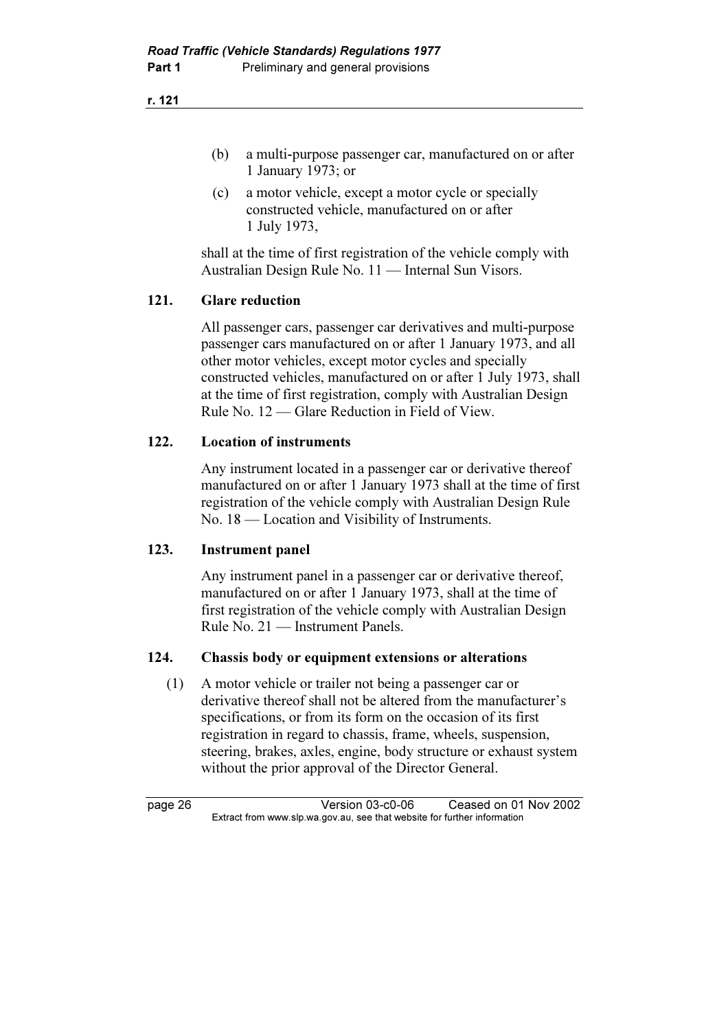(b) a multi-purpose passenger car, manufactured on or after 1 January 1973; or

(c) a motor vehicle, except a motor cycle or specially constructed vehicle, manufactured on or after 1 July 1973,

shall at the time of first registration of the vehicle comply with Australian Design Rule No. 11 — Internal Sun Visors.

### 121. Glare reduction

All passenger cars, passenger car derivatives and multi-purpose passenger cars manufactured on or after 1 January 1973, and all other motor vehicles, except motor cycles and specially constructed vehicles, manufactured on or after 1 July 1973, shall at the time of first registration, comply with Australian Design Rule No. 12 — Glare Reduction in Field of View.

### 122. Location of instruments

Any instrument located in a passenger car or derivative thereof manufactured on or after 1 January 1973 shall at the time of first registration of the vehicle comply with Australian Design Rule No. 18 — Location and Visibility of Instruments.

### 123. Instrument panel

Any instrument panel in a passenger car or derivative thereof, manufactured on or after 1 January 1973, shall at the time of first registration of the vehicle comply with Australian Design Rule No. 21 — Instrument Panels.

### 124. Chassis body or equipment extensions or alterations

(1) A motor vehicle or trailer not being a passenger car or derivative thereof shall not be altered from the manufacturer's specifications, or from its form on the occasion of its first registration in regard to chassis, frame, wheels, suspension, steering, brakes, axles, engine, body structure or exhaust system without the prior approval of the Director General.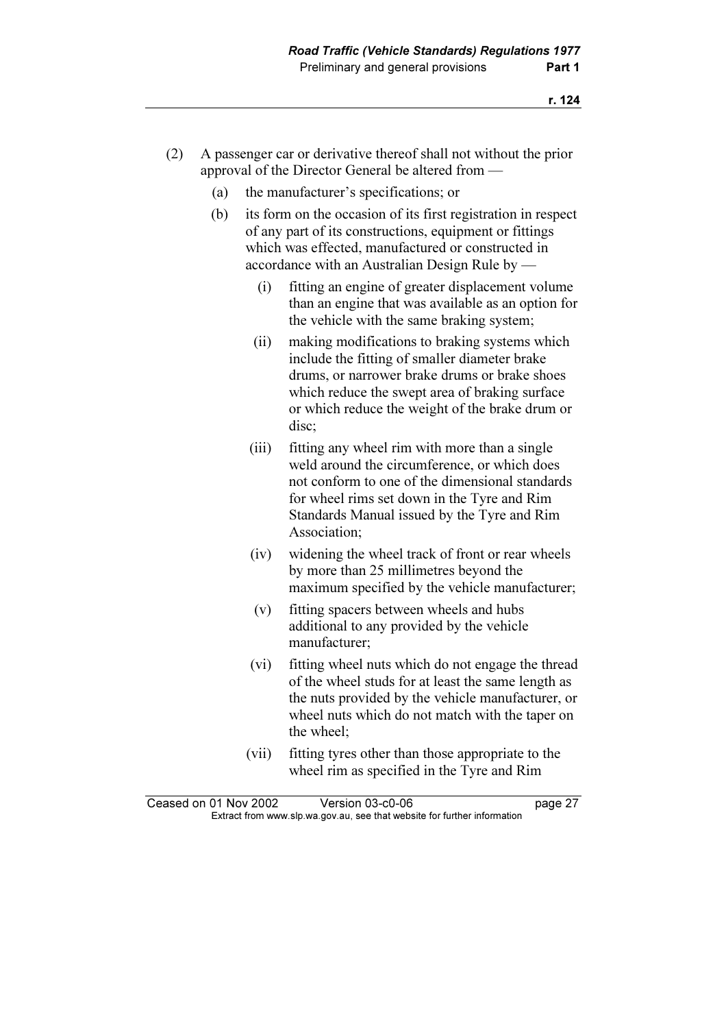(2) A passenger car or derivative thereof shall not without the prior approval of the Director General be altered from —

(a) the manufacturer's specifications; or

(b) its form on the occasion of its first registration in respect of any part of its constructions, equipment or fittings which was effected, manufactured or constructed in accordance with an Australian Design Rule by —

(i) fitting an engine of greater displacement volume than an engine that was available as an option for the vehicle with the same braking system;

(ii) making modifications to braking systems which include the fitting of smaller diameter brake drums, or narrower brake drums or brake shoes which reduce the swept area of braking surface or which reduce the weight of the brake drum or disc;

(iii) fitting any wheel rim with more than a single weld around the circumference, or which does not conform to one of the dimensional standards for wheel rims set down in the Tyre and Rim Standards Manual issued by the Tyre and Rim Association;

(iv) widening the wheel track of front or rear wheels by more than 25 millimetres beyond the maximum specified by the vehicle manufacturer;

(v) fitting spacers between wheels and hubs additional to any provided by the vehicle manufacturer;

(vi) fitting wheel nuts which do not engage the thread of the wheel studs for at least the same length as the nuts provided by the vehicle manufacturer, or wheel nuts which do not match with the taper on the wheel;

(vii) fitting tyres other than those appropriate to the wheel rim as specified in the Tyre and Rim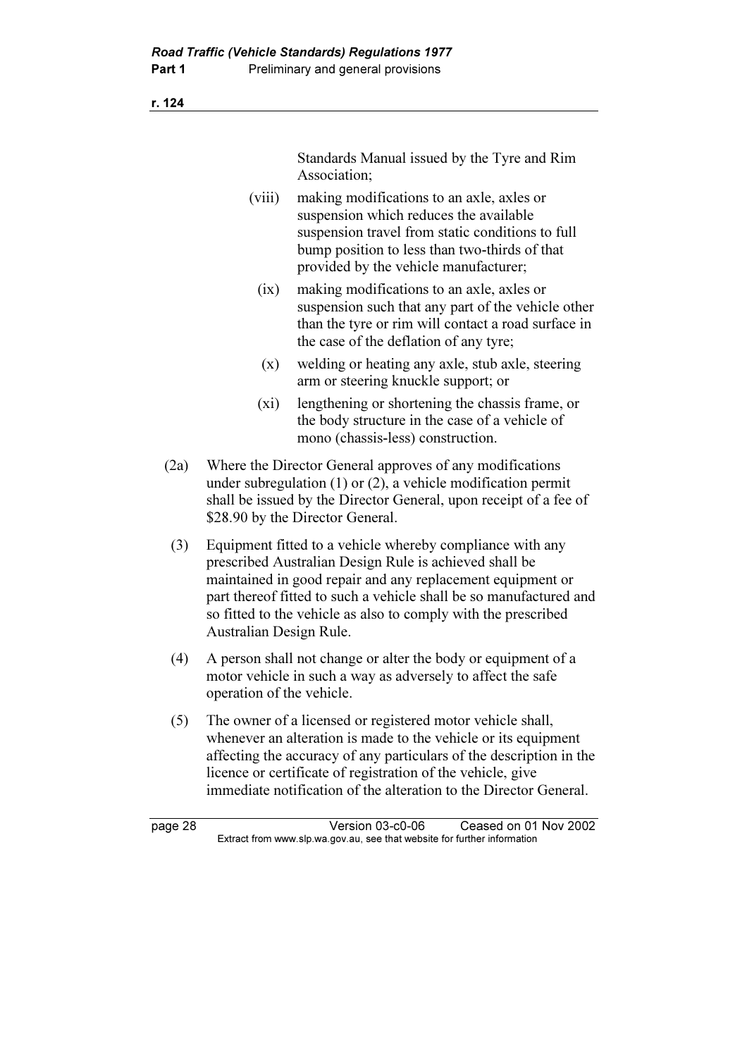Standards Manual issued by the Tyre and Rim Association;

(viii) making modifications to an axle, axles or suspension which reduces the available suspension travel from static conditions to full bump position to less than two-thirds of that provided by the vehicle manufacturer;

(ix) making modifications to an axle, axles or suspension such that any part of the vehicle other than the tyre or rim will contact a road surface in the case of the deflation of any tyre;

(x) welding or heating any axle, stub axle, steering arm or steering knuckle support; or

(xi) lengthening or shortening the chassis frame, or the body structure in the case of a vehicle of mono (chassis-less) construction.

(2a) Where the Director General approves of any modifications under subregulation (1) or (2), a vehicle modification permit shall be issued by the Director General, upon receipt of a fee of $28.90 by the Director General.

(3) Equipment fitted to a vehicle whereby compliance with any prescribed Australian Design Rule is achieved shall be maintained in good repair and any replacement equipment or part thereof fitted to such a vehicle shall be so manufactured and so fitted to the vehicle as also to comply with the prescribed Australian Design Rule.

(4) A person shall not change or alter the body or equipment of a motor vehicle in such a way as adversely to affect the safe operation of the vehicle.

(5) The owner of a licensed or registered motor vehicle shall, whenever an alteration is made to the vehicle or its equipment affecting the accuracy of any particulars of the description in the licence or certificate of registration of the vehicle, give immediate notification of the alteration to the Director General.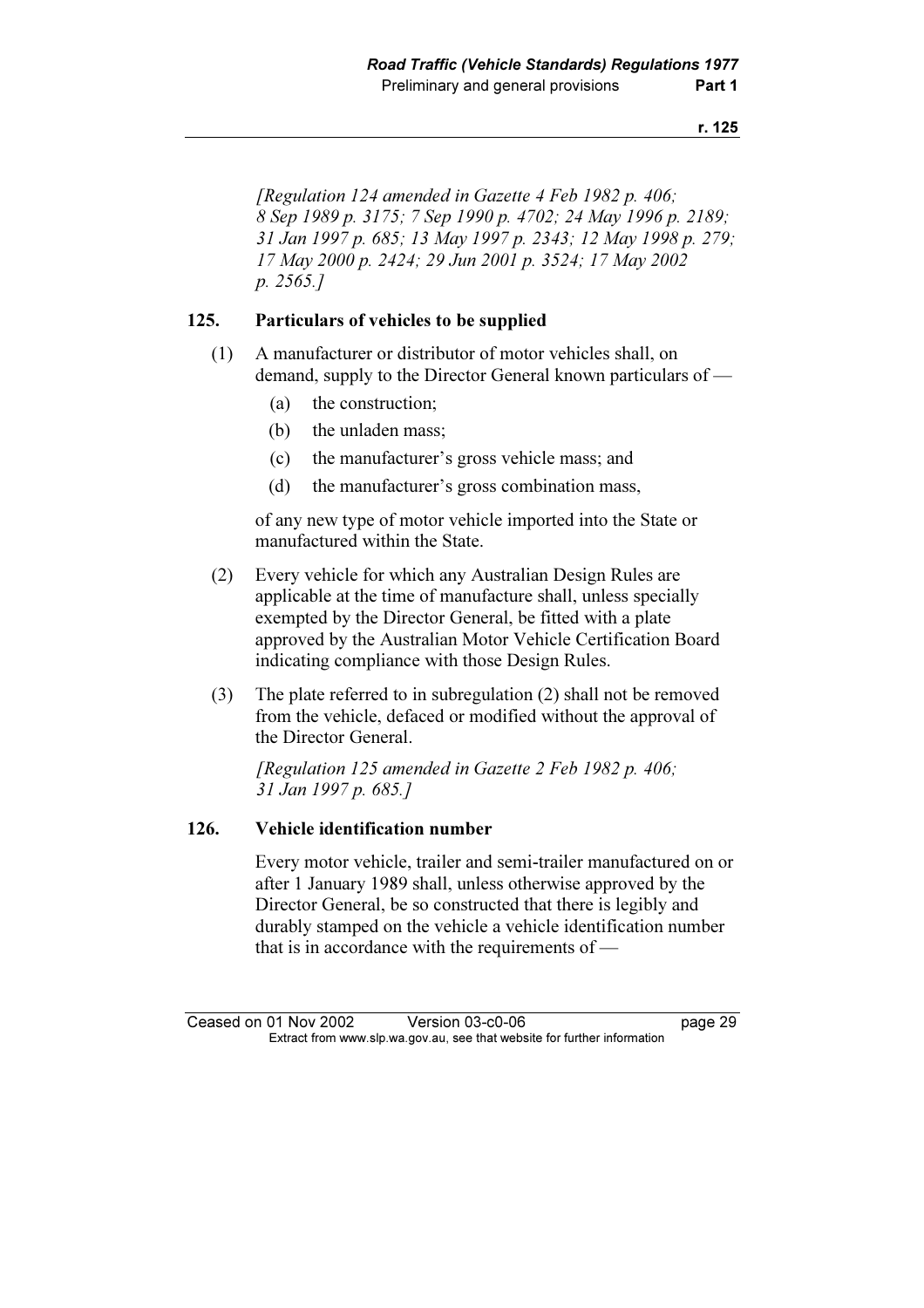*[Regulation 124 amended in Gazette 4 Feb 1982 p. 406; 8 Sep 1989 p. 3175; 7 Sep 1990 p. 4702; 24 May 1996 p. 2189; 31 Jan 1997 p. 685; 13 May 1997 p. 2343; 12 May 1998 p. 279; 17 May 2000 p. 2424; 29 Jun 2001 p. 3524; 17 May 2002 p. 2565.]*

### 125. Particulars of vehicles to be supplied

(1) A manufacturer or distributor of motor vehicles shall, on demand, supply to the Director General known particulars of —

- (a) the construction;
- (b) the unladen mass;
- (c) the manufacturer's gross vehicle mass; and
- (d) the manufacturer's gross combination mass,

of any new type of motor vehicle imported into the State or manufactured within the State.

(2) Every vehicle for which any Australian Design Rules are applicable at the time of manufacture shall, unless specially exempted by the Director General, be fitted with a plate approved by the Australian Motor Vehicle Certification Board indicating compliance with those Design Rules.

(3) The plate referred to in subregulation (2) shall not be removed from the vehicle, defaced or modified without the approval of the Director General.

*[Regulation 125 amended in Gazette 2 Feb 1982 p. 406; 31 Jan 1997 p. 685.]*

### 126. Vehicle identification number

Every motor vehicle, trailer and semi-trailer manufactured on or after 1 January 1989 shall, unless otherwise approved by the Director General, be so constructed that there is legibly and durably stamped on the vehicle a vehicle identification number that is in accordance with the requirements of —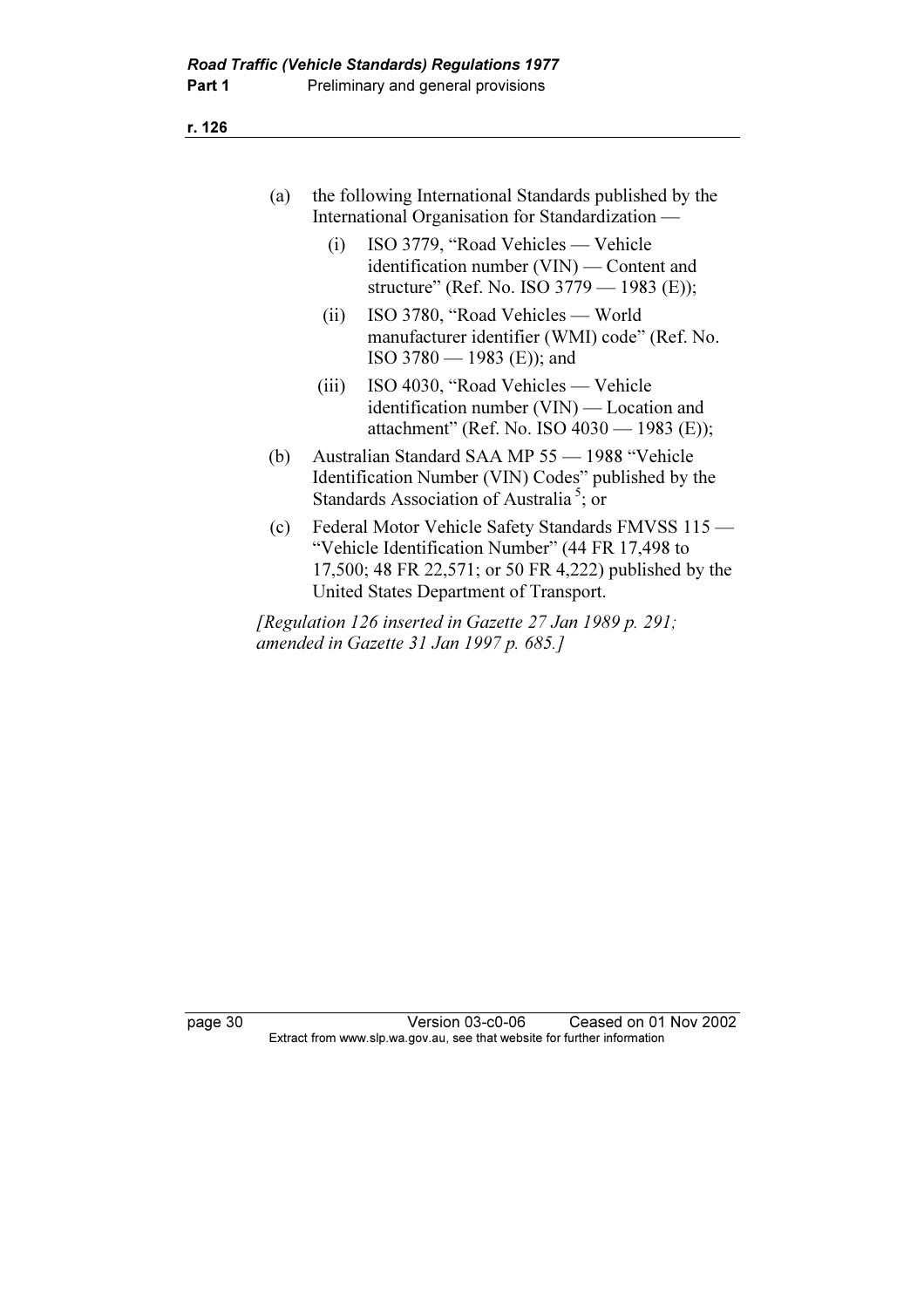(a) the following International Standards published by the International Organisation for Standardization —

   (i) ISO 3779, "Road Vehicles — Vehicle identification number (VIN) — Content and structure" (Ref. No. ISO 3779 — 1983 (E));

   (ii) ISO 3780, "Road Vehicles — World manufacturer identifier (WMI) code" (Ref. No. ISO 3780 — 1983 (E)); and

   (iii) ISO 4030, "Road Vehicles — Vehicle identification number (VIN) — Location and attachment" (Ref. No. ISO 4030 — 1983 (E));

(b) Australian Standard SAA MP 55 — 1988 "Vehicle Identification Number (VIN) Codes" published by the Standards Association of Australia [5]; or

(c) Federal Motor Vehicle Safety Standards FMVSS 115 — "Vehicle Identification Number" (44 FR 17,498 to 17,500; 48 FR 22,571; or 50 FR 4,222) published by the United States Department of Transport.

*[Regulation 126 inserted in Gazette 27 Jan 1989 p. 291; amended in Gazette 31 Jan 1997 p. 685.]*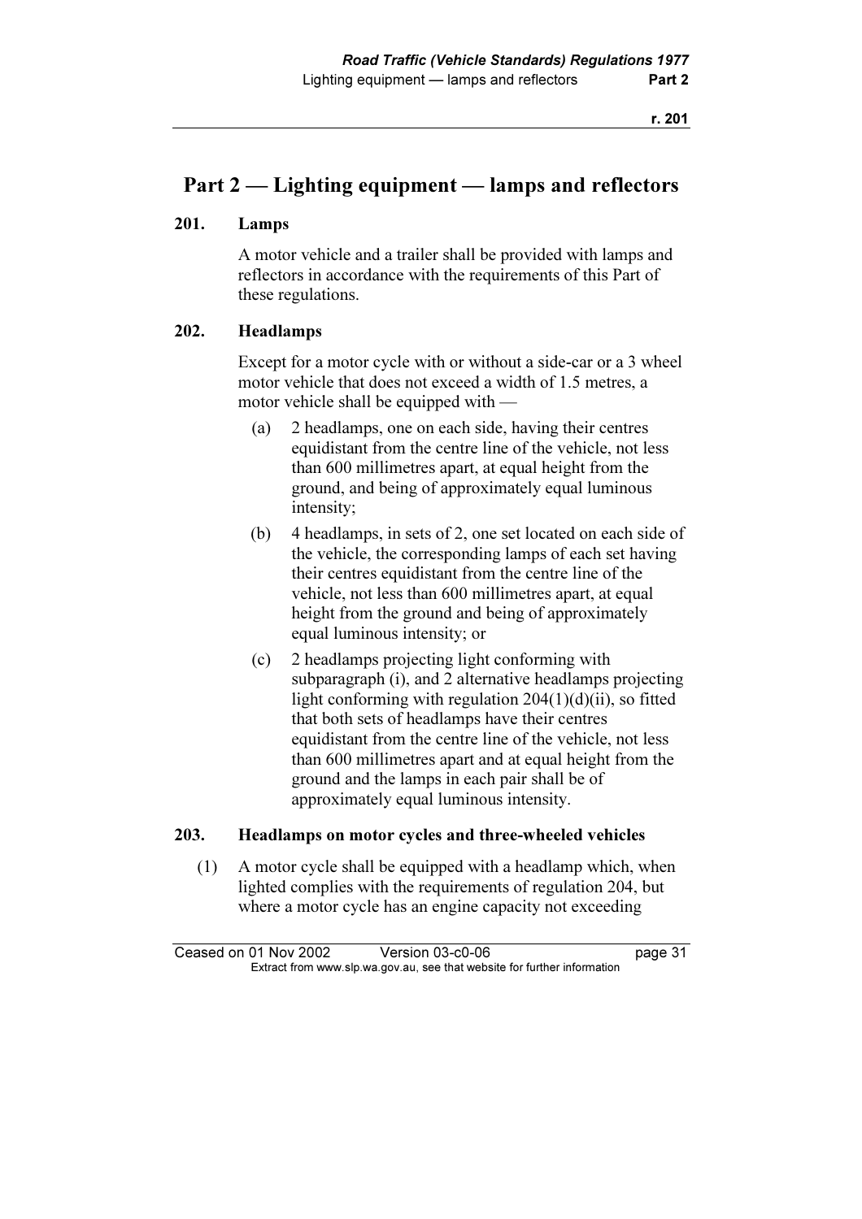# Part 2 — Lighting equipment — lamps and reflectors

### 201. Lamps

A motor vehicle and a trailer shall be provided with lamps and reflectors in accordance with the requirements of this Part of these regulations.

### 202. Headlamps

Except for a motor cycle with or without a side-car or a 3 wheel motor vehicle that does not exceed a width of 1.5 metres, a motor vehicle shall be equipped with —

(a) 2 headlamps, one on each side, having their centres equidistant from the centre line of the vehicle, not less than 600 millimetres apart, at equal height from the ground, and being of approximately equal luminous intensity;

(b) 4 headlamps, in sets of 2, one set located on each side of the vehicle, the corresponding lamps of each set having their centres equidistant from the centre line of the vehicle, not less than 600 millimetres apart, at equal height from the ground and being of approximately equal luminous intensity; or

(c) 2 headlamps projecting light conforming with subparagraph (i), and 2 alternative headlamps projecting light conforming with regulation 204(1)(d)(ii), so fitted that both sets of headlamps have their centres equidistant from the centre line of the vehicle, not less than 600 millimetres apart and at equal height from the ground and the lamps in each pair shall be of approximately equal luminous intensity.

### 203. Headlamps on motor cycles and three-wheeled vehicles

(1) A motor cycle shall be equipped with a headlamp which, when lighted complies with the requirements of regulation 204, but where a motor cycle has an engine capacity not exceeding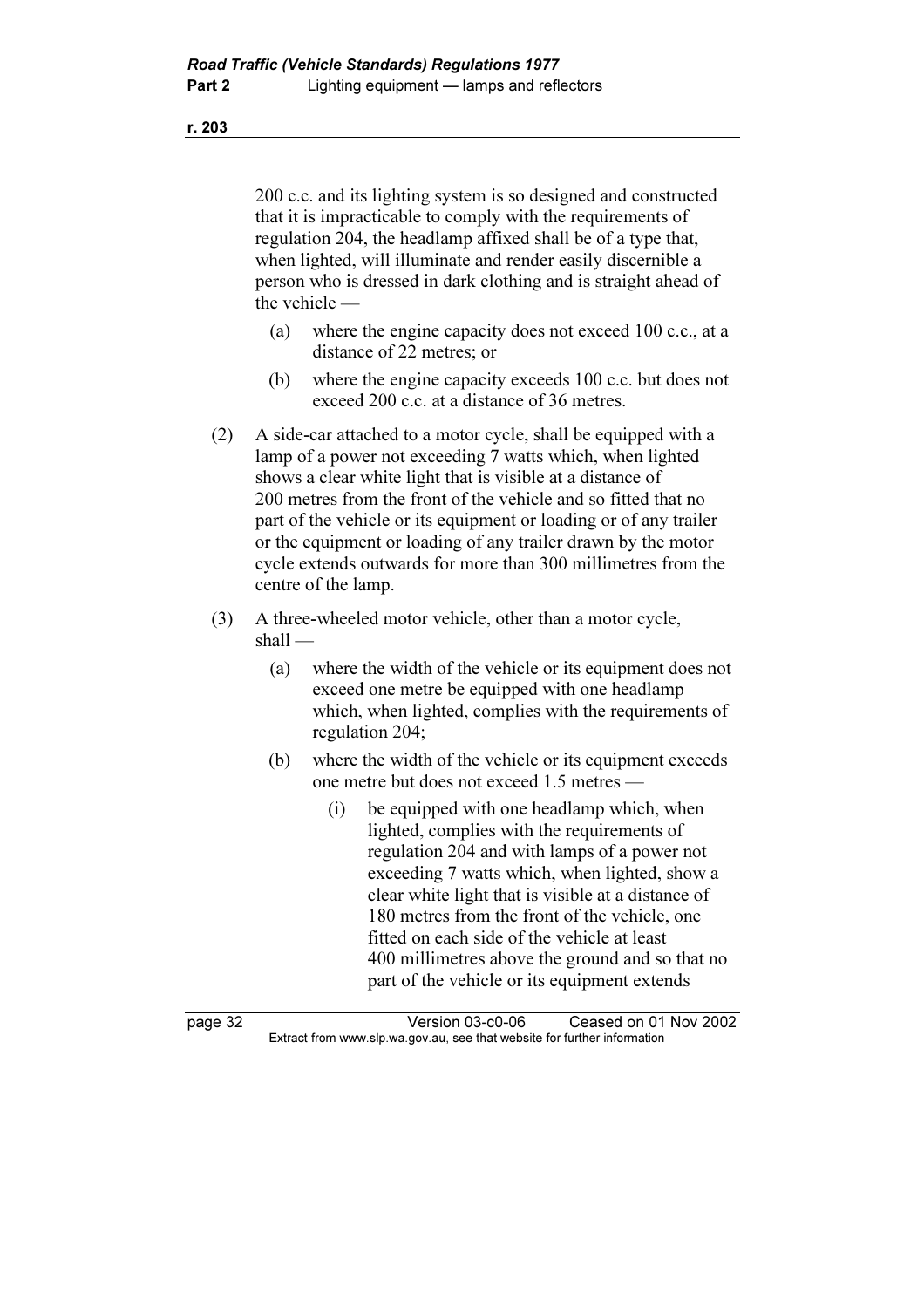200 c.c. and its lighting system is so designed and constructed that it is impracticable to comply with the requirements of regulation 204, the headlamp affixed shall be of a type that, when lighted, will illuminate and render easily discernible a person who is dressed in dark clothing and is straight ahead of the vehicle —

  (a) where the engine capacity does not exceed 100 c.c., at a distance of 22 metres; or

  (b) where the engine capacity exceeds 100 c.c. but does not exceed 200 c.c. at a distance of 36 metres.

(2) A side-car attached to a motor cycle, shall be equipped with a lamp of a power not exceeding 7 watts which, when lighted shows a clear white light that is visible at a distance of 200 metres from the front of the vehicle and so fitted that no part of the vehicle or its equipment or loading or of any trailer or the equipment or loading of any trailer drawn by the motor cycle extends outwards for more than 300 millimetres from the centre of the lamp.

(3) A three-wheeled motor vehicle, other than a motor cycle, shall —

  (a) where the width of the vehicle or its equipment does not exceed one metre be equipped with one headlamp which, when lighted, complies with the requirements of regulation 204;

  (b) where the width of the vehicle or its equipment exceeds one metre but does not exceed 1.5 metres —

    (i) be equipped with one headlamp which, when lighted, complies with the requirements of regulation 204 and with lamps of a power not exceeding 7 watts which, when lighted, show a clear white light that is visible at a distance of 180 metres from the front of the vehicle, one fitted on each side of the vehicle at least 400 millimetres above the ground and so that no part of the vehicle or its equipment extends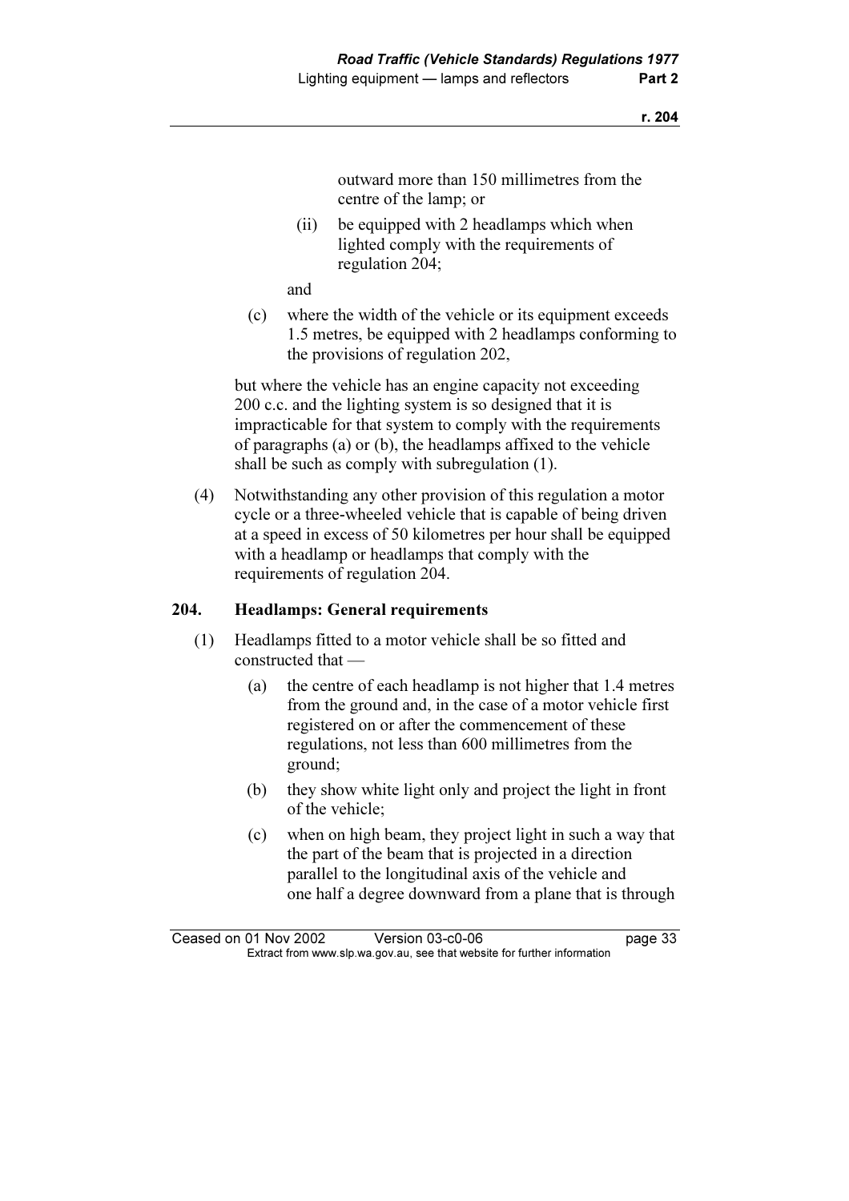outward more than 150 millimetres from the centre of the lamp; or

(ii) be equipped with 2 headlamps which when lighted comply with the requirements of regulation 204;

and

(c) where the width of the vehicle or its equipment exceeds 1.5 metres, be equipped with 2 headlamps conforming to the provisions of regulation 202,

but where the vehicle has an engine capacity not exceeding 200 c.c. and the lighting system is so designed that it is impracticable for that system to comply with the requirements of paragraphs (a) or (b), the headlamps affixed to the vehicle shall be such as comply with subregulation (1).

(4) Notwithstanding any other provision of this regulation a motor cycle or a three-wheeled vehicle that is capable of being driven at a speed in excess of 50 kilometres per hour shall be equipped with a headlamp or headlamps that comply with the requirements of regulation 204.

### 204. Headlamps: General requirements

(1) Headlamps fitted to a motor vehicle shall be so fitted and constructed that —

(a) the centre of each headlamp is not higher that 1.4 metres from the ground and, in the case of a motor vehicle first registered on or after the commencement of these regulations, not less than 600 millimetres from the ground;

(b) they show white light only and project the light in front of the vehicle;

(c) when on high beam, they project light in such a way that the part of the beam that is projected in a direction parallel to the longitudinal axis of the vehicle and one half a degree downward from a plane that is through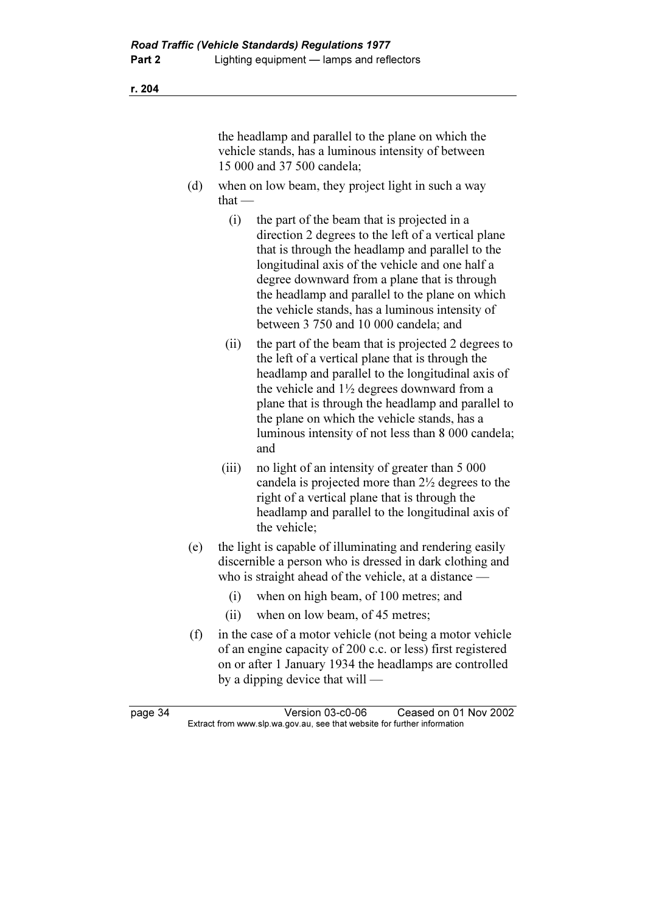the headlamp and parallel to the plane on which the vehicle stands, has a luminous intensity of between 15 000 and 37 500 candela;

(d) when on low beam, they project light in such a way that —

  (i) the part of the beam that is projected in a direction 2 degrees to the left of a vertical plane that is through the headlamp and parallel to the longitudinal axis of the vehicle and one half a degree downward from a plane that is through the headlamp and parallel to the plane on which the vehicle stands, has a luminous intensity of between 3 750 and 10 000 candela; and

  (ii) the part of the beam that is projected 2 degrees to the left of a vertical plane that is through the headlamp and parallel to the longitudinal axis of the vehicle and 1½ degrees downward from a plane that is through the headlamp and parallel to the plane on which the vehicle stands, has a luminous intensity of not less than 8 000 candela; and

  (iii) no light of an intensity of greater than 5 000 candela is projected more than 2½ degrees to the right of a vertical plane that is through the headlamp and parallel to the longitudinal axis of the vehicle;

(e) the light is capable of illuminating and rendering easily discernible a person who is dressed in dark clothing and who is straight ahead of the vehicle, at a distance —

  (i) when on high beam, of 100 metres; and

  (ii) when on low beam, of 45 metres;

(f) in the case of a motor vehicle (not being a motor vehicle of an engine capacity of 200 c.c. or less) first registered on or after 1 January 1934 the headlamps are controlled by a dipping device that will —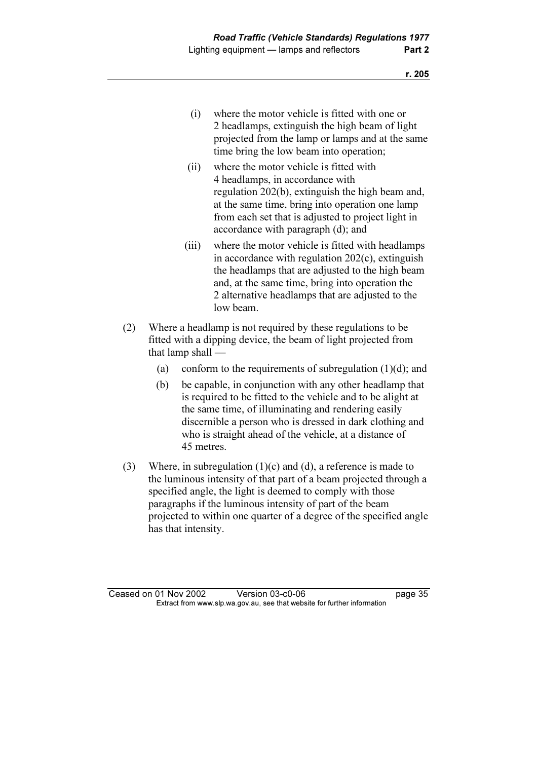(i) where the motor vehicle is fitted with one or 2 headlamps, extinguish the high beam of light projected from the lamp or lamps and at the same time bring the low beam into operation;

(ii) where the motor vehicle is fitted with 4 headlamps, in accordance with regulation 202(b), extinguish the high beam and, at the same time, bring into operation one lamp from each set that is adjusted to project light in accordance with paragraph (d); and

(iii) where the motor vehicle is fitted with headlamps in accordance with regulation 202(c), extinguish the headlamps that are adjusted to the high beam and, at the same time, bring into operation the 2 alternative headlamps that are adjusted to the low beam.

(2) Where a headlamp is not required by these regulations to be fitted with a dipping device, the beam of light projected from that lamp shall —

(a) conform to the requirements of subregulation (1)(d); and

(b) be capable, in conjunction with any other headlamp that is required to be fitted to the vehicle and to be alight at the same time, of illuminating and rendering easily discernible a person who is dressed in dark clothing and who is straight ahead of the vehicle, at a distance of 45 metres.

(3) Where, in subregulation (1)(c) and (d), a reference is made to the luminous intensity of that part of a beam projected through a specified angle, the light is deemed to comply with those paragraphs if the luminous intensity of part of the beam projected to within one quarter of a degree of the specified angle has that intensity.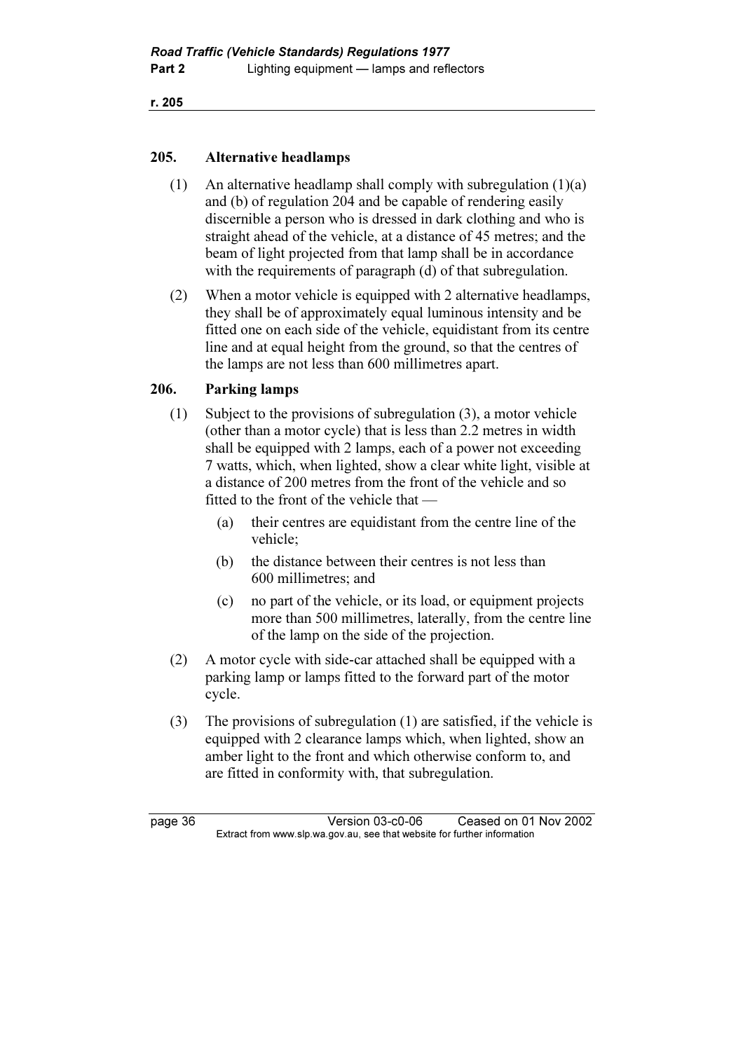## 205. Alternative headlamps

(1) An alternative headlamp shall comply with subregulation (1)(a) and (b) of regulation 204 and be capable of rendering easily discernible a person who is dressed in dark clothing and who is straight ahead of the vehicle, at a distance of 45 metres; and the beam of light projected from that lamp shall be in accordance with the requirements of paragraph (d) of that subregulation.

(2) When a motor vehicle is equipped with 2 alternative headlamps, they shall be of approximately equal luminous intensity and be fitted one on each side of the vehicle, equidistant from its centre line and at equal height from the ground, so that the centres of the lamps are not less than 600 millimetres apart.

## 206. Parking lamps

(1) Subject to the provisions of subregulation (3), a motor vehicle (other than a motor cycle) that is less than 2.2 metres in width shall be equipped with 2 lamps, each of a power not exceeding 7 watts, which, when lighted, show a clear white light, visible at a distance of 200 metres from the front of the vehicle and so fitted to the front of the vehicle that —

- (a) their centres are equidistant from the centre line of the vehicle;
- (b) the distance between their centres is not less than 600 millimetres; and
- (c) no part of the vehicle, or its load, or equipment projects more than 500 millimetres, laterally, from the centre line of the lamp on the side of the projection.

(2) A motor cycle with side-car attached shall be equipped with a parking lamp or lamps fitted to the forward part of the motor cycle.

(3) The provisions of subregulation (1) are satisfied, if the vehicle is equipped with 2 clearance lamps which, when lighted, show an amber light to the front and which otherwise conform to, and are fitted in conformity with, that subregulation.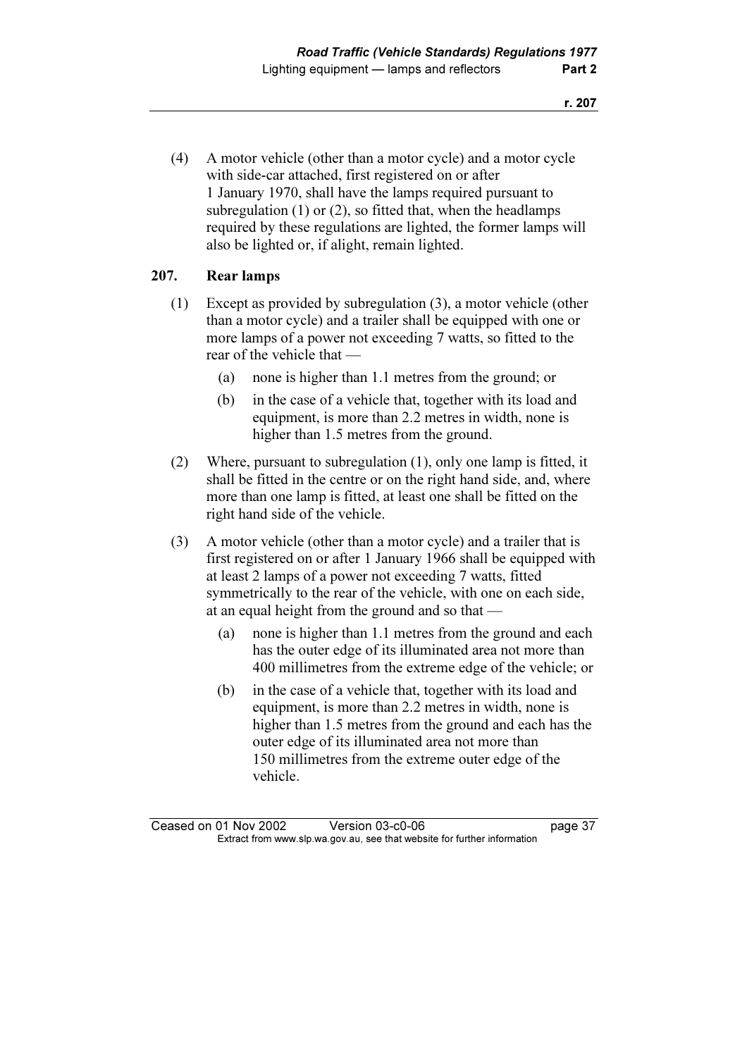(4) A motor vehicle (other than a motor cycle) and a motor cycle with side-car attached, first registered on or after 1 January 1970, shall have the lamps required pursuant to subregulation (1) or (2), so fitted that, when the headlamps required by these regulations are lighted, the former lamps will also be lighted or, if alight, remain lighted.

## 207. Rear lamps

(1) Except as provided by subregulation (3), a motor vehicle (other than a motor cycle) and a trailer shall be equipped with one or more lamps of a power not exceeding 7 watts, so fitted to the rear of the vehicle that —

- (a) none is higher than 1.1 metres from the ground; or
- (b) in the case of a vehicle that, together with its load and equipment, is more than 2.2 metres in width, none is higher than 1.5 metres from the ground.

(2) Where, pursuant to subregulation (1), only one lamp is fitted, it shall be fitted in the centre or on the right hand side, and, where more than one lamp is fitted, at least one shall be fitted on the right hand side of the vehicle.

(3) A motor vehicle (other than a motor cycle) and a trailer that is first registered on or after 1 January 1966 shall be equipped with at least 2 lamps of a power not exceeding 7 watts, fitted symmetrically to the rear of the vehicle, with one on each side, at an equal height from the ground and so that —

- (a) none is higher than 1.1 metres from the ground and each has the outer edge of its illuminated area not more than 400 millimetres from the extreme edge of the vehicle; or
- (b) in the case of a vehicle that, together with its load and equipment, is more than 2.2 metres in width, none is higher than 1.5 metres from the ground and each has the outer edge of its illuminated area not more than 150 millimetres from the extreme outer edge of the vehicle.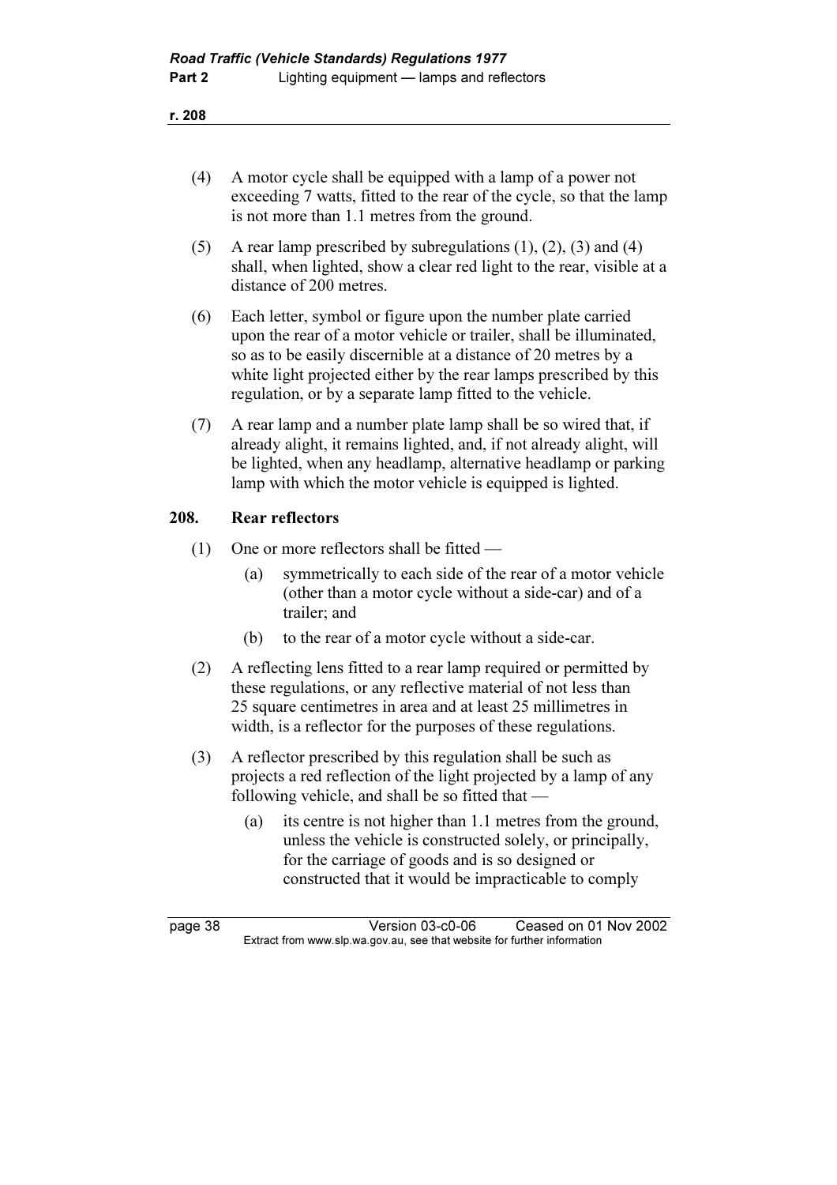(4) A motor cycle shall be equipped with a lamp of a power not exceeding 7 watts, fitted to the rear of the cycle, so that the lamp is not more than 1.1 metres from the ground.

(5) A rear lamp prescribed by subregulations (1), (2), (3) and (4) shall, when lighted, show a clear red light to the rear, visible at a distance of 200 metres.

(6) Each letter, symbol or figure upon the number plate carried upon the rear of a motor vehicle or trailer, shall be illuminated, so as to be easily discernible at a distance of 20 metres by a white light projected either by the rear lamps prescribed by this regulation, or by a separate lamp fitted to the vehicle.

(7) A rear lamp and a number plate lamp shall be so wired that, if already alight, it remains lighted, and, if not already alight, will be lighted, when any headlamp, alternative headlamp or parking lamp with which the motor vehicle is equipped is lighted.

## 208. Rear reflectors

(1) One or more reflectors shall be fitted —

- (a) symmetrically to each side of the rear of a motor vehicle (other than a motor cycle without a side-car) and of a trailer; and
- (b) to the rear of a motor cycle without a side-car.

(2) A reflecting lens fitted to a rear lamp required or permitted by these regulations, or any reflective material of not less than 25 square centimetres in area and at least 25 millimetres in width, is a reflector for the purposes of these regulations.

(3) A reflector prescribed by this regulation shall be such as projects a red reflection of the light projected by a lamp of any following vehicle, and shall be so fitted that —

- (a) its centre is not higher than 1.1 metres from the ground, unless the vehicle is constructed solely, or principally, for the carriage of goods and is so designed or constructed that it would be impracticable to comply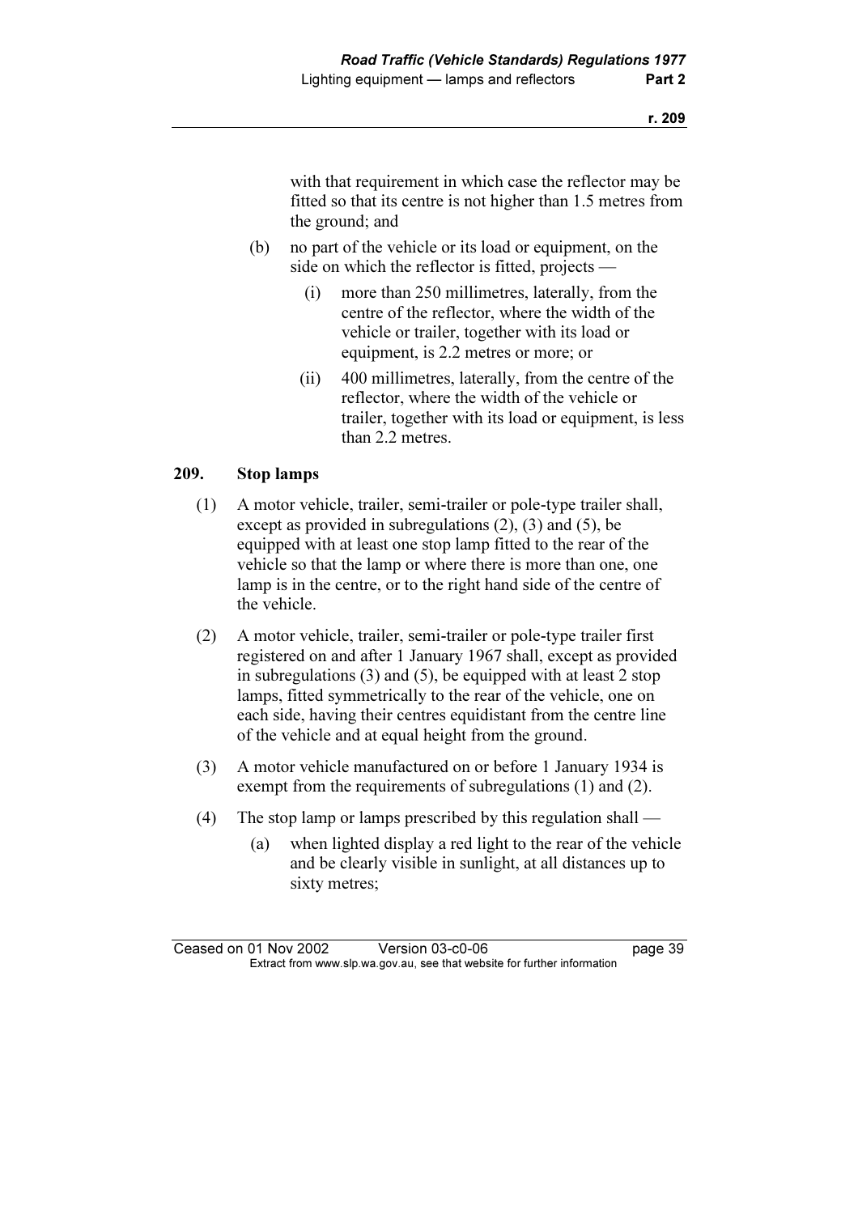with that requirement in which case the reflector may be fitted so that its centre is not higher than 1.5 metres from the ground; and

(b) no part of the vehicle or its load or equipment, on the side on which the reflector is fitted, projects —

(i) more than 250 millimetres, laterally, from the centre of the reflector, where the width of the vehicle or trailer, together with its load or equipment, is 2.2 metres or more; or

(ii) 400 millimetres, laterally, from the centre of the reflector, where the width of the vehicle or trailer, together with its load or equipment, is less than 2.2 metres.

## 209. Stop lamps

(1) A motor vehicle, trailer, semi-trailer or pole-type trailer shall, except as provided in subregulations (2), (3) and (5), be equipped with at least one stop lamp fitted to the rear of the vehicle so that the lamp or where there is more than one, one lamp is in the centre, or to the right hand side of the centre of the vehicle.

(2) A motor vehicle, trailer, semi-trailer or pole-type trailer first registered on and after 1 January 1967 shall, except as provided in subregulations (3) and (5), be equipped with at least 2 stop lamps, fitted symmetrically to the rear of the vehicle, one on each side, having their centres equidistant from the centre line of the vehicle and at equal height from the ground.

(3) A motor vehicle manufactured on or before 1 January 1934 is exempt from the requirements of subregulations (1) and (2).

(4) The stop lamp or lamps prescribed by this regulation shall —

(a) when lighted display a red light to the rear of the vehicle and be clearly visible in sunlight, at all distances up to sixty metres;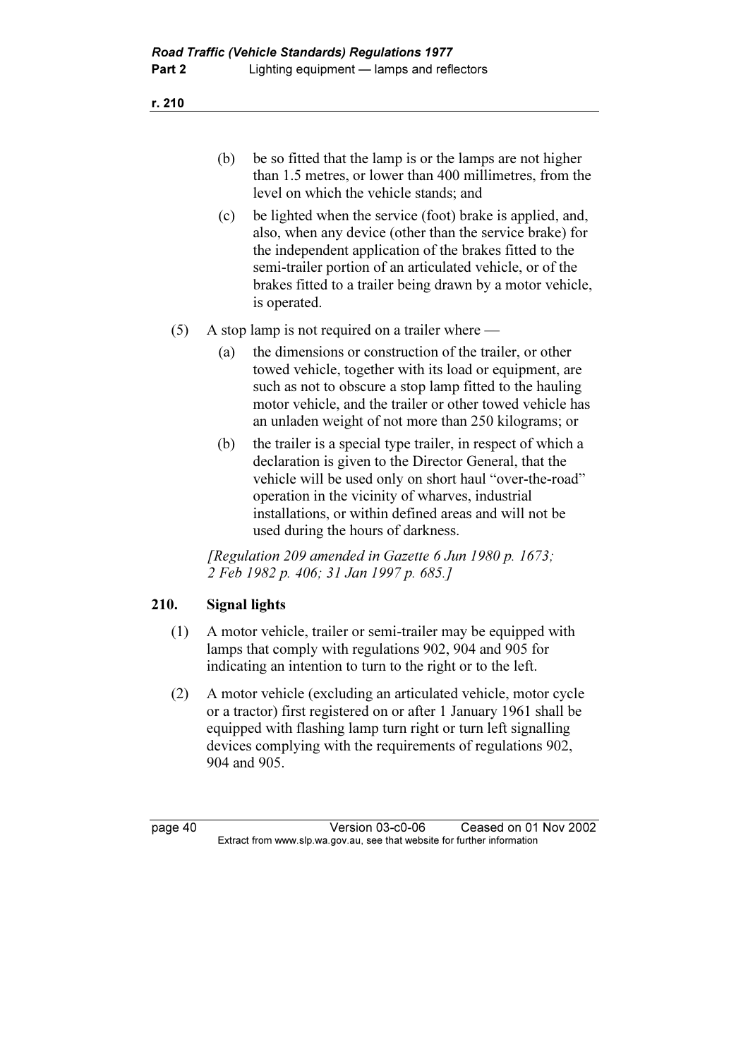(b) be so fitted that the lamp is or the lamps are not higher than 1.5 metres, or lower than 400 millimetres, from the level on which the vehicle stands; and

(c) be lighted when the service (foot) brake is applied, and, also, when any device (other than the service brake) for the independent application of the brakes fitted to the semi-trailer portion of an articulated vehicle, or of the brakes fitted to a trailer being drawn by a motor vehicle, is operated.

(5) A stop lamp is not required on a trailer where —

(a) the dimensions or construction of the trailer, or other towed vehicle, together with its load or equipment, are such as not to obscure a stop lamp fitted to the hauling motor vehicle, and the trailer or other towed vehicle has an unladen weight of not more than 250 kilograms; or

(b) the trailer is a special type trailer, in respect of which a declaration is given to the Director General, that the vehicle will be used only on short haul "over-the-road" operation in the vicinity of wharves, industrial installations, or within defined areas and will not be used during the hours of darkness.

*[Regulation 209 amended in Gazette 6 Jun 1980 p. 1673; 2 Feb 1982 p. 406; 31 Jan 1997 p. 685.]*

## 210. Signal lights

(1) A motor vehicle, trailer or semi-trailer may be equipped with lamps that comply with regulations 902, 904 and 905 for indicating an intention to turn to the right or to the left.

(2) A motor vehicle (excluding an articulated vehicle, motor cycle or a tractor) first registered on or after 1 January 1961 shall be equipped with flashing lamp turn right or turn left signalling devices complying with the requirements of regulations 902, 904 and 905.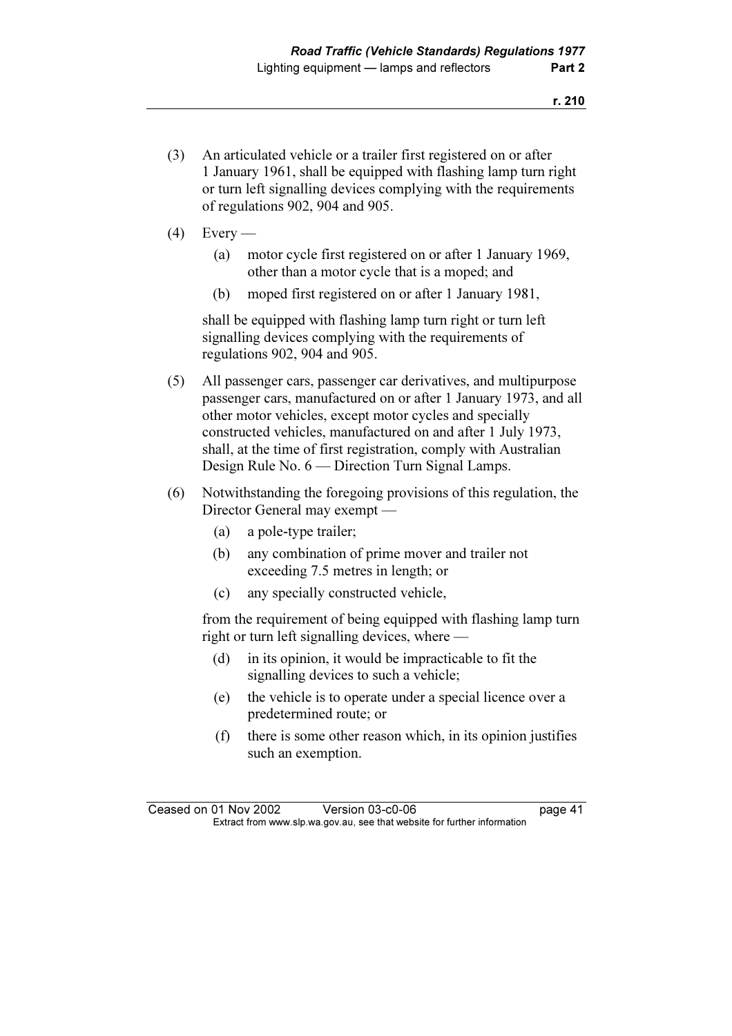(3) An articulated vehicle or a trailer first registered on or after 1 January 1961, shall be equipped with flashing lamp turn right or turn left signalling devices complying with the requirements of regulations 902, 904 and 905.

(4) Every —

  (a) motor cycle first registered on or after 1 January 1969, other than a motor cycle that is a moped; and

  (b) moped first registered on or after 1 January 1981,

shall be equipped with flashing lamp turn right or turn left signalling devices complying with the requirements of regulations 902, 904 and 905.

(5) All passenger cars, passenger car derivatives, and multipurpose passenger cars, manufactured on or after 1 January 1973, and all other motor vehicles, except motor cycles and specially constructed vehicles, manufactured on and after 1 July 1973, shall, at the time of first registration, comply with Australian Design Rule No. 6 — Direction Turn Signal Lamps.

(6) Notwithstanding the foregoing provisions of this regulation, the Director General may exempt —

  (a) a pole-type trailer;

  (b) any combination of prime mover and trailer not exceeding 7.5 metres in length; or

  (c) any specially constructed vehicle,

from the requirement of being equipped with flashing lamp turn right or turn left signalling devices, where —

  (d) in its opinion, it would be impracticable to fit the signalling devices to such a vehicle;

  (e) the vehicle is to operate under a special licence over a predetermined route; or

  (f) there is some other reason which, in its opinion justifies such an exemption.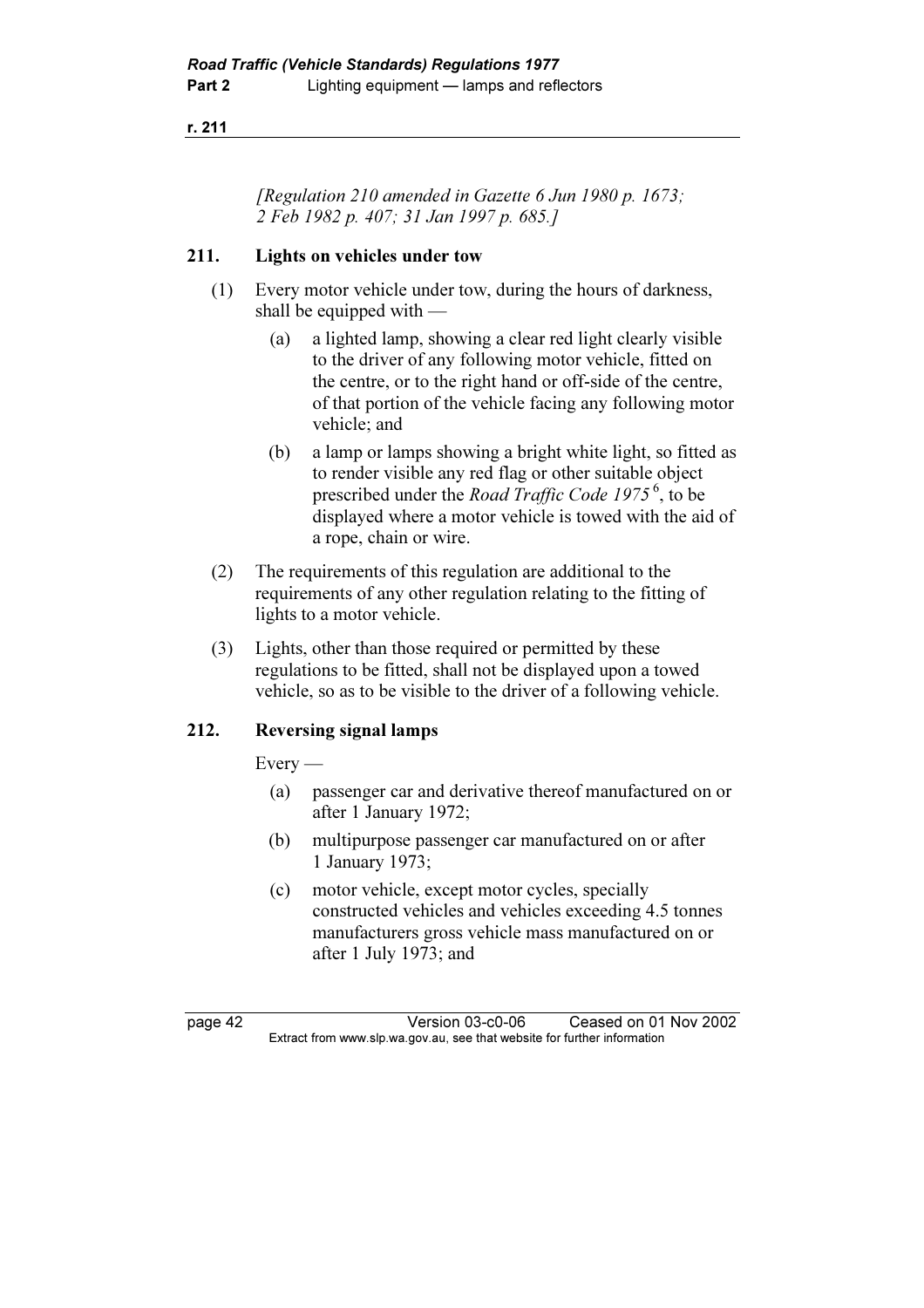*[Regulation 210 amended in Gazette 6 Jun 1980 p. 1673; 2 Feb 1982 p. 407; 31 Jan 1997 p. 685.]*

## 211. Lights on vehicles under tow

(1) Every motor vehicle under tow, during the hours of darkness, shall be equipped with —

(a) a lighted lamp, showing a clear red light clearly visible to the driver of any following motor vehicle, fitted on the centre, or to the right hand or off-side of the centre, of that portion of the vehicle facing any following motor vehicle; and

(b) a lamp or lamps showing a bright white light, so fitted as to render visible any red flag or other suitable object prescribed under the *Road Traffic Code 1975* [6], to be displayed where a motor vehicle is towed with the aid of a rope, chain or wire.

(2) The requirements of this regulation are additional to the requirements of any other regulation relating to the fitting of lights to a motor vehicle.

(3) Lights, other than those required or permitted by these regulations to be fitted, shall not be displayed upon a towed vehicle, so as to be visible to the driver of a following vehicle.

## 212. Reversing signal lamps

Every —

(a) passenger car and derivative thereof manufactured on or after 1 January 1972;

(b) multipurpose passenger car manufactured on or after 1 January 1973;

(c) motor vehicle, except motor cycles, specially constructed vehicles and vehicles exceeding 4.5 tonnes manufacturers gross vehicle mass manufactured on or after 1 July 1973; and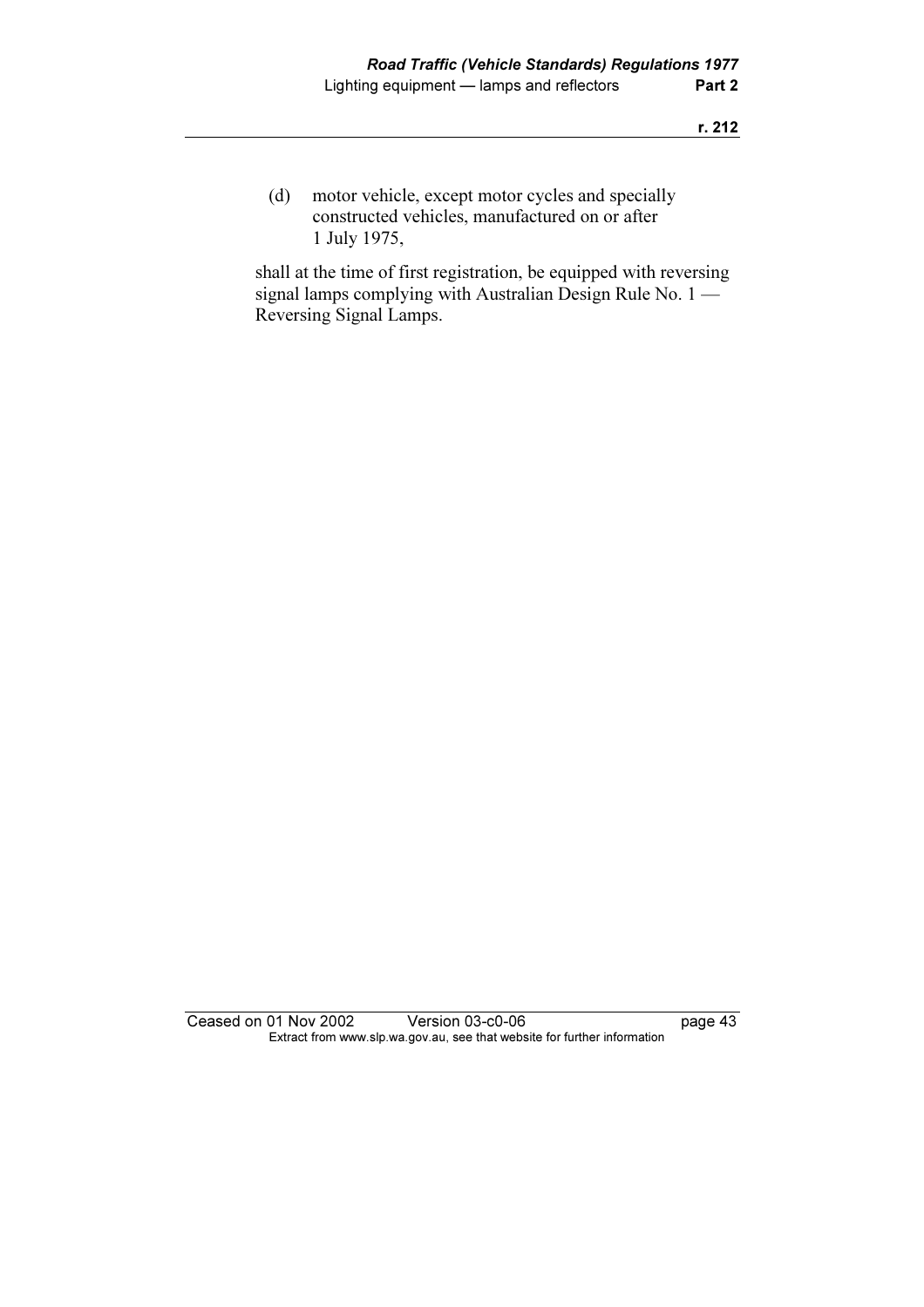(d) motor vehicle, except motor cycles and specially constructed vehicles, manufactured on or after 1 July 1975,

shall at the time of first registration, be equipped with reversing signal lamps complying with Australian Design Rule No. 1 — Reversing Signal Lamps.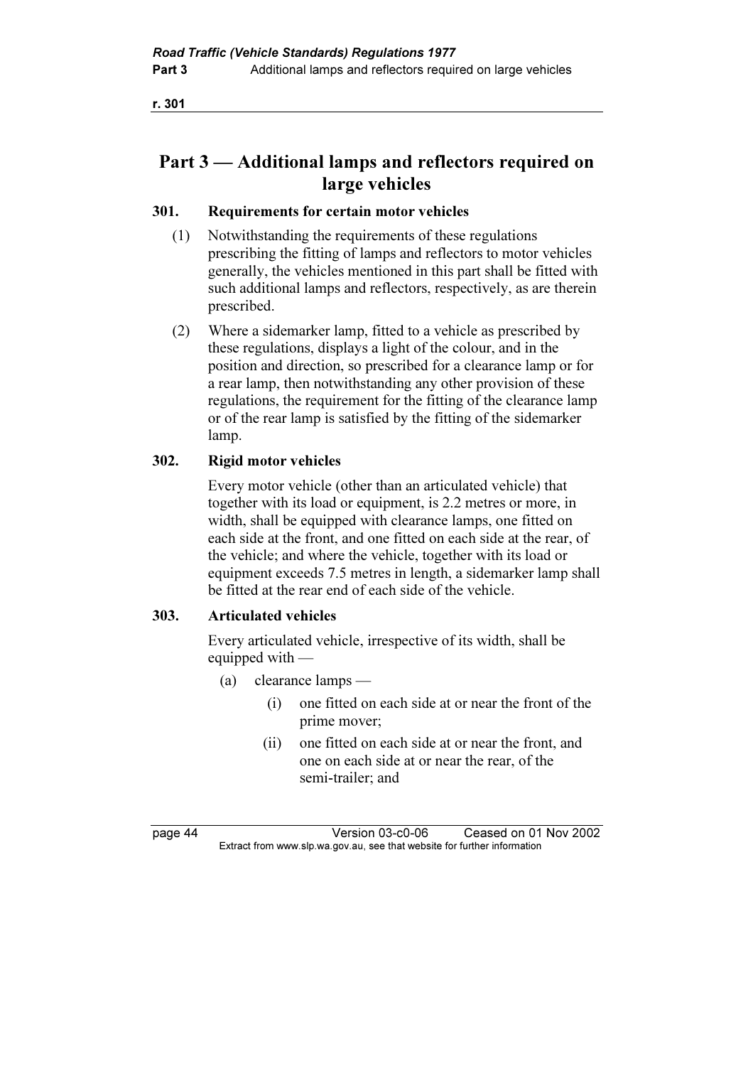# Part 3 — Additional lamps and reflectors required on large vehicles

### 301. Requirements for certain motor vehicles

(1) Notwithstanding the requirements of these regulations prescribing the fitting of lamps and reflectors to motor vehicles generally, the vehicles mentioned in this part shall be fitted with such additional lamps and reflectors, respectively, as are therein prescribed.

(2) Where a sidemarker lamp, fitted to a vehicle as prescribed by these regulations, displays a light of the colour, and in the position and direction, so prescribed for a clearance lamp or for a rear lamp, then notwithstanding any other provision of these regulations, the requirement for the fitting of the clearance lamp or of the rear lamp is satisfied by the fitting of the sidemarker lamp.

### 302. Rigid motor vehicles

Every motor vehicle (other than an articulated vehicle) that together with its load or equipment, is 2.2 metres or more, in width, shall be equipped with clearance lamps, one fitted on each side at the front, and one fitted on each side at the rear, of the vehicle; and where the vehicle, together with its load or equipment exceeds 7.5 metres in length, a sidemarker lamp shall be fitted at the rear end of each side of the vehicle.

### 303. Articulated vehicles

Every articulated vehicle, irrespective of its width, shall be equipped with —

(a) clearance lamps —

  (i) one fitted on each side at or near the front of the prime mover;

  (ii) one fitted on each side at or near the front, and one on each side at or near the rear, of the semi-trailer; and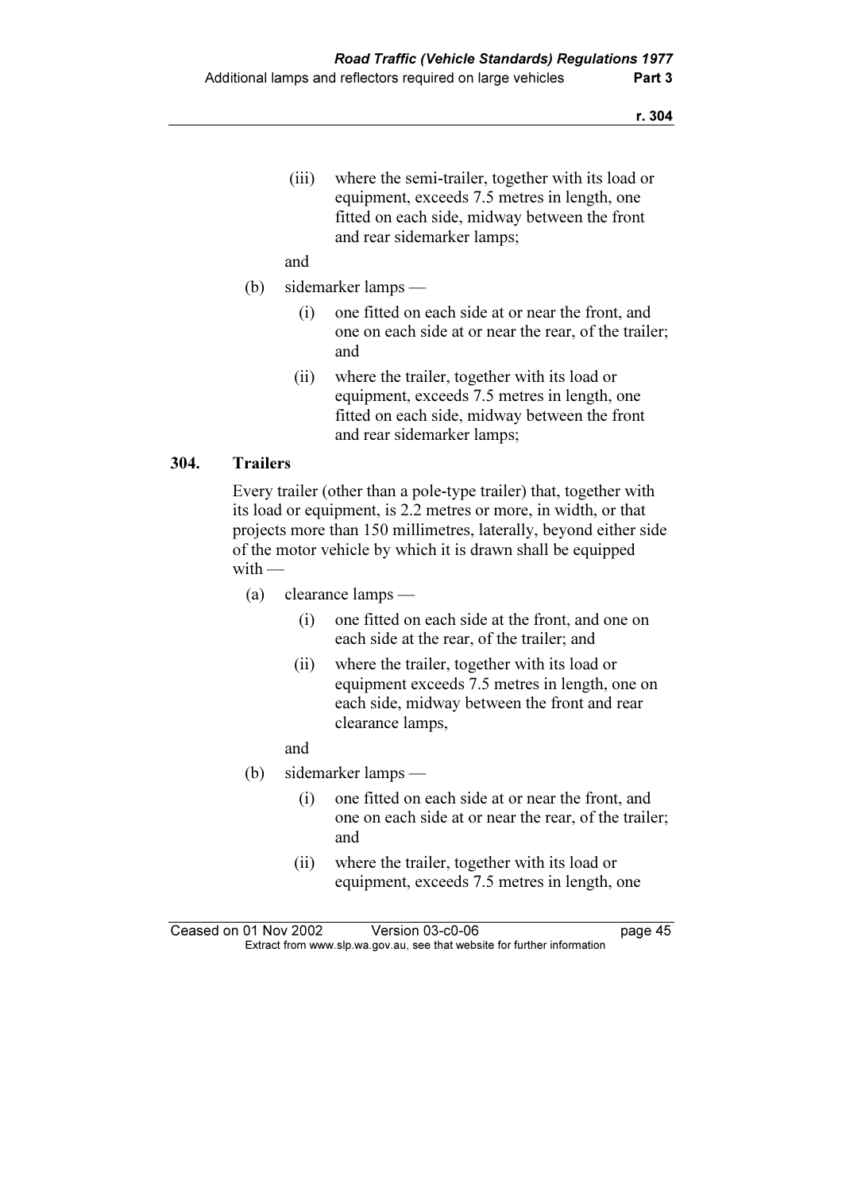(iii) where the semi-trailer, together with its load or equipment, exceeds 7.5 metres in length, one fitted on each side, midway between the front and rear sidemarker lamps;

and

(b) sidemarker lamps —

(i) one fitted on each side at or near the front, and one on each side at or near the rear, of the trailer; and

(ii) where the trailer, together with its load or equipment, exceeds 7.5 metres in length, one fitted on each side, midway between the front and rear sidemarker lamps;

## 304. Trailers

Every trailer (other than a pole-type trailer) that, together with its load or equipment, is 2.2 metres or more, in width, or that projects more than 150 millimetres, laterally, beyond either side of the motor vehicle by which it is drawn shall be equipped with —

(a) clearance lamps —

(i) one fitted on each side at the front, and one on each side at the rear, of the trailer; and

(ii) where the trailer, together with its load or equipment exceeds 7.5 metres in length, one on each side, midway between the front and rear clearance lamps,

and

(b) sidemarker lamps —

(i) one fitted on each side at or near the front, and one on each side at or near the rear, of the trailer; and

(ii) where the trailer, together with its load or equipment, exceeds 7.5 metres in length, one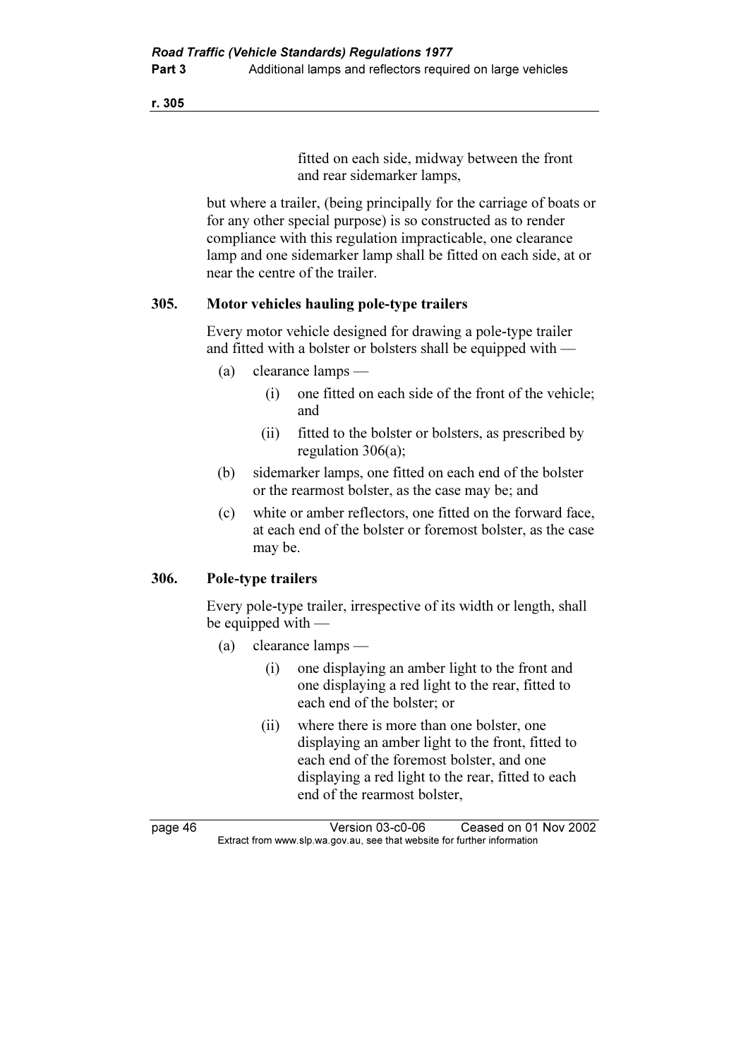fitted on each side, midway between the front and rear sidemarker lamps,

but where a trailer, (being principally for the carriage of boats or for any other special purpose) is so constructed as to render compliance with this regulation impracticable, one clearance lamp and one sidemarker lamp shall be fitted on each side, at or near the centre of the trailer.

## 305. Motor vehicles hauling pole-type trailers

Every motor vehicle designed for drawing a pole-type trailer and fitted with a bolster or bolsters shall be equipped with —

- (a) clearance lamps —
  - (i) one fitted on each side of the front of the vehicle; and
  - (ii) fitted to the bolster or bolsters, as prescribed by regulation 306(a);
- (b) sidemarker lamps, one fitted on each end of the bolster or the rearmost bolster, as the case may be; and
- (c) white or amber reflectors, one fitted on the forward face, at each end of the bolster or foremost bolster, as the case may be.

## 306. Pole-type trailers

Every pole-type trailer, irrespective of its width or length, shall be equipped with —

- (a) clearance lamps —
  - (i) one displaying an amber light to the front and one displaying a red light to the rear, fitted to each end of the bolster; or
  - (ii) where there is more than one bolster, one displaying an amber light to the front, fitted to each end of the foremost bolster, and one displaying a red light to the rear, fitted to each end of the rearmost bolster,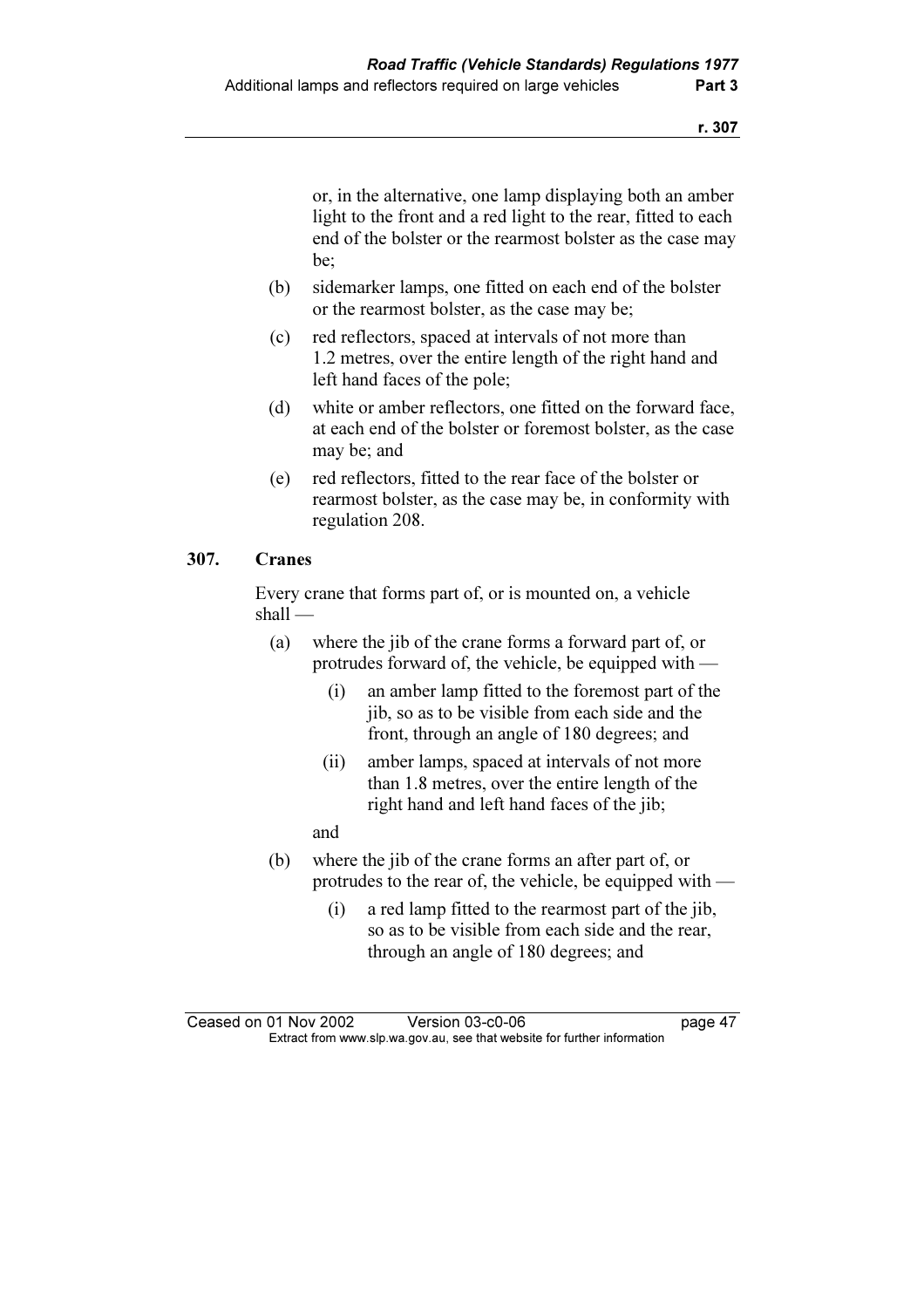or, in the alternative, one lamp displaying both an amber light to the front and a red light to the rear, fitted to each end of the bolster or the rearmost bolster as the case may be;

(b) sidemarker lamps, one fitted on each end of the bolster or the rearmost bolster, as the case may be;

(c) red reflectors, spaced at intervals of not more than 1.2 metres, over the entire length of the right hand and left hand faces of the pole;

(d) white or amber reflectors, one fitted on the forward face, at each end of the bolster or foremost bolster, as the case may be; and

(e) red reflectors, fitted to the rear face of the bolster or rearmost bolster, as the case may be, in conformity with regulation 208.

## 307. Cranes

Every crane that forms part of, or is mounted on, a vehicle shall —

(a) where the jib of the crane forms a forward part of, or protrudes forward of, the vehicle, be equipped with —

(i) an amber lamp fitted to the foremost part of the jib, so as to be visible from each side and the front, through an angle of 180 degrees; and

(ii) amber lamps, spaced at intervals of not more than 1.8 metres, over the entire length of the right hand and left hand faces of the jib;

and

(b) where the jib of the crane forms an after part of, or protrudes to the rear of, the vehicle, be equipped with —

(i) a red lamp fitted to the rearmost part of the jib, so as to be visible from each side and the rear, through an angle of 180 degrees; and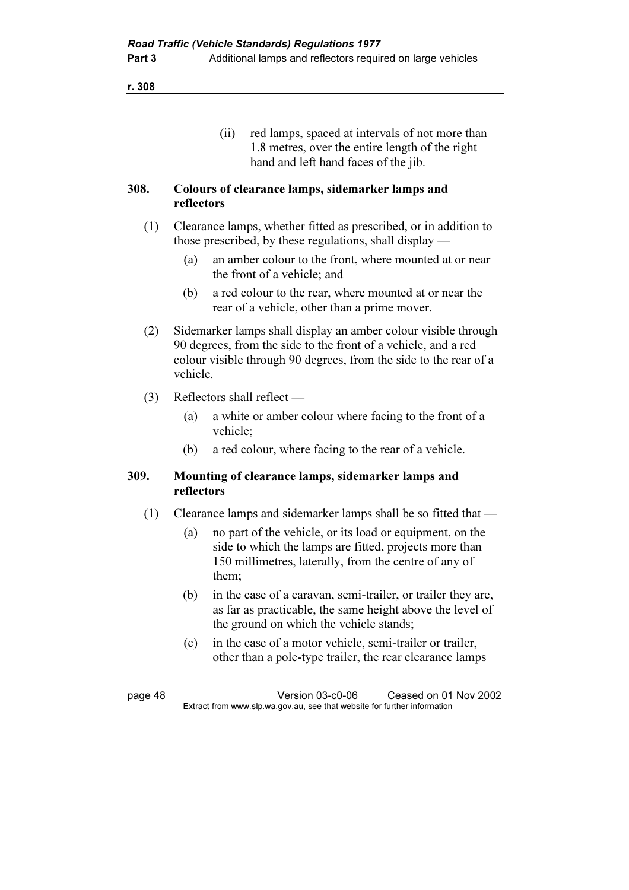(ii) red lamps, spaced at intervals of not more than 1.8 metres, over the entire length of the right hand and left hand faces of the jib.

### 308. Colours of clearance lamps, sidemarker lamps and reflectors

(1) Clearance lamps, whether fitted as prescribed, or in addition to those prescribed, by these regulations, shall display —

(a) an amber colour to the front, where mounted at or near the front of a vehicle; and

(b) a red colour to the rear, where mounted at or near the rear of a vehicle, other than a prime mover.

(2) Sidemarker lamps shall display an amber colour visible through 90 degrees, from the side to the front of a vehicle, and a red colour visible through 90 degrees, from the side to the rear of a vehicle.

(3) Reflectors shall reflect —

(a) a white or amber colour where facing to the front of a vehicle;

(b) a red colour, where facing to the rear of a vehicle.

### 309. Mounting of clearance lamps, sidemarker lamps and reflectors

(1) Clearance lamps and sidemarker lamps shall be so fitted that —

(a) no part of the vehicle, or its load or equipment, on the side to which the lamps are fitted, projects more than 150 millimetres, laterally, from the centre of any of them;

(b) in the case of a caravan, semi-trailer, or trailer they are, as far as practicable, the same height above the level of the ground on which the vehicle stands;

(c) in the case of a motor vehicle, semi-trailer or trailer, other than a pole-type trailer, the rear clearance lamps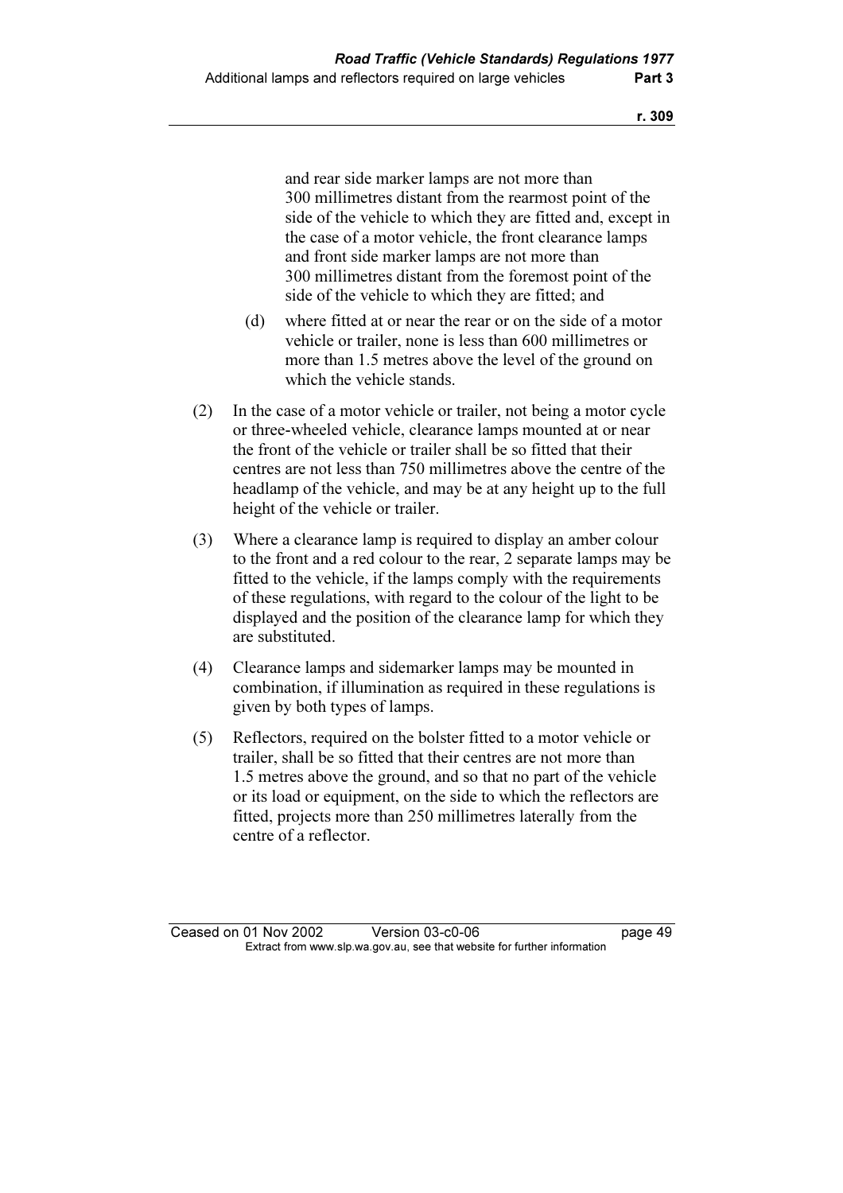and rear side marker lamps are not more than 300 millimetres distant from the rearmost point of the side of the vehicle to which they are fitted and, except in the case of a motor vehicle, the front clearance lamps and front side marker lamps are not more than 300 millimetres distant from the foremost point of the side of the vehicle to which they are fitted; and

(d) where fitted at or near the rear or on the side of a motor vehicle or trailer, none is less than 600 millimetres or more than 1.5 metres above the level of the ground on which the vehicle stands.

(2) In the case of a motor vehicle or trailer, not being a motor cycle or three-wheeled vehicle, clearance lamps mounted at or near the front of the vehicle or trailer shall be so fitted that their centres are not less than 750 millimetres above the centre of the headlamp of the vehicle, and may be at any height up to the full height of the vehicle or trailer.

(3) Where a clearance lamp is required to display an amber colour to the front and a red colour to the rear, 2 separate lamps may be fitted to the vehicle, if the lamps comply with the requirements of these regulations, with regard to the colour of the light to be displayed and the position of the clearance lamp for which they are substituted.

(4) Clearance lamps and sidemarker lamps may be mounted in combination, if illumination as required in these regulations is given by both types of lamps.

(5) Reflectors, required on the bolster fitted to a motor vehicle or trailer, shall be so fitted that their centres are not more than 1.5 metres above the ground, and so that no part of the vehicle or its load or equipment, on the side to which the reflectors are fitted, projects more than 250 millimetres laterally from the centre of a reflector.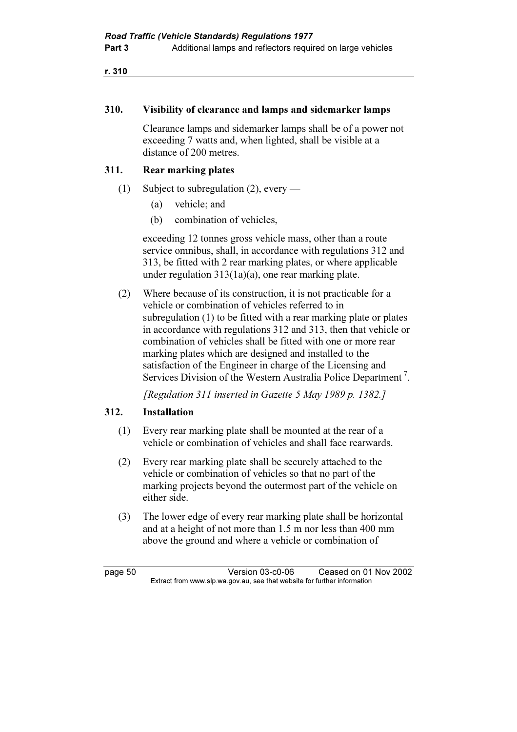### 310. Visibility of clearance and lamps and sidemarker lamps

Clearance lamps and sidemarker lamps shall be of a power not exceeding 7 watts and, when lighted, shall be visible at a distance of 200 metres.

### 311. Rear marking plates

(1) Subject to subregulation (2), every —

(a) vehicle; and

(b) combination of vehicles,

exceeding 12 tonnes gross vehicle mass, other than a route service omnibus, shall, in accordance with regulations 312 and 313, be fitted with 2 rear marking plates, or where applicable under regulation 313(1a)(a), one rear marking plate.

(2) Where because of its construction, it is not practicable for a vehicle or combination of vehicles referred to in subregulation (1) to be fitted with a rear marking plate or plates in accordance with regulations 312 and 313, then that vehicle or combination of vehicles shall be fitted with one or more rear marking plates which are designed and installed to the satisfaction of the Engineer in charge of the Licensing and Services Division of the Western Australia Police Department [7].

*[Regulation 311 inserted in Gazette 5 May 1989 p. 1382.]*

### 312. Installation

(1) Every rear marking plate shall be mounted at the rear of a vehicle or combination of vehicles and shall face rearwards.

(2) Every rear marking plate shall be securely attached to the vehicle or combination of vehicles so that no part of the marking projects beyond the outermost part of the vehicle on either side.

(3) The lower edge of every rear marking plate shall be horizontal and at a height of not more than 1.5 m nor less than 400 mm above the ground and where a vehicle or combination of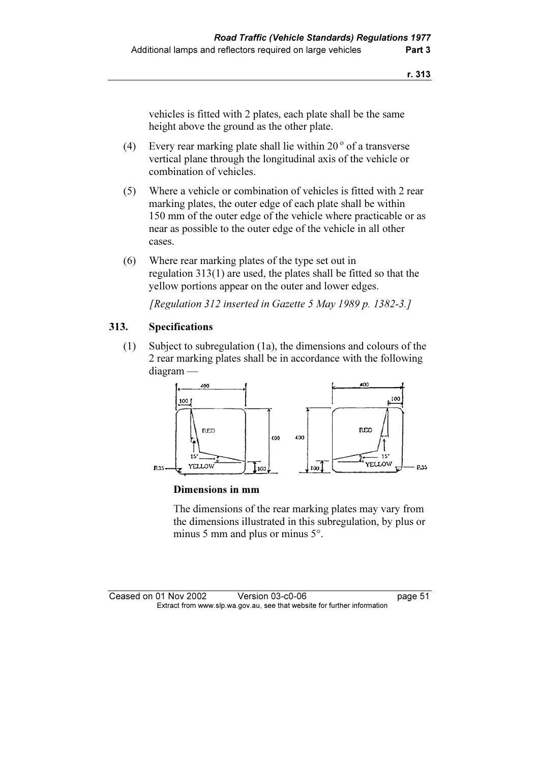vehicles is fitted with 2 plates, each plate shall be the same height above the ground as the other plate.

(4) Every rear marking plate shall lie within 20° of a transverse vertical plane through the longitudinal axis of the vehicle or combination of vehicles.

(5) Where a vehicle or combination of vehicles is fitted with 2 rear marking plates, the outer edge of each plate shall be within 150 mm of the outer edge of the vehicle where practicable or as near as possible to the outer edge of the vehicle in all other cases.

(6) Where rear marking plates of the type set out in regulation 313(1) are used, the plates shall be fitted so that the yellow portions appear on the outer and lower edges.

*[Regulation 312 inserted in Gazette 5 May 1989 p. 1382-3.]*

## 313. Specifications

(1) Subject to subregulation (1a), the dimensions and colours of the 2 rear marking plates shall be in accordance with the following diagram —

**Dimensions in mm**

The dimensions of the rear marking plates may vary from the dimensions illustrated in this subregulation, by plus or minus 5 mm and plus or minus 5°.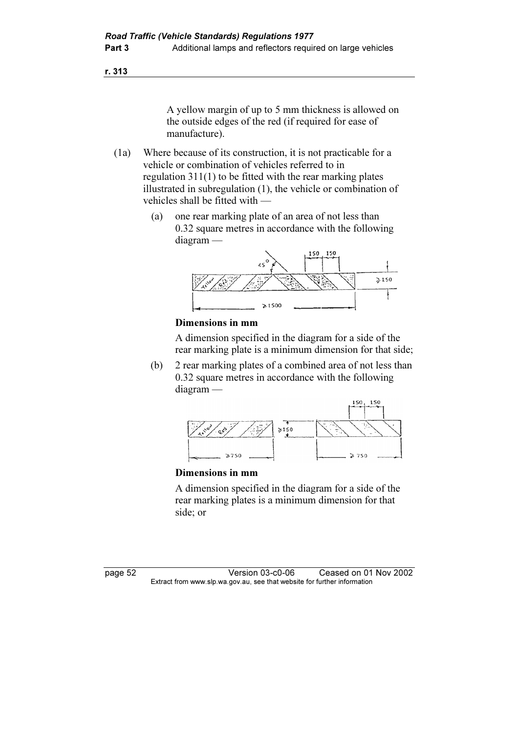A yellow margin of up to 5 mm thickness is allowed on the outside edges of the red (if required for ease of manufacture).

(1a) Where because of its construction, it is not practicable for a vehicle or combination of vehicles referred to in regulation 311(1) to be fitted with the rear marking plates illustrated in subregulation (1), the vehicle or combination of vehicles shall be fitted with —

(a) one rear marking plate of an area of not less than 0.32 square metres in accordance with the following diagram —

**Dimensions in mm**

A dimension specified in the diagram for a side of the rear marking plate is a minimum dimension for that side;

(b) 2 rear marking plates of a combined area of not less than 0.32 square metres in accordance with the following diagram —

**Dimensions in mm**

A dimension specified in the diagram for a side of the rear marking plates is a minimum dimension for that side; or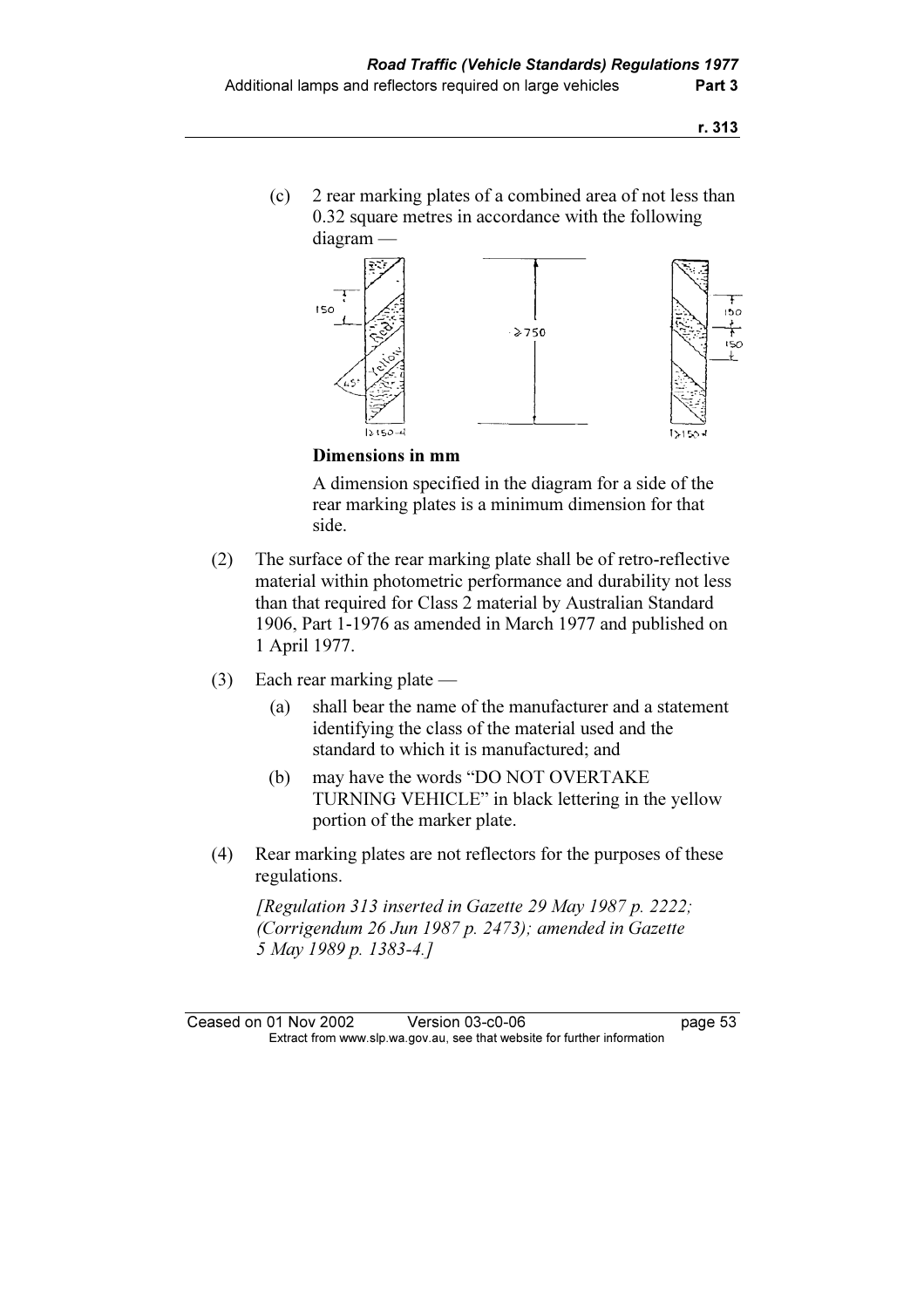(c) 2 rear marking plates of a combined area of not less than 0.32 square metres in accordance with the following diagram —

**Dimensions in mm**

A dimension specified in the diagram for a side of the rear marking plates is a minimum dimension for that side.

(2) The surface of the rear marking plate shall be of retro-reflective material within photometric performance and durability not less than that required for Class 2 material by Australian Standard 1906, Part 1-1976 as amended in March 1977 and published on 1 April 1977.

(3) Each rear marking plate —

(a) shall bear the name of the manufacturer and a statement identifying the class of the material used and the standard to which it is manufactured; and

(b) may have the words "DO NOT OVERTAKE TURNING VEHICLE" in black lettering in the yellow portion of the marker plate.

(4) Rear marking plates are not reflectors for the purposes of these regulations.

*[Regulation 313 inserted in Gazette 29 May 1987 p. 2222; (Corrigendum 26 Jun 1987 p. 2473); amended in Gazette 5 May 1989 p. 1383-4.]*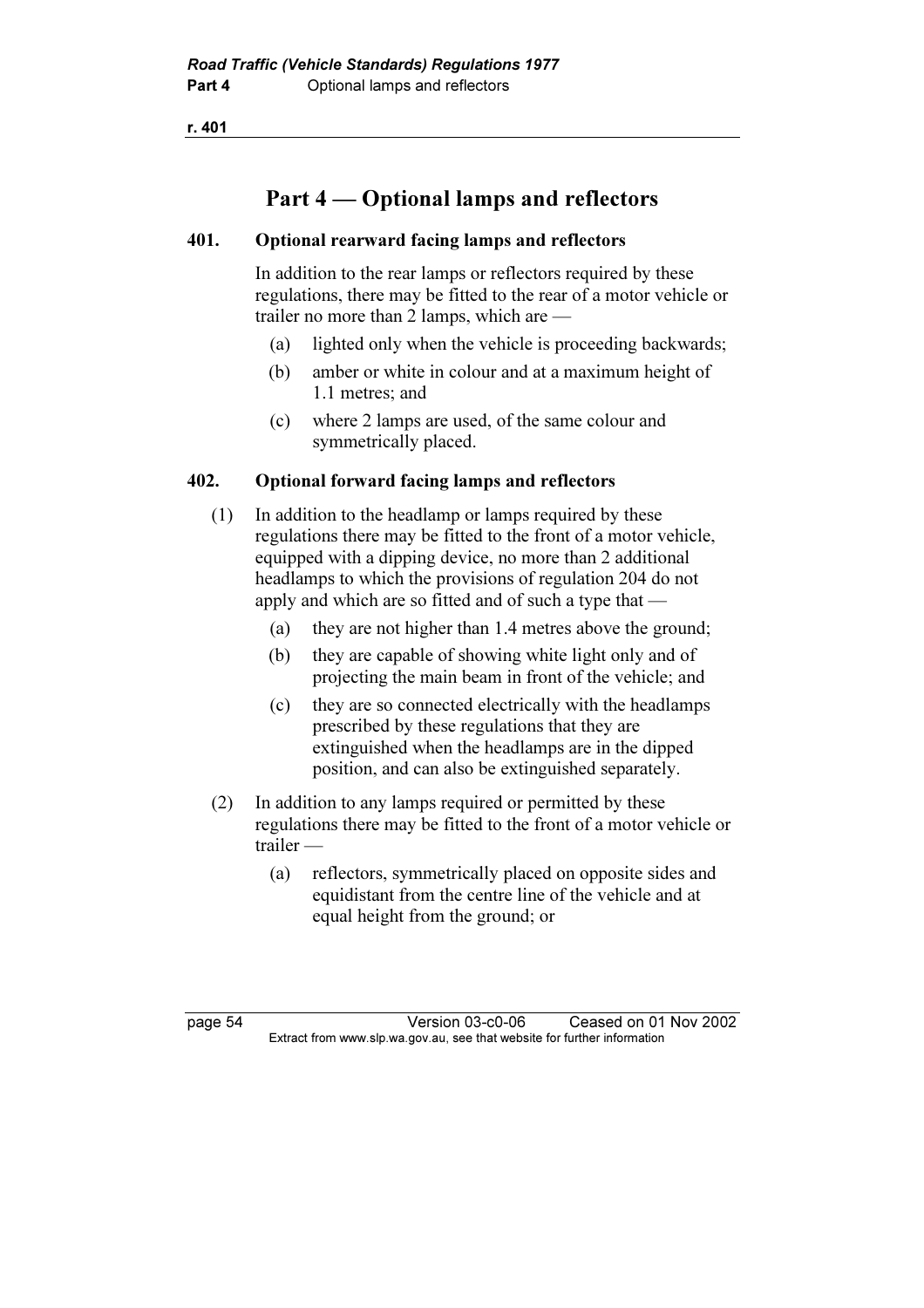# Part 4 — Optional lamps and reflectors

## 401. Optional rearward facing lamps and reflectors

In addition to the rear lamps or reflectors required by these regulations, there may be fitted to the rear of a motor vehicle or trailer no more than 2 lamps, which are —

(a) lighted only when the vehicle is proceeding backwards;

(b) amber or white in colour and at a maximum height of 1.1 metres; and

(c) where 2 lamps are used, of the same colour and symmetrically placed.

## 402. Optional forward facing lamps and reflectors

(1) In addition to the headlamp or lamps required by these regulations there may be fitted to the front of a motor vehicle, equipped with a dipping device, no more than 2 additional headlamps to which the provisions of regulation 204 do not apply and which are so fitted and of such a type that —

(a) they are not higher than 1.4 metres above the ground;

(b) they are capable of showing white light only and of projecting the main beam in front of the vehicle; and

(c) they are so connected electrically with the headlamps prescribed by these regulations that they are extinguished when the headlamps are in the dipped position, and can also be extinguished separately.

(2) In addition to any lamps required or permitted by these regulations there may be fitted to the front of a motor vehicle or trailer —

(a) reflectors, symmetrically placed on opposite sides and equidistant from the centre line of the vehicle and at equal height from the ground; or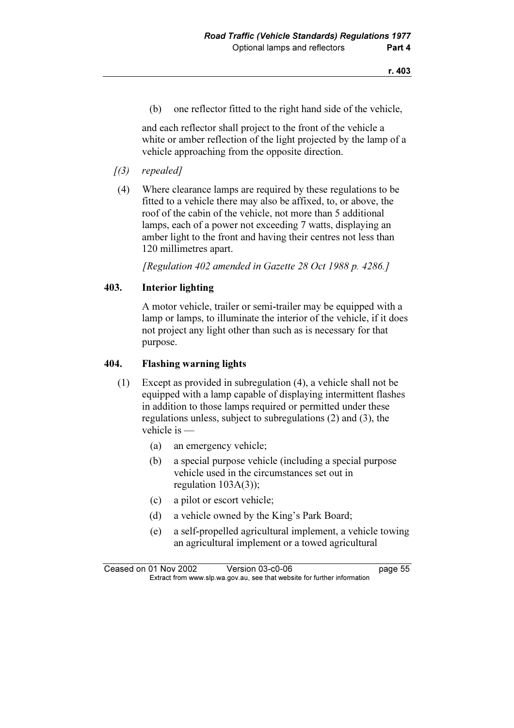(b) one reflector fitted to the right hand side of the vehicle,

and each reflector shall project to the front of the vehicle a white or amber reflection of the light projected by the lamp of a vehicle approaching from the opposite direction.

*[(3) repealed]*

(4) Where clearance lamps are required by these regulations to be fitted to a vehicle there may also be affixed, to, or above, the roof of the cabin of the vehicle, not more than 5 additional lamps, each of a power not exceeding 7 watts, displaying an amber light to the front and having their centres not less than 120 millimetres apart.

*[Regulation 402 amended in Gazette 28 Oct 1988 p. 4286.]*

### 403. Interior lighting

A motor vehicle, trailer or semi-trailer may be equipped with a lamp or lamps, to illuminate the interior of the vehicle, if it does not project any light other than such as is necessary for that purpose.

### 404. Flashing warning lights

(1) Except as provided in subregulation (4), a vehicle shall not be equipped with a lamp capable of displaying intermittent flashes in addition to those lamps required or permitted under these regulations unless, subject to subregulations (2) and (3), the vehicle is —

(a) an emergency vehicle;

(b) a special purpose vehicle (including a special purpose vehicle used in the circumstances set out in regulation 103A(3));

(c) a pilot or escort vehicle;

(d) a vehicle owned by the King's Park Board;

(e) a self-propelled agricultural implement, a vehicle towing an agricultural implement or a towed agricultural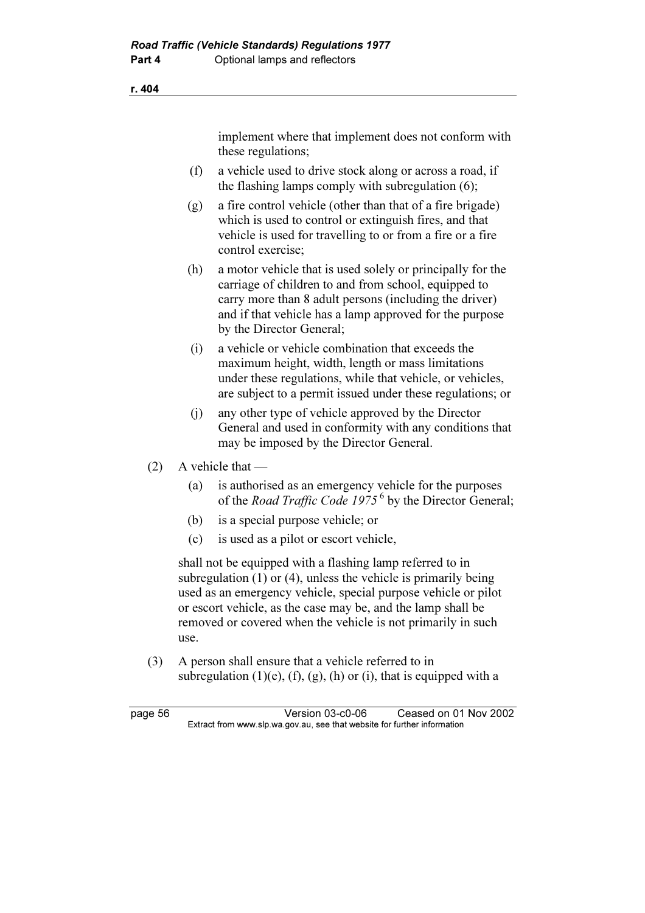implement where that implement does not conform with these regulations;

(f) a vehicle used to drive stock along or across a road, if the flashing lamps comply with subregulation (6);

(g) a fire control vehicle (other than that of a fire brigade) which is used to control or extinguish fires, and that vehicle is used for travelling to or from a fire or a fire control exercise;

(h) a motor vehicle that is used solely or principally for the carriage of children to and from school, equipped to carry more than 8 adult persons (including the driver) and if that vehicle has a lamp approved for the purpose by the Director General;

(i) a vehicle or vehicle combination that exceeds the maximum height, width, length or mass limitations under these regulations, while that vehicle, or vehicles, are subject to a permit issued under these regulations; or

(j) any other type of vehicle approved by the Director General and used in conformity with any conditions that may be imposed by the Director General.

(2) A vehicle that —

(a) is authorised as an emergency vehicle for the purposes of the *Road Traffic Code 1975* [6] by the Director General;

(b) is a special purpose vehicle; or

(c) is used as a pilot or escort vehicle,

shall not be equipped with a flashing lamp referred to in subregulation (1) or (4), unless the vehicle is primarily being used as an emergency vehicle, special purpose vehicle or pilot or escort vehicle, as the case may be, and the lamp shall be removed or covered when the vehicle is not primarily in such use.

(3) A person shall ensure that a vehicle referred to in subregulation (1)(e), (f), (g), (h) or (i), that is equipped with a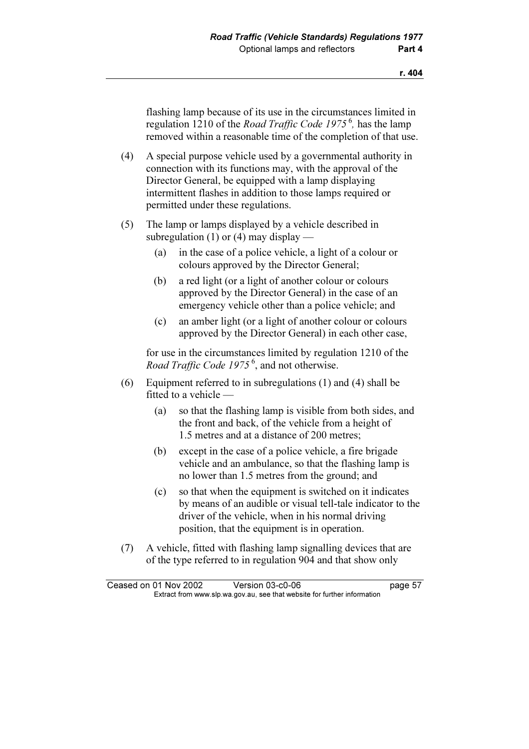flashing lamp because of its use in the circumstances limited in regulation 1210 of the *Road Traffic Code 1975* [6], has the lamp removed within a reasonable time of the completion of that use.

(4) A special purpose vehicle used by a governmental authority in connection with its functions may, with the approval of the Director General, be equipped with a lamp displaying intermittent flashes in addition to those lamps required or permitted under these regulations.

(5) The lamp or lamps displayed by a vehicle described in subregulation (1) or (4) may display —

- (a) in the case of a police vehicle, a light of a colour or colours approved by the Director General;
- (b) a red light (or a light of another colour or colours approved by the Director General) in the case of an emergency vehicle other than a police vehicle; and
- (c) an amber light (or a light of another colour or colours approved by the Director General) in each other case,

for use in the circumstances limited by regulation 1210 of the *Road Traffic Code 1975* [6], and not otherwise.

(6) Equipment referred to in subregulations (1) and (4) shall be fitted to a vehicle —

- (a) so that the flashing lamp is visible from both sides, and the front and back, of the vehicle from a height of 1.5 metres and at a distance of 200 metres;
- (b) except in the case of a police vehicle, a fire brigade vehicle and an ambulance, so that the flashing lamp is no lower than 1.5 metres from the ground; and
- (c) so that when the equipment is switched on it indicates by means of an audible or visual tell-tale indicator to the driver of the vehicle, when in his normal driving position, that the equipment is in operation.

(7) A vehicle, fitted with flashing lamp signalling devices that are of the type referred to in regulation 904 and that show only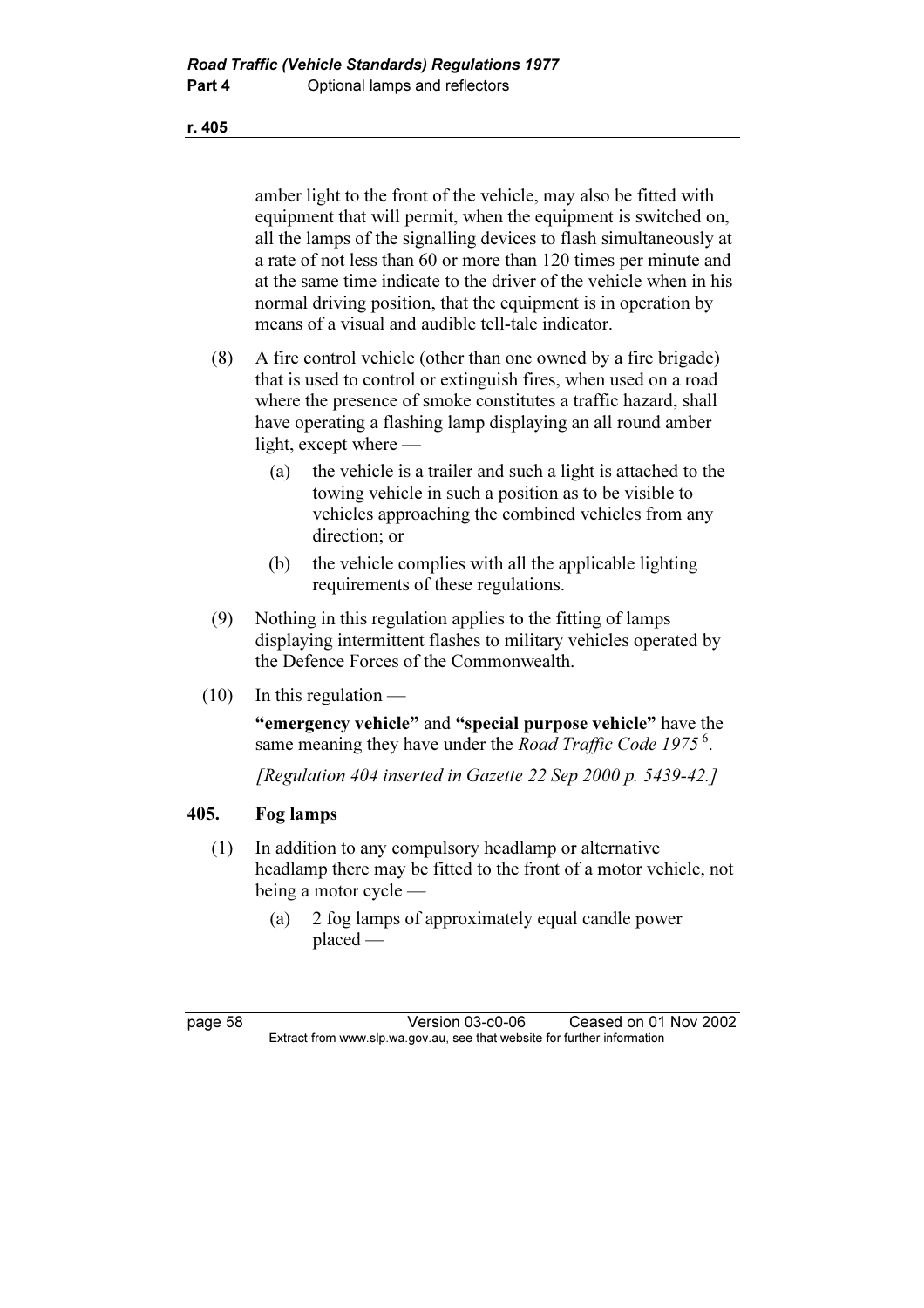amber light to the front of the vehicle, may also be fitted with equipment that will permit, when the equipment is switched on, all the lamps of the signalling devices to flash simultaneously at a rate of not less than 60 or more than 120 times per minute and at the same time indicate to the driver of the vehicle when in his normal driving position, that the equipment is in operation by means of a visual and audible tell-tale indicator.

(8) A fire control vehicle (other than one owned by a fire brigade) that is used to control or extinguish fires, when used on a road where the presence of smoke constitutes a traffic hazard, shall have operating a flashing lamp displaying an all round amber light, except where —

   (a) the vehicle is a trailer and such a light is attached to the towing vehicle in such a position as to be visible to vehicles approaching the combined vehicles from any direction; or

   (b) the vehicle complies with all the applicable lighting requirements of these regulations.

(9) Nothing in this regulation applies to the fitting of lamps displaying intermittent flashes to military vehicles operated by the Defence Forces of the Commonwealth.

(10) In this regulation —

**"emergency vehicle"** and **"special purpose vehicle"** have the same meaning they have under the *Road Traffic Code 1975* [6].

*[Regulation 404 inserted in Gazette 22 Sep 2000 p. 5439-42.]*

## 405. Fog lamps

(1) In addition to any compulsory headlamp or alternative headlamp there may be fitted to the front of a motor vehicle, not being a motor cycle —

   (a) 2 fog lamps of approximately equal candle power placed —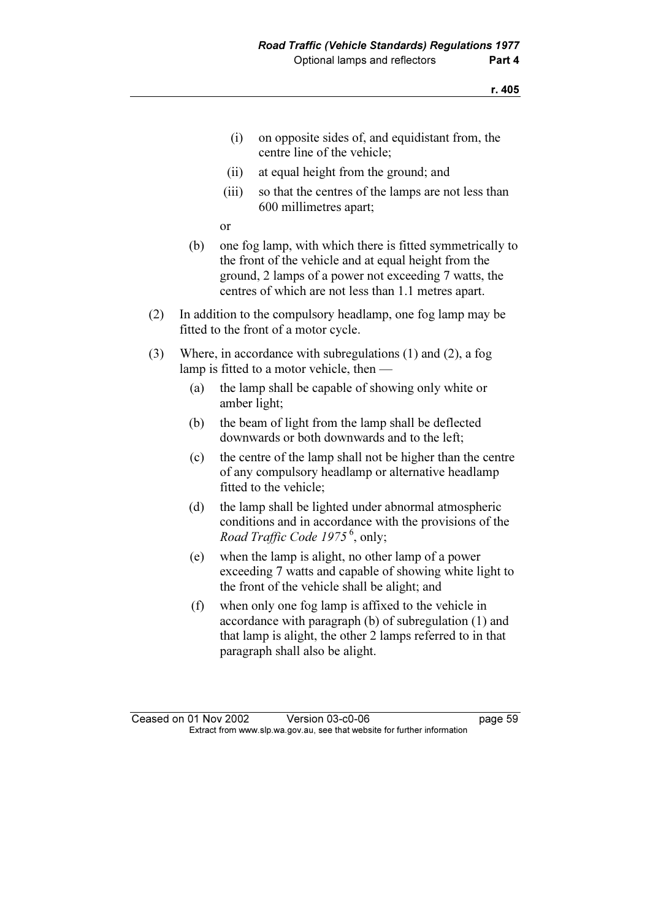(i) on opposite sides of, and equidistant from, the centre line of the vehicle;

(ii) at equal height from the ground; and

(iii) so that the centres of the lamps are not less than 600 millimetres apart;

or

(b) one fog lamp, with which there is fitted symmetrically to the front of the vehicle and at equal height from the ground, 2 lamps of a power not exceeding 7 watts, the centres of which are not less than 1.1 metres apart.

(2) In addition to the compulsory headlamp, one fog lamp may be fitted to the front of a motor cycle.

(3) Where, in accordance with subregulations (1) and (2), a fog lamp is fitted to a motor vehicle, then —

(a) the lamp shall be capable of showing only white or amber light;

(b) the beam of light from the lamp shall be deflected downwards or both downwards and to the left;

(c) the centre of the lamp shall not be higher than the centre of any compulsory headlamp or alternative headlamp fitted to the vehicle;

(d) the lamp shall be lighted under abnormal atmospheric conditions and in accordance with the provisions of the *Road Traffic Code 1975* [6], only;

(e) when the lamp is alight, no other lamp of a power exceeding 7 watts and capable of showing white light to the front of the vehicle shall be alight; and

(f) when only one fog lamp is affixed to the vehicle in accordance with paragraph (b) of subregulation (1) and that lamp is alight, the other 2 lamps referred to in that paragraph shall also be alight.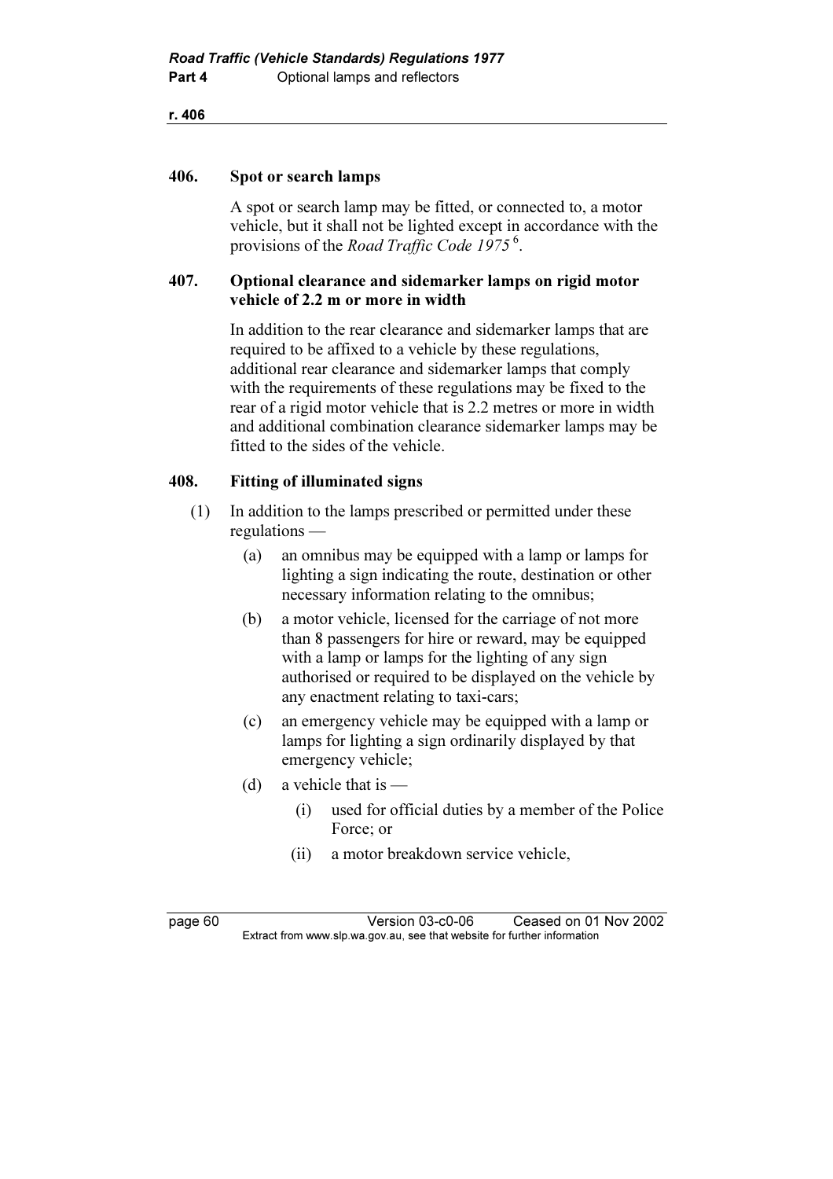### 406. Spot or search lamps

A spot or search lamp may be fitted, or connected to, a motor vehicle, but it shall not be lighted except in accordance with the provisions of the *Road Traffic Code 1975* [6].

### 407. Optional clearance and sidemarker lamps on rigid motor vehicle of 2.2 m or more in width

In addition to the rear clearance and sidemarker lamps that are required to be affixed to a vehicle by these regulations, additional rear clearance and sidemarker lamps that comply with the requirements of these regulations may be fixed to the rear of a rigid motor vehicle that is 2.2 metres or more in width and additional combination clearance sidemarker lamps may be fitted to the sides of the vehicle.

### 408. Fitting of illuminated signs

(1) In addition to the lamps prescribed or permitted under these regulations —

- (a) an omnibus may be equipped with a lamp or lamps for lighting a sign indicating the route, destination or other necessary information relating to the omnibus;
- (b) a motor vehicle, licensed for the carriage of not more than 8 passengers for hire or reward, may be equipped with a lamp or lamps for the lighting of any sign authorised or required to be displayed on the vehicle by any enactment relating to taxi-cars;
- (c) an emergency vehicle may be equipped with a lamp or lamps for lighting a sign ordinarily displayed by that emergency vehicle;
- (d) a vehicle that is —
  - (i) used for official duties by a member of the Police Force; or
  - (ii) a motor breakdown service vehicle,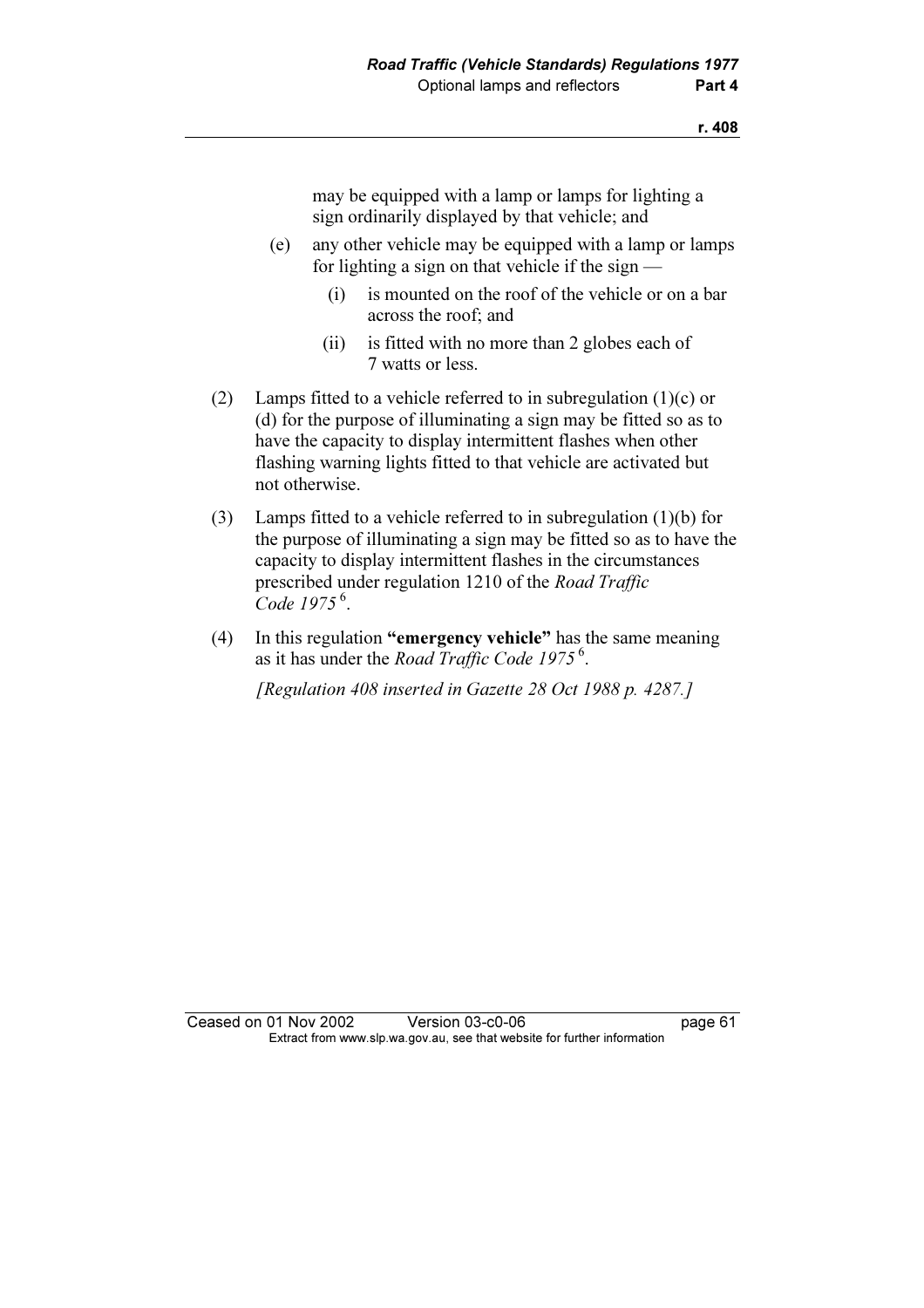may be equipped with a lamp or lamps for lighting a sign ordinarily displayed by that vehicle; and

(e) any other vehicle may be equipped with a lamp or lamps for lighting a sign on that vehicle if the sign —

(i) is mounted on the roof of the vehicle or on a bar across the roof; and

(ii) is fitted with no more than 2 globes each of 7 watts or less.

(2) Lamps fitted to a vehicle referred to in subregulation (1)(c) or (d) for the purpose of illuminating a sign may be fitted so as to have the capacity to display intermittent flashes when other flashing warning lights fitted to that vehicle are activated but not otherwise.

(3) Lamps fitted to a vehicle referred to in subregulation (1)(b) for the purpose of illuminating a sign may be fitted so as to have the capacity to display intermittent flashes in the circumstances prescribed under regulation 1210 of the *Road Traffic Code 1975* [6].

(4) In this regulation **"emergency vehicle"** has the same meaning as it has under the *Road Traffic Code 1975* [6].

*[Regulation 408 inserted in Gazette 28 Oct 1988 p. 4287.]*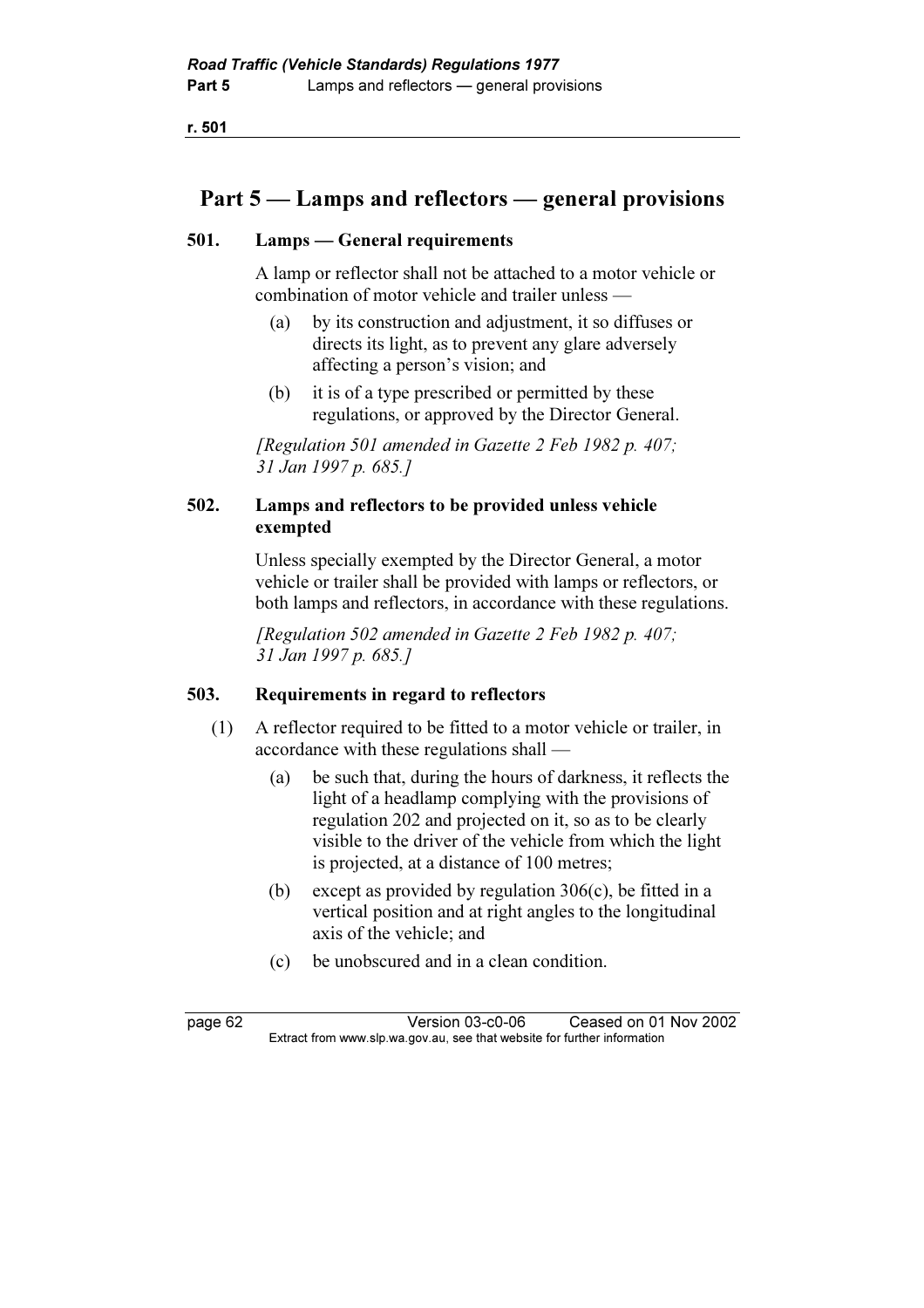# Part 5 — Lamps and reflectors — general provisions

## 501. Lamps — General requirements

A lamp or reflector shall not be attached to a motor vehicle or combination of motor vehicle and trailer unless —

(a) by its construction and adjustment, it so diffuses or directs its light, as to prevent any glare adversely affecting a person's vision; and

(b) it is of a type prescribed or permitted by these regulations, or approved by the Director General.

*[Regulation 501 amended in Gazette 2 Feb 1982 p. 407; 31 Jan 1997 p. 685.]*

## 502. Lamps and reflectors to be provided unless vehicle exempted

Unless specially exempted by the Director General, a motor vehicle or trailer shall be provided with lamps or reflectors, or both lamps and reflectors, in accordance with these regulations.

*[Regulation 502 amended in Gazette 2 Feb 1982 p. 407; 31 Jan 1997 p. 685.]*

## 503. Requirements in regard to reflectors

(1) A reflector required to be fitted to a motor vehicle or trailer, in accordance with these regulations shall —

(a) be such that, during the hours of darkness, it reflects the light of a headlamp complying with the provisions of regulation 202 and projected on it, so as to be clearly visible to the driver of the vehicle from which the light is projected, at a distance of 100 metres;

(b) except as provided by regulation 306(c), be fitted in a vertical position and at right angles to the longitudinal axis of the vehicle; and

(c) be unobscured and in a clean condition.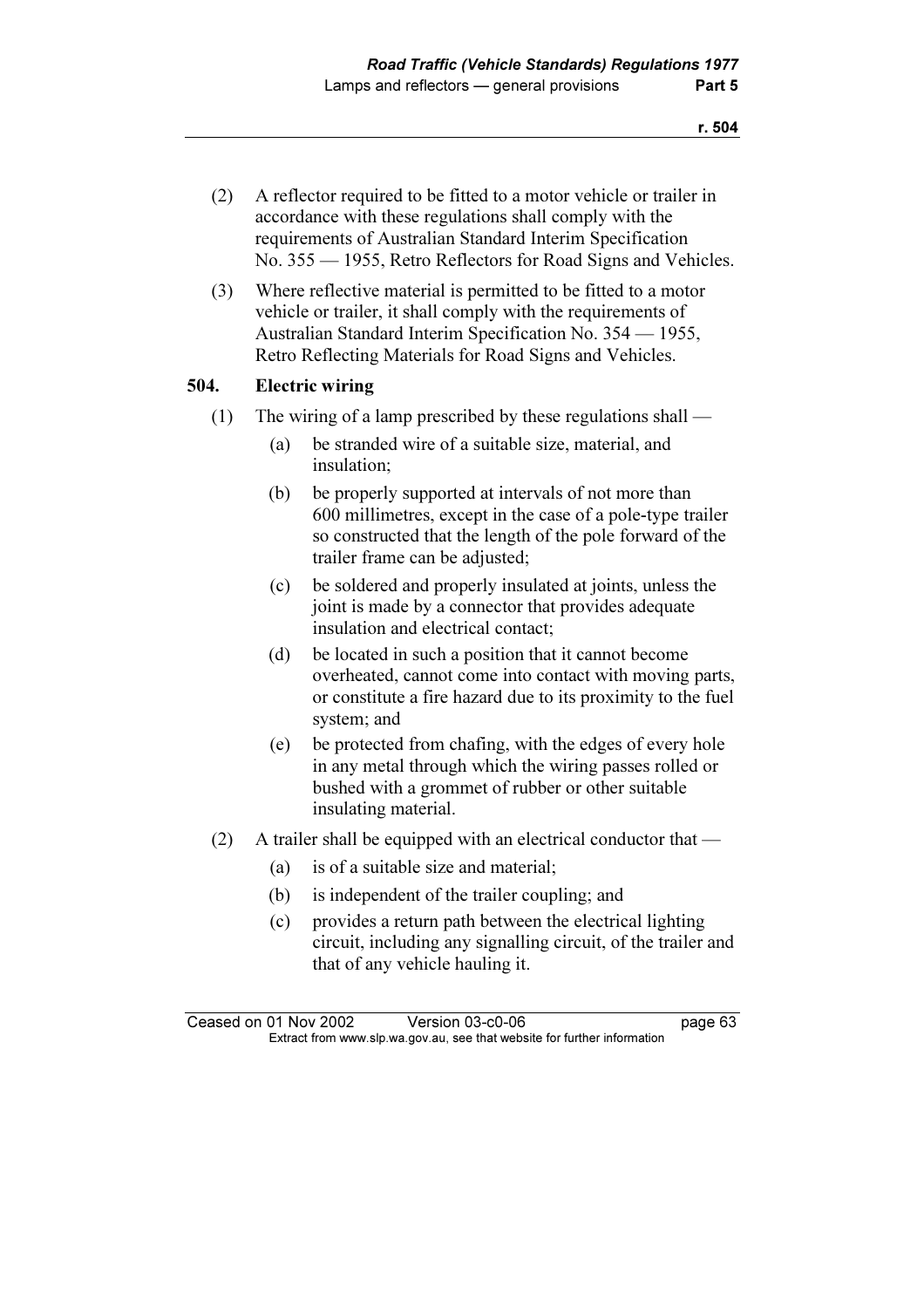(2) A reflector required to be fitted to a motor vehicle or trailer in accordance with these regulations shall comply with the requirements of Australian Standard Interim Specification No. 355 — 1955, Retro Reflectors for Road Signs and Vehicles.

(3) Where reflective material is permitted to be fitted to a motor vehicle or trailer, it shall comply with the requirements of Australian Standard Interim Specification No. 354 — 1955, Retro Reflecting Materials for Road Signs and Vehicles.

### 504. Electric wiring

(1) The wiring of a lamp prescribed by these regulations shall —

- (a) be stranded wire of a suitable size, material, and insulation;
- (b) be properly supported at intervals of not more than 600 millimetres, except in the case of a pole-type trailer so constructed that the length of the pole forward of the trailer frame can be adjusted;
- (c) be soldered and properly insulated at joints, unless the joint is made by a connector that provides adequate insulation and electrical contact;
- (d) be located in such a position that it cannot become overheated, cannot come into contact with moving parts, or constitute a fire hazard due to its proximity to the fuel system; and
- (e) be protected from chafing, with the edges of every hole in any metal through which the wiring passes rolled or bushed with a grommet of rubber or other suitable insulating material.

(2) A trailer shall be equipped with an electrical conductor that —

- (a) is of a suitable size and material;
- (b) is independent of the trailer coupling; and
- (c) provides a return path between the electrical lighting circuit, including any signalling circuit, of the trailer and that of any vehicle hauling it.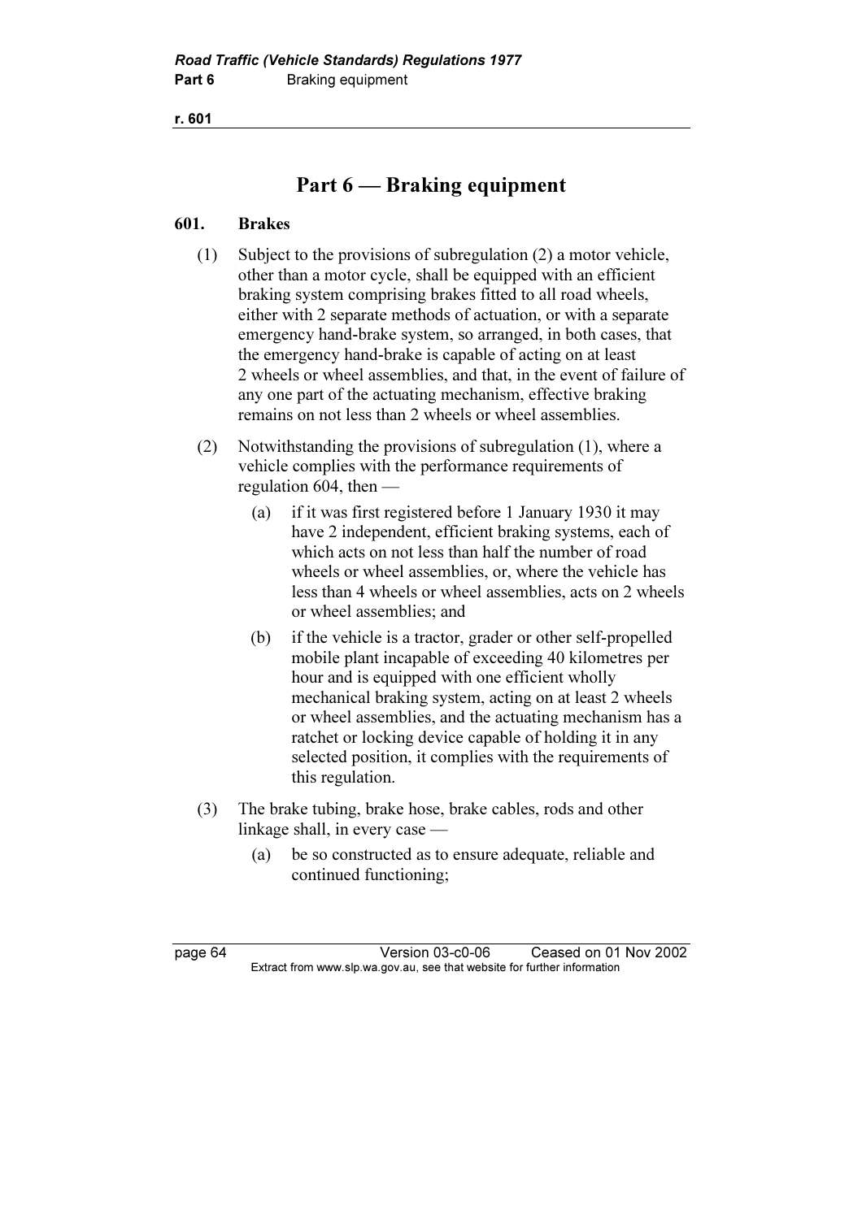# Part 6 — Braking equipment

## 601. Brakes

(1) Subject to the provisions of subregulation (2) a motor vehicle, other than a motor cycle, shall be equipped with an efficient braking system comprising brakes fitted to all road wheels, either with 2 separate methods of actuation, or with a separate emergency hand-brake system, so arranged, in both cases, that the emergency hand-brake is capable of acting on at least 2 wheels or wheel assemblies, and that, in the event of failure of any one part of the actuating mechanism, effective braking remains on not less than 2 wheels or wheel assemblies.

(2) Notwithstanding the provisions of subregulation (1), where a vehicle complies with the performance requirements of regulation 604, then —

- (a) if it was first registered before 1 January 1930 it may have 2 independent, efficient braking systems, each of which acts on not less than half the number of road wheels or wheel assemblies, or, where the vehicle has less than 4 wheels or wheel assemblies, acts on 2 wheels or wheel assemblies; and
- (b) if the vehicle is a tractor, grader or other self-propelled mobile plant incapable of exceeding 40 kilometres per hour and is equipped with one efficient wholly mechanical braking system, acting on at least 2 wheels or wheel assemblies, and the actuating mechanism has a ratchet or locking device capable of holding it in any selected position, it complies with the requirements of this regulation.

(3) The brake tubing, brake hose, brake cables, rods and other linkage shall, in every case —

- (a) be so constructed as to ensure adequate, reliable and continued functioning;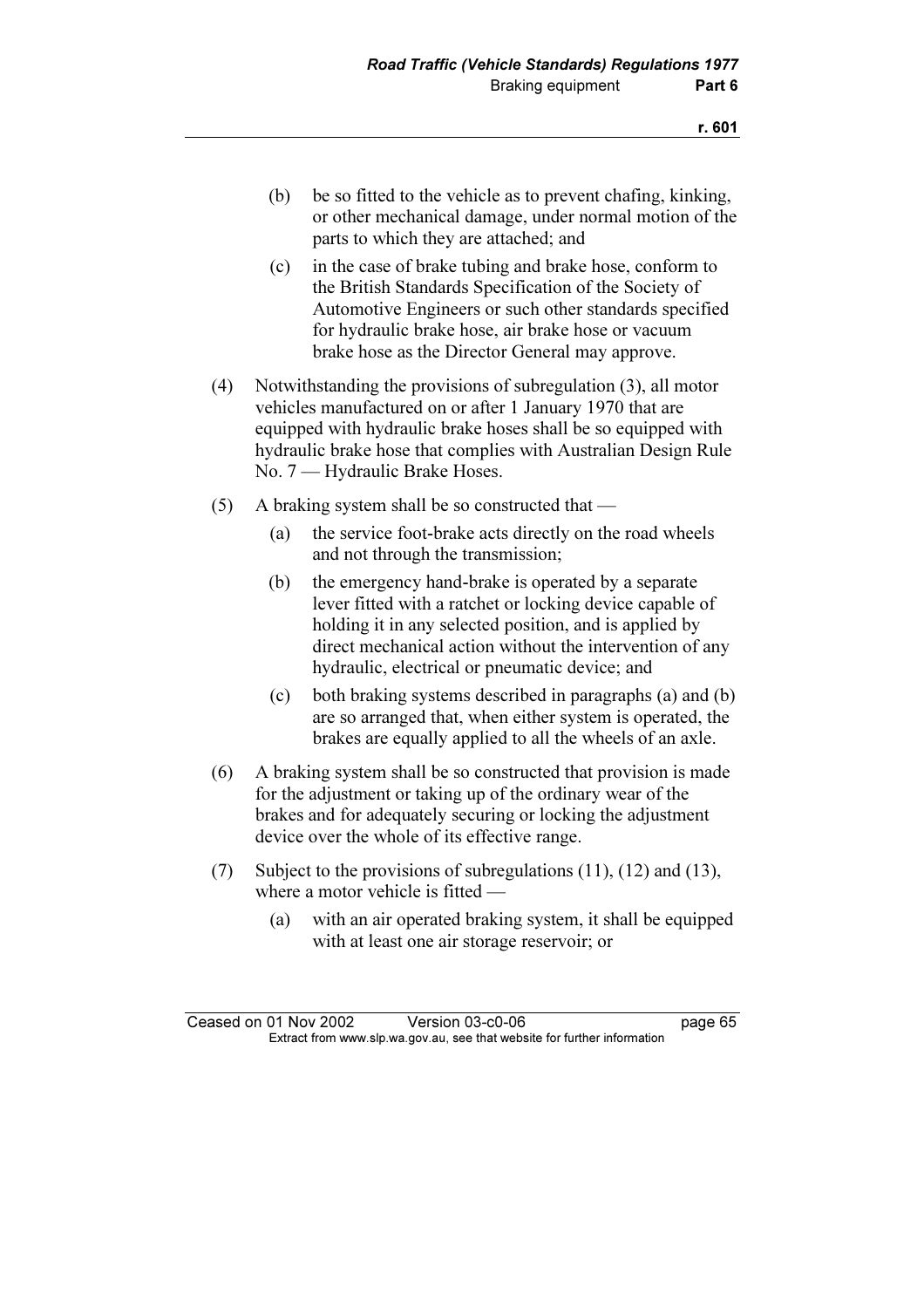(b) be so fitted to the vehicle as to prevent chafing, kinking, or other mechanical damage, under normal motion of the parts to which they are attached; and

(c) in the case of brake tubing and brake hose, conform to the British Standards Specification of the Society of Automotive Engineers or such other standards specified for hydraulic brake hose, air brake hose or vacuum brake hose as the Director General may approve.

(4) Notwithstanding the provisions of subregulation (3), all motor vehicles manufactured on or after 1 January 1970 that are equipped with hydraulic brake hoses shall be so equipped with hydraulic brake hose that complies with Australian Design Rule No. 7 — Hydraulic Brake Hoses.

(5) A braking system shall be so constructed that —

(a) the service foot-brake acts directly on the road wheels and not through the transmission;

(b) the emergency hand-brake is operated by a separate lever fitted with a ratchet or locking device capable of holding it in any selected position, and is applied by direct mechanical action without the intervention of any hydraulic, electrical or pneumatic device; and

(c) both braking systems described in paragraphs (a) and (b) are so arranged that, when either system is operated, the brakes are equally applied to all the wheels of an axle.

(6) A braking system shall be so constructed that provision is made for the adjustment or taking up of the ordinary wear of the brakes and for adequately securing or locking the adjustment device over the whole of its effective range.

(7) Subject to the provisions of subregulations (11), (12) and (13), where a motor vehicle is fitted —

(a) with an air operated braking system, it shall be equipped with at least one air storage reservoir; or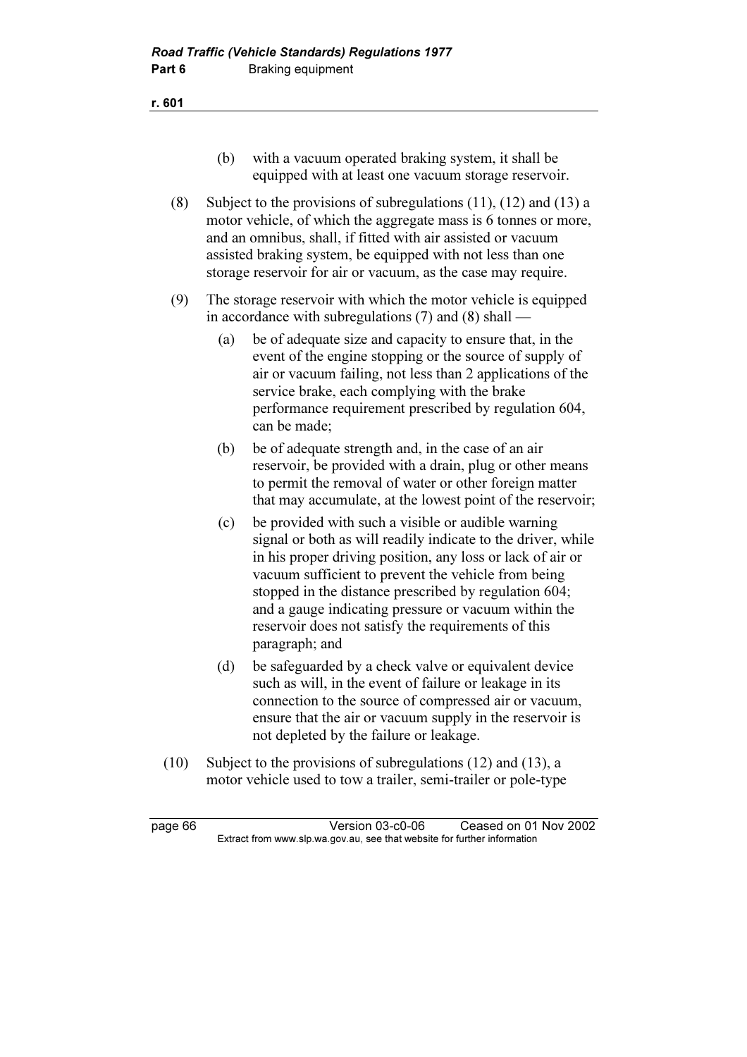(b) with a vacuum operated braking system, it shall be equipped with at least one vacuum storage reservoir.

(8) Subject to the provisions of subregulations (11), (12) and (13) a motor vehicle, of which the aggregate mass is 6 tonnes or more, and an omnibus, shall, if fitted with air assisted or vacuum assisted braking system, be equipped with not less than one storage reservoir for air or vacuum, as the case may require.

(9) The storage reservoir with which the motor vehicle is equipped in accordance with subregulations (7) and (8) shall —

(a) be of adequate size and capacity to ensure that, in the event of the engine stopping or the source of supply of air or vacuum failing, not less than 2 applications of the service brake, each complying with the brake performance requirement prescribed by regulation 604, can be made;

(b) be of adequate strength and, in the case of an air reservoir, be provided with a drain, plug or other means to permit the removal of water or other foreign matter that may accumulate, at the lowest point of the reservoir;

(c) be provided with such a visible or audible warning signal or both as will readily indicate to the driver, while in his proper driving position, any loss or lack of air or vacuum sufficient to prevent the vehicle from being stopped in the distance prescribed by regulation 604; and a gauge indicating pressure or vacuum within the reservoir does not satisfy the requirements of this paragraph; and

(d) be safeguarded by a check valve or equivalent device such as will, in the event of failure or leakage in its connection to the source of compressed air or vacuum, ensure that the air or vacuum supply in the reservoir is not depleted by the failure or leakage.

(10) Subject to the provisions of subregulations (12) and (13), a motor vehicle used to tow a trailer, semi-trailer or pole-type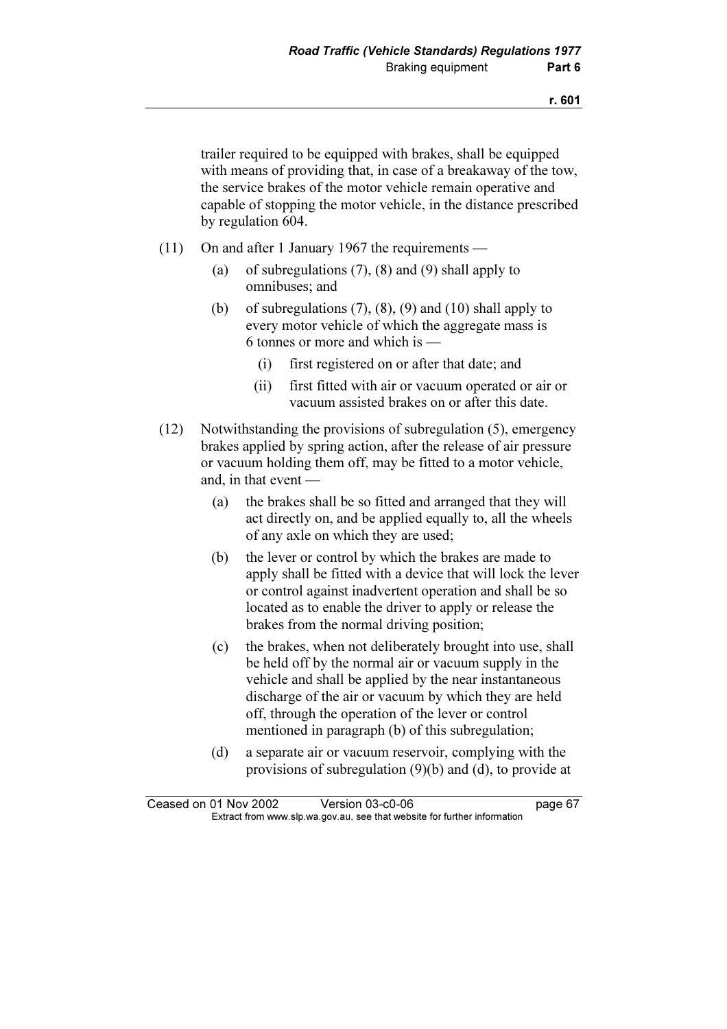trailer required to be equipped with brakes, shall be equipped with means of providing that, in case of a breakaway of the tow, the service brakes of the motor vehicle remain operative and capable of stopping the motor vehicle, in the distance prescribed by regulation 604.

(11) On and after 1 January 1967 the requirements —

(a) of subregulations (7), (8) and (9) shall apply to omnibuses; and

(b) of subregulations (7), (8), (9) and (10) shall apply to every motor vehicle of which the aggregate mass is 6 tonnes or more and which is —

(i) first registered on or after that date; and

(ii) first fitted with air or vacuum operated or air or vacuum assisted brakes on or after this date.

(12) Notwithstanding the provisions of subregulation (5), emergency brakes applied by spring action, after the release of air pressure or vacuum holding them off, may be fitted to a motor vehicle, and, in that event —

(a) the brakes shall be so fitted and arranged that they will act directly on, and be applied equally to, all the wheels of any axle on which they are used;

(b) the lever or control by which the brakes are made to apply shall be fitted with a device that will lock the lever or control against inadvertent operation and shall be so located as to enable the driver to apply or release the brakes from the normal driving position;

(c) the brakes, when not deliberately brought into use, shall be held off by the normal air or vacuum supply in the vehicle and shall be applied by the near instantaneous discharge of the air or vacuum by which they are held off, through the operation of the lever or control mentioned in paragraph (b) of this subregulation;

(d) a separate air or vacuum reservoir, complying with the provisions of subregulation (9)(b) and (d), to provide at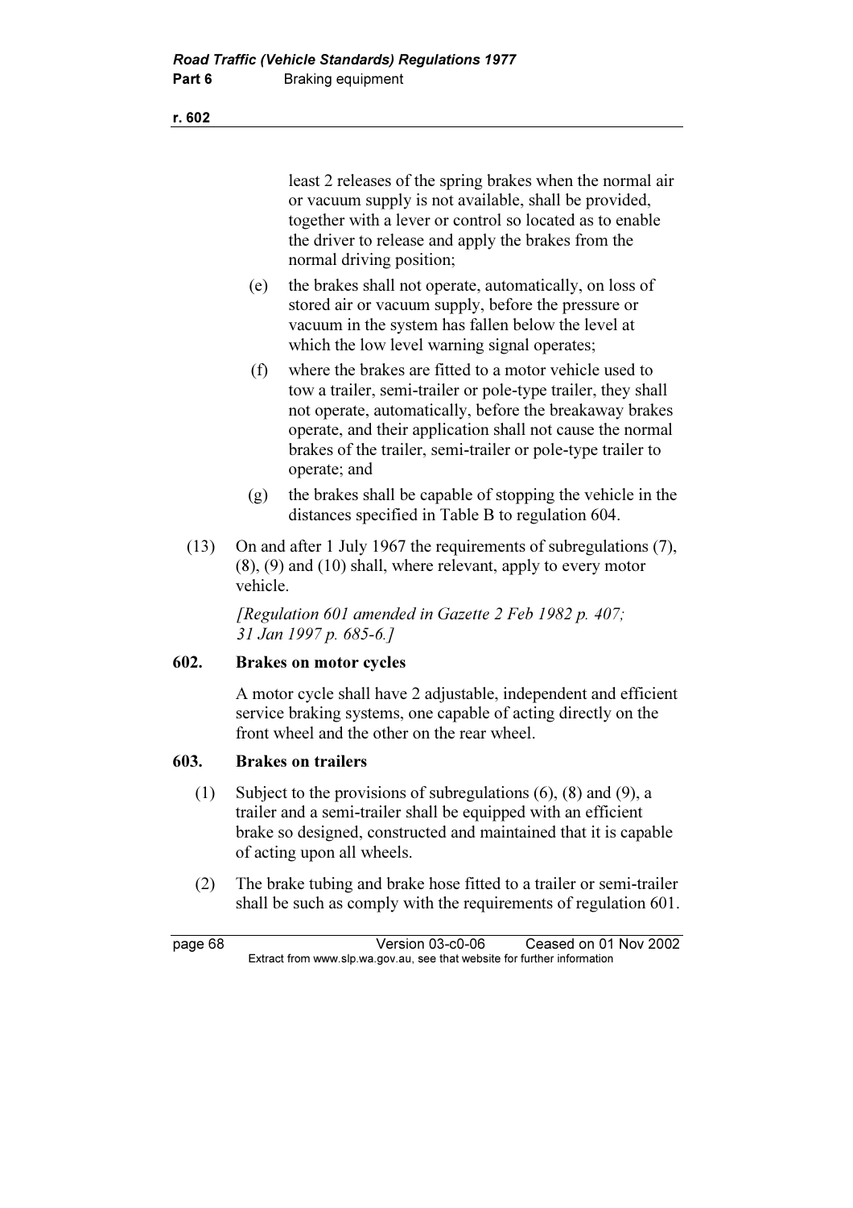least 2 releases of the spring brakes when the normal air or vacuum supply is not available, shall be provided, together with a lever or control so located as to enable the driver to release and apply the brakes from the normal driving position;

(e) the brakes shall not operate, automatically, on loss of stored air or vacuum supply, before the pressure or vacuum in the system has fallen below the level at which the low level warning signal operates;

(f) where the brakes are fitted to a motor vehicle used to tow a trailer, semi-trailer or pole-type trailer, they shall not operate, automatically, before the breakaway brakes operate, and their application shall not cause the normal brakes of the trailer, semi-trailer or pole-type trailer to operate; and

(g) the brakes shall be capable of stopping the vehicle in the distances specified in Table B to regulation 604.

(13) On and after 1 July 1967 the requirements of subregulations (7), (8), (9) and (10) shall, where relevant, apply to every motor vehicle.

*[Regulation 601 amended in Gazette 2 Feb 1982 p. 407; 31 Jan 1997 p. 685-6.]*

## 602. Brakes on motor cycles

A motor cycle shall have 2 adjustable, independent and efficient service braking systems, one capable of acting directly on the front wheel and the other on the rear wheel.

## 603. Brakes on trailers

(1) Subject to the provisions of subregulations (6), (8) and (9), a trailer and a semi-trailer shall be equipped with an efficient brake so designed, constructed and maintained that it is capable of acting upon all wheels.

(2) The brake tubing and brake hose fitted to a trailer or semi-trailer shall be such as comply with the requirements of regulation 601.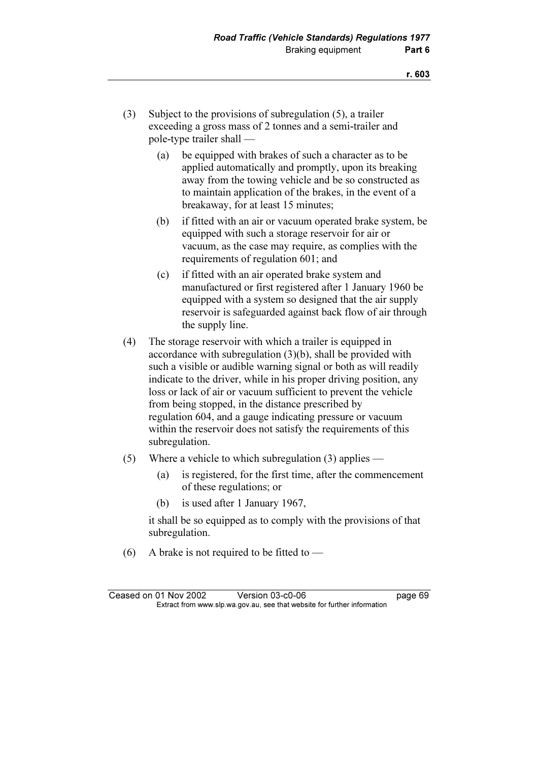(3) Subject to the provisions of subregulation (5), a trailer exceeding a gross mass of 2 tonnes and a semi-trailer and pole-type trailer shall —

  (a) be equipped with brakes of such a character as to be applied automatically and promptly, upon its breaking away from the towing vehicle and be so constructed as to maintain application of the brakes, in the event of a breakaway, for at least 15 minutes;

  (b) if fitted with an air or vacuum operated brake system, be equipped with such a storage reservoir for air or vacuum, as the case may require, as complies with the requirements of regulation 601; and

  (c) if fitted with an air operated brake system and manufactured or first registered after 1 January 1960 be equipped with a system so designed that the air supply reservoir is safeguarded against back flow of air through the supply line.

(4) The storage reservoir with which a trailer is equipped in accordance with subregulation (3)(b), shall be provided with such a visible or audible warning signal or both as will readily indicate to the driver, while in his proper driving position, any loss or lack of air or vacuum sufficient to prevent the vehicle from being stopped, in the distance prescribed by regulation 604, and a gauge indicating pressure or vacuum within the reservoir does not satisfy the requirements of this subregulation.

(5) Where a vehicle to which subregulation (3) applies —

  (a) is registered, for the first time, after the commencement of these regulations; or

  (b) is used after 1 January 1967,

  it shall be so equipped as to comply with the provisions of that subregulation.

(6) A brake is not required to be fitted to —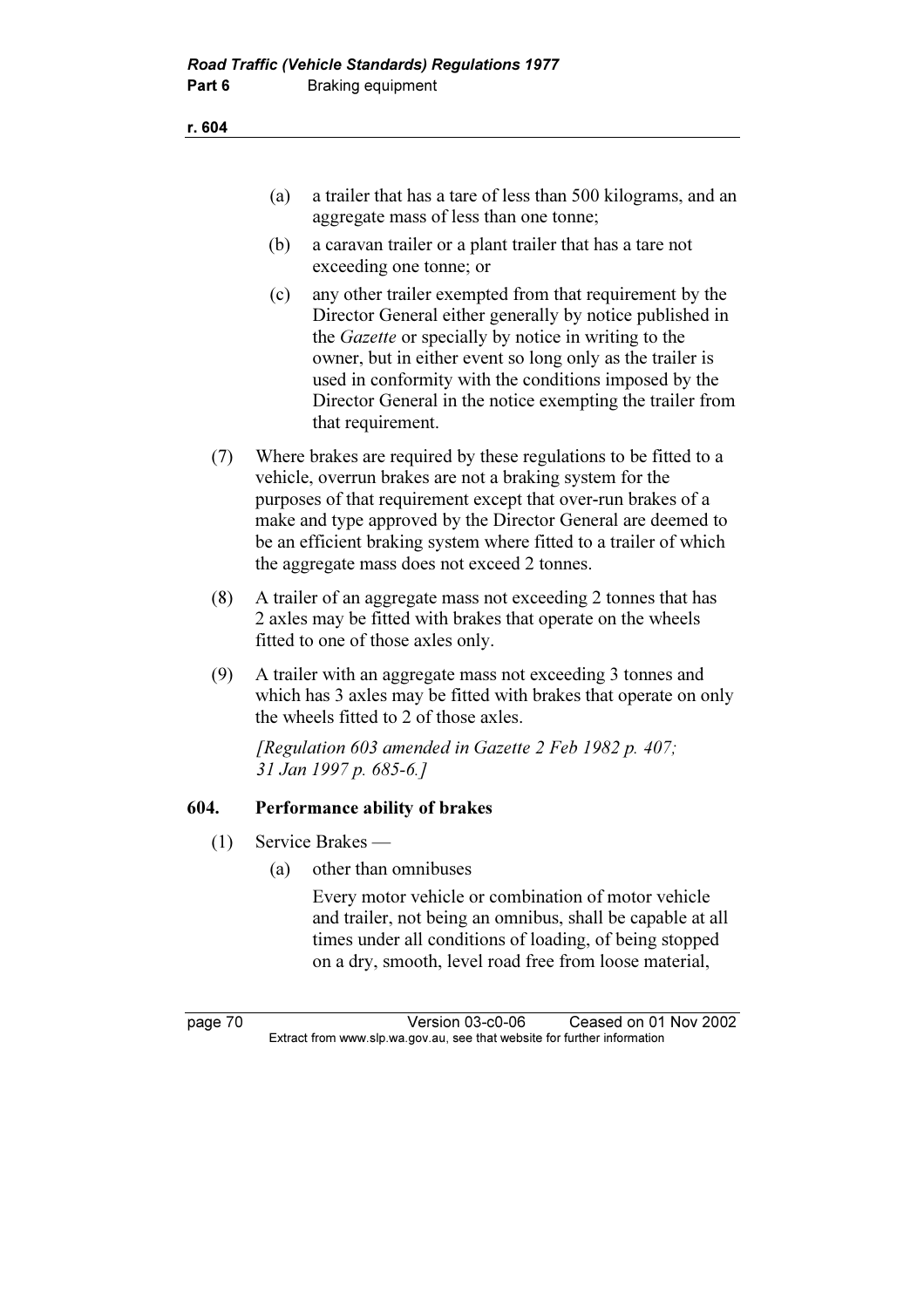(a) a trailer that has a tare of less than 500 kilograms, and an aggregate mass of less than one tonne;

(b) a caravan trailer or a plant trailer that has a tare not exceeding one tonne; or

(c) any other trailer exempted from that requirement by the Director General either generally by notice published in the *Gazette* or specially by notice in writing to the owner, but in either event so long only as the trailer is used in conformity with the conditions imposed by the Director General in the notice exempting the trailer from that requirement.

(7) Where brakes are required by these regulations to be fitted to a vehicle, overrun brakes are not a braking system for the purposes of that requirement except that over-run brakes of a make and type approved by the Director General are deemed to be an efficient braking system where fitted to a trailer of which the aggregate mass does not exceed 2 tonnes.

(8) A trailer of an aggregate mass not exceeding 2 tonnes that has 2 axles may be fitted with brakes that operate on the wheels fitted to one of those axles only.

(9) A trailer with an aggregate mass not exceeding 3 tonnes and which has 3 axles may be fitted with brakes that operate on only the wheels fitted to 2 of those axles.

*[Regulation 603 amended in Gazette 2 Feb 1982 p. 407; 31 Jan 1997 p. 685-6.]*

## 604. Performance ability of brakes

(1) Service Brakes —

(a) other than omnibuses

Every motor vehicle or combination of motor vehicle and trailer, not being an omnibus, shall be capable at all times under all conditions of loading, of being stopped on a dry, smooth, level road free from loose material,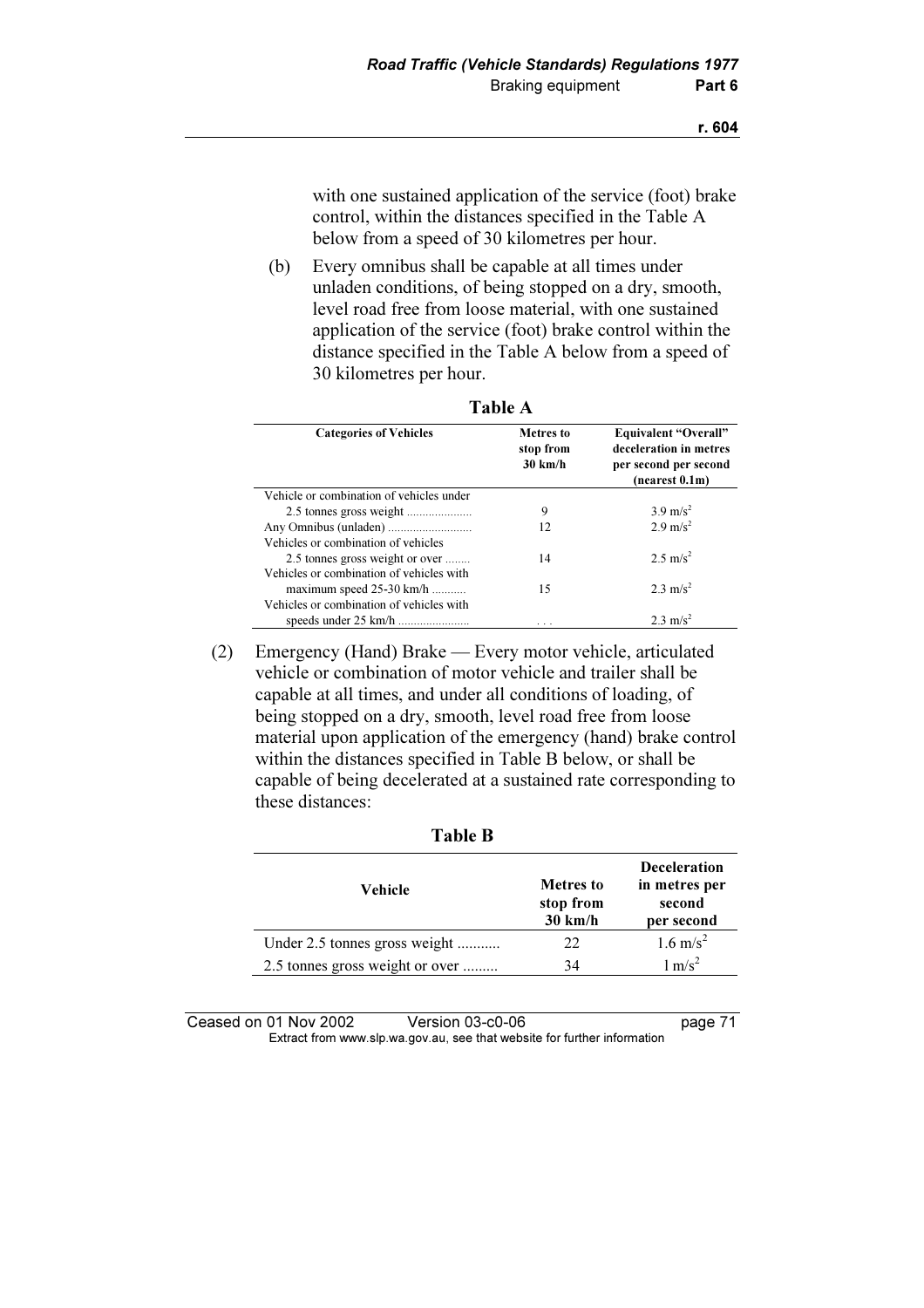with one sustained application of the service (foot) brake control, within the distances specified in the Table A below from a speed of 30 kilometres per hour.

(b) Every omnibus shall be capable at all times under unladen conditions, of being stopped on a dry, smooth, level road free from loose material, with one sustained application of the service (foot) brake control within the distance specified in the Table A below from a speed of 30 kilometres per hour.

**Table A**

| Categories of Vehicles | Metres to stop from 30 km/h | Equivalent "Overall" deceleration in metres per second per second (nearest 0.1m) |
|---|---|---|
| Vehicle or combination of vehicles under 2.5 tonnes gross weight ..................... | 9 | 3.9 m/s$^2$ |
| Any Omnibus (unladen) .......................... | 12 | 2.9 m/s$^2$ |
| Vehicles or combination of vehicles 2.5 tonnes gross weight or over ........ | 14 | 2.5 m/s$^2$ |
| Vehicles or combination of vehicles with maximum speed 25-30 km/h ........... | 15 | 2.3 m/s$^2$ |
| Vehicles or combination of vehicles with speeds under 25 km/h ....................... | . . . | 2.3 m/s$^2$ |

(2) Emergency (Hand) Brake — Every motor vehicle, articulated vehicle or combination of motor vehicle and trailer shall be capable at all times, and under all conditions of loading, of being stopped on a dry, smooth, level road free from loose material upon application of the emergency (hand) brake control within the distances specified in Table B below, or shall be capable of being decelerated at a sustained rate corresponding to these distances:

**Table B**

| Vehicle | Metres to stop from 30 km/h | Deceleration in metres per second per second |
|---|---|---|
| Under 2.5 tonnes gross weight ........... | 22 | 1.6 m/s$^2$ |
| 2.5 tonnes gross weight or over ......... | 34 | 1 m/s$^2$ |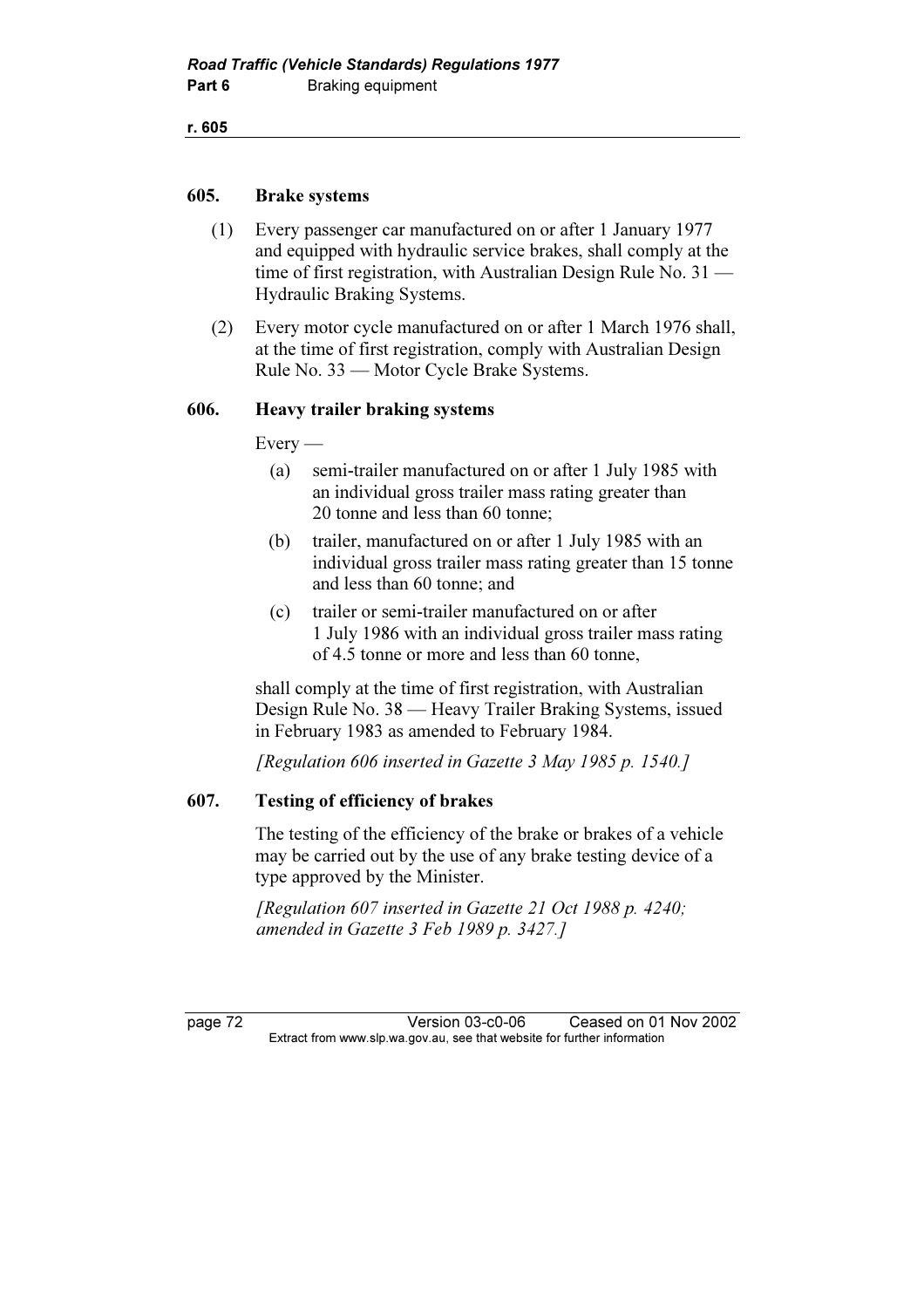## 605. Brake systems

(1) Every passenger car manufactured on or after 1 January 1977 and equipped with hydraulic service brakes, shall comply at the time of first registration, with Australian Design Rule No. 31 — Hydraulic Braking Systems.

(2) Every motor cycle manufactured on or after 1 March 1976 shall, at the time of first registration, comply with Australian Design Rule No. 33 — Motor Cycle Brake Systems.

## 606. Heavy trailer braking systems

Every —

(a) semi-trailer manufactured on or after 1 July 1985 with an individual gross trailer mass rating greater than 20 tonne and less than 60 tonne;

(b) trailer, manufactured on or after 1 July 1985 with an individual gross trailer mass rating greater than 15 tonne and less than 60 tonne; and

(c) trailer or semi-trailer manufactured on or after 1 July 1986 with an individual gross trailer mass rating of 4.5 tonne or more and less than 60 tonne,

shall comply at the time of first registration, with Australian Design Rule No. 38 — Heavy Trailer Braking Systems, issued in February 1983 as amended to February 1984.

*[Regulation 606 inserted in Gazette 3 May 1985 p. 1540.]*

## 607. Testing of efficiency of brakes

The testing of the efficiency of the brake or brakes of a vehicle may be carried out by the use of any brake testing device of a type approved by the Minister.

*[Regulation 607 inserted in Gazette 21 Oct 1988 p. 4240; amended in Gazette 3 Feb 1989 p. 3427.]*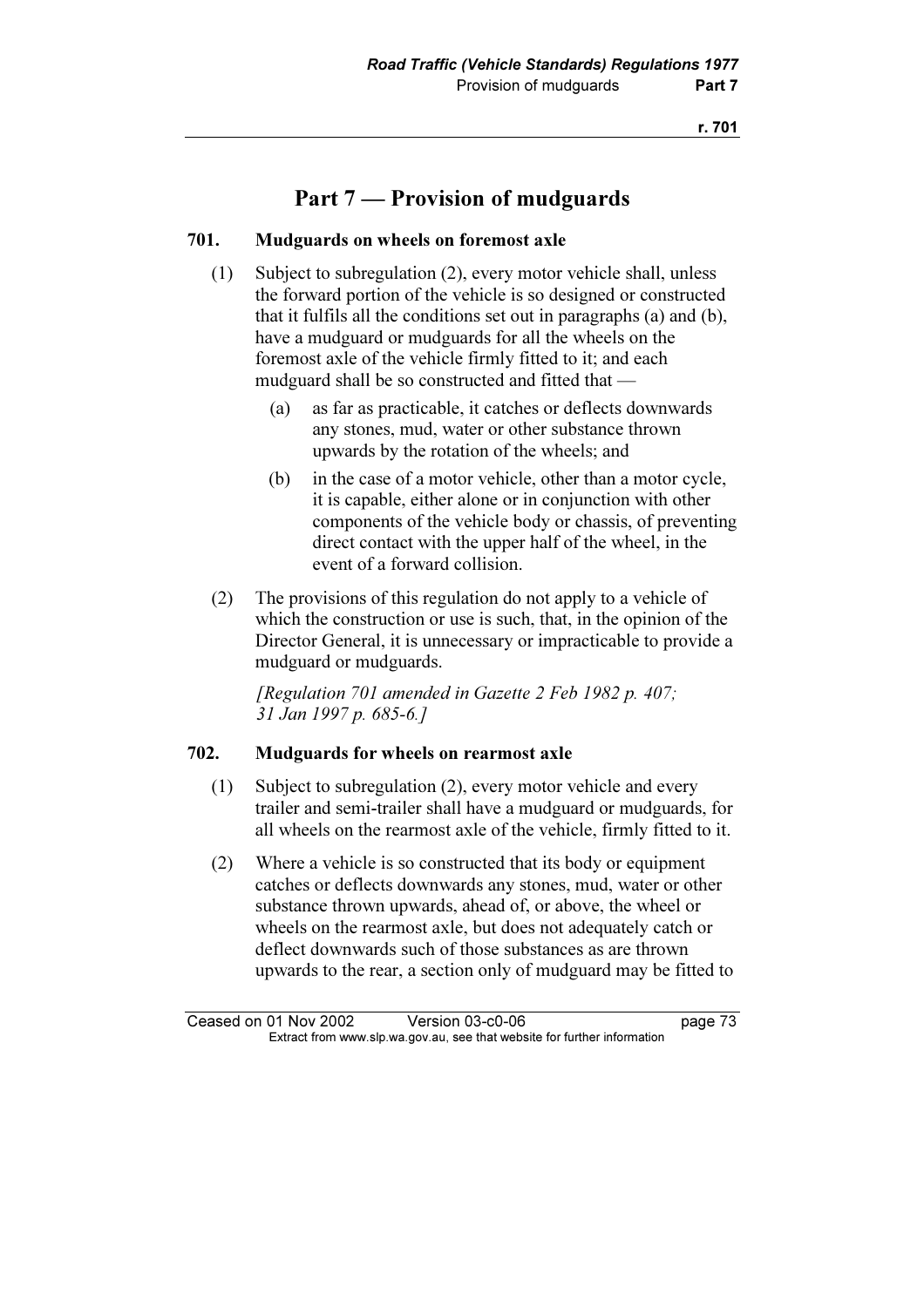# Part 7 — Provision of mudguards

### 701. Mudguards on wheels on foremost axle

(1) Subject to subregulation (2), every motor vehicle shall, unless the forward portion of the vehicle is so designed or constructed that it fulfils all the conditions set out in paragraphs (a) and (b), have a mudguard or mudguards for all the wheels on the foremost axle of the vehicle firmly fitted to it; and each mudguard shall be so constructed and fitted that —

  (a) as far as practicable, it catches or deflects downwards any stones, mud, water or other substance thrown upwards by the rotation of the wheels; and

  (b) in the case of a motor vehicle, other than a motor cycle, it is capable, either alone or in conjunction with other components of the vehicle body or chassis, of preventing direct contact with the upper half of the wheel, in the event of a forward collision.

(2) The provisions of this regulation do not apply to a vehicle of which the construction or use is such, that, in the opinion of the Director General, it is unnecessary or impracticable to provide a mudguard or mudguards.

*[Regulation 701 amended in Gazette 2 Feb 1982 p. 407; 31 Jan 1997 p. 685-6.]*

### 702. Mudguards for wheels on rearmost axle

(1) Subject to subregulation (2), every motor vehicle and every trailer and semi-trailer shall have a mudguard or mudguards, for all wheels on the rearmost axle of the vehicle, firmly fitted to it.

(2) Where a vehicle is so constructed that its body or equipment catches or deflects downwards any stones, mud, water or other substance thrown upwards, ahead of, or above, the wheel or wheels on the rearmost axle, but does not adequately catch or deflect downwards such of those substances as are thrown upwards to the rear, a section only of mudguard may be fitted to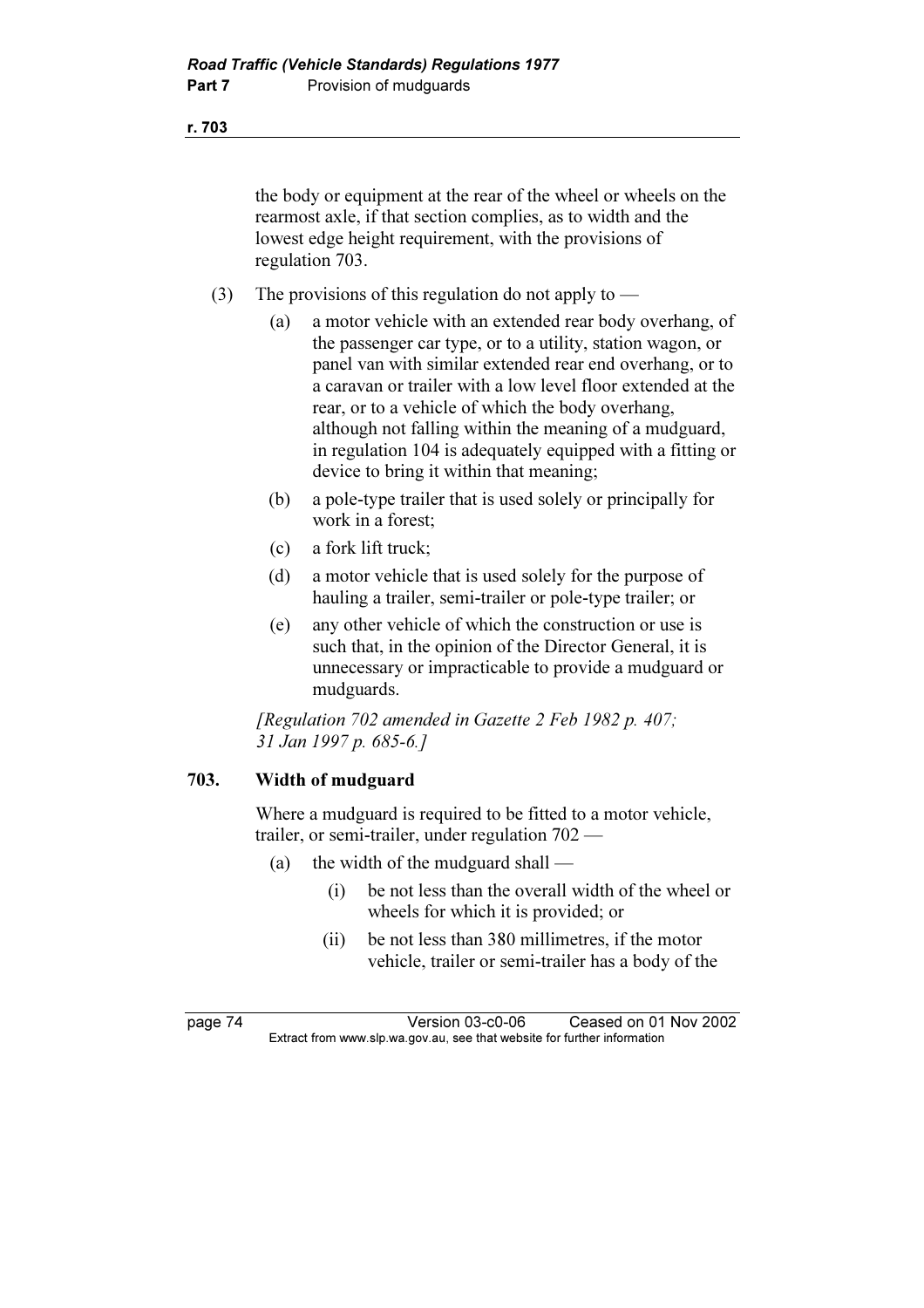the body or equipment at the rear of the wheel or wheels on the rearmost axle, if that section complies, as to width and the lowest edge height requirement, with the provisions of regulation 703.

(3) The provisions of this regulation do not apply to —

(a) a motor vehicle with an extended rear body overhang, of the passenger car type, or to a utility, station wagon, or panel van with similar extended rear end overhang, or to a caravan or trailer with a low level floor extended at the rear, or to a vehicle of which the body overhang, although not falling within the meaning of a mudguard, in regulation 104 is adequately equipped with a fitting or device to bring it within that meaning;

(b) a pole-type trailer that is used solely or principally for work in a forest;

(c) a fork lift truck;

(d) a motor vehicle that is used solely for the purpose of hauling a trailer, semi-trailer or pole-type trailer; or

(e) any other vehicle of which the construction or use is such that, in the opinion of the Director General, it is unnecessary or impracticable to provide a mudguard or mudguards.

*[Regulation 702 amended in Gazette 2 Feb 1982 p. 407; 31 Jan 1997 p. 685-6.]*

### 703. Width of mudguard

Where a mudguard is required to be fitted to a motor vehicle, trailer, or semi-trailer, under regulation 702 —

(a) the width of the mudguard shall —

(i) be not less than the overall width of the wheel or wheels for which it is provided; or

(ii) be not less than 380 millimetres, if the motor vehicle, trailer or semi-trailer has a body of the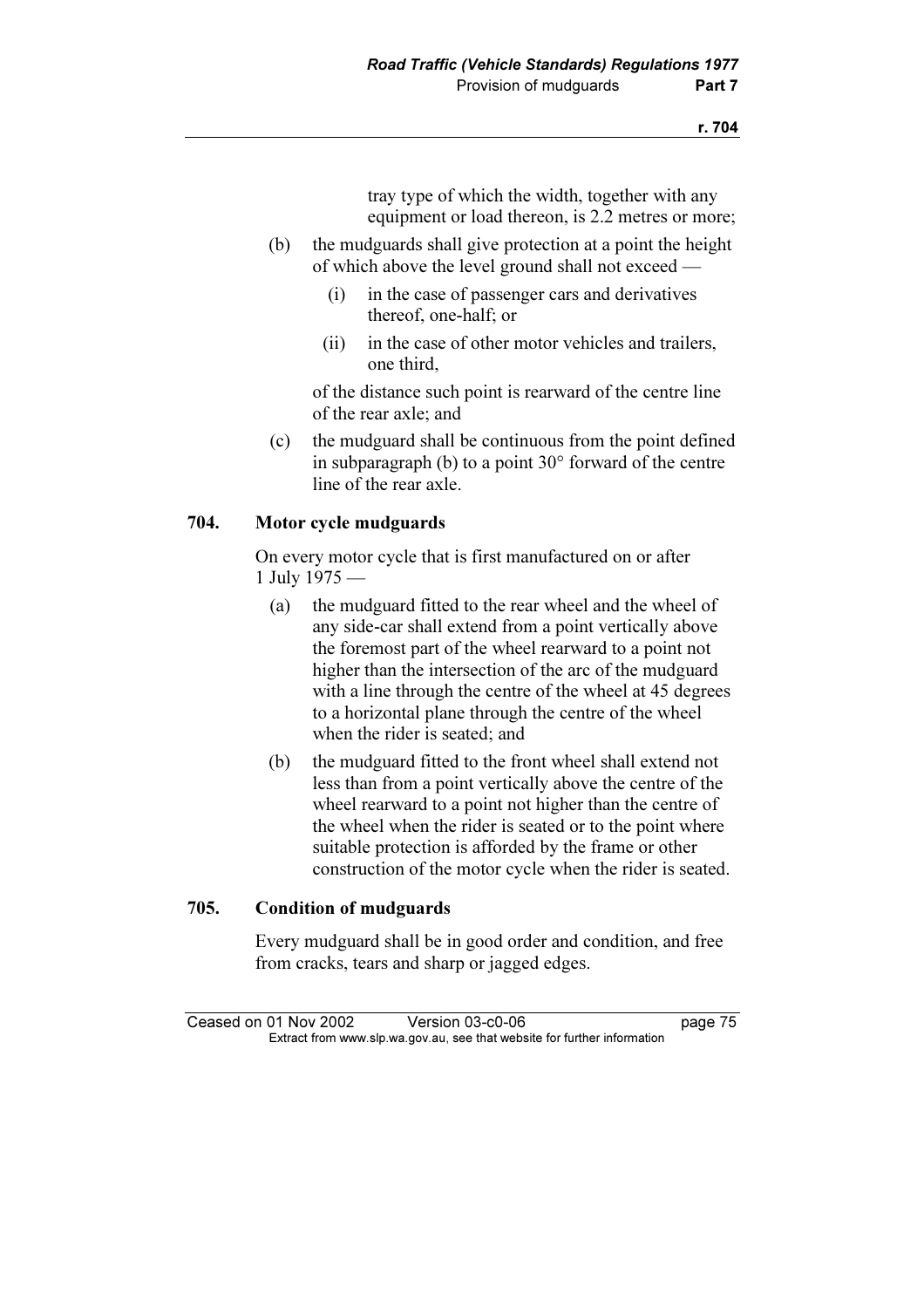tray type of which the width, together with any equipment or load thereon, is 2.2 metres or more;

(b) the mudguards shall give protection at a point the height of which above the level ground shall not exceed —

(i) in the case of passenger cars and derivatives thereof, one-half; or

(ii) in the case of other motor vehicles and trailers, one third,

of the distance such point is rearward of the centre line of the rear axle; and

(c) the mudguard shall be continuous from the point defined in subparagraph (b) to a point 30° forward of the centre line of the rear axle.

### 704. Motor cycle mudguards

On every motor cycle that is first manufactured on or after 1 July 1975 —

(a) the mudguard fitted to the rear wheel and the wheel of any side-car shall extend from a point vertically above the foremost part of the wheel rearward to a point not higher than the intersection of the arc of the mudguard with a line through the centre of the wheel at 45 degrees to a horizontal plane through the centre of the wheel when the rider is seated; and

(b) the mudguard fitted to the front wheel shall extend not less than from a point vertically above the centre of the wheel rearward to a point not higher than the centre of the wheel when the rider is seated or to the point where suitable protection is afforded by the frame or other construction of the motor cycle when the rider is seated.

### 705. Condition of mudguards

Every mudguard shall be in good order and condition, and free from cracks, tears and sharp or jagged edges.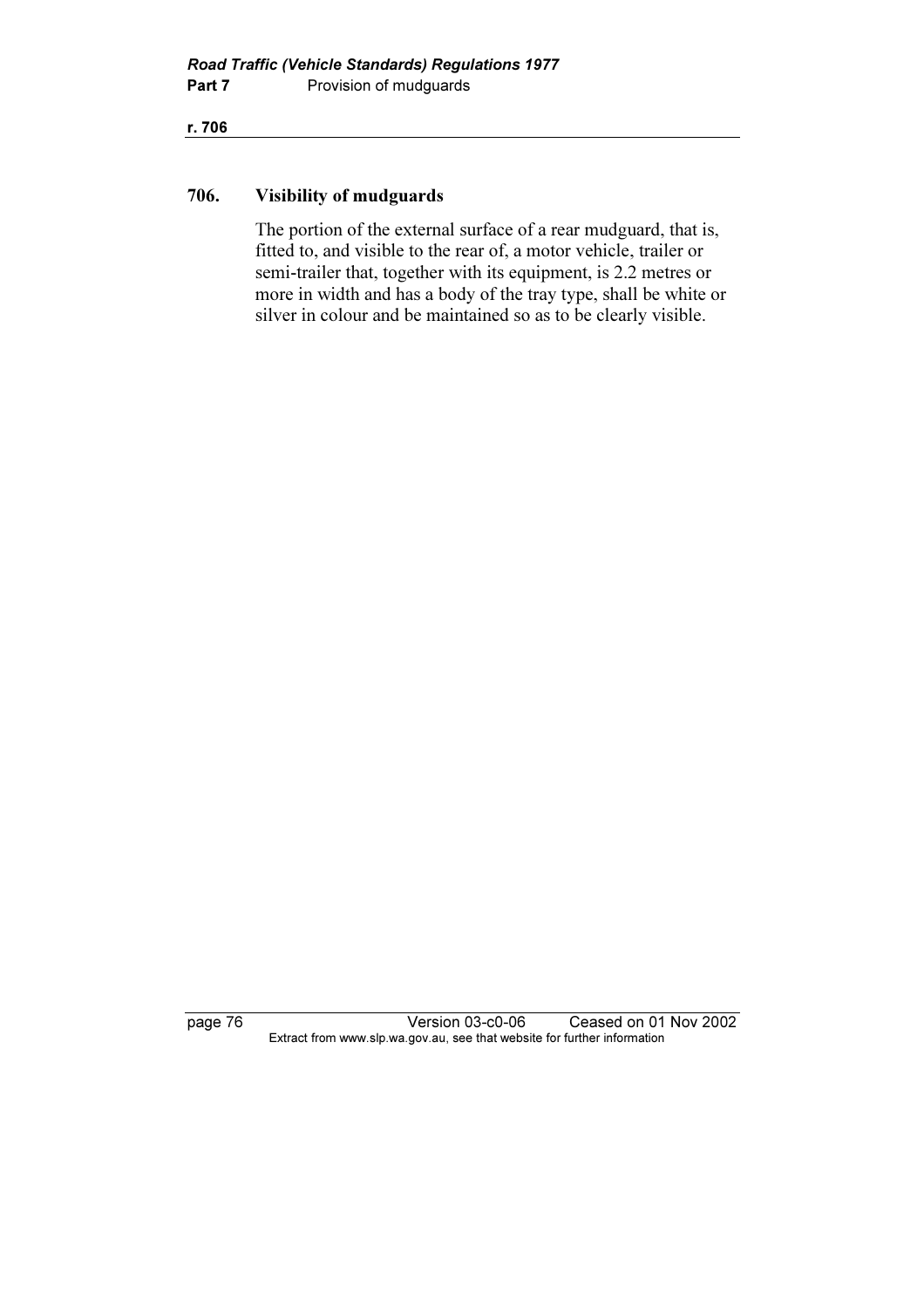## 706. Visibility of mudguards

The portion of the external surface of a rear mudguard, that is, fitted to, and visible to the rear of, a motor vehicle, trailer or semi-trailer that, together with its equipment, is 2.2 metres or more in width and has a body of the tray type, shall be white or silver in colour and be maintained so as to be clearly visible.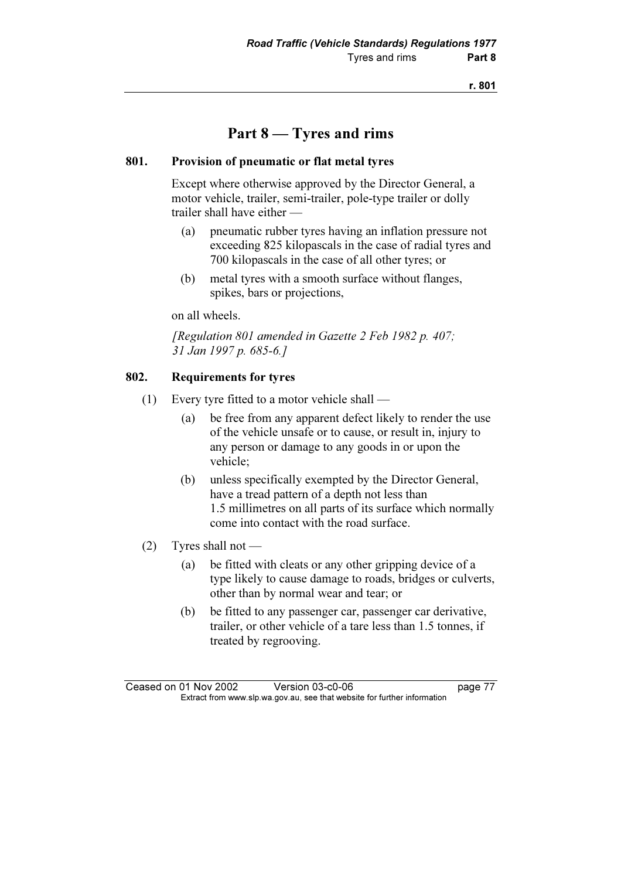# Part 8 — Tyres and rims

## 801. Provision of pneumatic or flat metal tyres

Except where otherwise approved by the Director General, a motor vehicle, trailer, semi-trailer, pole-type trailer or dolly trailer shall have either —

(a) pneumatic rubber tyres having an inflation pressure not exceeding 825 kilopascals in the case of radial tyres and 700 kilopascals in the case of all other tyres; or

(b) metal tyres with a smooth surface without flanges, spikes, bars or projections,

on all wheels.

*[Regulation 801 amended in Gazette 2 Feb 1982 p. 407; 31 Jan 1997 p. 685-6.]*

## 802. Requirements for tyres

(1) Every tyre fitted to a motor vehicle shall —

(a) be free from any apparent defect likely to render the use of the vehicle unsafe or to cause, or result in, injury to any person or damage to any goods in or upon the vehicle;

(b) unless specifically exempted by the Director General, have a tread pattern of a depth not less than 1.5 millimetres on all parts of its surface which normally come into contact with the road surface.

(2) Tyres shall not —

(a) be fitted with cleats or any other gripping device of a type likely to cause damage to roads, bridges or culverts, other than by normal wear and tear; or

(b) be fitted to any passenger car, passenger car derivative, trailer, or other vehicle of a tare less than 1.5 tonnes, if treated by regrooving.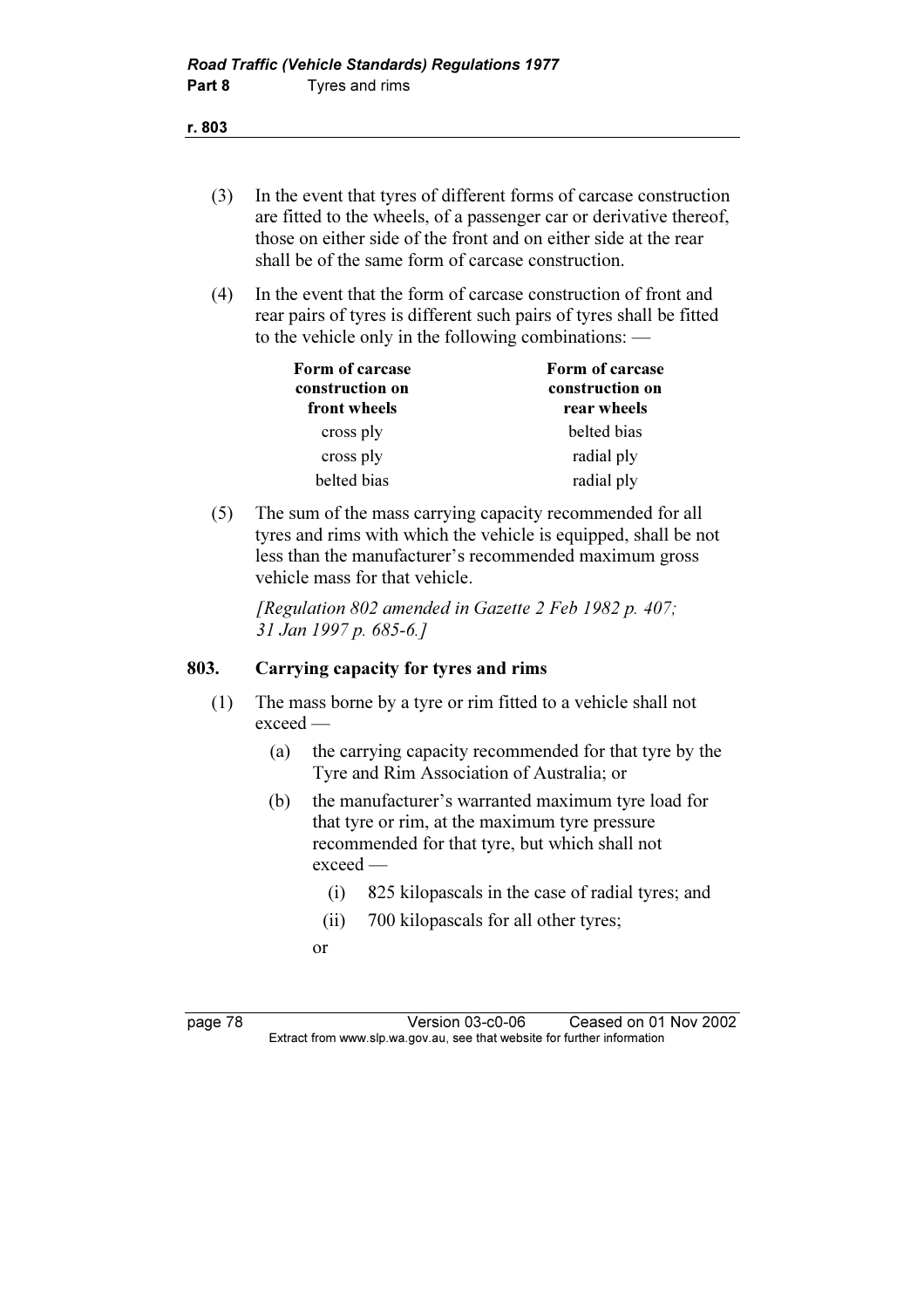(3) In the event that tyres of different forms of carcase construction are fitted to the wheels, of a passenger car or derivative thereof, those on either side of the front and on either side at the rear shall be of the same form of carcase construction.

(4) In the event that the form of carcase construction of front and rear pairs of tyres is different such pairs of tyres shall be fitted to the vehicle only in the following combinations: —

| Form of carcase construction on front wheels | Form of carcase construction on rear wheels |
|---|---|
| cross ply | belted bias |
| cross ply | radial ply |
| belted bias | radial ply |

(5) The sum of the mass carrying capacity recommended for all tyres and rims with which the vehicle is equipped, shall be not less than the manufacturer's recommended maximum gross vehicle mass for that vehicle.

*[Regulation 802 amended in Gazette 2 Feb 1982 p. 407; 31 Jan 1997 p. 685-6.]*

### 803. Carrying capacity for tyres and rims

(1) The mass borne by a tyre or rim fitted to a vehicle shall not exceed —

(a) the carrying capacity recommended for that tyre by the Tyre and Rim Association of Australia; or

(b) the manufacturer's warranted maximum tyre load for that tyre or rim, at the maximum tyre pressure recommended for that tyre, but which shall not exceed —

(i) 825 kilopascals in the case of radial tyres; and

(ii) 700 kilopascals for all other tyres;

or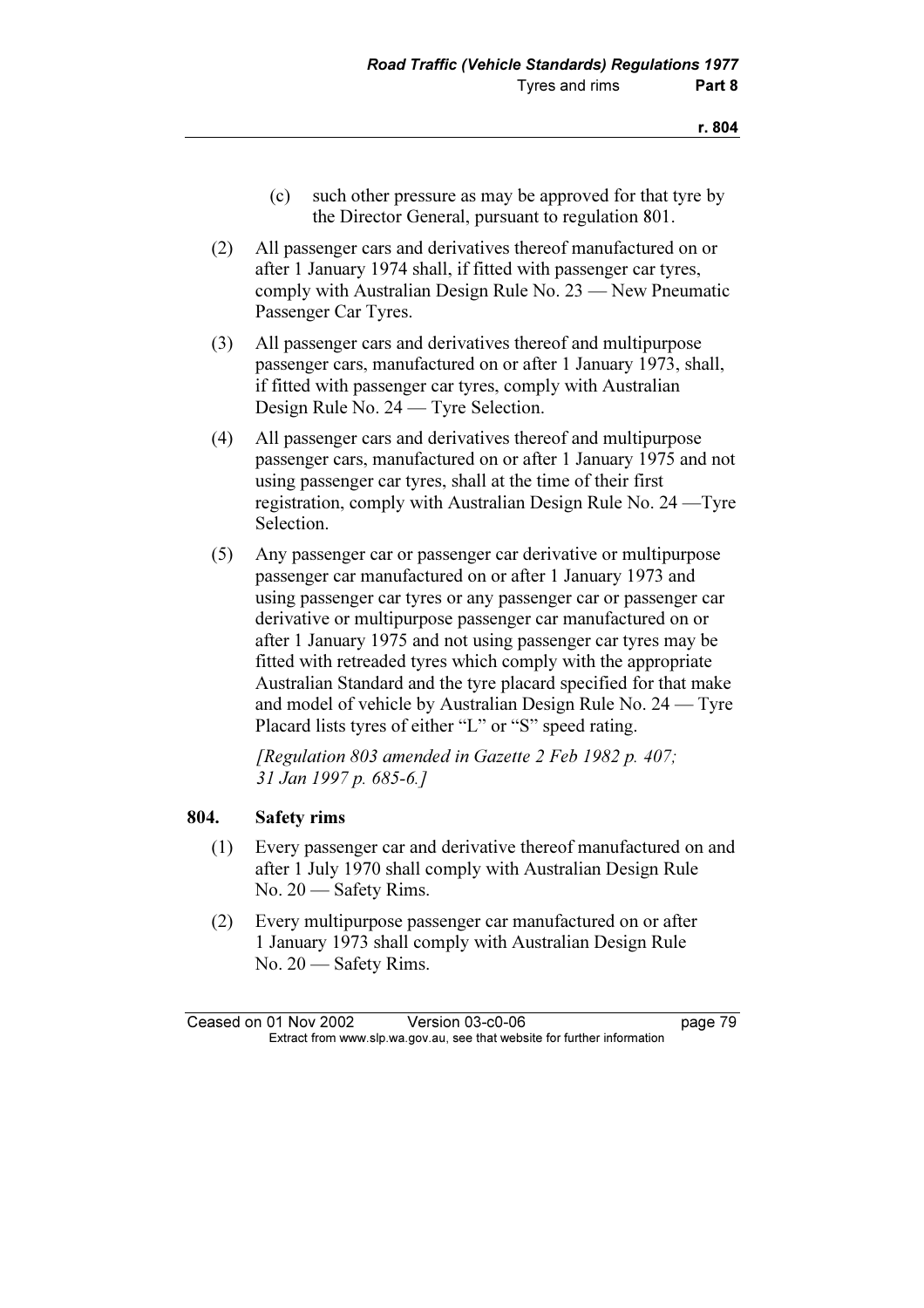(c) such other pressure as may be approved for that tyre by the Director General, pursuant to regulation 801.

(2) All passenger cars and derivatives thereof manufactured on or after 1 January 1974 shall, if fitted with passenger car tyres, comply with Australian Design Rule No. 23 — New Pneumatic Passenger Car Tyres.

(3) All passenger cars and derivatives thereof and multipurpose passenger cars, manufactured on or after 1 January 1973, shall, if fitted with passenger car tyres, comply with Australian Design Rule No. 24 — Tyre Selection.

(4) All passenger cars and derivatives thereof and multipurpose passenger cars, manufactured on or after 1 January 1975 and not using passenger car tyres, shall at the time of their first registration, comply with Australian Design Rule No. 24 —Tyre Selection.

(5) Any passenger car or passenger car derivative or multipurpose passenger car manufactured on or after 1 January 1973 and using passenger car tyres or any passenger car or passenger car derivative or multipurpose passenger car manufactured on or after 1 January 1975 and not using passenger car tyres may be fitted with retreaded tyres which comply with the appropriate Australian Standard and the tyre placard specified for that make and model of vehicle by Australian Design Rule No. 24 — Tyre Placard lists tyres of either "L" or "S" speed rating.

*[Regulation 803 amended in Gazette 2 Feb 1982 p. 407; 31 Jan 1997 p. 685-6.]*

### 804. Safety rims

(1) Every passenger car and derivative thereof manufactured on and after 1 July 1970 shall comply with Australian Design Rule No. 20 — Safety Rims.

(2) Every multipurpose passenger car manufactured on or after 1 January 1973 shall comply with Australian Design Rule No. 20 — Safety Rims.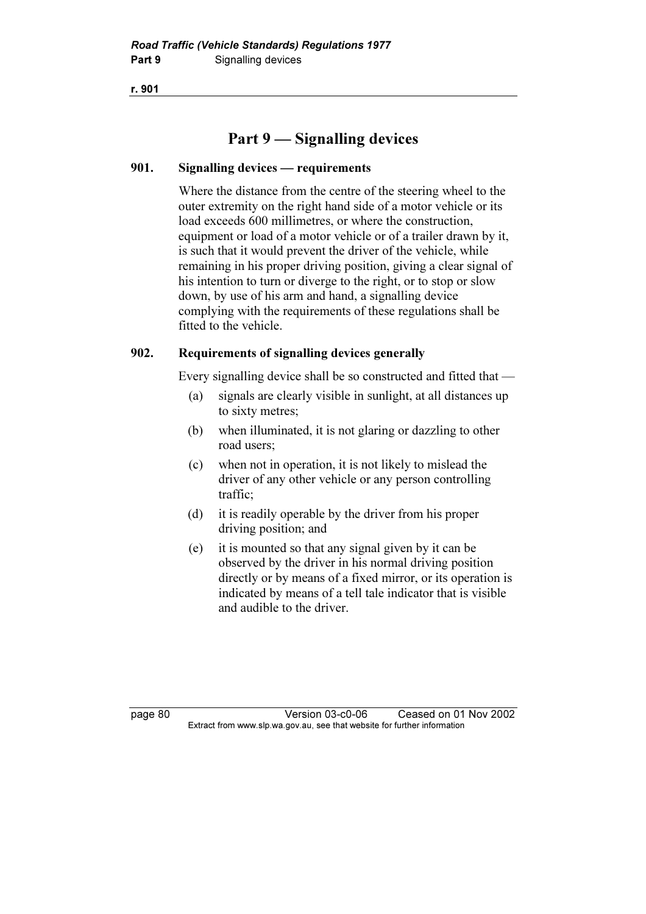# Part 9 — Signalling devices

## 901. Signalling devices — requirements

Where the distance from the centre of the steering wheel to the outer extremity on the right hand side of a motor vehicle or its load exceeds 600 millimetres, or where the construction, equipment or load of a motor vehicle or of a trailer drawn by it, is such that it would prevent the driver of the vehicle, while remaining in his proper driving position, giving a clear signal of his intention to turn or diverge to the right, or to stop or slow down, by use of his arm and hand, a signalling device complying with the requirements of these regulations shall be fitted to the vehicle.

## 902. Requirements of signalling devices generally

Every signalling device shall be so constructed and fitted that —

(a) signals are clearly visible in sunlight, at all distances up to sixty metres;

(b) when illuminated, it is not glaring or dazzling to other road users;

(c) when not in operation, it is not likely to mislead the driver of any other vehicle or any person controlling traffic;

(d) it is readily operable by the driver from his proper driving position; and

(e) it is mounted so that any signal given by it can be observed by the driver in his normal driving position directly or by means of a fixed mirror, or its operation is indicated by means of a tell tale indicator that is visible and audible to the driver.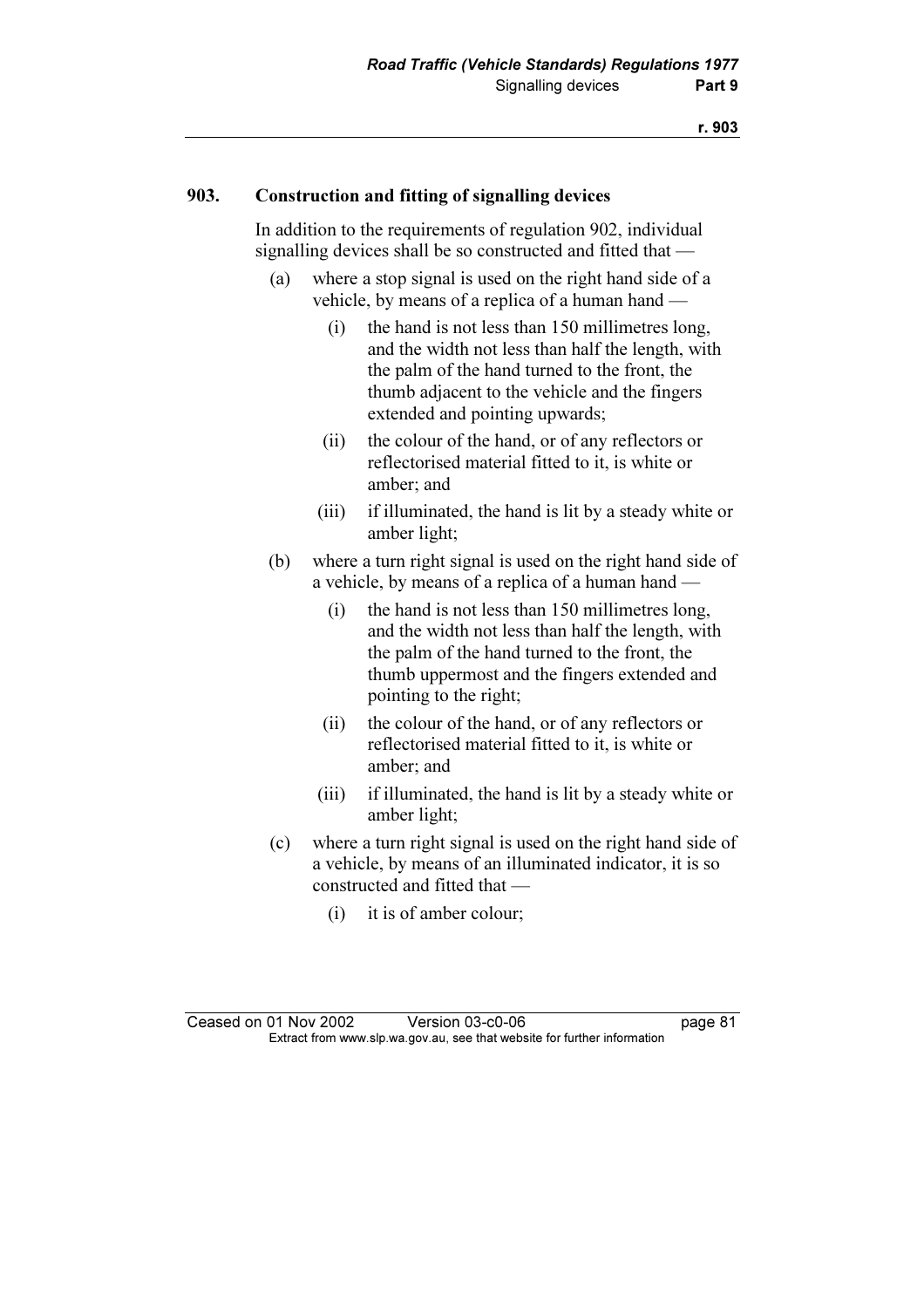## 903. Construction and fitting of signalling devices

In addition to the requirements of regulation 902, individual signalling devices shall be so constructed and fitted that —

(a) where a stop signal is used on the right hand side of a vehicle, by means of a replica of a human hand —

  (i) the hand is not less than 150 millimetres long, and the width not less than half the length, with the palm of the hand turned to the front, the thumb adjacent to the vehicle and the fingers extended and pointing upwards;

  (ii) the colour of the hand, or of any reflectors or reflectorised material fitted to it, is white or amber; and

  (iii) if illuminated, the hand is lit by a steady white or amber light;

(b) where a turn right signal is used on the right hand side of a vehicle, by means of a replica of a human hand —

  (i) the hand is not less than 150 millimetres long, and the width not less than half the length, with the palm of the hand turned to the front, the thumb uppermost and the fingers extended and pointing to the right;

  (ii) the colour of the hand, or of any reflectors or reflectorised material fitted to it, is white or amber; and

  (iii) if illuminated, the hand is lit by a steady white or amber light;

(c) where a turn right signal is used on the right hand side of a vehicle, by means of an illuminated indicator, it is so constructed and fitted that —

  (i) it is of amber colour;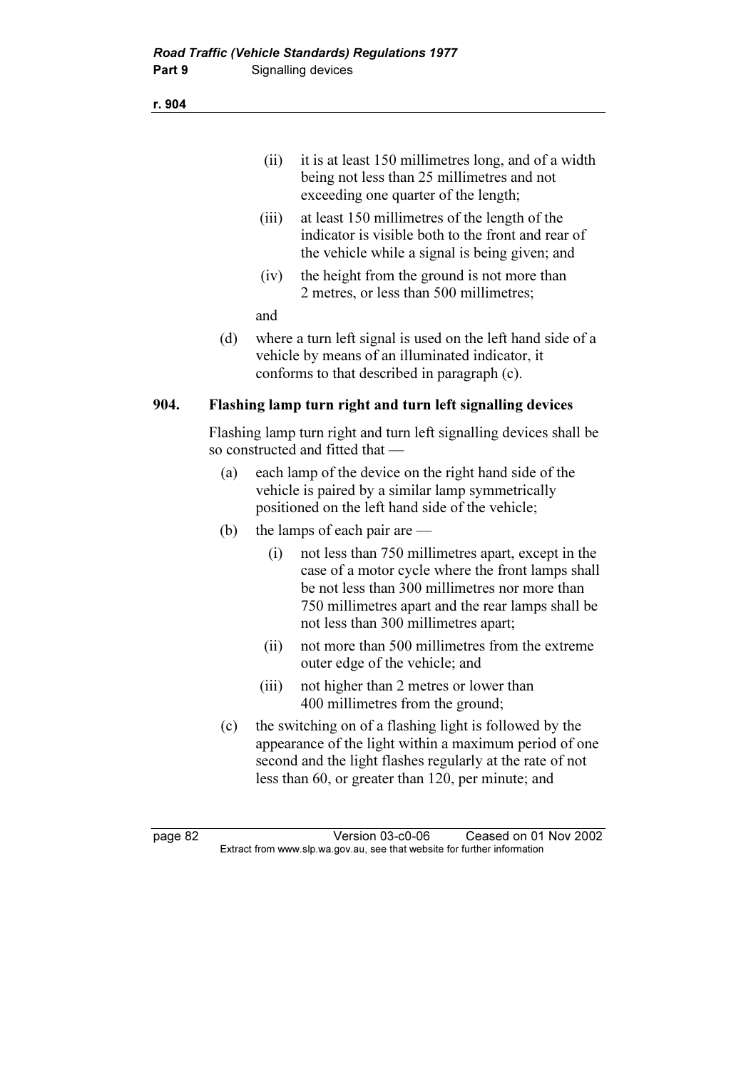(ii) it is at least 150 millimetres long, and of a width being not less than 25 millimetres and not exceeding one quarter of the length;

(iii) at least 150 millimetres of the length of the indicator is visible both to the front and rear of the vehicle while a signal is being given; and

(iv) the height from the ground is not more than 2 metres, or less than 500 millimetres;

and

(d) where a turn left signal is used on the left hand side of a vehicle by means of an illuminated indicator, it conforms to that described in paragraph (c).

## 904. Flashing lamp turn right and turn left signalling devices

Flashing lamp turn right and turn left signalling devices shall be so constructed and fitted that —

(a) each lamp of the device on the right hand side of the vehicle is paired by a similar lamp symmetrically positioned on the left hand side of the vehicle;

(b) the lamps of each pair are —

(i) not less than 750 millimetres apart, except in the case of a motor cycle where the front lamps shall be not less than 300 millimetres nor more than 750 millimetres apart and the rear lamps shall be not less than 300 millimetres apart;

(ii) not more than 500 millimetres from the extreme outer edge of the vehicle; and

(iii) not higher than 2 metres or lower than 400 millimetres from the ground;

(c) the switching on of a flashing light is followed by the appearance of the light within a maximum period of one second and the light flashes regularly at the rate of not less than 60, or greater than 120, per minute; and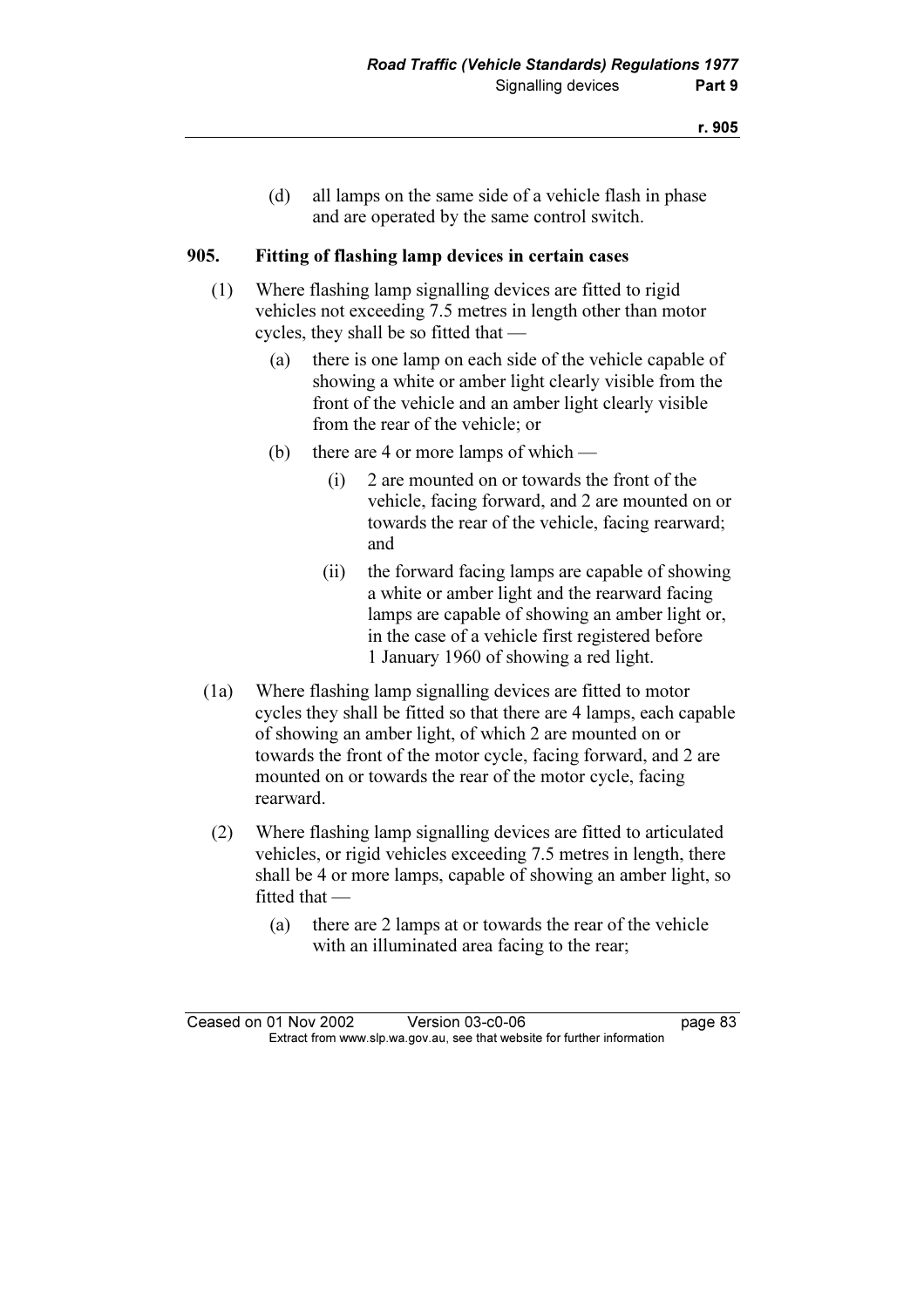(d) all lamps on the same side of a vehicle flash in phase and are operated by the same control switch.

## 905. Fitting of flashing lamp devices in certain cases

(1) Where flashing lamp signalling devices are fitted to rigid vehicles not exceeding 7.5 metres in length other than motor cycles, they shall be so fitted that —

(a) there is one lamp on each side of the vehicle capable of showing a white or amber light clearly visible from the front of the vehicle and an amber light clearly visible from the rear of the vehicle; or

(b) there are 4 or more lamps of which —

(i) 2 are mounted on or towards the front of the vehicle, facing forward, and 2 are mounted on or towards the rear of the vehicle, facing rearward; and

(ii) the forward facing lamps are capable of showing a white or amber light and the rearward facing lamps are capable of showing an amber light or, in the case of a vehicle first registered before 1 January 1960 of showing a red light.

(1a) Where flashing lamp signalling devices are fitted to motor cycles they shall be fitted so that there are 4 lamps, each capable of showing an amber light, of which 2 are mounted on or towards the front of the motor cycle, facing forward, and 2 are mounted on or towards the rear of the motor cycle, facing rearward.

(2) Where flashing lamp signalling devices are fitted to articulated vehicles, or rigid vehicles exceeding 7.5 metres in length, there shall be 4 or more lamps, capable of showing an amber light, so fitted that —

(a) there are 2 lamps at or towards the rear of the vehicle with an illuminated area facing to the rear;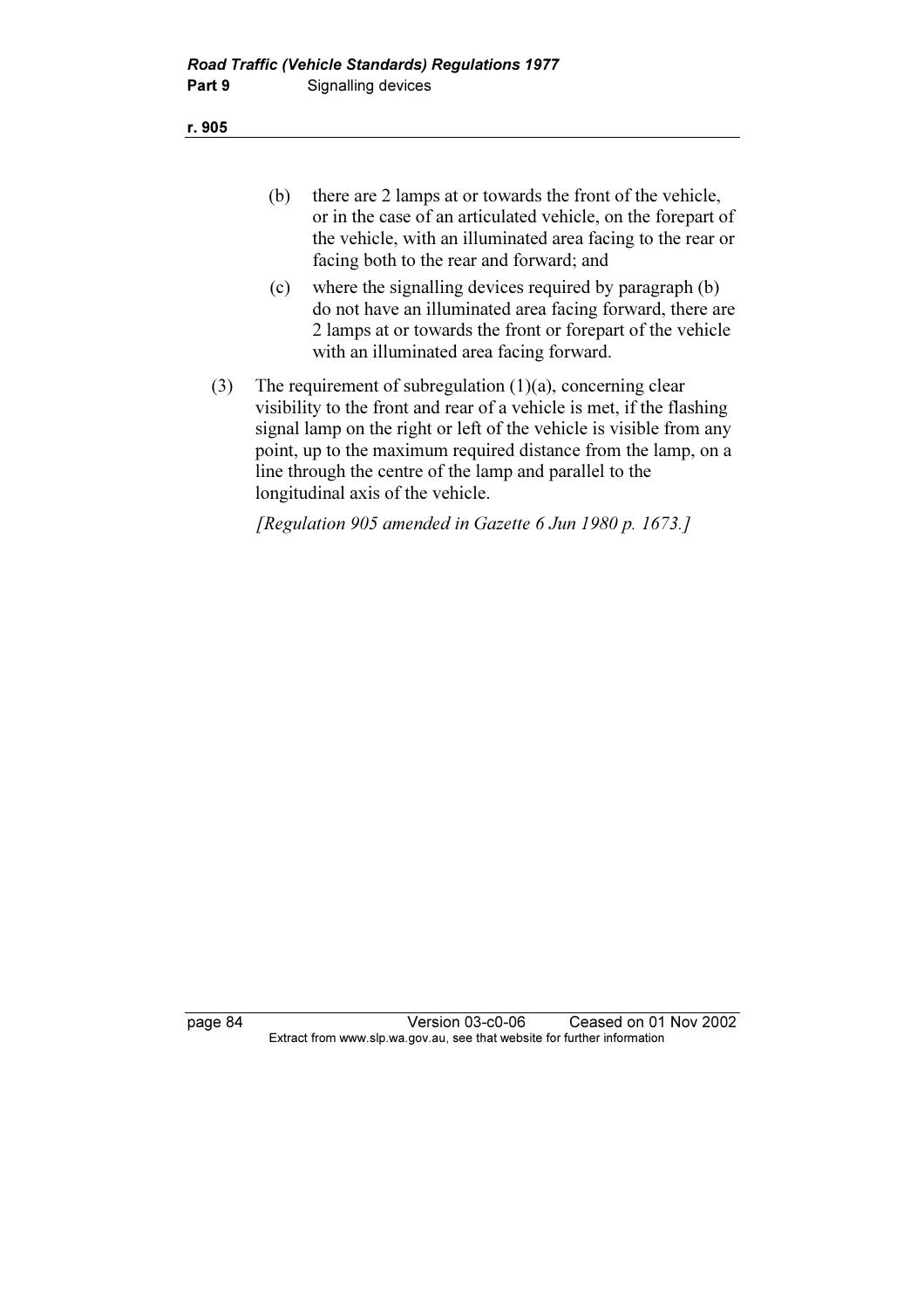(b) there are 2 lamps at or towards the front of the vehicle, or in the case of an articulated vehicle, on the forepart of the vehicle, with an illuminated area facing to the rear or facing both to the rear and forward; and

(c) where the signalling devices required by paragraph (b) do not have an illuminated area facing forward, there are 2 lamps at or towards the front or forepart of the vehicle with an illuminated area facing forward.

(3) The requirement of subregulation (1)(a), concerning clear visibility to the front and rear of a vehicle is met, if the flashing signal lamp on the right or left of the vehicle is visible from any point, up to the maximum required distance from the lamp, on a line through the centre of the lamp and parallel to the longitudinal axis of the vehicle.

*[Regulation 905 amended in Gazette 6 Jun 1980 p. 1673.]*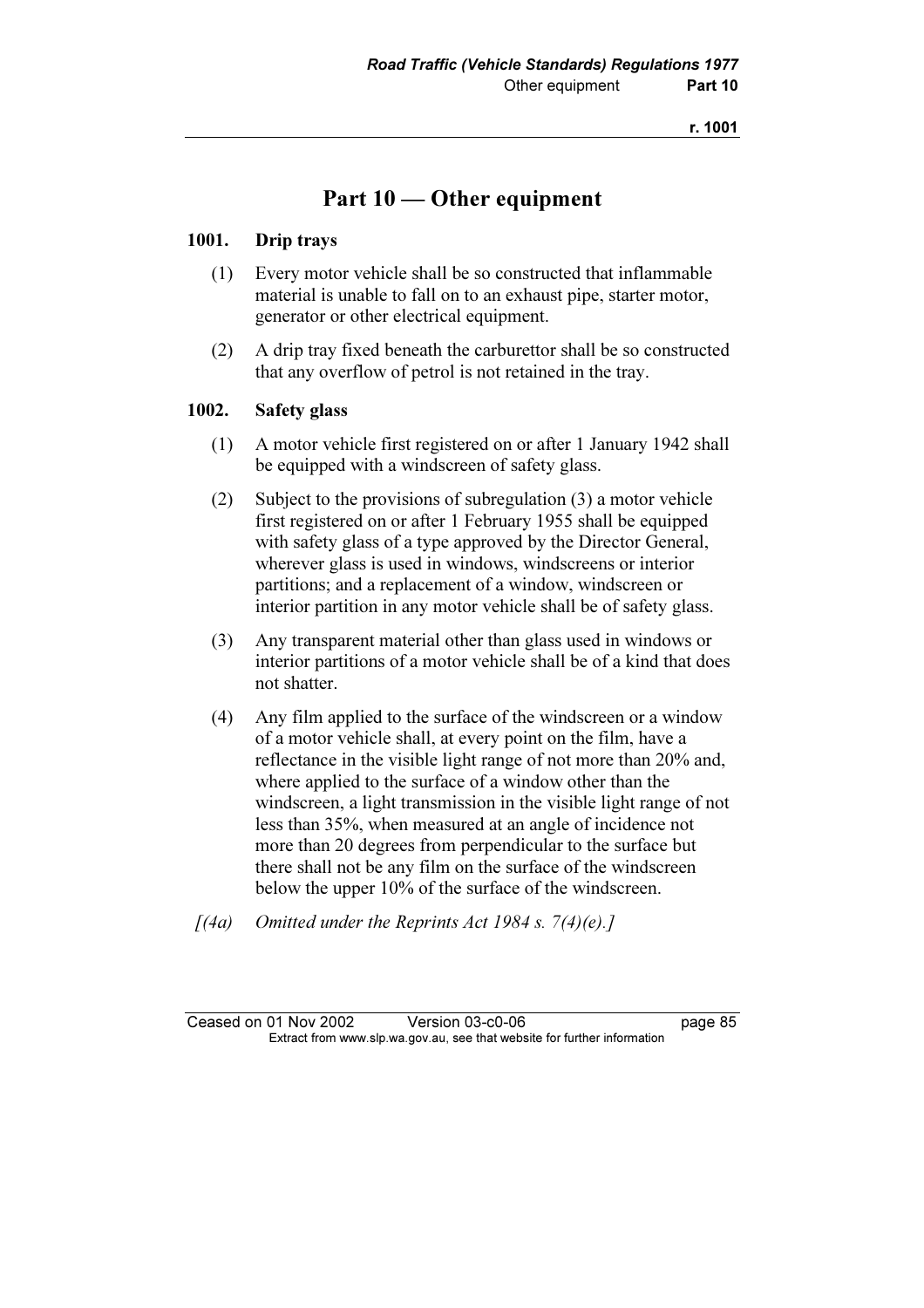# Part 10 — Other equipment

## 1001. Drip trays

(1) Every motor vehicle shall be so constructed that inflammable material is unable to fall on to an exhaust pipe, starter motor, generator or other electrical equipment.

(2) A drip tray fixed beneath the carburettor shall be so constructed that any overflow of petrol is not retained in the tray.

## 1002. Safety glass

(1) A motor vehicle first registered on or after 1 January 1942 shall be equipped with a windscreen of safety glass.

(2) Subject to the provisions of subregulation (3) a motor vehicle first registered on or after 1 February 1955 shall be equipped with safety glass of a type approved by the Director General, wherever glass is used in windows, windscreens or interior partitions; and a replacement of a window, windscreen or interior partition in any motor vehicle shall be of safety glass.

(3) Any transparent material other than glass used in windows or interior partitions of a motor vehicle shall be of a kind that does not shatter.

(4) Any film applied to the surface of the windscreen or a window of a motor vehicle shall, at every point on the film, have a reflectance in the visible light range of not more than 20% and, where applied to the surface of a window other than the windscreen, a light transmission in the visible light range of not less than 35%, when measured at an angle of incidence not more than 20 degrees from perpendicular to the surface but there shall not be any film on the surface of the windscreen below the upper 10% of the surface of the windscreen.

*[(4a) Omitted under the Reprints Act 1984 s. 7(4)(e).]*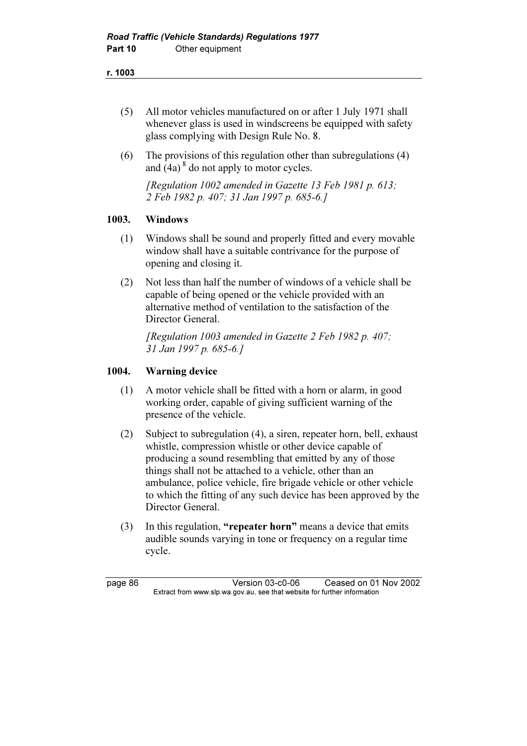(5) All motor vehicles manufactured on or after 1 July 1971 shall whenever glass is used in windscreens be equipped with safety glass complying with Design Rule No. 8.

(6) The provisions of this regulation other than subregulations (4) and (4a) [8] do not apply to motor cycles.

*[Regulation 1002 amended in Gazette 13 Feb 1981 p. 613; 2 Feb 1982 p. 407; 31 Jan 1997 p. 685-6.]*

### 1003. Windows

(1) Windows shall be sound and properly fitted and every movable window shall have a suitable contrivance for the purpose of opening and closing it.

(2) Not less than half the number of windows of a vehicle shall be capable of being opened or the vehicle provided with an alternative method of ventilation to the satisfaction of the Director General.

*[Regulation 1003 amended in Gazette 2 Feb 1982 p. 407; 31 Jan 1997 p. 685-6.]*

### 1004. Warning device

(1) A motor vehicle shall be fitted with a horn or alarm, in good working order, capable of giving sufficient warning of the presence of the vehicle.

(2) Subject to subregulation (4), a siren, repeater horn, bell, exhaust whistle, compression whistle or other device capable of producing a sound resembling that emitted by any of those things shall not be attached to a vehicle, other than an ambulance, police vehicle, fire brigade vehicle or other vehicle to which the fitting of any such device has been approved by the Director General.

(3) In this regulation, **"repeater horn"** means a device that emits audible sounds varying in tone or frequency on a regular time cycle.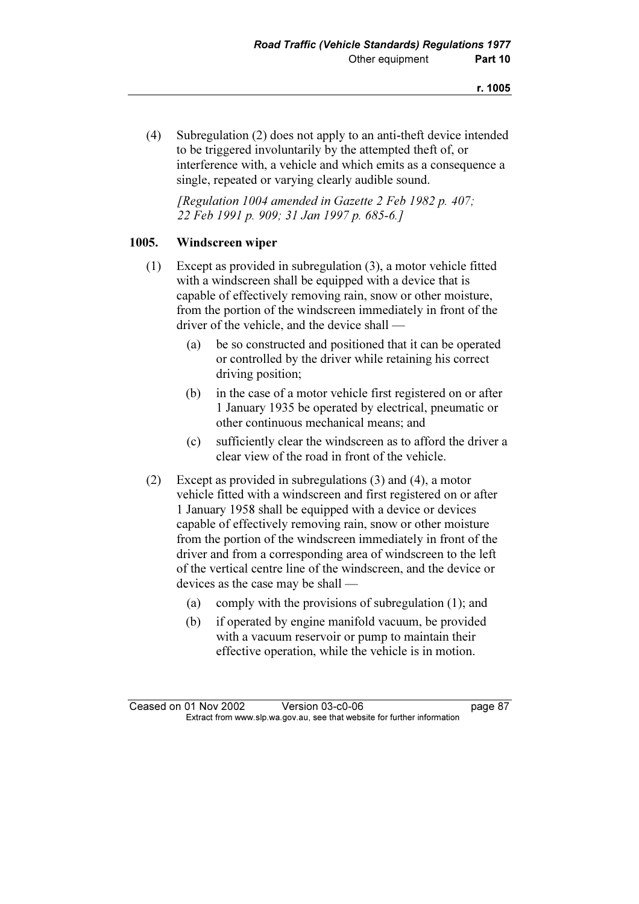(4) Subregulation (2) does not apply to an anti-theft device intended to be triggered involuntarily by the attempted theft of, or interference with, a vehicle and which emits as a consequence a single, repeated or varying clearly audible sound.

*[Regulation 1004 amended in Gazette 2 Feb 1982 p. 407; 22 Feb 1991 p. 909; 31 Jan 1997 p. 685-6.]*

### 1005. Windscreen wiper

(1) Except as provided in subregulation (3), a motor vehicle fitted with a windscreen shall be equipped with a device that is capable of effectively removing rain, snow or other moisture, from the portion of the windscreen immediately in front of the driver of the vehicle, and the device shall —

- (a) be so constructed and positioned that it can be operated or controlled by the driver while retaining his correct driving position;
- (b) in the case of a motor vehicle first registered on or after 1 January 1935 be operated by electrical, pneumatic or other continuous mechanical means; and
- (c) sufficiently clear the windscreen as to afford the driver a clear view of the road in front of the vehicle.

(2) Except as provided in subregulations (3) and (4), a motor vehicle fitted with a windscreen and first registered on or after 1 January 1958 shall be equipped with a device or devices capable of effectively removing rain, snow or other moisture from the portion of the windscreen immediately in front of the driver and from a corresponding area of windscreen to the left of the vertical centre line of the windscreen, and the device or devices as the case may be shall —

- (a) comply with the provisions of subregulation (1); and
- (b) if operated by engine manifold vacuum, be provided with a vacuum reservoir or pump to maintain their effective operation, while the vehicle is in motion.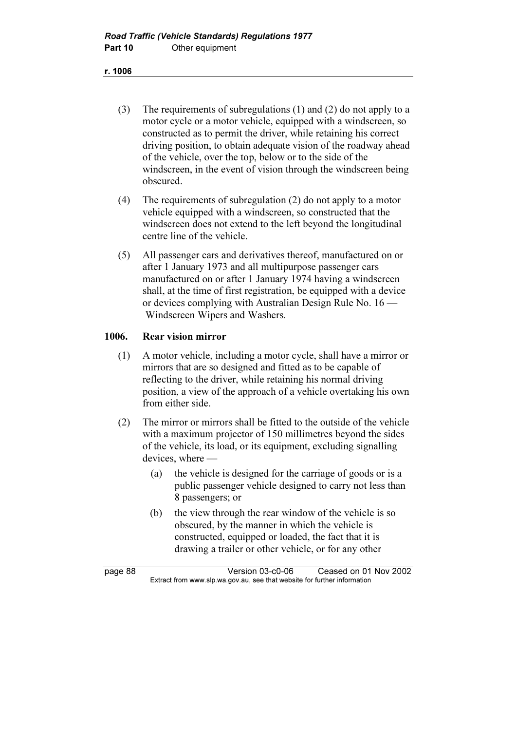(3) The requirements of subregulations (1) and (2) do not apply to a motor cycle or a motor vehicle, equipped with a windscreen, so constructed as to permit the driver, while retaining his correct driving position, to obtain adequate vision of the roadway ahead of the vehicle, over the top, below or to the side of the windscreen, in the event of vision through the windscreen being obscured.

(4) The requirements of subregulation (2) do not apply to a motor vehicle equipped with a windscreen, so constructed that the windscreen does not extend to the left beyond the longitudinal centre line of the vehicle.

(5) All passenger cars and derivatives thereof, manufactured on or after 1 January 1973 and all multipurpose passenger cars manufactured on or after 1 January 1974 having a windscreen shall, at the time of first registration, be equipped with a device or devices complying with Australian Design Rule No. 16 — Windscreen Wipers and Washers.

### 1006. Rear vision mirror

(1) A motor vehicle, including a motor cycle, shall have a mirror or mirrors that are so designed and fitted as to be capable of reflecting to the driver, while retaining his normal driving position, a view of the approach of a vehicle overtaking his own from either side.

(2) The mirror or mirrors shall be fitted to the outside of the vehicle with a maximum projector of 150 millimetres beyond the sides of the vehicle, its load, or its equipment, excluding signalling devices, where —

(a) the vehicle is designed for the carriage of goods or is a public passenger vehicle designed to carry not less than 8 passengers; or

(b) the view through the rear window of the vehicle is so obscured, by the manner in which the vehicle is constructed, equipped or loaded, the fact that it is drawing a trailer or other vehicle, or for any other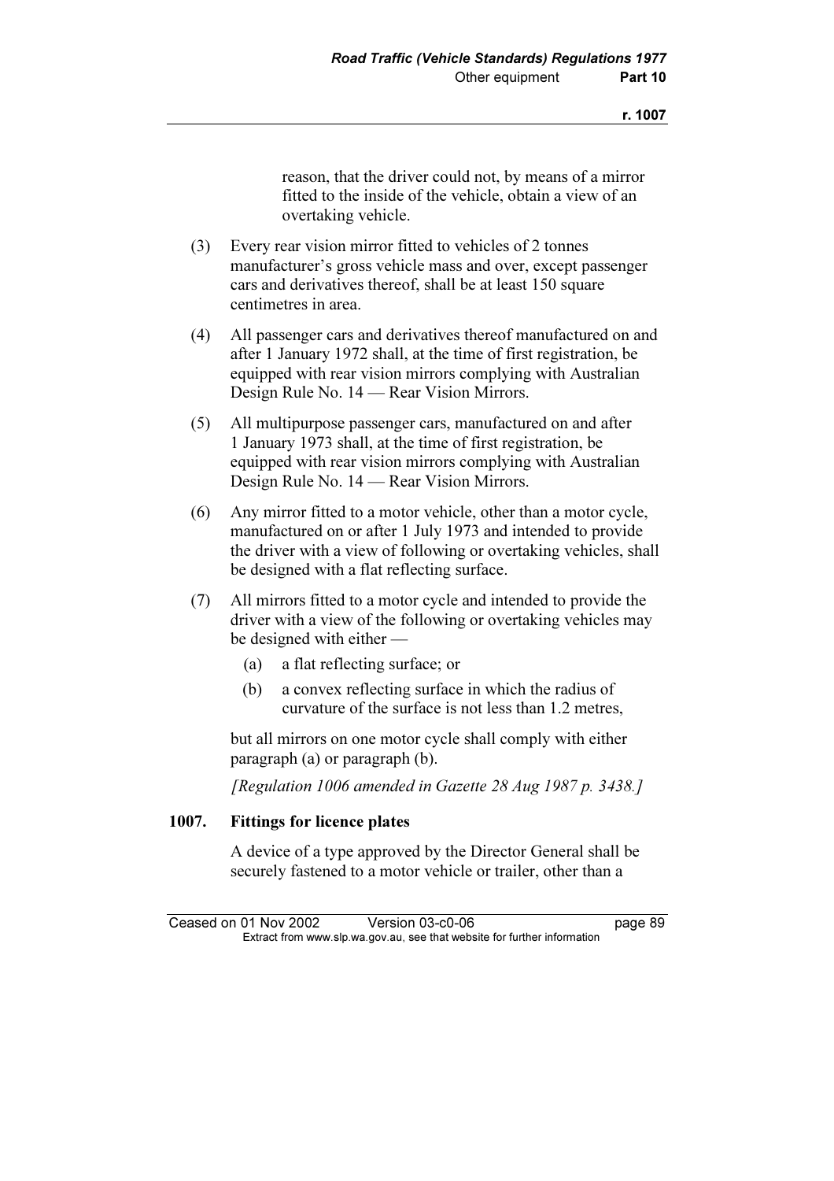reason, that the driver could not, by means of a mirror fitted to the inside of the vehicle, obtain a view of an overtaking vehicle.

(3) Every rear vision mirror fitted to vehicles of 2 tonnes manufacturer's gross vehicle mass and over, except passenger cars and derivatives thereof, shall be at least 150 square centimetres in area.

(4) All passenger cars and derivatives thereof manufactured on and after 1 January 1972 shall, at the time of first registration, be equipped with rear vision mirrors complying with Australian Design Rule No. 14 — Rear Vision Mirrors.

(5) All multipurpose passenger cars, manufactured on and after 1 January 1973 shall, at the time of first registration, be equipped with rear vision mirrors complying with Australian Design Rule No. 14 — Rear Vision Mirrors.

(6) Any mirror fitted to a motor vehicle, other than a motor cycle, manufactured on or after 1 July 1973 and intended to provide the driver with a view of following or overtaking vehicles, shall be designed with a flat reflecting surface.

(7) All mirrors fitted to a motor cycle and intended to provide the driver with a view of the following or overtaking vehicles may be designed with either —

  (a) a flat reflecting surface; or

  (b) a convex reflecting surface in which the radius of curvature of the surface is not less than 1.2 metres,

but all mirrors on one motor cycle shall comply with either paragraph (a) or paragraph (b).

*[Regulation 1006 amended in Gazette 28 Aug 1987 p. 3438.]*

### 1007. Fittings for licence plates

A device of a type approved by the Director General shall be securely fastened to a motor vehicle or trailer, other than a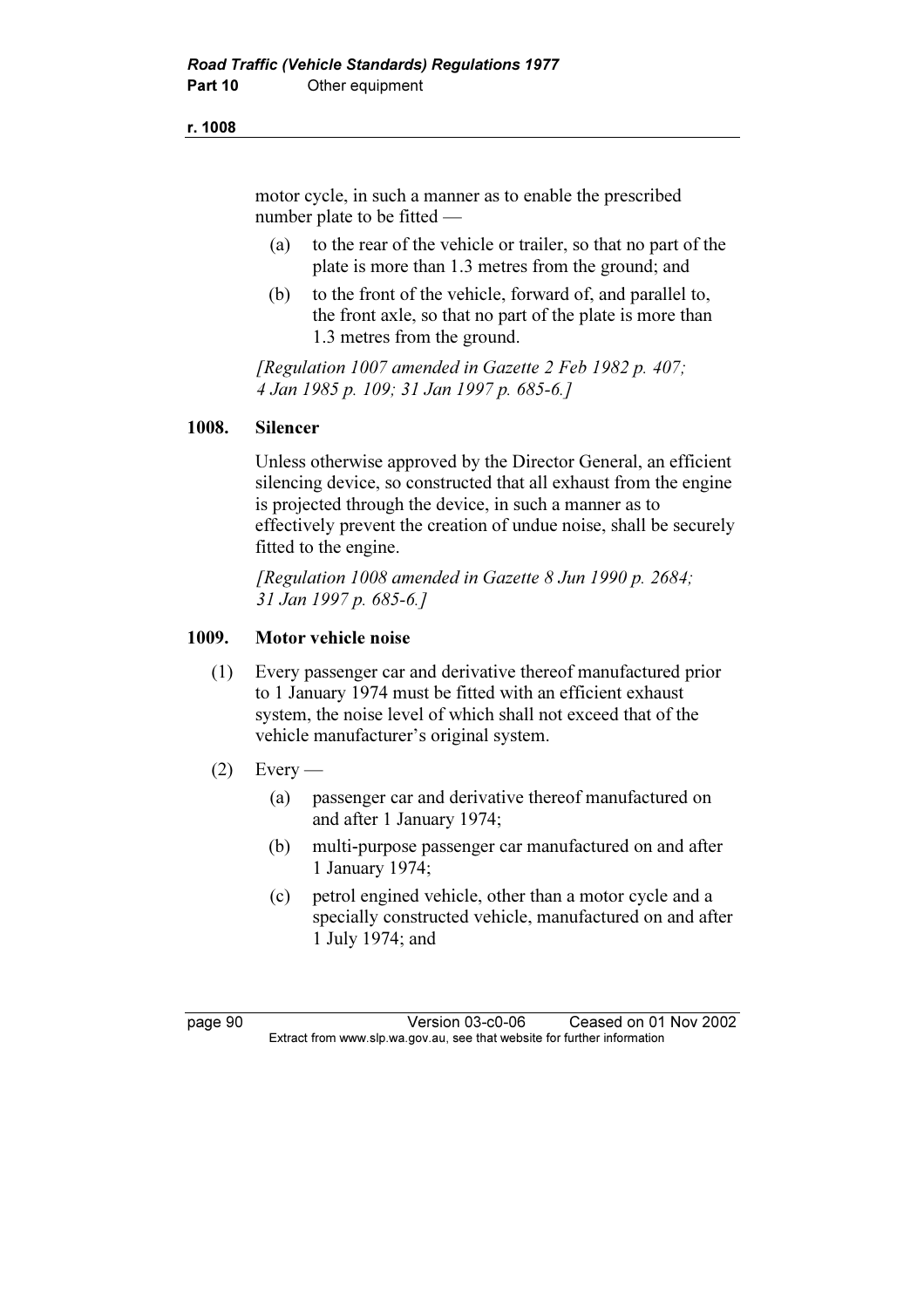motor cycle, in such a manner as to enable the prescribed number plate to be fitted —

(a) to the rear of the vehicle or trailer, so that no part of the plate is more than 1.3 metres from the ground; and

(b) to the front of the vehicle, forward of, and parallel to, the front axle, so that no part of the plate is more than 1.3 metres from the ground.

*[Regulation 1007 amended in Gazette 2 Feb 1982 p. 407; 4 Jan 1985 p. 109; 31 Jan 1997 p. 685-6.]*

### 1008. Silencer

Unless otherwise approved by the Director General, an efficient silencing device, so constructed that all exhaust from the engine is projected through the device, in such a manner as to effectively prevent the creation of undue noise, shall be securely fitted to the engine.

*[Regulation 1008 amended in Gazette 8 Jun 1990 p. 2684; 31 Jan 1997 p. 685-6.]*

### 1009. Motor vehicle noise

(1) Every passenger car and derivative thereof manufactured prior to 1 January 1974 must be fitted with an efficient exhaust system, the noise level of which shall not exceed that of the vehicle manufacturer's original system.

(2) Every —

(a) passenger car and derivative thereof manufactured on and after 1 January 1974;

(b) multi-purpose passenger car manufactured on and after 1 January 1974;

(c) petrol engined vehicle, other than a motor cycle and a specially constructed vehicle, manufactured on and after 1 July 1974; and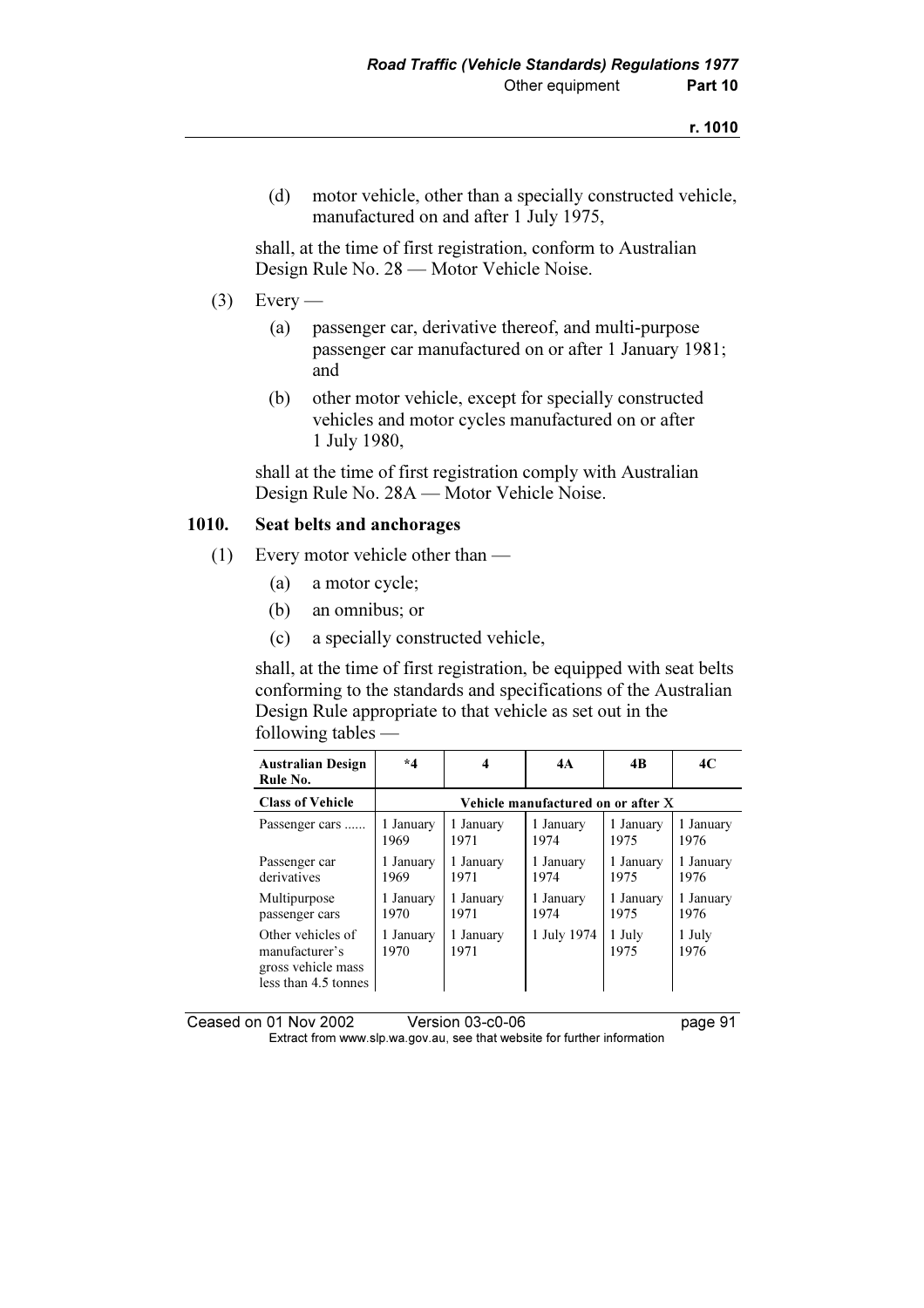(d) motor vehicle, other than a specially constructed vehicle, manufactured on and after 1 July 1975,

shall, at the time of first registration, conform to Australian Design Rule No. 28 — Motor Vehicle Noise.

(3) Every —

(a) passenger car, derivative thereof, and multi-purpose passenger car manufactured on or after 1 January 1981; and

(b) other motor vehicle, except for specially constructed vehicles and motor cycles manufactured on or after 1 July 1980,

shall at the time of first registration comply with Australian Design Rule No. 28A — Motor Vehicle Noise.

### 1010. Seat belts and anchorages

(1) Every motor vehicle other than —

(a) a motor cycle;

(b) an omnibus; or

(c) a specially constructed vehicle,

shall, at the time of first registration, be equipped with seat belts conforming to the standards and specifications of the Australian Design Rule appropriate to that vehicle as set out in the following tables —

| Australian Design Rule No. | *4 | 4 | 4A | 4B | 4C |
|---|---|---|---|---|---|
| **Class of Vehicle** | **Vehicle manufactured on or after X** | | | | |
| Passenger cars ...... | 1 January 1969 | 1 January 1971 | 1 January 1974 | 1 January 1975 | 1 January 1976 |
| Passenger car derivatives | 1 January 1969 | 1 January 1971 | 1 January 1974 | 1 January 1975 | 1 January 1976 |
| Multipurpose passenger cars | 1 January 1970 | 1 January 1971 | 1 January 1974 | 1 January 1975 | 1 January 1976 |
| Other vehicles of manufacturer's gross vehicle mass less than 4.5 tonnes | 1 January 1970 | 1 January 1971 | 1 July 1974 | 1 July 1975 | 1 July 1976 |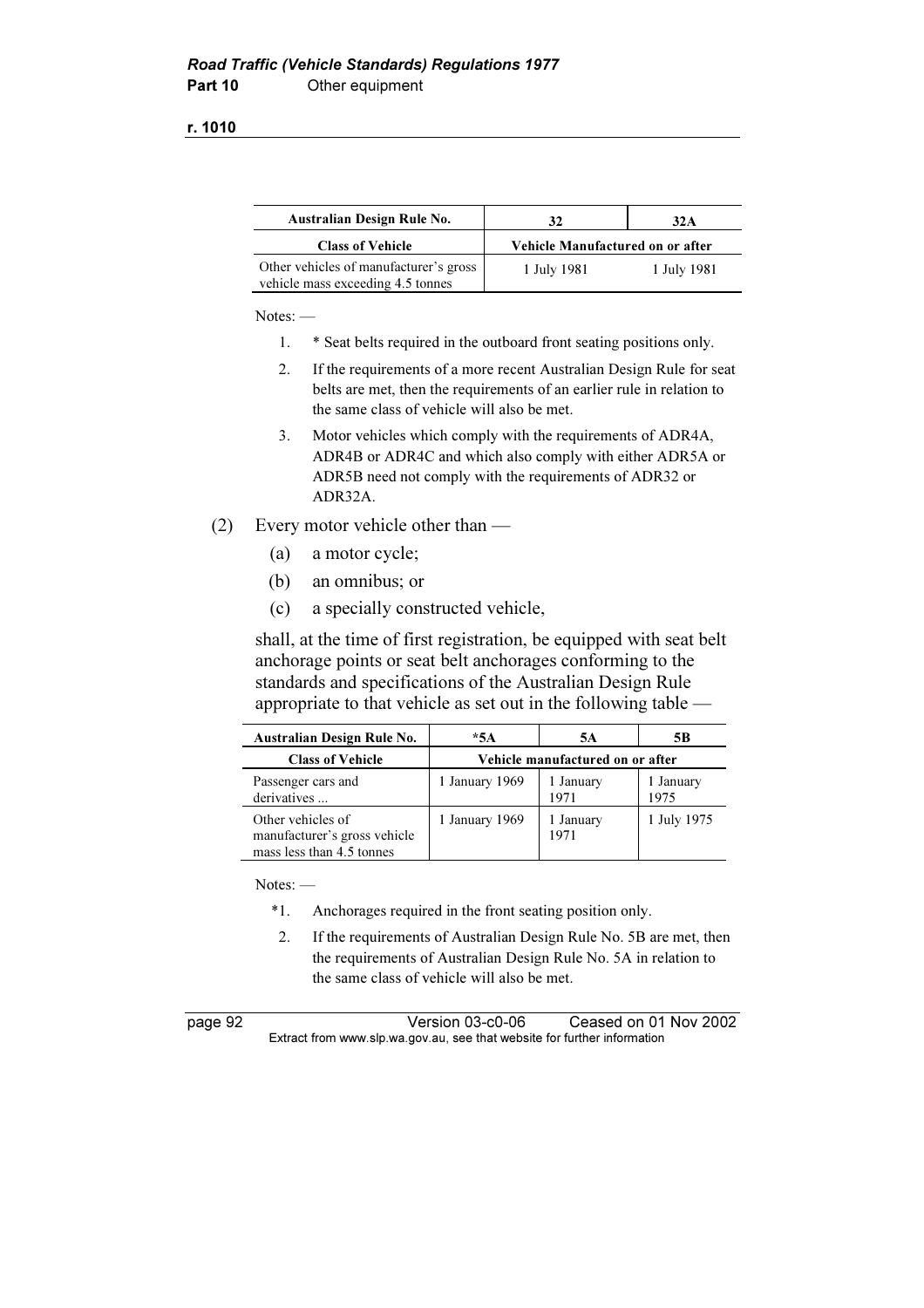| Australian Design Rule No. | 32 | 32A |
|---|---|---|
| **Class of Vehicle** | **Vehicle Manufactured on or after** | |
| Other vehicles of manufacturer's gross vehicle mass exceeding 4.5 tonnes | 1 July 1981 | 1 July 1981 |

Notes: —

1. * Seat belts required in the outboard front seating positions only.
2. If the requirements of a more recent Australian Design Rule for seat belts are met, then the requirements of an earlier rule in relation to the same class of vehicle will also be met.
3. Motor vehicles which comply with the requirements of ADR4A, ADR4B or ADR4C and which also comply with either ADR5A or ADR5B need not comply with the requirements of ADR32 or ADR32A.

(2) Every motor vehicle other than —

(a) a motor cycle;

(b) an omnibus; or

(c) a specially constructed vehicle,

shall, at the time of first registration, be equipped with seat belt anchorage points or seat belt anchorages conforming to the standards and specifications of the Australian Design Rule appropriate to that vehicle as set out in the following table —

| Australian Design Rule No. | *5A | 5A | 5B |
|---|---|---|---|
| **Class of Vehicle** | **Vehicle manufactured on or after** | | |
| Passenger cars and derivatives ... | 1 January 1969 | 1 January 1971 | 1 January 1975 |
| Other vehicles of manufacturer's gross vehicle mass less than 4.5 tonnes | 1 January 1969 | 1 January 1971 | 1 July 1975 |

Notes: —

*1. Anchorages required in the front seating position only.

2. If the requirements of Australian Design Rule No. 5B are met, then the requirements of Australian Design Rule No. 5A in relation to the same class of vehicle will also be met.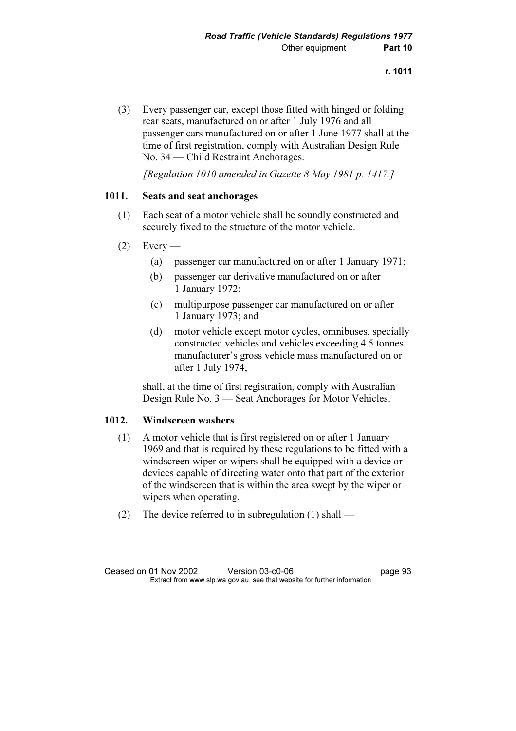(3) Every passenger car, except those fitted with hinged or folding rear seats, manufactured on or after 1 July 1976 and all passenger cars manufactured on or after 1 June 1977 shall at the time of first registration, comply with Australian Design Rule No. 34 — Child Restraint Anchorages.

*[Regulation 1010 amended in Gazette 8 May 1981 p. 1417.]*

### 1011. Seats and seat anchorages

(1) Each seat of a motor vehicle shall be soundly constructed and securely fixed to the structure of the motor vehicle.

(2) Every —

(a) passenger car manufactured on or after 1 January 1971;

(b) passenger car derivative manufactured on or after 1 January 1972;

(c) multipurpose passenger car manufactured on or after 1 January 1973; and

(d) motor vehicle except motor cycles, omnibuses, specially constructed vehicles and vehicles exceeding 4.5 tonnes manufacturer's gross vehicle mass manufactured on or after 1 July 1974,

shall, at the time of first registration, comply with Australian Design Rule No. 3 — Seat Anchorages for Motor Vehicles.

### 1012. Windscreen washers

(1) A motor vehicle that is first registered on or after 1 January 1969 and that is required by these regulations to be fitted with a windscreen wiper or wipers shall be equipped with a device or devices capable of directing water onto that part of the exterior of the windscreen that is within the area swept by the wiper or wipers when operating.

(2) The device referred to in subregulation (1) shall —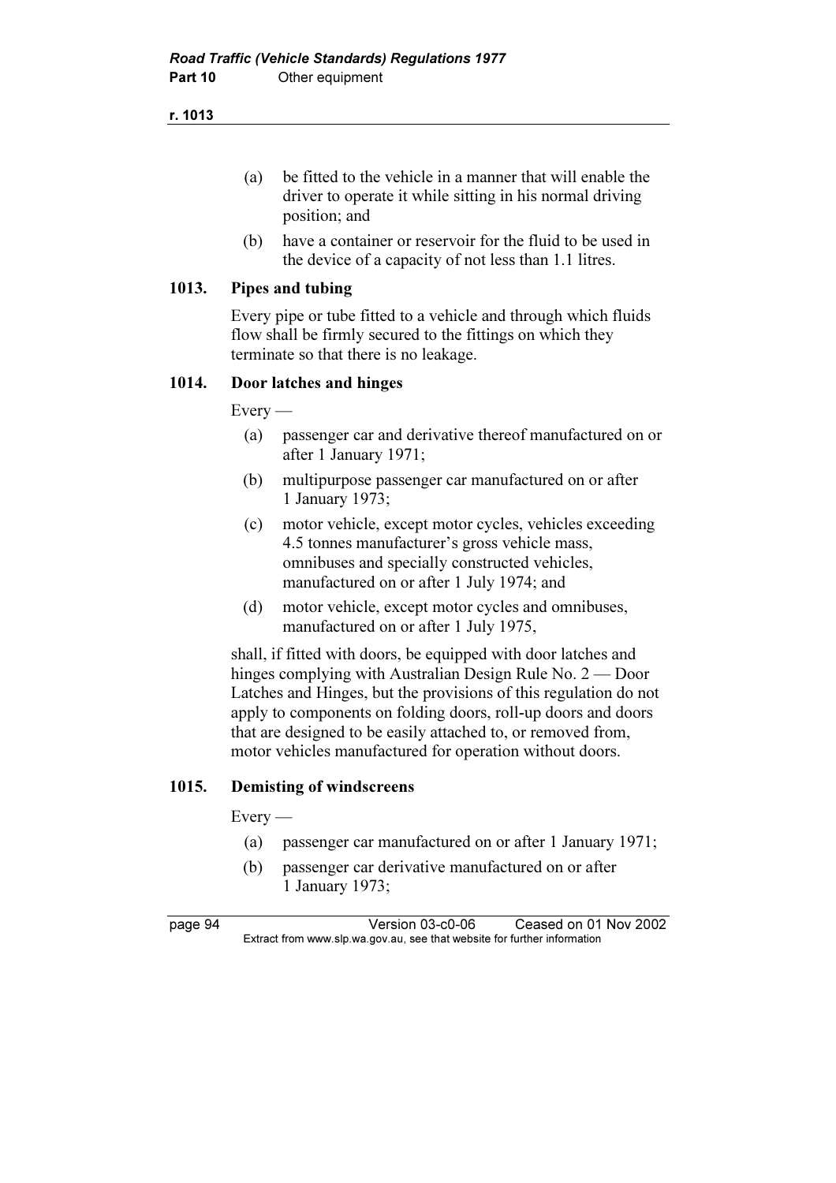(a) be fitted to the vehicle in a manner that will enable the driver to operate it while sitting in his normal driving position; and

(b) have a container or reservoir for the fluid to be used in the device of a capacity of not less than 1.1 litres.

### 1013. Pipes and tubing

Every pipe or tube fitted to a vehicle and through which fluids flow shall be firmly secured to the fittings on which they terminate so that there is no leakage.

### 1014. Door latches and hinges

Every —

(a) passenger car and derivative thereof manufactured on or after 1 January 1971;

(b) multipurpose passenger car manufactured on or after 1 January 1973;

(c) motor vehicle, except motor cycles, vehicles exceeding 4.5 tonnes manufacturer's gross vehicle mass, omnibuses and specially constructed vehicles, manufactured on or after 1 July 1974; and

(d) motor vehicle, except motor cycles and omnibuses, manufactured on or after 1 July 1975,

shall, if fitted with doors, be equipped with door latches and hinges complying with Australian Design Rule No. 2 — Door Latches and Hinges, but the provisions of this regulation do not apply to components on folding doors, roll-up doors and doors that are designed to be easily attached to, or removed from, motor vehicles manufactured for operation without doors.

### 1015. Demisting of windscreens

Every —

(a) passenger car manufactured on or after 1 January 1971;

(b) passenger car derivative manufactured on or after 1 January 1973;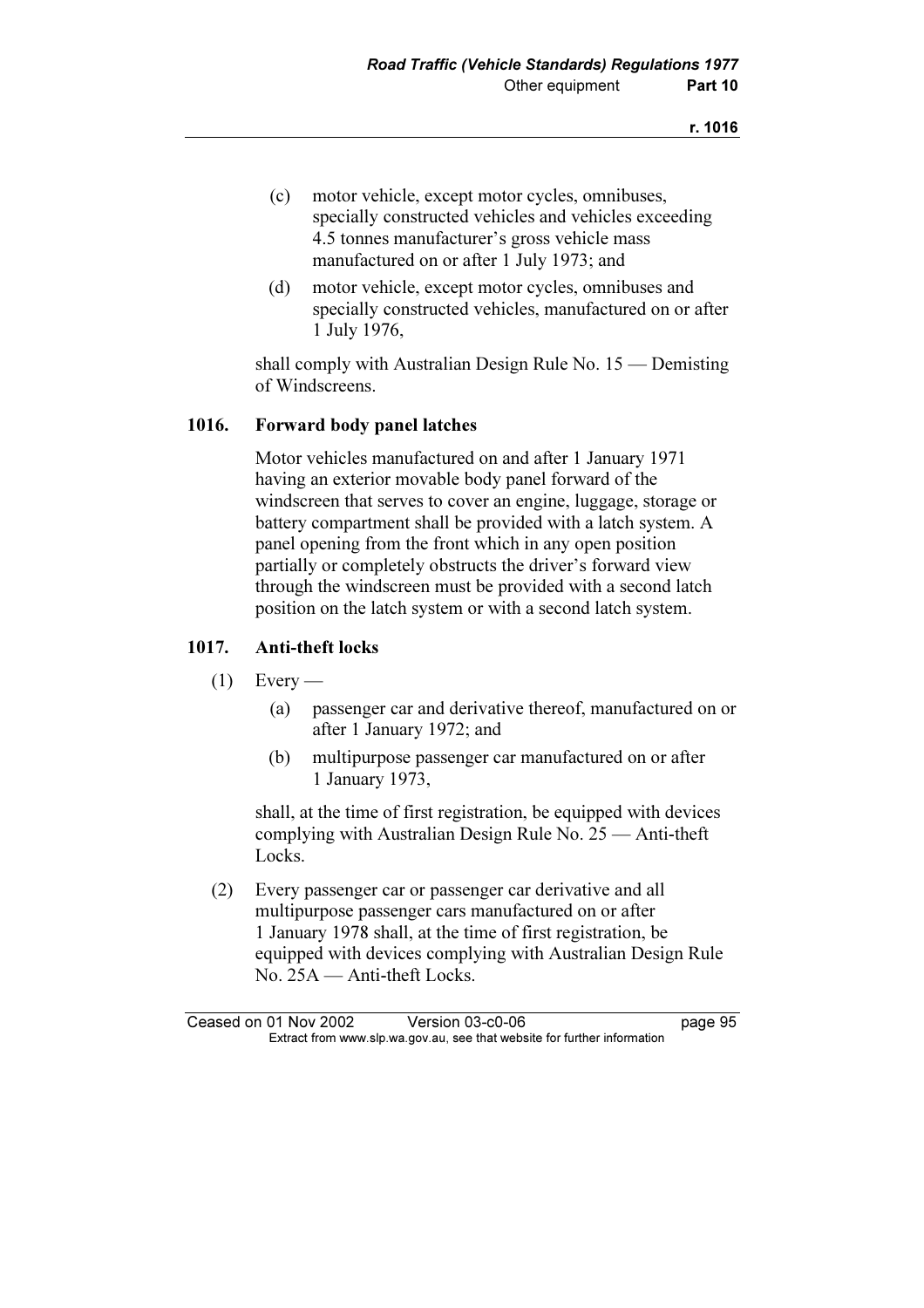(c) motor vehicle, except motor cycles, omnibuses, specially constructed vehicles and vehicles exceeding 4.5 tonnes manufacturer's gross vehicle mass manufactured on or after 1 July 1973; and

(d) motor vehicle, except motor cycles, omnibuses and specially constructed vehicles, manufactured on or after 1 July 1976,

shall comply with Australian Design Rule No. 15 — Demisting of Windscreens.

## 1016. Forward body panel latches

Motor vehicles manufactured on and after 1 January 1971 having an exterior movable body panel forward of the windscreen that serves to cover an engine, luggage, storage or battery compartment shall be provided with a latch system. A panel opening from the front which in any open position partially or completely obstructs the driver's forward view through the windscreen must be provided with a second latch position on the latch system or with a second latch system.

## 1017. Anti-theft locks

(1) Every —

(a) passenger car and derivative thereof, manufactured on or after 1 January 1972; and

(b) multipurpose passenger car manufactured on or after 1 January 1973,

shall, at the time of first registration, be equipped with devices complying with Australian Design Rule No. 25 — Anti-theft Locks.

(2) Every passenger car or passenger car derivative and all multipurpose passenger cars manufactured on or after 1 January 1978 shall, at the time of first registration, be equipped with devices complying with Australian Design Rule No. 25A — Anti-theft Locks.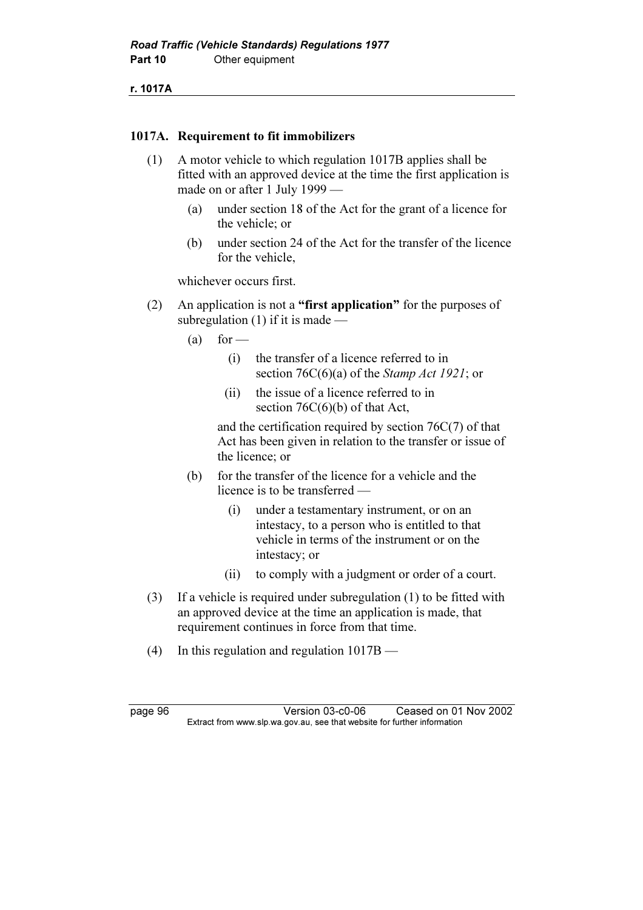### 1017A. Requirement to fit immobilizers

(1) A motor vehicle to which regulation 1017B applies shall be fitted with an approved device at the time the first application is made on or after 1 July 1999 —

   (a) under section 18 of the Act for the grant of a licence for the vehicle; or

   (b) under section 24 of the Act for the transfer of the licence for the vehicle,

   whichever occurs first.

(2) An application is not a **"first application"** for the purposes of subregulation (1) if it is made —

   (a) for —

      (i) the transfer of a licence referred to in section 76C(6)(a) of the *Stamp Act 1921*; or

      (ii) the issue of a licence referred to in section 76C(6)(b) of that Act,

      and the certification required by section 76C(7) of that Act has been given in relation to the transfer or issue of the licence; or

   (b) for the transfer of the licence for a vehicle and the licence is to be transferred —

      (i) under a testamentary instrument, or on an intestacy, to a person who is entitled to that vehicle in terms of the instrument or on the intestacy; or

      (ii) to comply with a judgment or order of a court.

(3) If a vehicle is required under subregulation (1) to be fitted with an approved device at the time an application is made, that requirement continues in force from that time.

(4) In this regulation and regulation 1017B —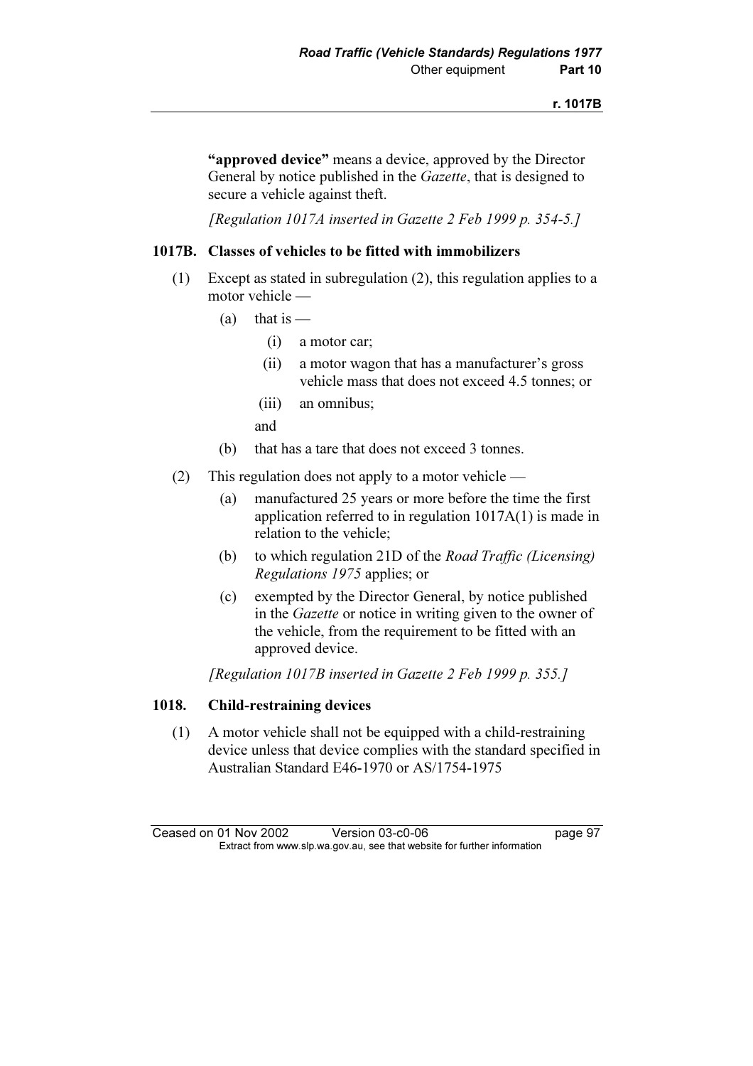**"approved device"** means a device, approved by the Director General by notice published in the *Gazette*, that is designed to secure a vehicle against theft.

*[Regulation 1017A inserted in Gazette 2 Feb 1999 p. 354-5.]*

### 1017B. Classes of vehicles to be fitted with immobilizers

(1) Except as stated in subregulation (2), this regulation applies to a motor vehicle —

- (a) that is —
  - (i) a motor car;
  - (ii) a motor wagon that has a manufacturer's gross vehicle mass that does not exceed 4.5 tonnes; or
  - (iii) an omnibus;

  and
- (b) that has a tare that does not exceed 3 tonnes.

(2) This regulation does not apply to a motor vehicle —

- (a) manufactured 25 years or more before the time the first application referred to in regulation 1017A(1) is made in relation to the vehicle;
- (b) to which regulation 21D of the *Road Traffic (Licensing) Regulations 1975* applies; or
- (c) exempted by the Director General, by notice published in the *Gazette* or notice in writing given to the owner of the vehicle, from the requirement to be fitted with an approved device.

*[Regulation 1017B inserted in Gazette 2 Feb 1999 p. 355.]*

### 1018. Child-restraining devices

(1) A motor vehicle shall not be equipped with a child-restraining device unless that device complies with the standard specified in Australian Standard E46-1970 or AS/1754-1975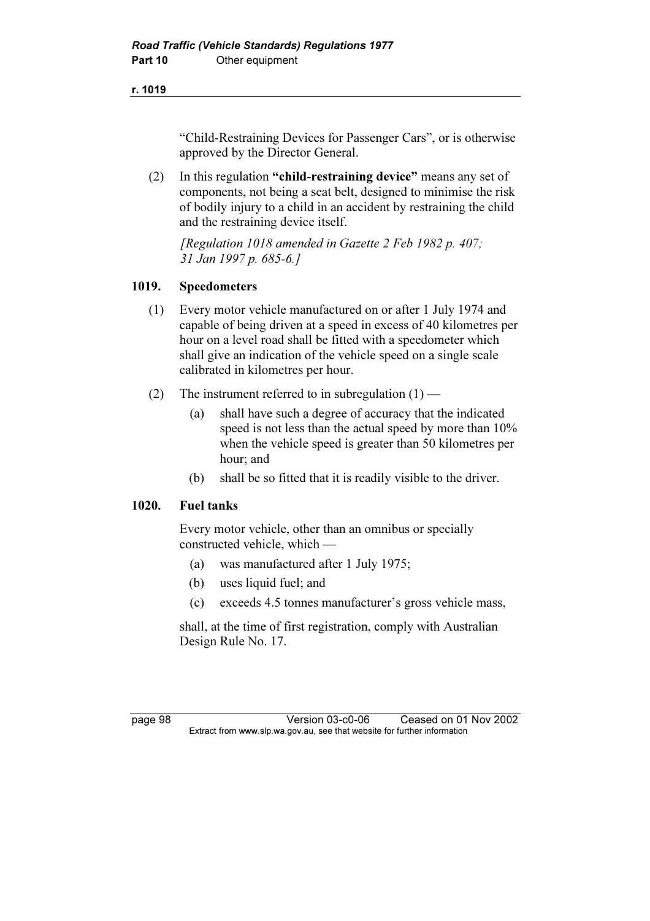"Child-Restraining Devices for Passenger Cars", or is otherwise approved by the Director General.

(2) In this regulation **"child-restraining device"** means any set of components, not being a seat belt, designed to minimise the risk of bodily injury to a child in an accident by restraining the child and the restraining device itself.

*[Regulation 1018 amended in Gazette 2 Feb 1982 p. 407; 31 Jan 1997 p. 685-6.]*

### 1019. Speedometers

(1) Every motor vehicle manufactured on or after 1 July 1974 and capable of being driven at a speed in excess of 40 kilometres per hour on a level road shall be fitted with a speedometer which shall give an indication of the vehicle speed on a single scale calibrated in kilometres per hour.

(2) The instrument referred to in subregulation (1) —

- (a) shall have such a degree of accuracy that the indicated speed is not less than the actual speed by more than 10% when the vehicle speed is greater than 50 kilometres per hour; and
- (b) shall be so fitted that it is readily visible to the driver.

### 1020. Fuel tanks

Every motor vehicle, other than an omnibus or specially constructed vehicle, which —

- (a) was manufactured after 1 July 1975;
- (b) uses liquid fuel; and
- (c) exceeds 4.5 tonnes manufacturer's gross vehicle mass,

shall, at the time of first registration, comply with Australian Design Rule No. 17.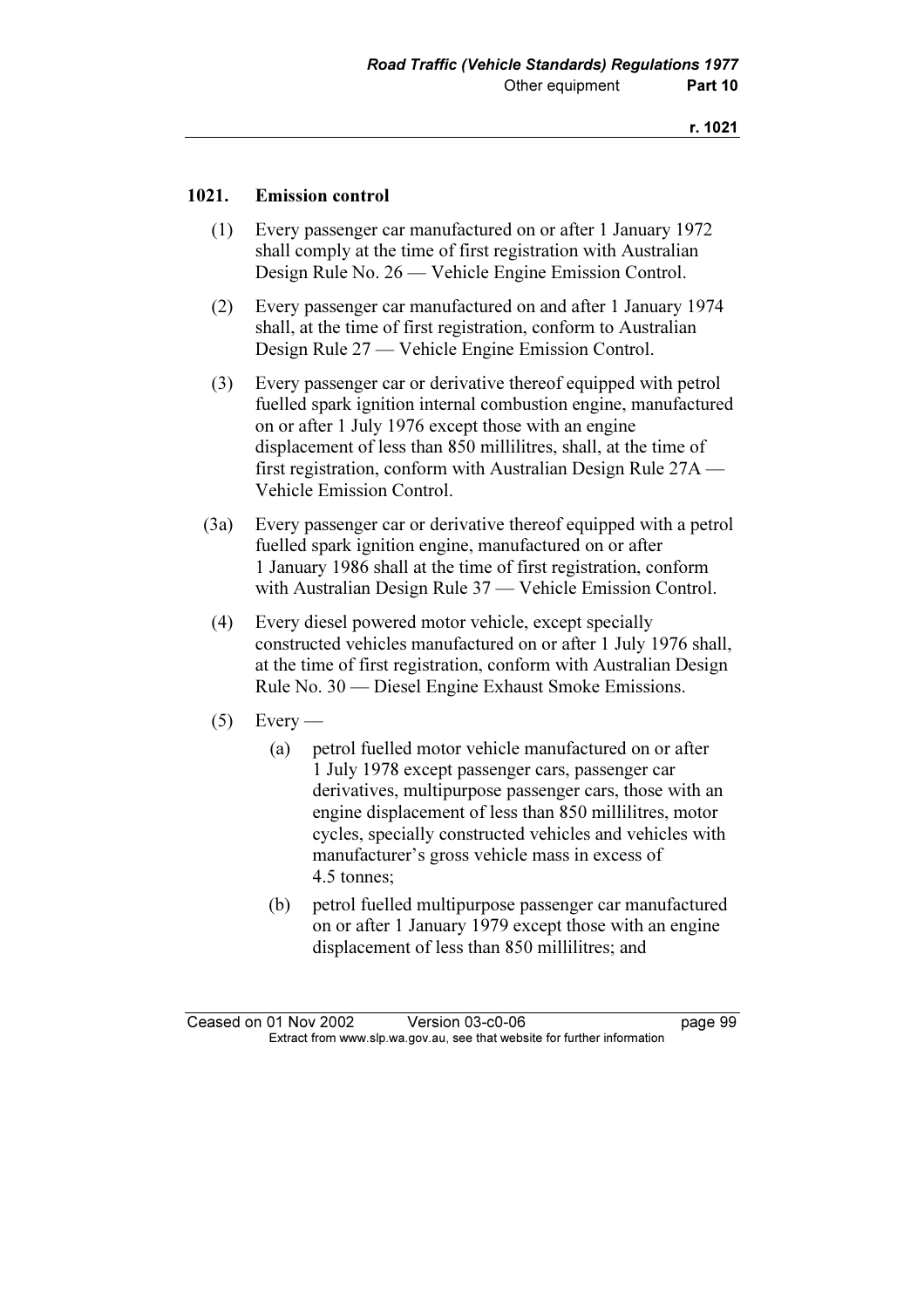## 1021. Emission control

(1) Every passenger car manufactured on or after 1 January 1972 shall comply at the time of first registration with Australian Design Rule No. 26 — Vehicle Engine Emission Control.

(2) Every passenger car manufactured on and after 1 January 1974 shall, at the time of first registration, conform to Australian Design Rule 27 — Vehicle Engine Emission Control.

(3) Every passenger car or derivative thereof equipped with petrol fuelled spark ignition internal combustion engine, manufactured on or after 1 July 1976 except those with an engine displacement of less than 850 millilitres, shall, at the time of first registration, conform with Australian Design Rule 27A — Vehicle Emission Control.

(3a) Every passenger car or derivative thereof equipped with a petrol fuelled spark ignition engine, manufactured on or after 1 January 1986 shall at the time of first registration, conform with Australian Design Rule 37 — Vehicle Emission Control.

(4) Every diesel powered motor vehicle, except specially constructed vehicles manufactured on or after 1 July 1976 shall, at the time of first registration, conform with Australian Design Rule No. 30 — Diesel Engine Exhaust Smoke Emissions.

(5) Every —

(a) petrol fuelled motor vehicle manufactured on or after 1 July 1978 except passenger cars, passenger car derivatives, multipurpose passenger cars, those with an engine displacement of less than 850 millilitres, motor cycles, specially constructed vehicles and vehicles with manufacturer's gross vehicle mass in excess of 4.5 tonnes;

(b) petrol fuelled multipurpose passenger car manufactured on or after 1 January 1979 except those with an engine displacement of less than 850 millilitres; and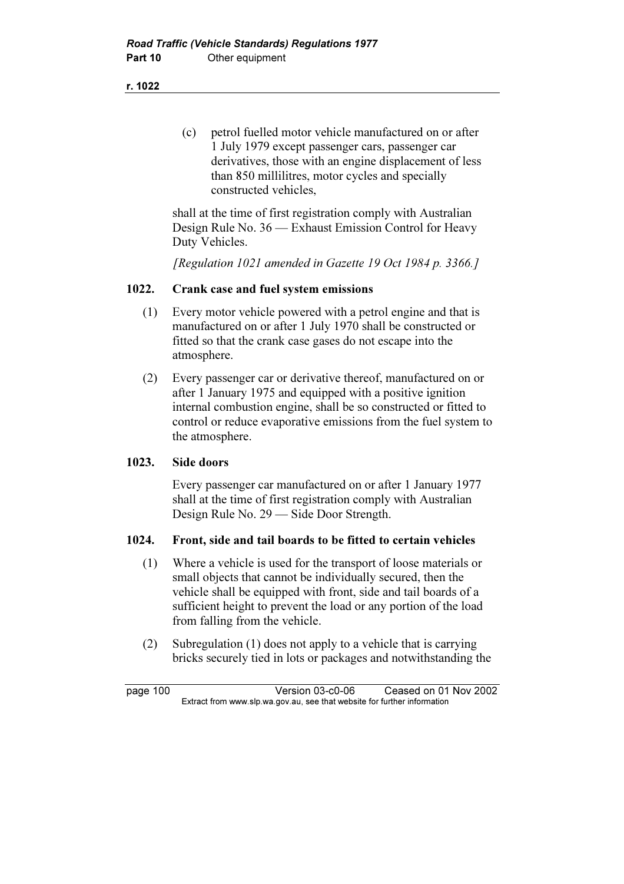(c) petrol fuelled motor vehicle manufactured on or after 1 July 1979 except passenger cars, passenger car derivatives, those with an engine displacement of less than 850 millilitres, motor cycles and specially constructed vehicles,

shall at the time of first registration comply with Australian Design Rule No. 36 — Exhaust Emission Control for Heavy Duty Vehicles.

*[Regulation 1021 amended in Gazette 19 Oct 1984 p. 3366.]*

### 1022. Crank case and fuel system emissions

(1) Every motor vehicle powered with a petrol engine and that is manufactured on or after 1 July 1970 shall be constructed or fitted so that the crank case gases do not escape into the atmosphere.

(2) Every passenger car or derivative thereof, manufactured on or after 1 January 1975 and equipped with a positive ignition internal combustion engine, shall be so constructed or fitted to control or reduce evaporative emissions from the fuel system to the atmosphere.

### 1023. Side doors

Every passenger car manufactured on or after 1 January 1977 shall at the time of first registration comply with Australian Design Rule No. 29 — Side Door Strength.

### 1024. Front, side and tail boards to be fitted to certain vehicles

(1) Where a vehicle is used for the transport of loose materials or small objects that cannot be individually secured, then the vehicle shall be equipped with front, side and tail boards of a sufficient height to prevent the load or any portion of the load from falling from the vehicle.

(2) Subregulation (1) does not apply to a vehicle that is carrying bricks securely tied in lots or packages and notwithstanding the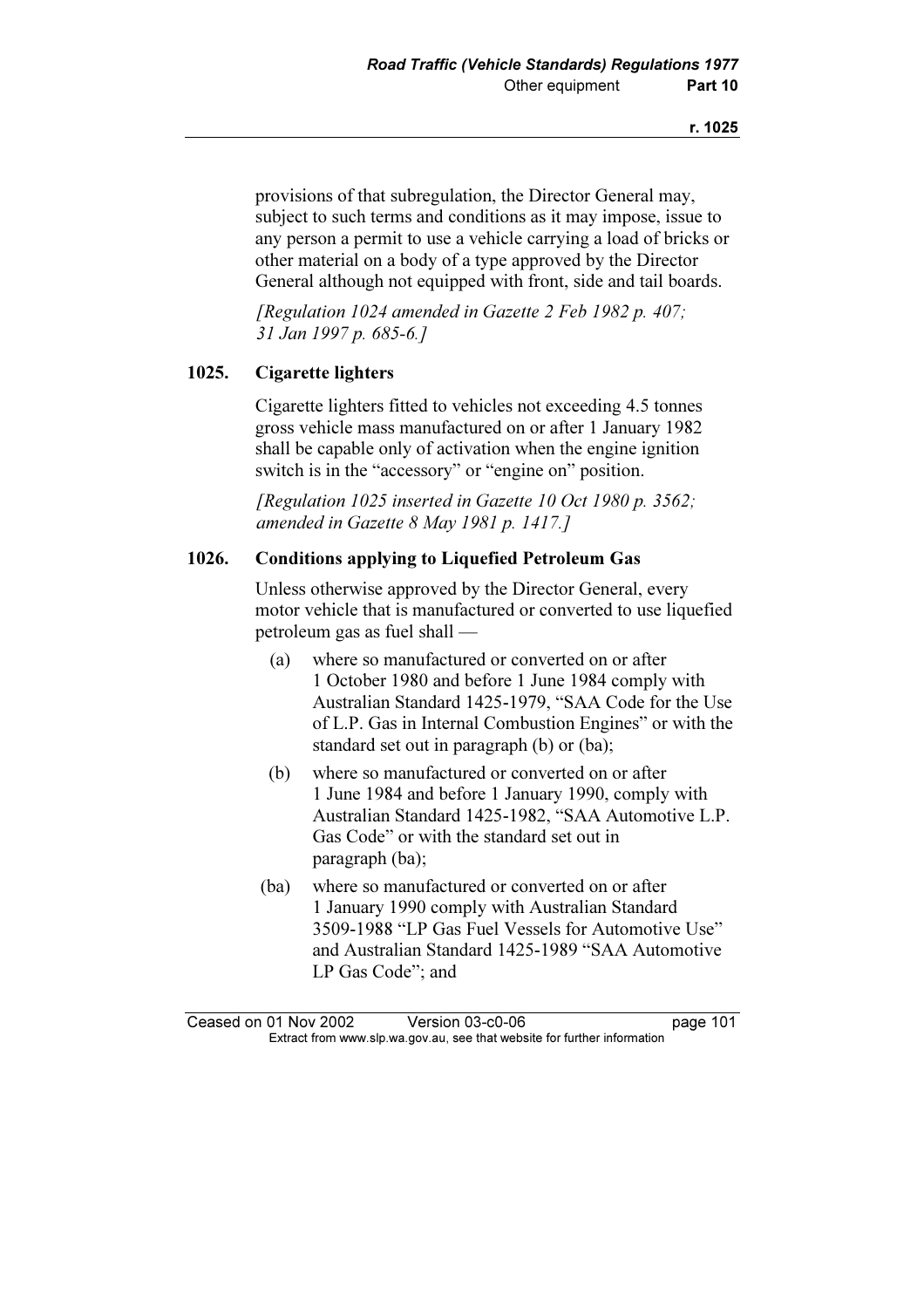provisions of that subregulation, the Director General may, subject to such terms and conditions as it may impose, issue to any person a permit to use a vehicle carrying a load of bricks or other material on a body of a type approved by the Director General although not equipped with front, side and tail boards.

*[Regulation 1024 amended in Gazette 2 Feb 1982 p. 407; 31 Jan 1997 p. 685-6.]*

### 1025. Cigarette lighters

Cigarette lighters fitted to vehicles not exceeding 4.5 tonnes gross vehicle mass manufactured on or after 1 January 1982 shall be capable only of activation when the engine ignition switch is in the "accessory" or "engine on" position.

*[Regulation 1025 inserted in Gazette 10 Oct 1980 p. 3562; amended in Gazette 8 May 1981 p. 1417.]*

### 1026. Conditions applying to Liquefied Petroleum Gas

Unless otherwise approved by the Director General, every motor vehicle that is manufactured or converted to use liquefied petroleum gas as fuel shall —

(a) where so manufactured or converted on or after 1 October 1980 and before 1 June 1984 comply with Australian Standard 1425-1979, "SAA Code for the Use of L.P. Gas in Internal Combustion Engines" or with the standard set out in paragraph (b) or (ba);

(b) where so manufactured or converted on or after 1 June 1984 and before 1 January 1990, comply with Australian Standard 1425-1982, "SAA Automotive L.P. Gas Code" or with the standard set out in paragraph (ba);

(ba) where so manufactured or converted on or after 1 January 1990 comply with Australian Standard 3509-1988 "LP Gas Fuel Vessels for Automotive Use" and Australian Standard 1425-1989 "SAA Automotive LP Gas Code"; and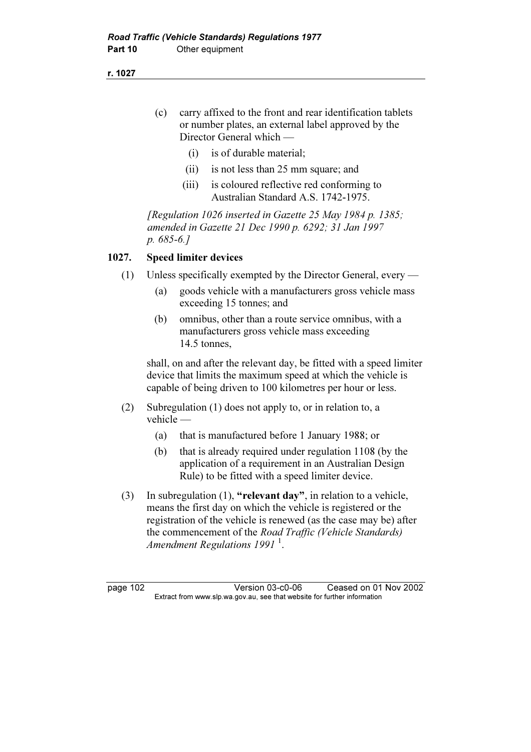(c) carry affixed to the front and rear identification tablets or number plates, an external label approved by the Director General which —

   (i) is of durable material;

   (ii) is not less than 25 mm square; and

   (iii) is coloured reflective red conforming to Australian Standard A.S. 1742-1975.

*[Regulation 1026 inserted in Gazette 25 May 1984 p. 1385; amended in Gazette 21 Dec 1990 p. 6292; 31 Jan 1997 p. 685-6.]*

## 1027. Speed limiter devices

(1) Unless specifically exempted by the Director General, every —

   (a) goods vehicle with a manufacturers gross vehicle mass exceeding 15 tonnes; and

   (b) omnibus, other than a route service omnibus, with a manufacturers gross vehicle mass exceeding 14.5 tonnes,

shall, on and after the relevant day, be fitted with a speed limiter device that limits the maximum speed at which the vehicle is capable of being driven to 100 kilometres per hour or less.

(2) Subregulation (1) does not apply to, or in relation to, a vehicle —

   (a) that is manufactured before 1 January 1988; or

   (b) that is already required under regulation 1108 (by the application of a requirement in an Australian Design Rule) to be fitted with a speed limiter device.

(3) In subregulation (1), **"relevant day"**, in relation to a vehicle, means the first day on which the vehicle is registered or the registration of the vehicle is renewed (as the case may be) after the commencement of the *Road Traffic (Vehicle Standards) Amendment Regulations 1991* [1].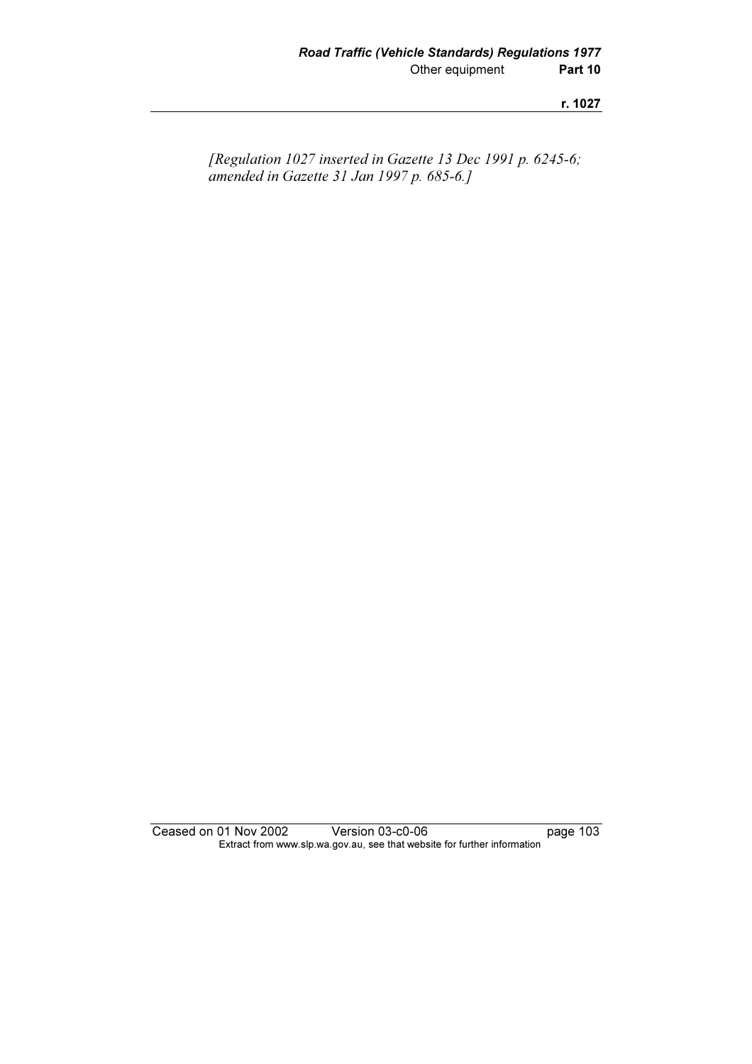*[Regulation 1027 inserted in Gazette 13 Dec 1991 p. 6245-6; amended in Gazette 31 Jan 1997 p. 685-6.]*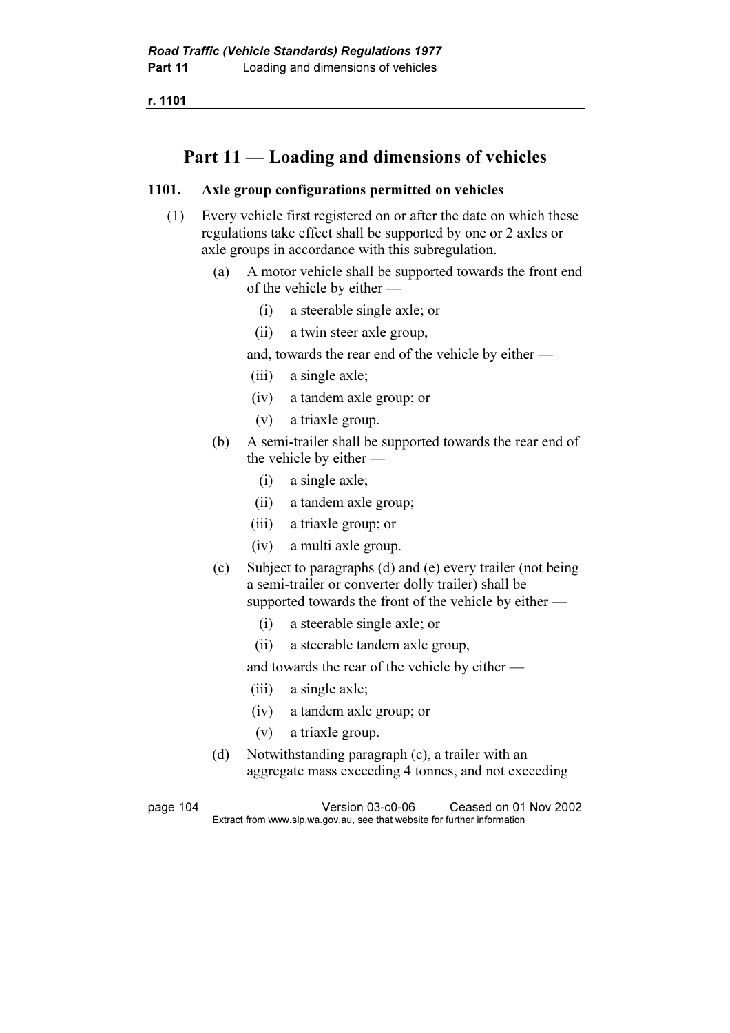## Part 11 — Loading and dimensions of vehicles

### 1101. Axle group configurations permitted on vehicles

(1) Every vehicle first registered on or after the date on which these regulations take effect shall be supported by one or 2 axles or axle groups in accordance with this subregulation.

(a) A motor vehicle shall be supported towards the front end of the vehicle by either —

(i) a steerable single axle; or

(ii) a twin steer axle group,

and, towards the rear end of the vehicle by either —

(iii) a single axle;

(iv) a tandem axle group; or

(v) a triaxle group.

(b) A semi-trailer shall be supported towards the rear end of the vehicle by either —

(i) a single axle;

(ii) a tandem axle group;

(iii) a triaxle group; or

(iv) a multi axle group.

(c) Subject to paragraphs (d) and (e) every trailer (not being a semi-trailer or converter dolly trailer) shall be supported towards the front of the vehicle by either —

(i) a steerable single axle; or

(ii) a steerable tandem axle group,

and towards the rear of the vehicle by either —

(iii) a single axle;

(iv) a tandem axle group; or

(v) a triaxle group.

(d) Notwithstanding paragraph (c), a trailer with an aggregate mass exceeding 4 tonnes, and not exceeding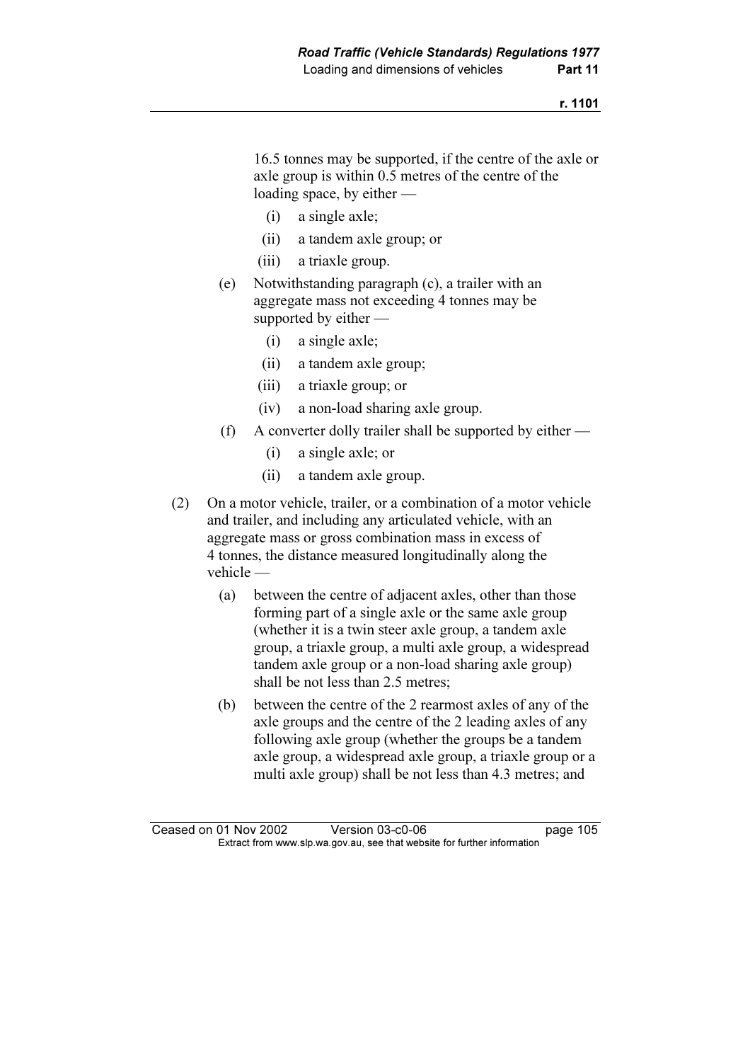16.5 tonnes may be supported, if the centre of the axle or axle group is within 0.5 metres of the centre of the loading space, by either —

  (i) a single axle;

  (ii) a tandem axle group; or

  (iii) a triaxle group.

(e) Notwithstanding paragraph (c), a trailer with an aggregate mass not exceeding 4 tonnes may be supported by either —

  (i) a single axle;

  (ii) a tandem axle group;

  (iii) a triaxle group; or

  (iv) a non-load sharing axle group.

(f) A converter dolly trailer shall be supported by either —

  (i) a single axle; or

  (ii) a tandem axle group.

(2) On a motor vehicle, trailer, or a combination of a motor vehicle and trailer, and including any articulated vehicle, with an aggregate mass or gross combination mass in excess of 4 tonnes, the distance measured longitudinally along the vehicle —

  (a) between the centre of adjacent axles, other than those forming part of a single axle or the same axle group (whether it is a twin steer axle group, a tandem axle group, a triaxle group, a multi axle group, a widespread tandem axle group or a non-load sharing axle group) shall be not less than 2.5 metres;

  (b) between the centre of the 2 rearmost axles of any of the axle groups and the centre of the 2 leading axles of any following axle group (whether the groups be a tandem axle group, a widespread axle group, a triaxle group or a multi axle group) shall be not less than 4.3 metres; and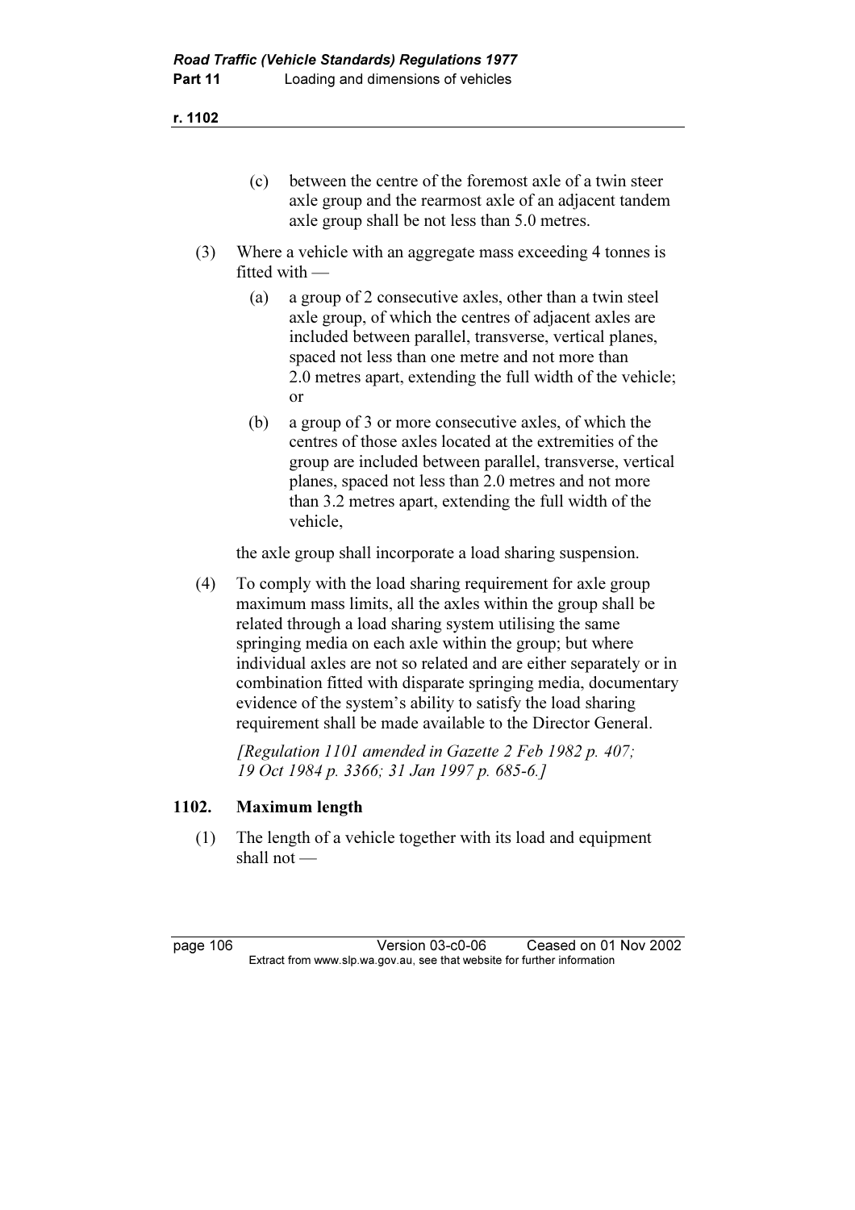(c) between the centre of the foremost axle of a twin steer axle group and the rearmost axle of an adjacent tandem axle group shall be not less than 5.0 metres.

(3) Where a vehicle with an aggregate mass exceeding 4 tonnes is fitted with —

(a) a group of 2 consecutive axles, other than a twin steel axle group, of which the centres of adjacent axles are included between parallel, transverse, vertical planes, spaced not less than one metre and not more than 2.0 metres apart, extending the full width of the vehicle; or

(b) a group of 3 or more consecutive axles, of which the centres of those axles located at the extremities of the group are included between parallel, transverse, vertical planes, spaced not less than 2.0 metres and not more than 3.2 metres apart, extending the full width of the vehicle,

the axle group shall incorporate a load sharing suspension.

(4) To comply with the load sharing requirement for axle group maximum mass limits, all the axles within the group shall be related through a load sharing system utilising the same springing media on each axle within the group; but where individual axles are not so related and are either separately or in combination fitted with disparate springing media, documentary evidence of the system's ability to satisfy the load sharing requirement shall be made available to the Director General.

*[Regulation 1101 amended in Gazette 2 Feb 1982 p. 407; 19 Oct 1984 p. 3366; 31 Jan 1997 p. 685-6.]*

### 1102. Maximum length

(1) The length of a vehicle together with its load and equipment shall not —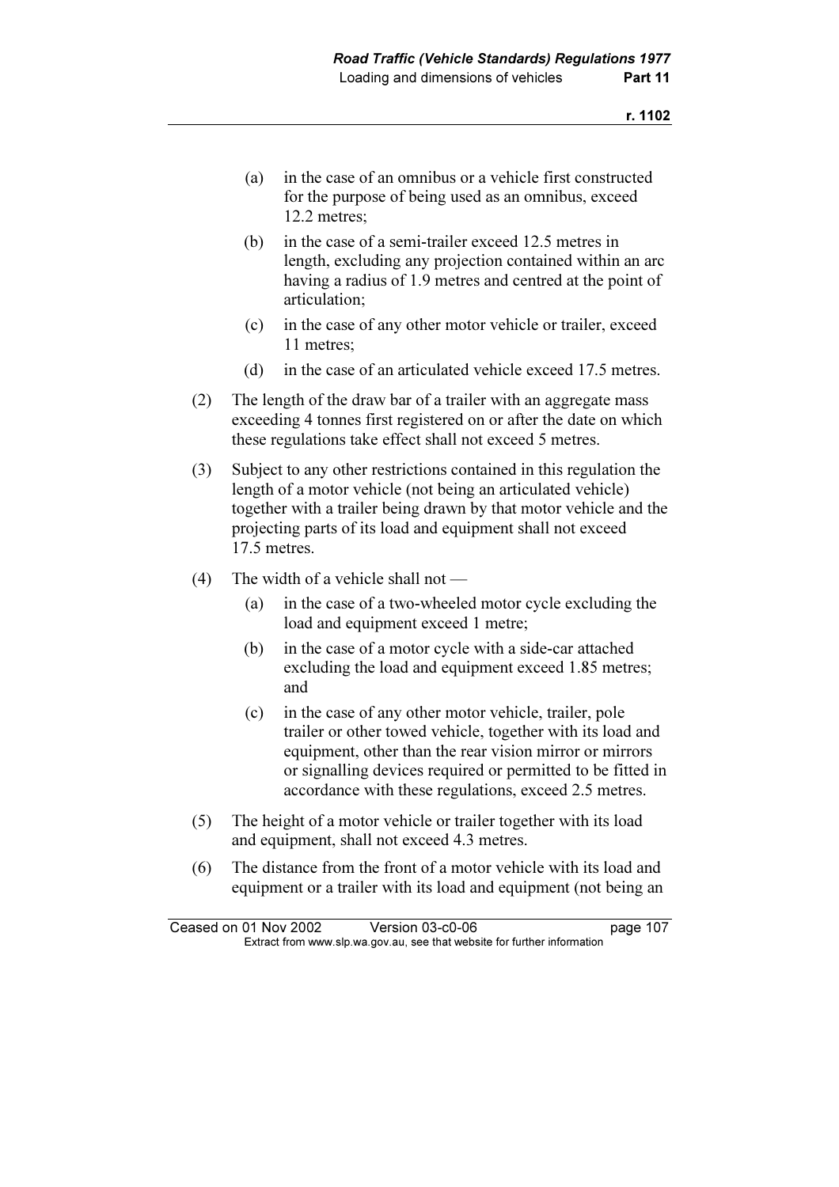(a) in the case of an omnibus or a vehicle first constructed for the purpose of being used as an omnibus, exceed 12.2 metres;

(b) in the case of a semi-trailer exceed 12.5 metres in length, excluding any projection contained within an arc having a radius of 1.9 metres and centred at the point of articulation;

(c) in the case of any other motor vehicle or trailer, exceed 11 metres;

(d) in the case of an articulated vehicle exceed 17.5 metres.

(2) The length of the draw bar of a trailer with an aggregate mass exceeding 4 tonnes first registered on or after the date on which these regulations take effect shall not exceed 5 metres.

(3) Subject to any other restrictions contained in this regulation the length of a motor vehicle (not being an articulated vehicle) together with a trailer being drawn by that motor vehicle and the projecting parts of its load and equipment shall not exceed 17.5 metres.

(4) The width of a vehicle shall not —

(a) in the case of a two-wheeled motor cycle excluding the load and equipment exceed 1 metre;

(b) in the case of a motor cycle with a side-car attached excluding the load and equipment exceed 1.85 metres; and

(c) in the case of any other motor vehicle, trailer, pole trailer or other towed vehicle, together with its load and equipment, other than the rear vision mirror or mirrors or signalling devices required or permitted to be fitted in accordance with these regulations, exceed 2.5 metres.

(5) The height of a motor vehicle or trailer together with its load and equipment, shall not exceed 4.3 metres.

(6) The distance from the front of a motor vehicle with its load and equipment or a trailer with its load and equipment (not being an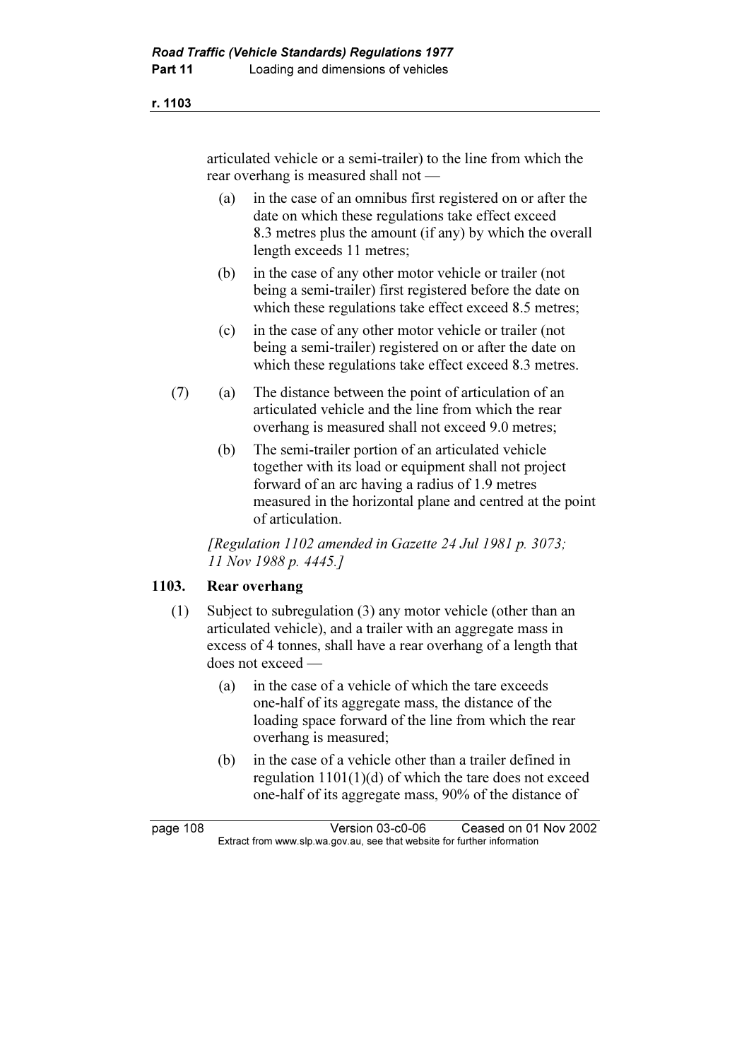articulated vehicle or a semi-trailer) to the line from which the rear overhang is measured shall not —

(a) in the case of an omnibus first registered on or after the date on which these regulations take effect exceed 8.3 metres plus the amount (if any) by which the overall length exceeds 11 metres;

(b) in the case of any other motor vehicle or trailer (not being a semi-trailer) first registered before the date on which these regulations take effect exceed 8.5 metres;

(c) in the case of any other motor vehicle or trailer (not being a semi-trailer) registered on or after the date on which these regulations take effect exceed 8.3 metres.

(7) (a) The distance between the point of articulation of an articulated vehicle and the line from which the rear overhang is measured shall not exceed 9.0 metres;

(b) The semi-trailer portion of an articulated vehicle together with its load or equipment shall not project forward of an arc having a radius of 1.9 metres measured in the horizontal plane and centred at the point of articulation.

*[Regulation 1102 amended in Gazette 24 Jul 1981 p. 3073; 11 Nov 1988 p. 4445.]*

### 1103. Rear overhang

(1) Subject to subregulation (3) any motor vehicle (other than an articulated vehicle), and a trailer with an aggregate mass in excess of 4 tonnes, shall have a rear overhang of a length that does not exceed —

(a) in the case of a vehicle of which the tare exceeds one-half of its aggregate mass, the distance of the loading space forward of the line from which the rear overhang is measured;

(b) in the case of a vehicle other than a trailer defined in regulation 1101(1)(d) of which the tare does not exceed one-half of its aggregate mass, 90% of the distance of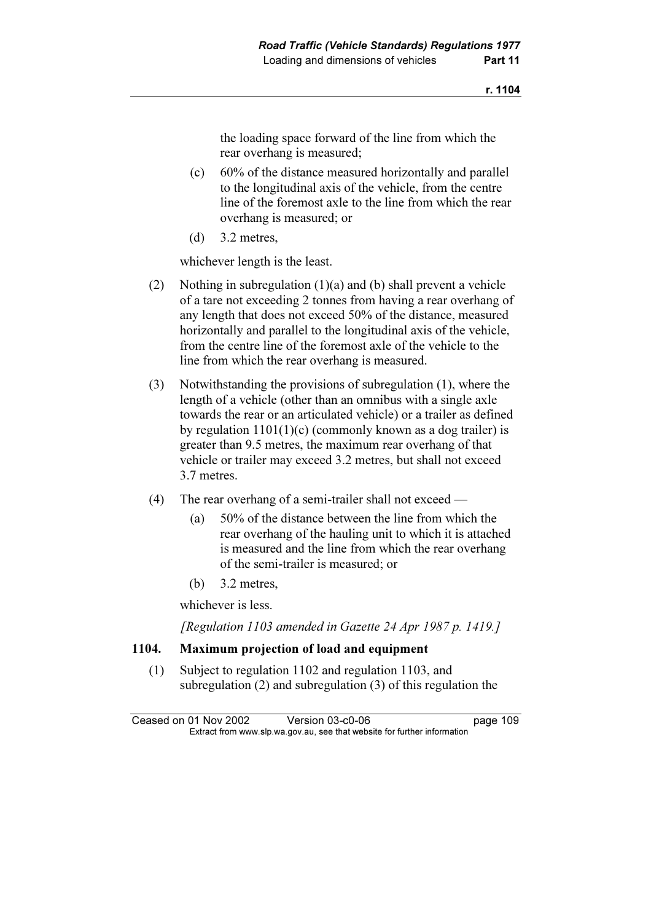the loading space forward of the line from which the rear overhang is measured;

(c) 60% of the distance measured horizontally and parallel to the longitudinal axis of the vehicle, from the centre line of the foremost axle to the line from which the rear overhang is measured; or

(d) 3.2 metres,

whichever length is the least.

(2) Nothing in subregulation (1)(a) and (b) shall prevent a vehicle of a tare not exceeding 2 tonnes from having a rear overhang of any length that does not exceed 50% of the distance, measured horizontally and parallel to the longitudinal axis of the vehicle, from the centre line of the foremost axle of the vehicle to the line from which the rear overhang is measured.

(3) Notwithstanding the provisions of subregulation (1), where the length of a vehicle (other than an omnibus with a single axle towards the rear or an articulated vehicle) or a trailer as defined by regulation 1101(1)(c) (commonly known as a dog trailer) is greater than 9.5 metres, the maximum rear overhang of that vehicle or trailer may exceed 3.2 metres, but shall not exceed 3.7 metres.

(4) The rear overhang of a semi-trailer shall not exceed —

(a) 50% of the distance between the line from which the rear overhang of the hauling unit to which it is attached is measured and the line from which the rear overhang of the semi-trailer is measured; or

(b) 3.2 metres,

whichever is less.

*[Regulation 1103 amended in Gazette 24 Apr 1987 p. 1419.]*

### 1104. Maximum projection of load and equipment

(1) Subject to regulation 1102 and regulation 1103, and subregulation (2) and subregulation (3) of this regulation the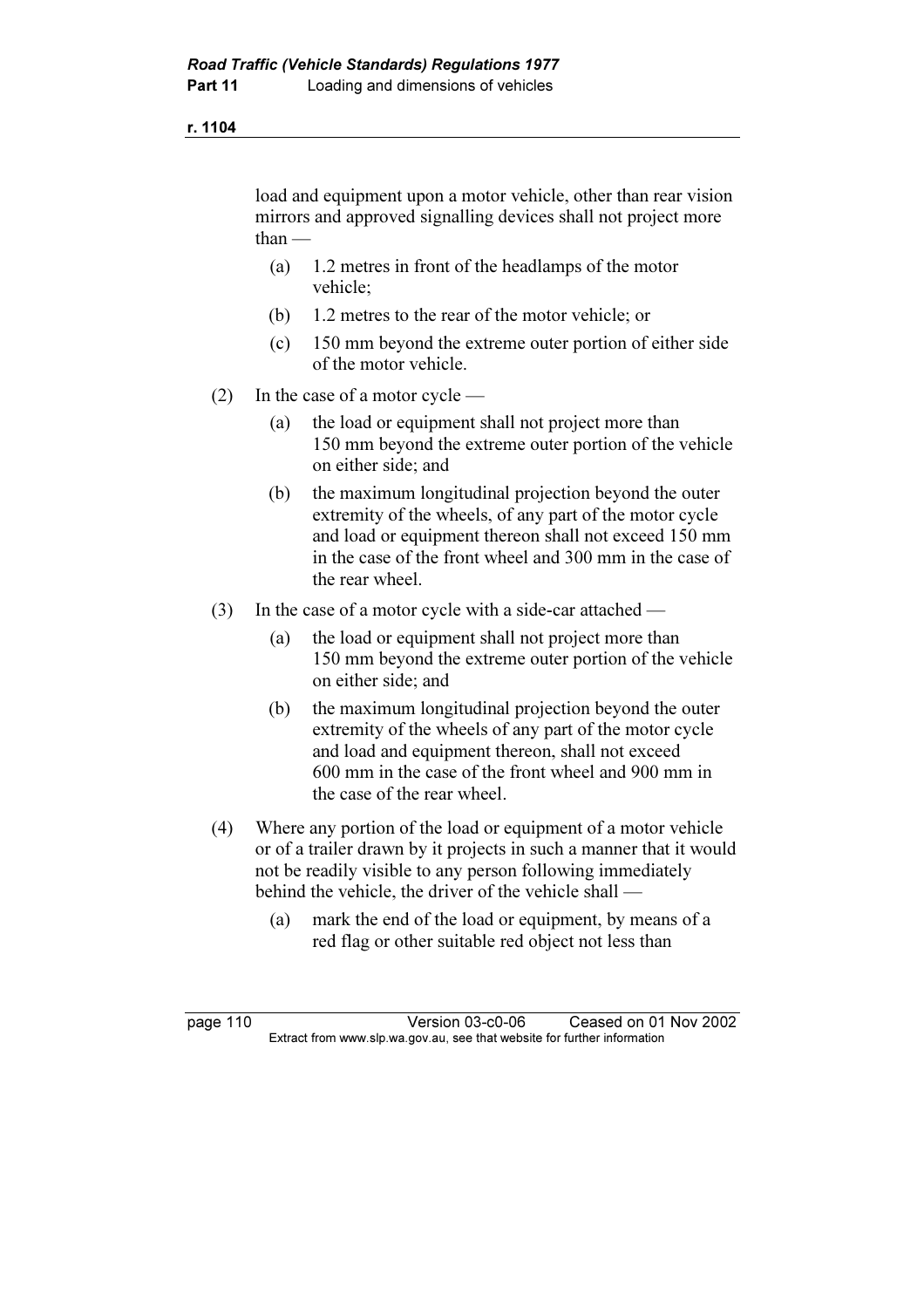load and equipment upon a motor vehicle, other than rear vision mirrors and approved signalling devices shall not project more than —

(a) 1.2 metres in front of the headlamps of the motor vehicle;

(b) 1.2 metres to the rear of the motor vehicle; or

(c) 150 mm beyond the extreme outer portion of either side of the motor vehicle.

(2) In the case of a motor cycle —

(a) the load or equipment shall not project more than 150 mm beyond the extreme outer portion of the vehicle on either side; and

(b) the maximum longitudinal projection beyond the outer extremity of the wheels, of any part of the motor cycle and load or equipment thereon shall not exceed 150 mm in the case of the front wheel and 300 mm in the case of the rear wheel.

(3) In the case of a motor cycle with a side-car attached —

(a) the load or equipment shall not project more than 150 mm beyond the extreme outer portion of the vehicle on either side; and

(b) the maximum longitudinal projection beyond the outer extremity of the wheels of any part of the motor cycle and load and equipment thereon, shall not exceed 600 mm in the case of the front wheel and 900 mm in the case of the rear wheel.

(4) Where any portion of the load or equipment of a motor vehicle or of a trailer drawn by it projects in such a manner that it would not be readily visible to any person following immediately behind the vehicle, the driver of the vehicle shall —

(a) mark the end of the load or equipment, by means of a red flag or other suitable red object not less than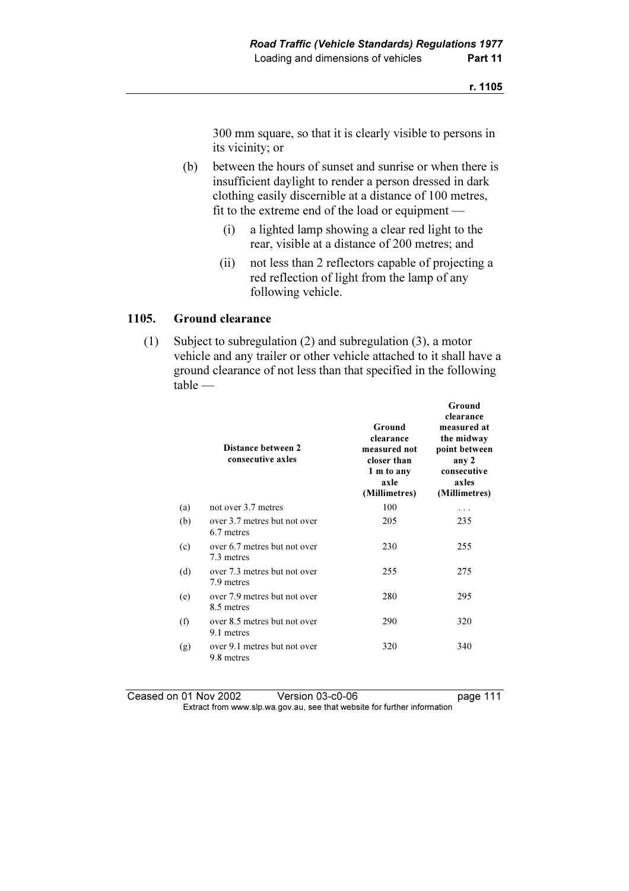300 mm square, so that it is clearly visible to persons in its vicinity; or

(b) between the hours of sunset and sunrise or when there is insufficient daylight to render a person dressed in dark clothing easily discernible at a distance of 100 metres, fit to the extreme end of the load or equipment —

(i) a lighted lamp showing a clear red light to the rear, visible at a distance of 200 metres; and

(ii) not less than 2 reflectors capable of projecting a red reflection of light from the lamp of any following vehicle.

## 1105. Ground clearance

(1) Subject to subregulation (2) and subregulation (3), a motor vehicle and any trailer or other vehicle attached to it shall have a ground clearance of not less than that specified in the following table —

| | Distance between 2 consecutive axles | Ground clearance measured not closer than 1 m to any axle (Millimetres) | Ground clearance measured at the midway point between any 2 consecutive axles (Millimetres) |
|---|---|---|---|
| (a) | not over 3.7 metres | 100 | . . . |
| (b) | over 3.7 metres but not over 6.7 metres | 205 | 235 |
| (c) | over 6.7 metres but not over 7.3 metres | 230 | 255 |
| (d) | over 7.3 metres but not over 7.9 metres | 255 | 275 |
| (e) | over 7.9 metres but not over 8.5 metres | 280 | 295 |
| (f) | over 8.5 metres but not over 9.1 metres | 290 | 320 |
| (g) | over 9.1 metres but not over 9.8 metres | 320 | 340 |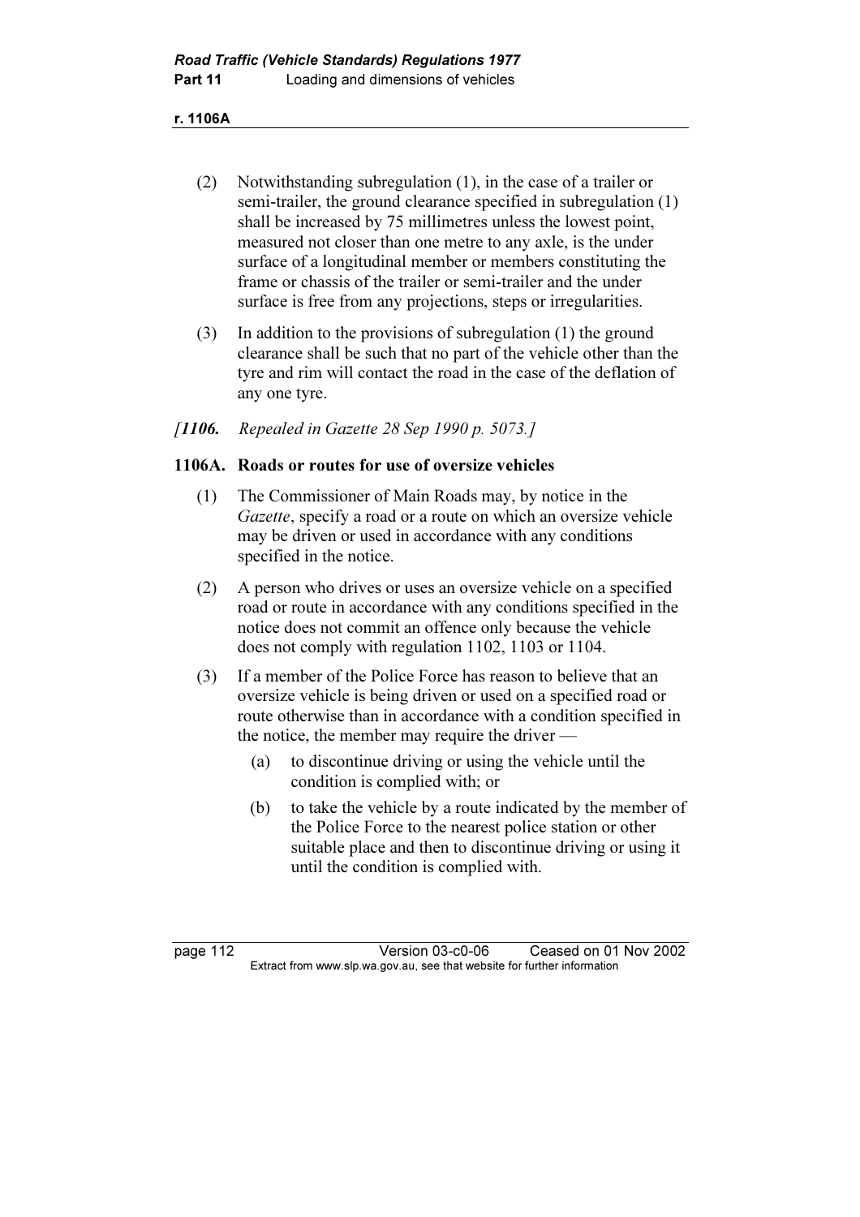(2) Notwithstanding subregulation (1), in the case of a trailer or semi-trailer, the ground clearance specified in subregulation (1) shall be increased by 75 millimetres unless the lowest point, measured not closer than one metre to any axle, is the under surface of a longitudinal member or members constituting the frame or chassis of the trailer or semi-trailer and the under surface is free from any projections, steps or irregularities.

(3) In addition to the provisions of subregulation (1) the ground clearance shall be such that no part of the vehicle other than the tyre and rim will contact the road in the case of the deflation of any one tyre.

*[**1106.** Repealed in Gazette 28 Sep 1990 p. 5073.]*

### 1106A. Roads or routes for use of oversize vehicles

(1) The Commissioner of Main Roads may, by notice in the *Gazette*, specify a road or a route on which an oversize vehicle may be driven or used in accordance with any conditions specified in the notice.

(2) A person who drives or uses an oversize vehicle on a specified road or route in accordance with any conditions specified in the notice does not commit an offence only because the vehicle does not comply with regulation 1102, 1103 or 1104.

(3) If a member of the Police Force has reason to believe that an oversize vehicle is being driven or used on a specified road or route otherwise than in accordance with a condition specified in the notice, the member may require the driver —

- (a) to discontinue driving or using the vehicle until the condition is complied with; or
- (b) to take the vehicle by a route indicated by the member of the Police Force to the nearest police station or other suitable place and then to discontinue driving or using it until the condition is complied with.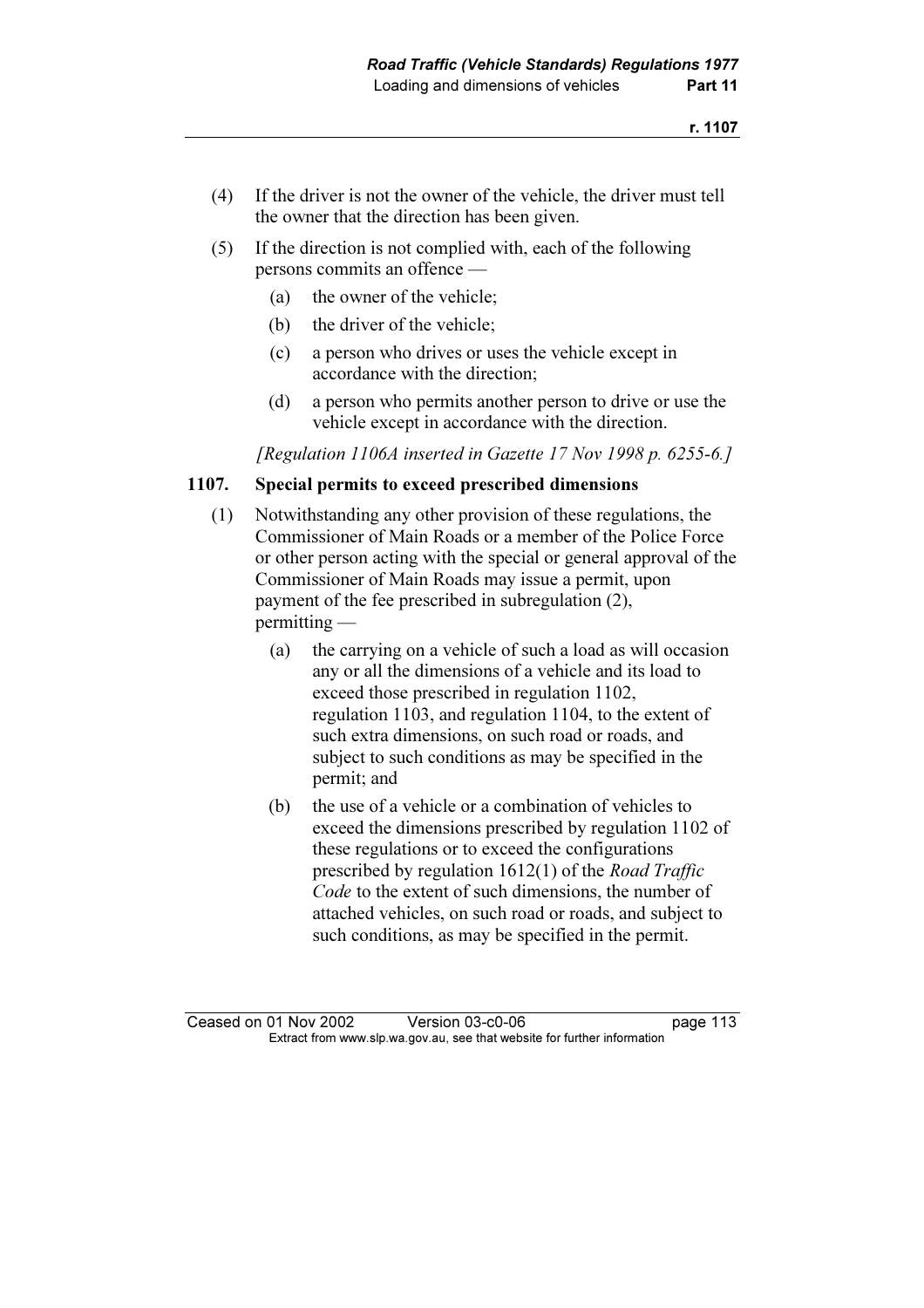(4) If the driver is not the owner of the vehicle, the driver must tell the owner that the direction has been given.

(5) If the direction is not complied with, each of the following persons commits an offence —

- (a) the owner of the vehicle;
- (b) the driver of the vehicle;
- (c) a person who drives or uses the vehicle except in accordance with the direction;
- (d) a person who permits another person to drive or use the vehicle except in accordance with the direction.

*[Regulation 1106A inserted in Gazette 17 Nov 1998 p. 6255-6.]*

### 1107. Special permits to exceed prescribed dimensions

(1) Notwithstanding any other provision of these regulations, the Commissioner of Main Roads or a member of the Police Force or other person acting with the special or general approval of the Commissioner of Main Roads may issue a permit, upon payment of the fee prescribed in subregulation (2), permitting —

- (a) the carrying on a vehicle of such a load as will occasion any or all the dimensions of a vehicle and its load to exceed those prescribed in regulation 1102, regulation 1103, and regulation 1104, to the extent of such extra dimensions, on such road or roads, and subject to such conditions as may be specified in the permit; and
- (b) the use of a vehicle or a combination of vehicles to exceed the dimensions prescribed by regulation 1102 of these regulations or to exceed the configurations prescribed by regulation 1612(1) of the *Road Traffic Code* to the extent of such dimensions, the number of attached vehicles, on such road or roads, and subject to such conditions, as may be specified in the permit.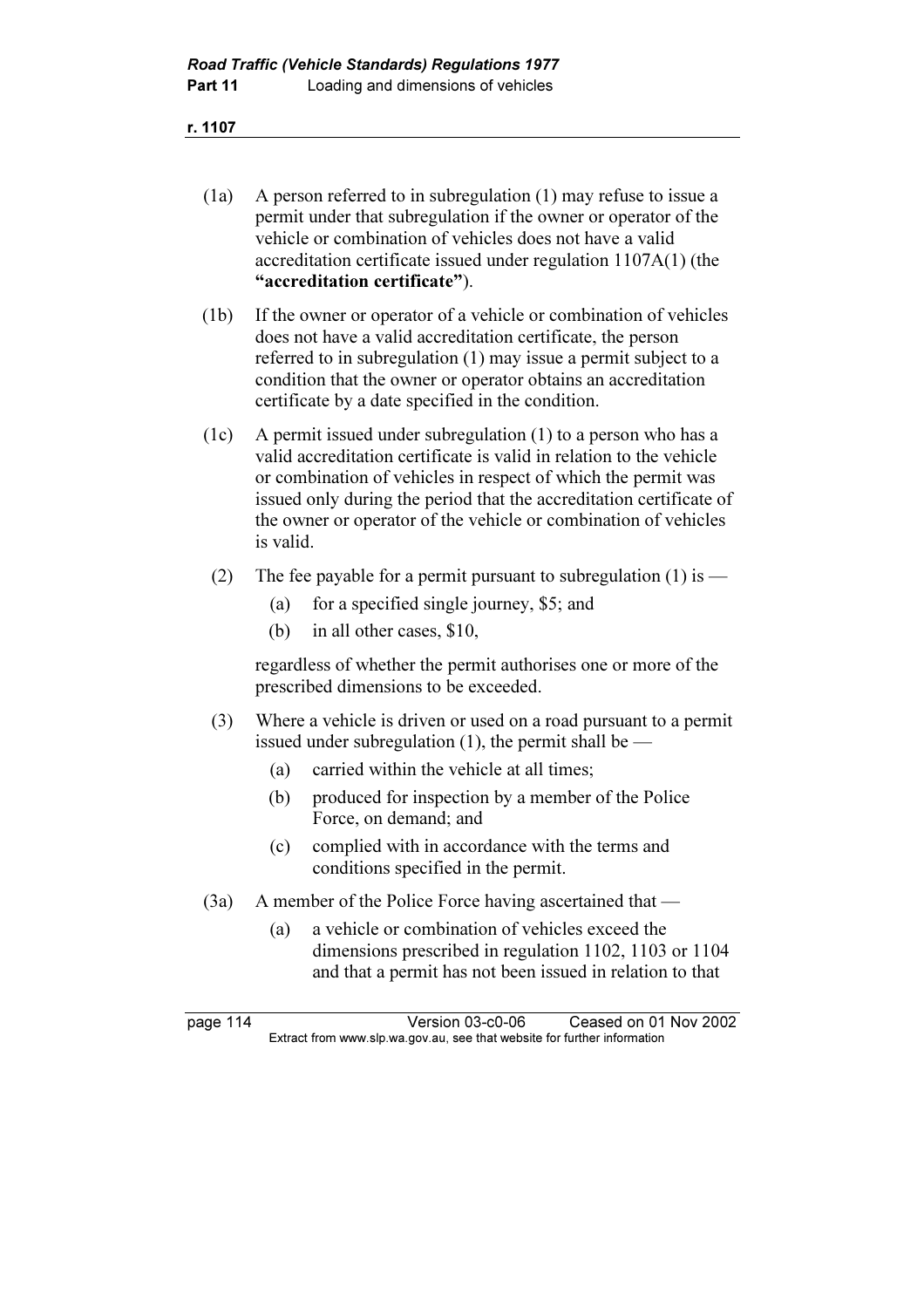(1a) A person referred to in subregulation (1) may refuse to issue a permit under that subregulation if the owner or operator of the vehicle or combination of vehicles does not have a valid accreditation certificate issued under regulation 1107A(1) (the **"accreditation certificate"**).

(1b) If the owner or operator of a vehicle or combination of vehicles does not have a valid accreditation certificate, the person referred to in subregulation (1) may issue a permit subject to a condition that the owner or operator obtains an accreditation certificate by a date specified in the condition.

(1c) A permit issued under subregulation (1) to a person who has a valid accreditation certificate is valid in relation to the vehicle or combination of vehicles in respect of which the permit was issued only during the period that the accreditation certificate of the owner or operator of the vehicle or combination of vehicles is valid.

(2) The fee payable for a permit pursuant to subregulation (1) is —

(a) for a specified single journey, $5; and

(b) in all other cases, $10,

regardless of whether the permit authorises one or more of the prescribed dimensions to be exceeded.

(3) Where a vehicle is driven or used on a road pursuant to a permit issued under subregulation (1), the permit shall be —

(a) carried within the vehicle at all times;

(b) produced for inspection by a member of the Police Force, on demand; and

(c) complied with in accordance with the terms and conditions specified in the permit.

(3a) A member of the Police Force having ascertained that —

(a) a vehicle or combination of vehicles exceed the dimensions prescribed in regulation 1102, 1103 or 1104 and that a permit has not been issued in relation to that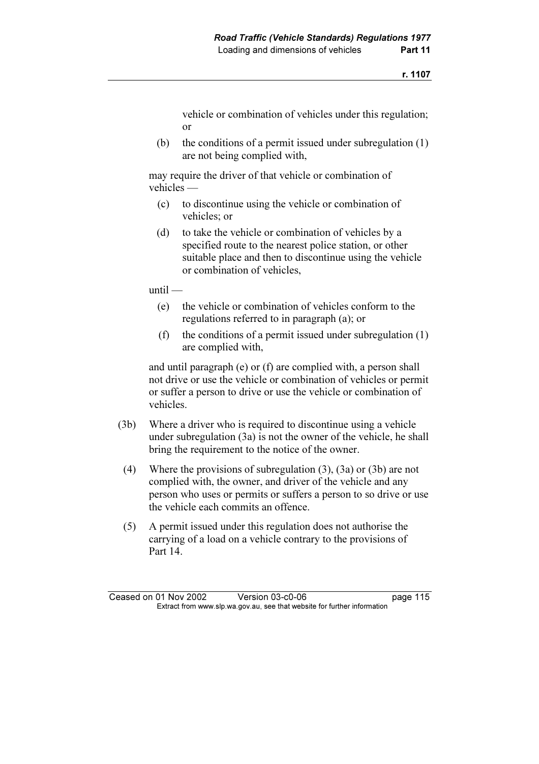vehicle or combination of vehicles under this regulation; or

(b) the conditions of a permit issued under subregulation (1) are not being complied with,

may require the driver of that vehicle or combination of vehicles —

(c) to discontinue using the vehicle or combination of vehicles; or

(d) to take the vehicle or combination of vehicles by a specified route to the nearest police station, or other suitable place and then to discontinue using the vehicle or combination of vehicles,

until —

(e) the vehicle or combination of vehicles conform to the regulations referred to in paragraph (a); or

(f) the conditions of a permit issued under subregulation (1) are complied with,

and until paragraph (e) or (f) are complied with, a person shall not drive or use the vehicle or combination of vehicles or permit or suffer a person to drive or use the vehicle or combination of vehicles.

(3b) Where a driver who is required to discontinue using a vehicle under subregulation (3a) is not the owner of the vehicle, he shall bring the requirement to the notice of the owner.

(4) Where the provisions of subregulation (3), (3a) or (3b) are not complied with, the owner, and driver of the vehicle and any person who uses or permits or suffers a person to so drive or use the vehicle each commits an offence.

(5) A permit issued under this regulation does not authorise the carrying of a load on a vehicle contrary to the provisions of Part 14.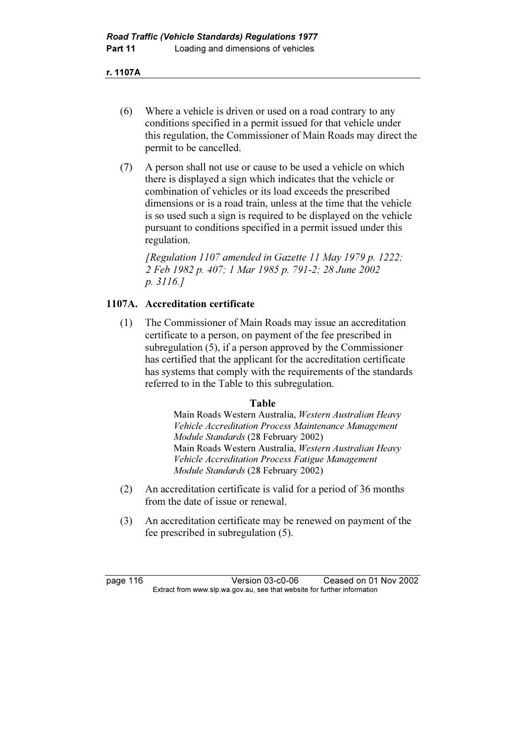(6) Where a vehicle is driven or used on a road contrary to any conditions specified in a permit issued for that vehicle under this regulation, the Commissioner of Main Roads may direct the permit to be cancelled.

(7) A person shall not use or cause to be used a vehicle on which there is displayed a sign which indicates that the vehicle or combination of vehicles or its load exceeds the prescribed dimensions or is a road train, unless at the time that the vehicle is so used such a sign is required to be displayed on the vehicle pursuant to conditions specified in a permit issued under this regulation.

*[Regulation 1107 amended in Gazette 11 May 1979 p. 1222; 2 Feb 1982 p. 407; 1 Mar 1985 p. 791-2; 28 June 2002 p. 3116.]*

### 1107A. Accreditation certificate

(1) The Commissioner of Main Roads may issue an accreditation certificate to a person, on payment of the fee prescribed in subregulation (5), if a person approved by the Commissioner has certified that the applicant for the accreditation certificate has systems that comply with the requirements of the standards referred to in the Table to this subregulation.

**Table**

Main Roads Western Australia, *Western Australian Heavy Vehicle Accreditation Process Maintenance Management Module Standards* (28 February 2002)

Main Roads Western Australia, *Western Australian Heavy Vehicle Accreditation Process Fatigue Management Module Standards* (28 February 2002)

(2) An accreditation certificate is valid for a period of 36 months from the date of issue or renewal.

(3) An accreditation certificate may be renewed on payment of the fee prescribed in subregulation (5).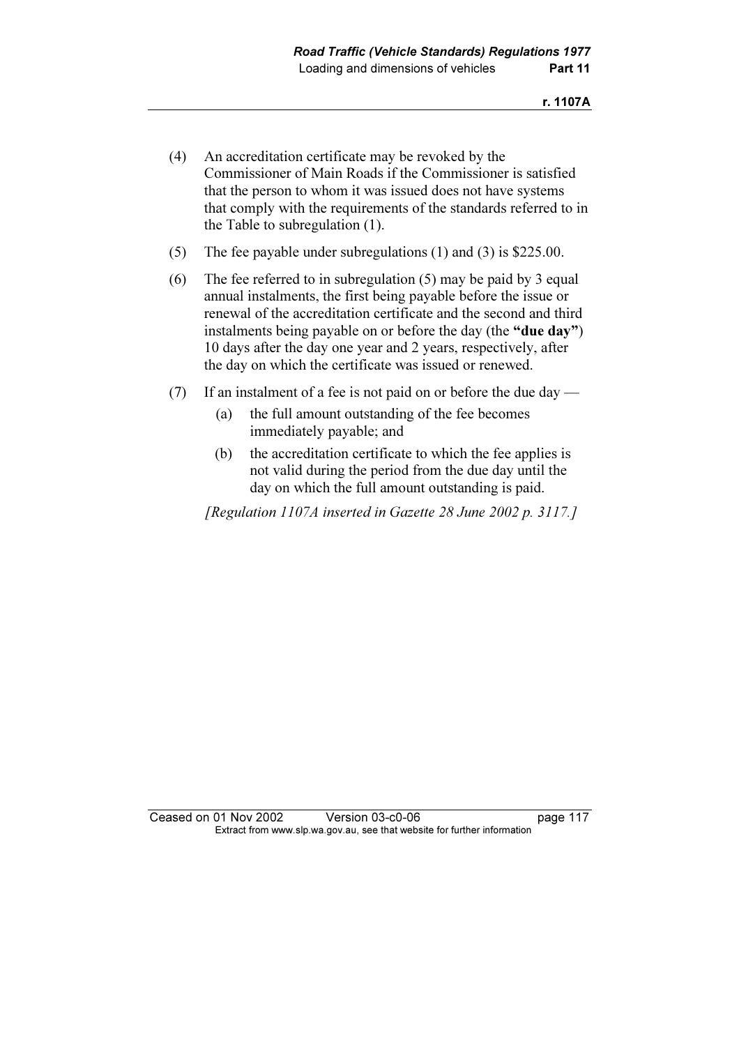(4) An accreditation certificate may be revoked by the Commissioner of Main Roads if the Commissioner is satisfied that the person to whom it was issued does not have systems that comply with the requirements of the standards referred to in the Table to subregulation (1).

(5) The fee payable under subregulations (1) and (3) is $225.00.

(6) The fee referred to in subregulation (5) may be paid by 3 equal annual instalments, the first being payable before the issue or renewal of the accreditation certificate and the second and third instalments being payable on or before the day (the **"due day"**) 10 days after the day one year and 2 years, respectively, after the day on which the certificate was issued or renewed.

(7) If an instalment of a fee is not paid on or before the due day —

  (a) the full amount outstanding of the fee becomes immediately payable; and

  (b) the accreditation certificate to which the fee applies is not valid during the period from the due day until the day on which the full amount outstanding is paid.

*[Regulation 1107A inserted in Gazette 28 June 2002 p. 3117.]*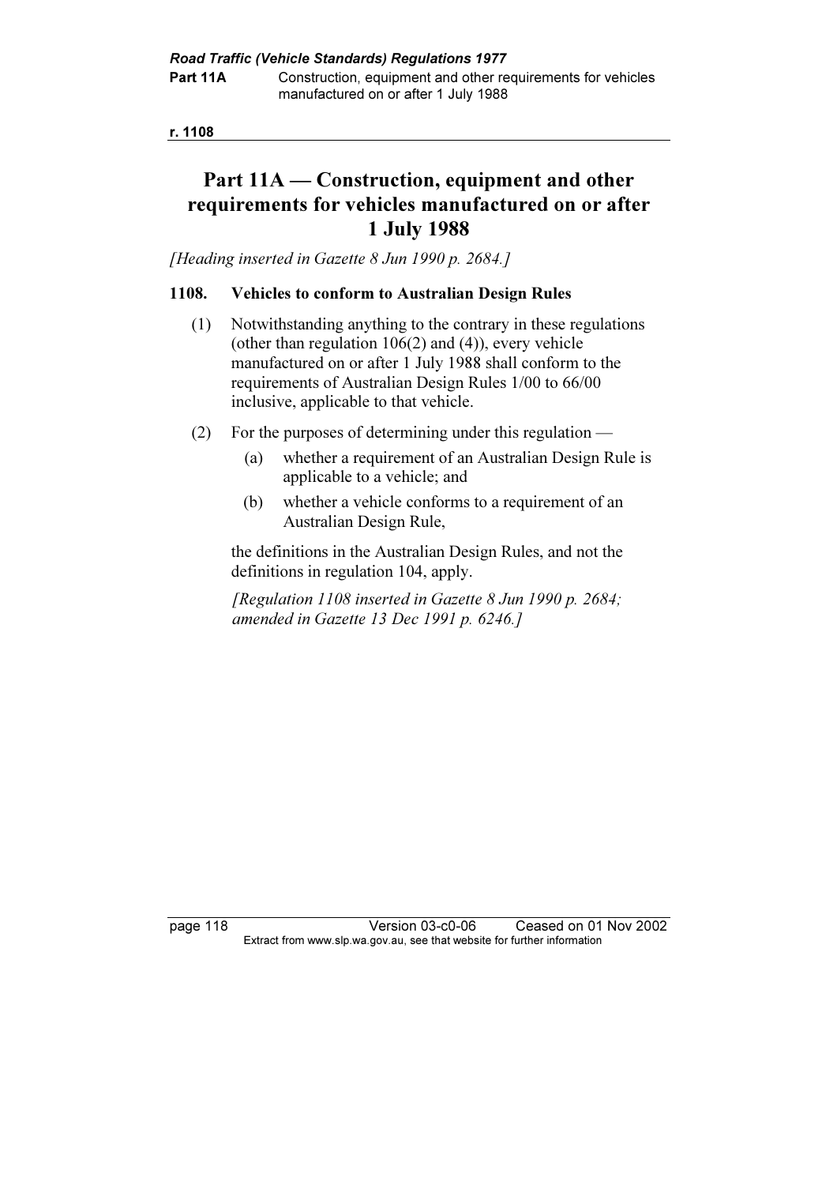# Part 11A — Construction, equipment and other requirements for vehicles manufactured on or after 1 July 1988

*[Heading inserted in Gazette 8 Jun 1990 p. 2684.]*

## 1108. Vehicles to conform to Australian Design Rules

(1) Notwithstanding anything to the contrary in these regulations (other than regulation 106(2) and (4)), every vehicle manufactured on or after 1 July 1988 shall conform to the requirements of Australian Design Rules 1/00 to 66/00 inclusive, applicable to that vehicle.

(2) For the purposes of determining under this regulation —

- (a) whether a requirement of an Australian Design Rule is applicable to a vehicle; and
- (b) whether a vehicle conforms to a requirement of an Australian Design Rule,

the definitions in the Australian Design Rules, and not the definitions in regulation 104, apply.

*[Regulation 1108 inserted in Gazette 8 Jun 1990 p. 2684; amended in Gazette 13 Dec 1991 p. 6246.]*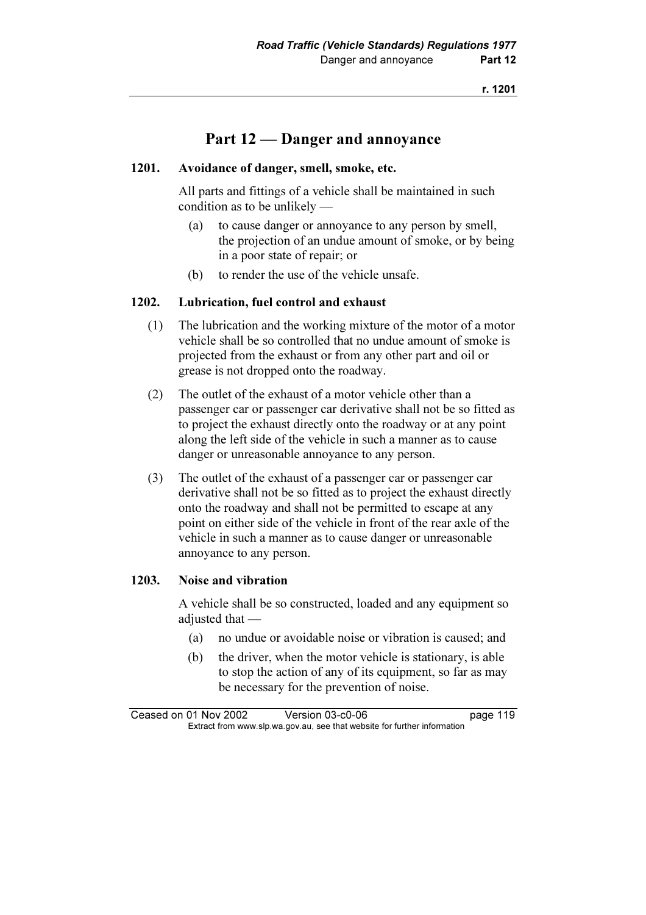# Part 12 — Danger and annoyance

## 1201. Avoidance of danger, smell, smoke, etc.

All parts and fittings of a vehicle shall be maintained in such condition as to be unlikely —

- (a) to cause danger or annoyance to any person by smell, the projection of an undue amount of smoke, or by being in a poor state of repair; or
- (b) to render the use of the vehicle unsafe.

## 1202. Lubrication, fuel control and exhaust

(1) The lubrication and the working mixture of the motor of a motor vehicle shall be so controlled that no undue amount of smoke is projected from the exhaust or from any other part and oil or grease is not dropped onto the roadway.

(2) The outlet of the exhaust of a motor vehicle other than a passenger car or passenger car derivative shall not be so fitted as to project the exhaust directly onto the roadway or at any point along the left side of the vehicle in such a manner as to cause danger or unreasonable annoyance to any person.

(3) The outlet of the exhaust of a passenger car or passenger car derivative shall not be so fitted as to project the exhaust directly onto the roadway and shall not be permitted to escape at any point on either side of the vehicle in front of the rear axle of the vehicle in such a manner as to cause danger or unreasonable annoyance to any person.

## 1203. Noise and vibration

A vehicle shall be so constructed, loaded and any equipment so adjusted that —

- (a) no undue or avoidable noise or vibration is caused; and
- (b) the driver, when the motor vehicle is stationary, is able to stop the action of any of its equipment, so far as may be necessary for the prevention of noise.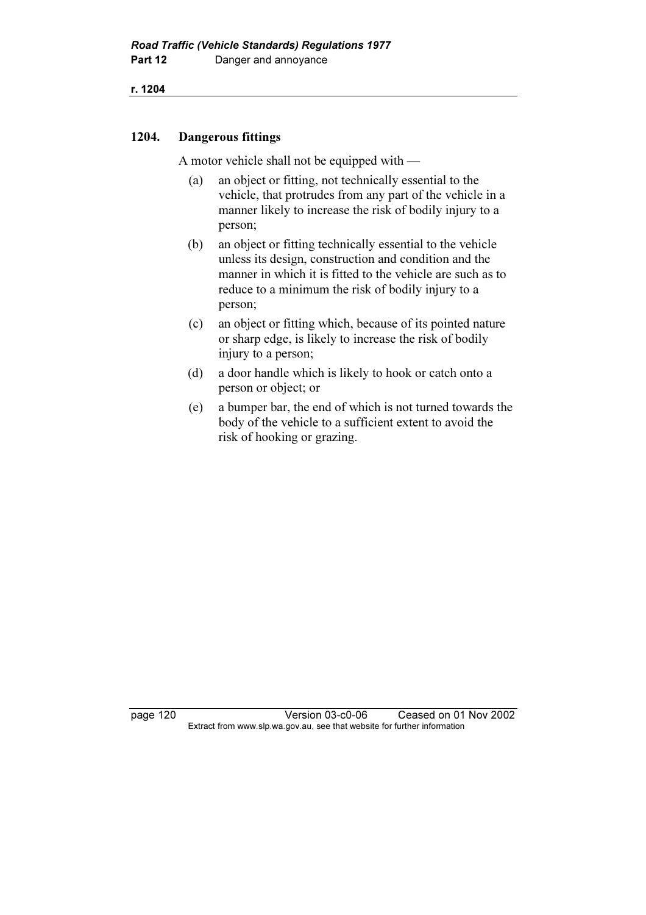## 1204. Dangerous fittings

A motor vehicle shall not be equipped with —

(a) an object or fitting, not technically essential to the vehicle, that protrudes from any part of the vehicle in a manner likely to increase the risk of bodily injury to a person;

(b) an object or fitting technically essential to the vehicle unless its design, construction and condition and the manner in which it is fitted to the vehicle are such as to reduce to a minimum the risk of bodily injury to a person;

(c) an object or fitting which, because of its pointed nature or sharp edge, is likely to increase the risk of bodily injury to a person;

(d) a door handle which is likely to hook or catch onto a person or object; or

(e) a bumper bar, the end of which is not turned towards the body of the vehicle to a sufficient extent to avoid the risk of hooking or grazing.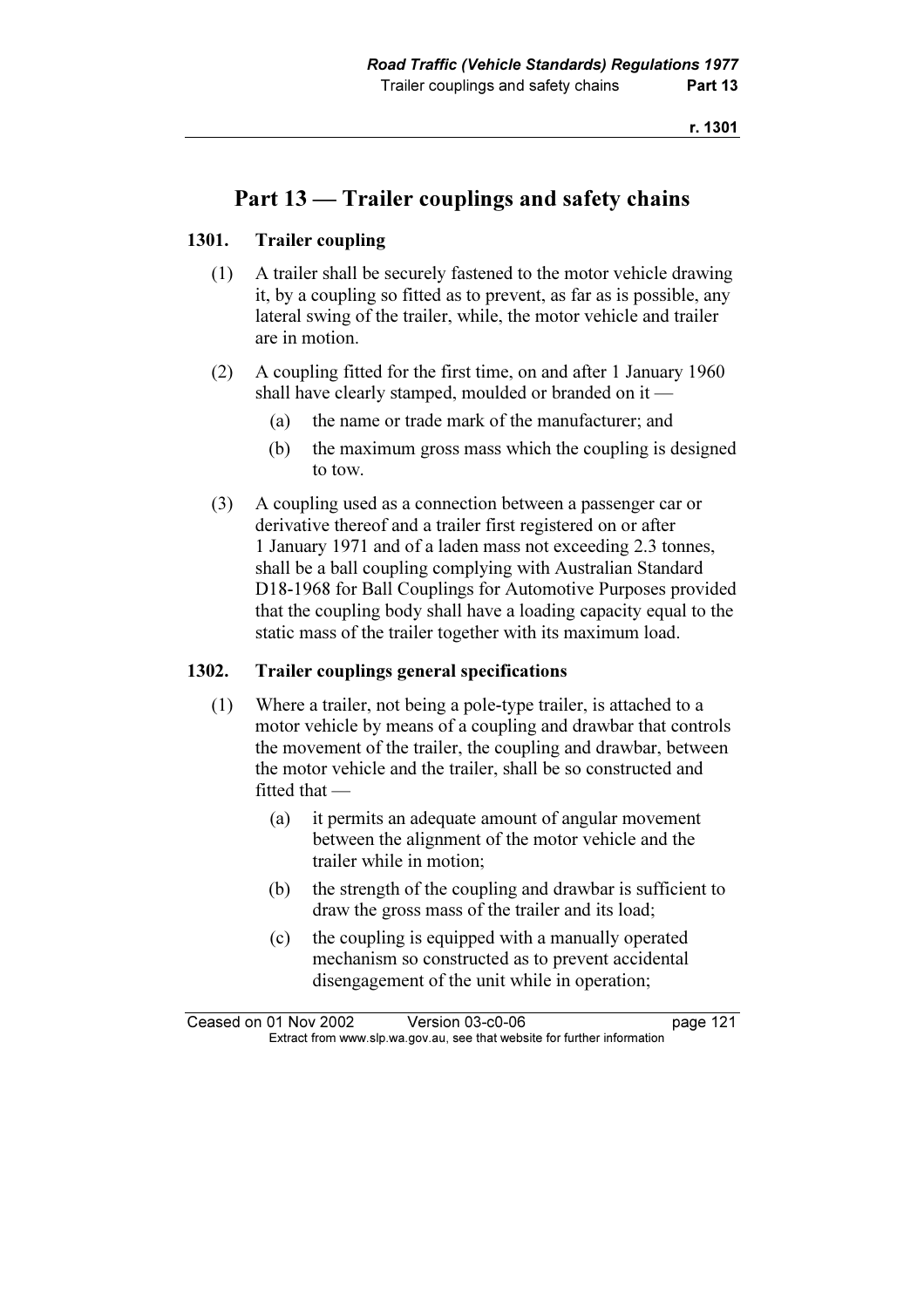# Part 13 — Trailer couplings and safety chains

## 1301. Trailer coupling

(1) A trailer shall be securely fastened to the motor vehicle drawing it, by a coupling so fitted as to prevent, as far as is possible, any lateral swing of the trailer, while, the motor vehicle and trailer are in motion.

(2) A coupling fitted for the first time, on and after 1 January 1960 shall have clearly stamped, moulded or branded on it —

- (a) the name or trade mark of the manufacturer; and
- (b) the maximum gross mass which the coupling is designed to tow.

(3) A coupling used as a connection between a passenger car or derivative thereof and a trailer first registered on or after 1 January 1971 and of a laden mass not exceeding 2.3 tonnes, shall be a ball coupling complying with Australian Standard D18-1968 for Ball Couplings for Automotive Purposes provided that the coupling body shall have a loading capacity equal to the static mass of the trailer together with its maximum load.

## 1302. Trailer couplings general specifications

(1) Where a trailer, not being a pole-type trailer, is attached to a motor vehicle by means of a coupling and drawbar that controls the movement of the trailer, the coupling and drawbar, between the motor vehicle and the trailer, shall be so constructed and fitted that —

- (a) it permits an adequate amount of angular movement between the alignment of the motor vehicle and the trailer while in motion;
- (b) the strength of the coupling and drawbar is sufficient to draw the gross mass of the trailer and its load;
- (c) the coupling is equipped with a manually operated mechanism so constructed as to prevent accidental disengagement of the unit while in operation;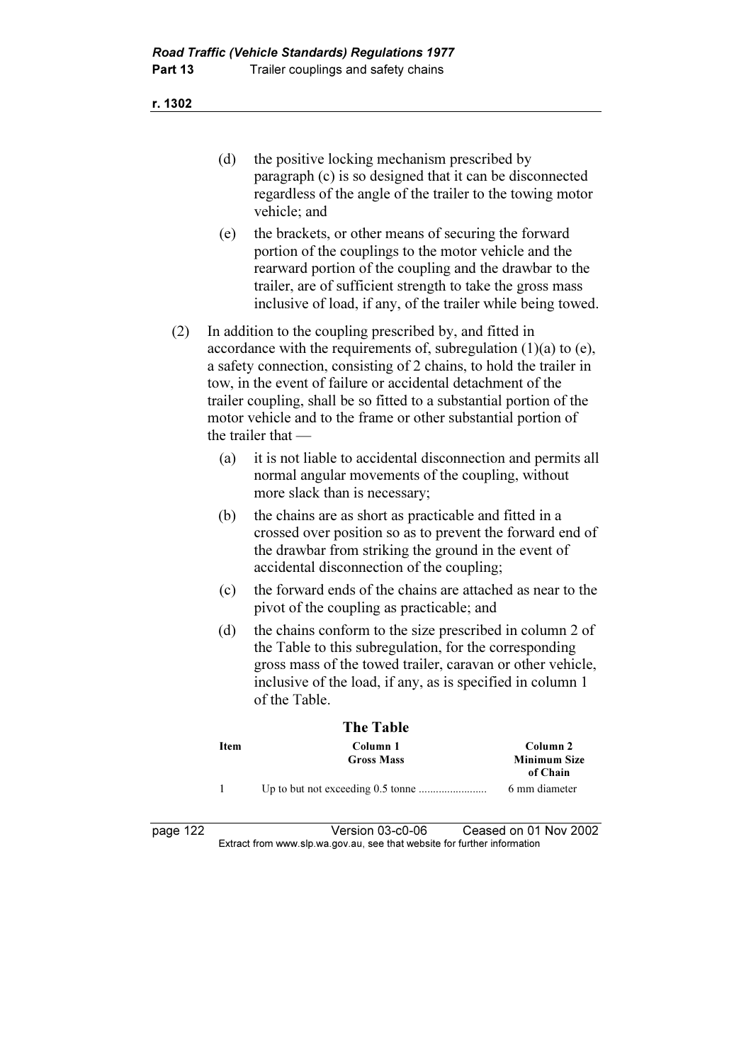(d) the positive locking mechanism prescribed by paragraph (c) is so designed that it can be disconnected regardless of the angle of the trailer to the towing motor vehicle; and

(e) the brackets, or other means of securing the forward portion of the couplings to the motor vehicle and the rearward portion of the coupling and the drawbar to the trailer, are of sufficient strength to take the gross mass inclusive of load, if any, of the trailer while being towed.

(2) In addition to the coupling prescribed by, and fitted in accordance with the requirements of, subregulation (1)(a) to (e), a safety connection, consisting of 2 chains, to hold the trailer in tow, in the event of failure or accidental detachment of the trailer coupling, shall be so fitted to a substantial portion of the motor vehicle and to the frame or other substantial portion of the trailer that —

(a) it is not liable to accidental disconnection and permits all normal angular movements of the coupling, without more slack than is necessary;

(b) the chains are as short as practicable and fitted in a crossed over position so as to prevent the forward end of the drawbar from striking the ground in the event of accidental disconnection of the coupling;

(c) the forward ends of the chains are attached as near to the pivot of the coupling as practicable; and

(d) the chains conform to the size prescribed in column 2 of the Table to this subregulation, for the corresponding gross mass of the towed trailer, caravan or other vehicle, inclusive of the load, if any, as is specified in column 1 of the Table.

**The Table**

| Item | Column 1<br>Gross Mass | Column 2<br>Minimum Size of Chain |
|---|---|---|
| 1 | Up to but not exceeding 0.5 tonne ........................ | 6 mm diameter |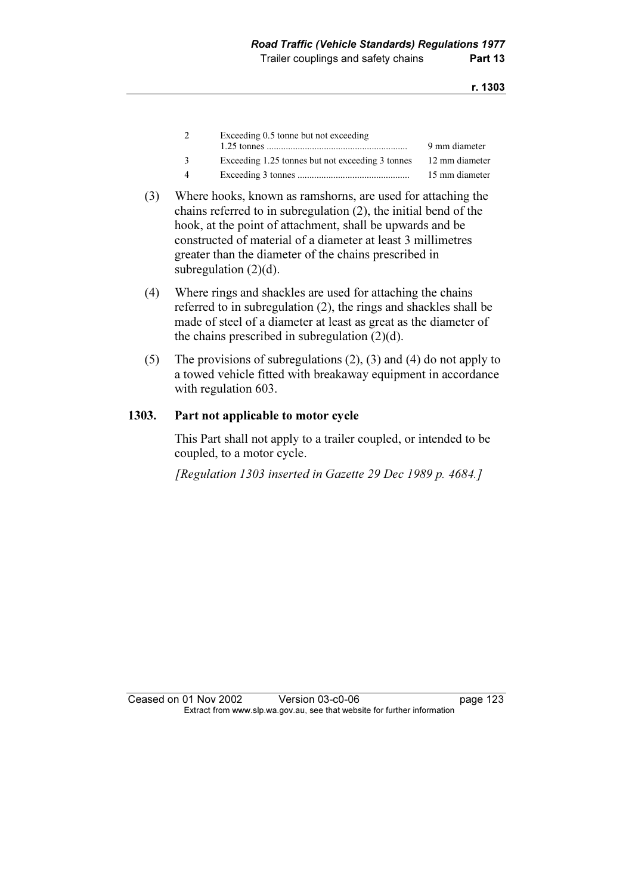| | | |
|---|---|---|
| 2 | Exceeding 0.5 tonne but not exceeding 1.25 tonnes | 9 mm diameter |
| 3 | Exceeding 1.25 tonnes but not exceeding 3 tonnes | 12 mm diameter |
| 4 | Exceeding 3 tonnes | 15 mm diameter |

(3) Where hooks, known as ramshorns, are used for attaching the chains referred to in subregulation (2), the initial bend of the hook, at the point of attachment, shall be upwards and be constructed of material of a diameter at least 3 millimetres greater than the diameter of the chains prescribed in subregulation (2)(d).

(4) Where rings and shackles are used for attaching the chains referred to in subregulation (2), the rings and shackles shall be made of steel of a diameter at least as great as the diameter of the chains prescribed in subregulation (2)(d).

(5) The provisions of subregulations (2), (3) and (4) do not apply to a towed vehicle fitted with breakaway equipment in accordance with regulation 603.

## 1303. Part not applicable to motor cycle

This Part shall not apply to a trailer coupled, or intended to be coupled, to a motor cycle.

*[Regulation 1303 inserted in Gazette 29 Dec 1989 p. 4684.]*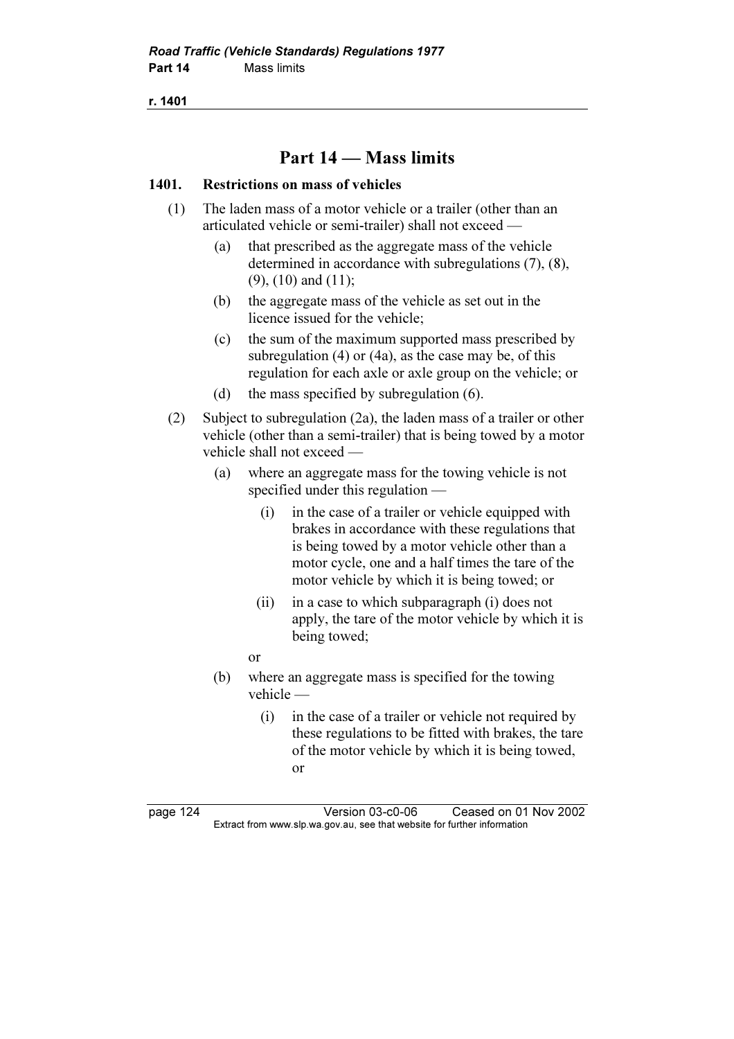# Part 14 — Mass limits

## 1401. Restrictions on mass of vehicles

(1) The laden mass of a motor vehicle or a trailer (other than an articulated vehicle or semi-trailer) shall not exceed —

(a) that prescribed as the aggregate mass of the vehicle determined in accordance with subregulations (7), (8), (9), (10) and (11);

(b) the aggregate mass of the vehicle as set out in the licence issued for the vehicle;

(c) the sum of the maximum supported mass prescribed by subregulation (4) or (4a), as the case may be, of this regulation for each axle or axle group on the vehicle; or

(d) the mass specified by subregulation (6).

(2) Subject to subregulation (2a), the laden mass of a trailer or other vehicle (other than a semi-trailer) that is being towed by a motor vehicle shall not exceed —

(a) where an aggregate mass for the towing vehicle is not specified under this regulation —

(i) in the case of a trailer or vehicle equipped with brakes in accordance with these regulations that is being towed by a motor vehicle other than a motor cycle, one and a half times the tare of the motor vehicle by which it is being towed; or

(ii) in a case to which subparagraph (i) does not apply, the tare of the motor vehicle by which it is being towed;

or

(b) where an aggregate mass is specified for the towing vehicle —

(i) in the case of a trailer or vehicle not required by these regulations to be fitted with brakes, the tare of the motor vehicle by which it is being towed, or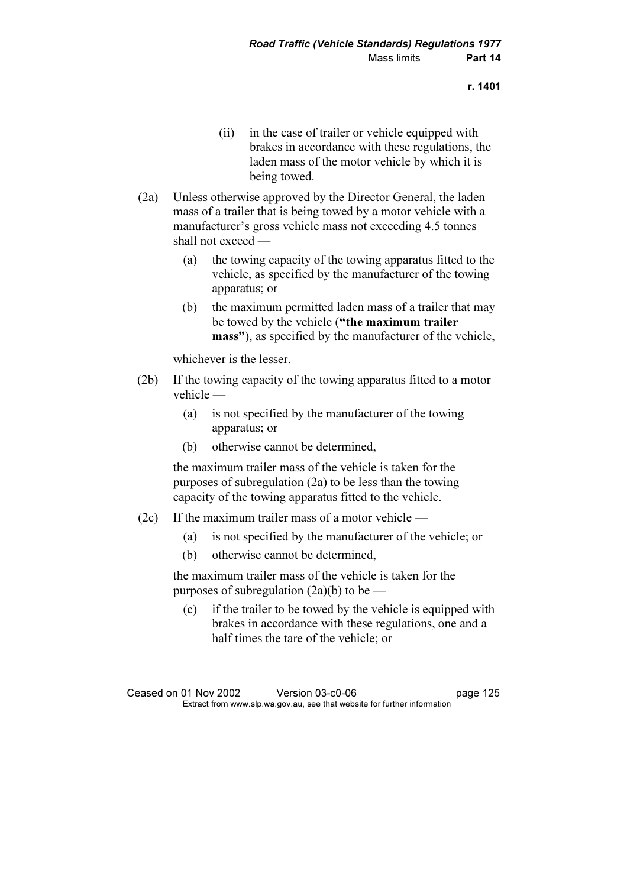(ii) in the case of trailer or vehicle equipped with brakes in accordance with these regulations, the laden mass of the motor vehicle by which it is being towed.

(2a) Unless otherwise approved by the Director General, the laden mass of a trailer that is being towed by a motor vehicle with a manufacturer's gross vehicle mass not exceeding 4.5 tonnes shall not exceed —

(a) the towing capacity of the towing apparatus fitted to the vehicle, as specified by the manufacturer of the towing apparatus; or

(b) the maximum permitted laden mass of a trailer that may be towed by the vehicle (**"the maximum trailer mass"**), as specified by the manufacturer of the vehicle,

whichever is the lesser.

(2b) If the towing capacity of the towing apparatus fitted to a motor vehicle —

(a) is not specified by the manufacturer of the towing apparatus; or

(b) otherwise cannot be determined,

the maximum trailer mass of the vehicle is taken for the purposes of subregulation (2a) to be less than the towing capacity of the towing apparatus fitted to the vehicle.

(2c) If the maximum trailer mass of a motor vehicle —

(a) is not specified by the manufacturer of the vehicle; or

(b) otherwise cannot be determined,

the maximum trailer mass of the vehicle is taken for the purposes of subregulation (2a)(b) to be —

(c) if the trailer to be towed by the vehicle is equipped with brakes in accordance with these regulations, one and a half times the tare of the vehicle; or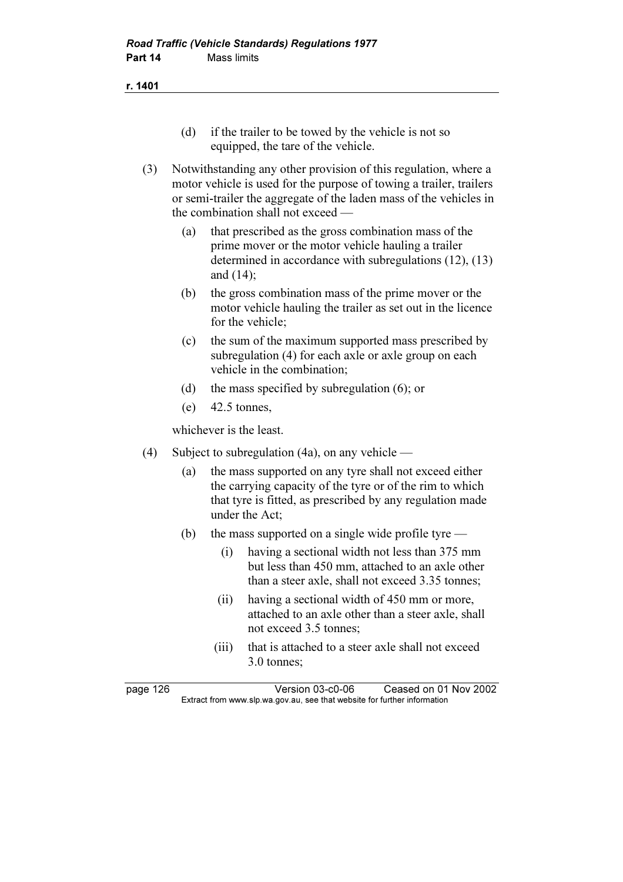(d) if the trailer to be towed by the vehicle is not so equipped, the tare of the vehicle.

(3) Notwithstanding any other provision of this regulation, where a motor vehicle is used for the purpose of towing a trailer, trailers or semi-trailer the aggregate of the laden mass of the vehicles in the combination shall not exceed —

(a) that prescribed as the gross combination mass of the prime mover or the motor vehicle hauling a trailer determined in accordance with subregulations (12), (13) and (14);

(b) the gross combination mass of the prime mover or the motor vehicle hauling the trailer as set out in the licence for the vehicle;

(c) the sum of the maximum supported mass prescribed by subregulation (4) for each axle or axle group on each vehicle in the combination;

(d) the mass specified by subregulation (6); or

(e) 42.5 tonnes,

whichever is the least.

(4) Subject to subregulation (4a), on any vehicle —

(a) the mass supported on any tyre shall not exceed either the carrying capacity of the tyre or of the rim to which that tyre is fitted, as prescribed by any regulation made under the Act;

(b) the mass supported on a single wide profile tyre —

(i) having a sectional width not less than 375 mm but less than 450 mm, attached to an axle other than a steer axle, shall not exceed 3.35 tonnes;

(ii) having a sectional width of 450 mm or more, attached to an axle other than a steer axle, shall not exceed 3.5 tonnes;

(iii) that is attached to a steer axle shall not exceed 3.0 tonnes;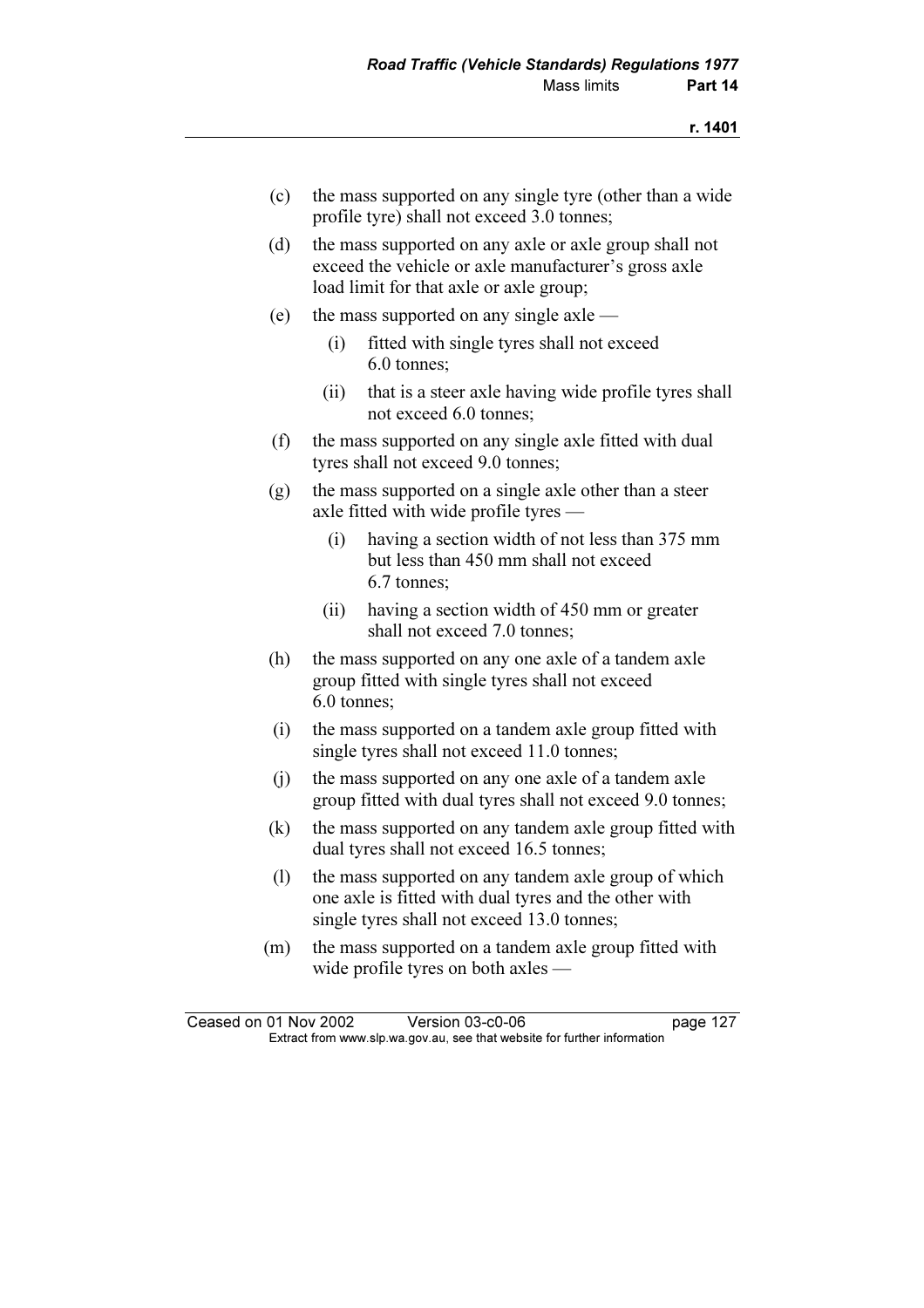(c) the mass supported on any single tyre (other than a wide profile tyre) shall not exceed 3.0 tonnes;

(d) the mass supported on any axle or axle group shall not exceed the vehicle or axle manufacturer's gross axle load limit for that axle or axle group;

(e) the mass supported on any single axle —

  (i) fitted with single tyres shall not exceed 6.0 tonnes;

  (ii) that is a steer axle having wide profile tyres shall not exceed 6.0 tonnes;

(f) the mass supported on any single axle fitted with dual tyres shall not exceed 9.0 tonnes;

(g) the mass supported on a single axle other than a steer axle fitted with wide profile tyres —

  (i) having a section width of not less than 375 mm but less than 450 mm shall not exceed 6.7 tonnes;

  (ii) having a section width of 450 mm or greater shall not exceed 7.0 tonnes;

(h) the mass supported on any one axle of a tandem axle group fitted with single tyres shall not exceed 6.0 tonnes;

(i) the mass supported on a tandem axle group fitted with single tyres shall not exceed 11.0 tonnes;

(j) the mass supported on any one axle of a tandem axle group fitted with dual tyres shall not exceed 9.0 tonnes;

(k) the mass supported on any tandem axle group fitted with dual tyres shall not exceed 16.5 tonnes;

(l) the mass supported on any tandem axle group of which one axle is fitted with dual tyres and the other with single tyres shall not exceed 13.0 tonnes;

(m) the mass supported on a tandem axle group fitted with wide profile tyres on both axles —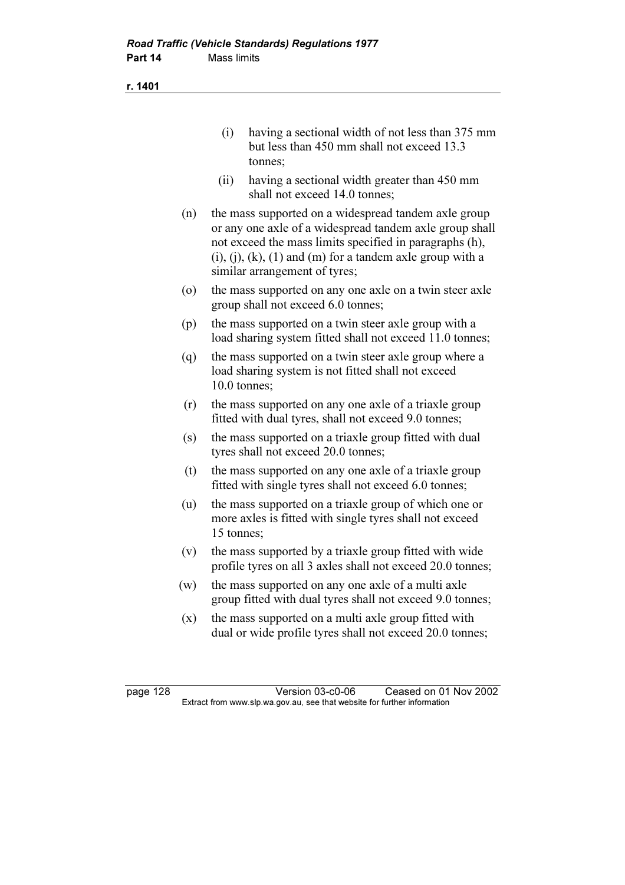(i) having a sectional width of not less than 375 mm but less than 450 mm shall not exceed 13.3 tonnes;

(ii) having a sectional width greater than 450 mm shall not exceed 14.0 tonnes;

(n) the mass supported on a widespread tandem axle group or any one axle of a widespread tandem axle group shall not exceed the mass limits specified in paragraphs (h), (i), (j), (k), (1) and (m) for a tandem axle group with a similar arrangement of tyres;

(o) the mass supported on any one axle on a twin steer axle group shall not exceed 6.0 tonnes;

(p) the mass supported on a twin steer axle group with a load sharing system fitted shall not exceed 11.0 tonnes;

(q) the mass supported on a twin steer axle group where a load sharing system is not fitted shall not exceed 10.0 tonnes;

(r) the mass supported on any one axle of a triaxle group fitted with dual tyres, shall not exceed 9.0 tonnes;

(s) the mass supported on a triaxle group fitted with dual tyres shall not exceed 20.0 tonnes;

(t) the mass supported on any one axle of a triaxle group fitted with single tyres shall not exceed 6.0 tonnes;

(u) the mass supported on a triaxle group of which one or more axles is fitted with single tyres shall not exceed 15 tonnes;

(v) the mass supported by a triaxle group fitted with wide profile tyres on all 3 axles shall not exceed 20.0 tonnes;

(w) the mass supported on any one axle of a multi axle group fitted with dual tyres shall not exceed 9.0 tonnes;

(x) the mass supported on a multi axle group fitted with dual or wide profile tyres shall not exceed 20.0 tonnes;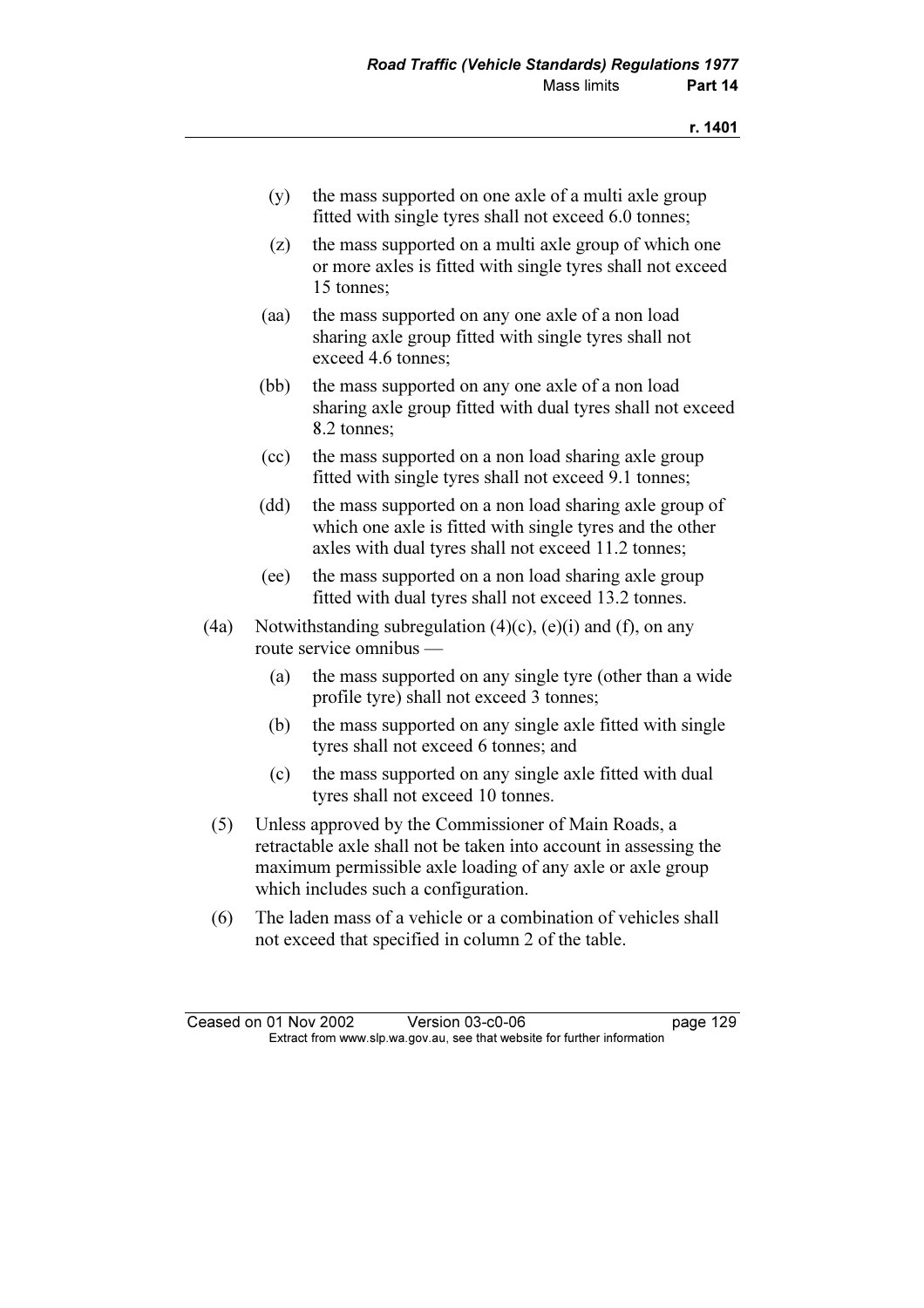(y) the mass supported on one axle of a multi axle group fitted with single tyres shall not exceed 6.0 tonnes;

(z) the mass supported on a multi axle group of which one or more axles is fitted with single tyres shall not exceed 15 tonnes;

(aa) the mass supported on any one axle of a non load sharing axle group fitted with single tyres shall not exceed 4.6 tonnes;

(bb) the mass supported on any one axle of a non load sharing axle group fitted with dual tyres shall not exceed 8.2 tonnes;

(cc) the mass supported on a non load sharing axle group fitted with single tyres shall not exceed 9.1 tonnes;

(dd) the mass supported on a non load sharing axle group of which one axle is fitted with single tyres and the other axles with dual tyres shall not exceed 11.2 tonnes;

(ee) the mass supported on a non load sharing axle group fitted with dual tyres shall not exceed 13.2 tonnes.

(4a) Notwithstanding subregulation (4)(c), (e)(i) and (f), on any route service omnibus —

(a) the mass supported on any single tyre (other than a wide profile tyre) shall not exceed 3 tonnes;

(b) the mass supported on any single axle fitted with single tyres shall not exceed 6 tonnes; and

(c) the mass supported on any single axle fitted with dual tyres shall not exceed 10 tonnes.

(5) Unless approved by the Commissioner of Main Roads, a retractable axle shall not be taken into account in assessing the maximum permissible axle loading of any axle or axle group which includes such a configuration.

(6) The laden mass of a vehicle or a combination of vehicles shall not exceed that specified in column 2 of the table.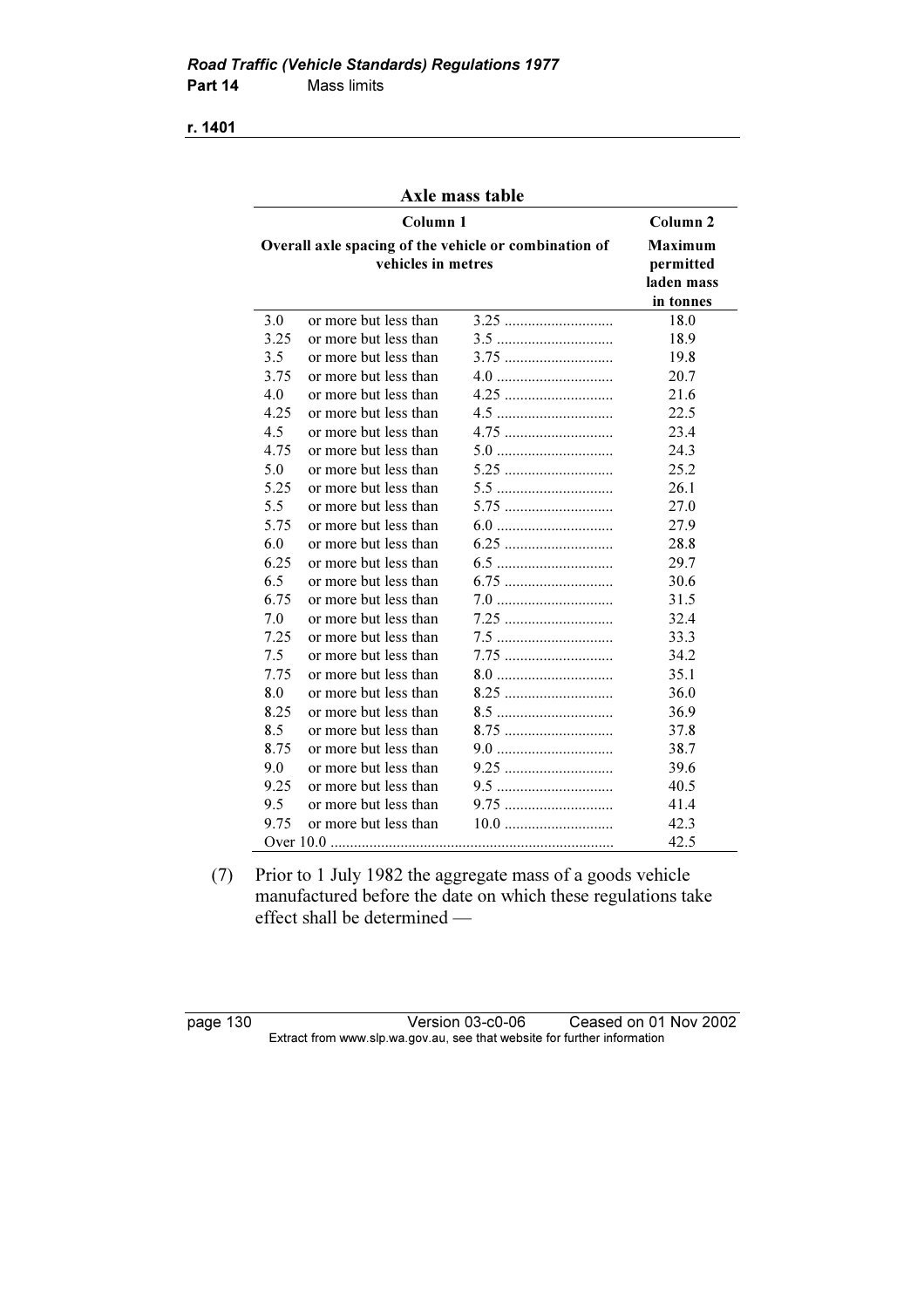**Axle mass table**

| Column 1 | | | Column 2 |
|---|---|---|---|
| Overall axle spacing of the vehicle or combination of vehicles in metres | | | Maximum permitted laden mass in tonnes |
| 3.0 | or more but less than | 3.25 | 18.0 |
| 3.25 | or more but less than | 3.5 | 18.9 |
| 3.5 | or more but less than | 3.75 | 19.8 |
| 3.75 | or more but less than | 4.0 | 20.7 |
| 4.0 | or more but less than | 4.25 | 21.6 |
| 4.25 | or more but less than | 4.5 | 22.5 |
| 4.5 | or more but less than | 4.75 | 23.4 |
| 4.75 | or more but less than | 5.0 | 24.3 |
| 5.0 | or more but less than | 5.25 | 25.2 |
| 5.25 | or more but less than | 5.5 | 26.1 |
| 5.5 | or more but less than | 5.75 | 27.0 |
| 5.75 | or more but less than | 6.0 | 27.9 |
| 6.0 | or more but less than | 6.25 | 28.8 |
| 6.25 | or more but less than | 6.5 | 29.7 |
| 6.5 | or more but less than | 6.75 | 30.6 |
| 6.75 | or more but less than | 7.0 | 31.5 |
| 7.0 | or more but less than | 7.25 | 32.4 |
| 7.25 | or more but less than | 7.5 | 33.3 |
| 7.5 | or more but less than | 7.75 | 34.2 |
| 7.75 | or more but less than | 8.0 | 35.1 |
| 8.0 | or more but less than | 8.25 | 36.0 |
| 8.25 | or more but less than | 8.5 | 36.9 |
| 8.5 | or more but less than | 8.75 | 37.8 |
| 8.75 | or more but less than | 9.0 | 38.7 |
| 9.0 | or more but less than | 9.25 | 39.6 |
| 9.25 | or more but less than | 9.5 | 40.5 |
| 9.5 | or more but less than | 9.75 | 41.4 |
| 9.75 | or more but less than | 10.0 | 42.3 |
| Over 10.0 | | | 42.5 |

(7) Prior to 1 July 1982 the aggregate mass of a goods vehicle manufactured before the date on which these regulations take effect shall be determined —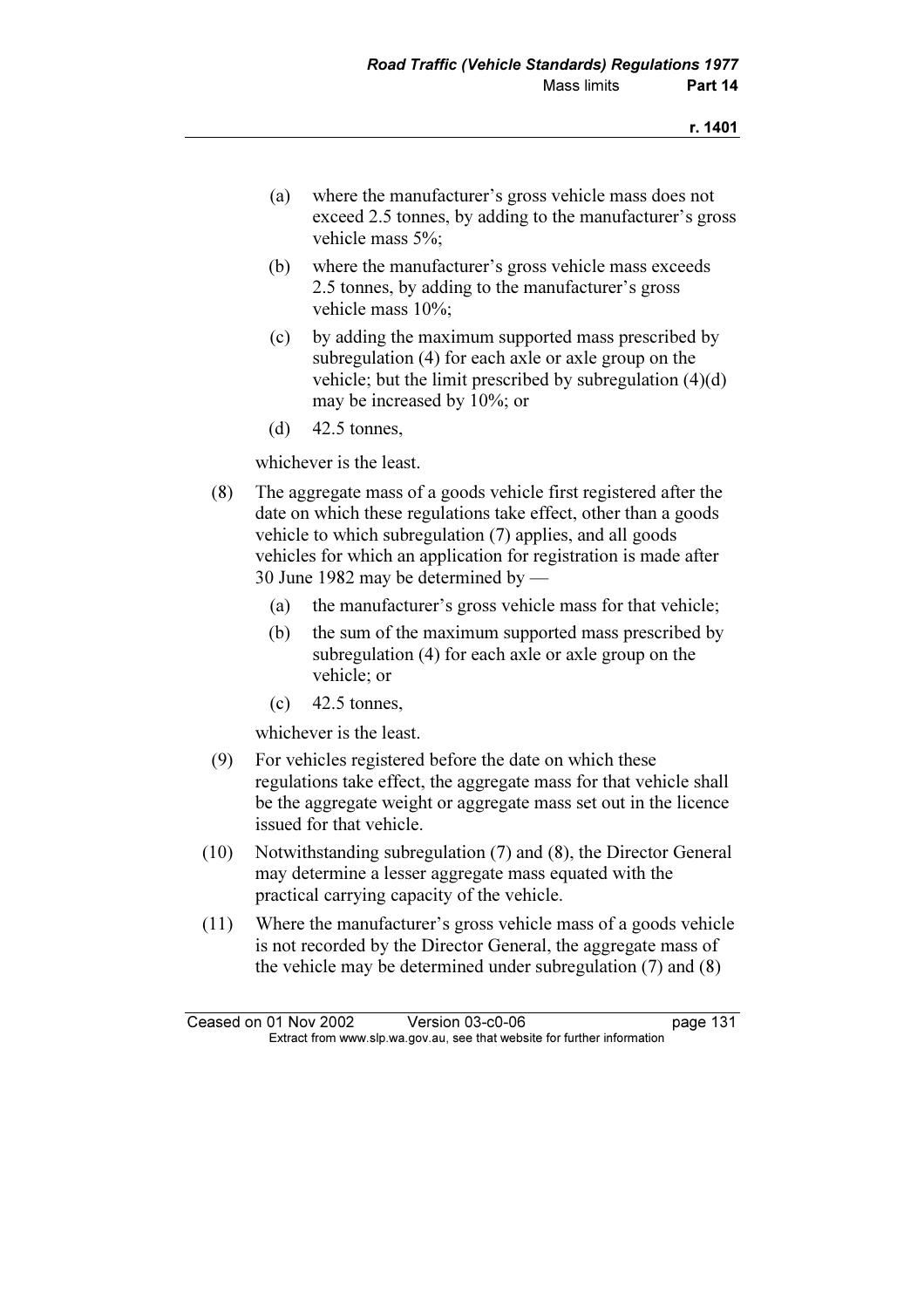(a) where the manufacturer's gross vehicle mass does not exceed 2.5 tonnes, by adding to the manufacturer's gross vehicle mass 5%;

(b) where the manufacturer's gross vehicle mass exceeds 2.5 tonnes, by adding to the manufacturer's gross vehicle mass 10%;

(c) by adding the maximum supported mass prescribed by subregulation (4) for each axle or axle group on the vehicle; but the limit prescribed by subregulation (4)(d) may be increased by 10%; or

(d) 42.5 tonnes,

whichever is the least.

(8) The aggregate mass of a goods vehicle first registered after the date on which these regulations take effect, other than a goods vehicle to which subregulation (7) applies, and all goods vehicles for which an application for registration is made after 30 June 1982 may be determined by —

(a) the manufacturer's gross vehicle mass for that vehicle;

(b) the sum of the maximum supported mass prescribed by subregulation (4) for each axle or axle group on the vehicle; or

(c) 42.5 tonnes,

whichever is the least.

(9) For vehicles registered before the date on which these regulations take effect, the aggregate mass for that vehicle shall be the aggregate weight or aggregate mass set out in the licence issued for that vehicle.

(10) Notwithstanding subregulation (7) and (8), the Director General may determine a lesser aggregate mass equated with the practical carrying capacity of the vehicle.

(11) Where the manufacturer's gross vehicle mass of a goods vehicle is not recorded by the Director General, the aggregate mass of the vehicle may be determined under subregulation (7) and (8)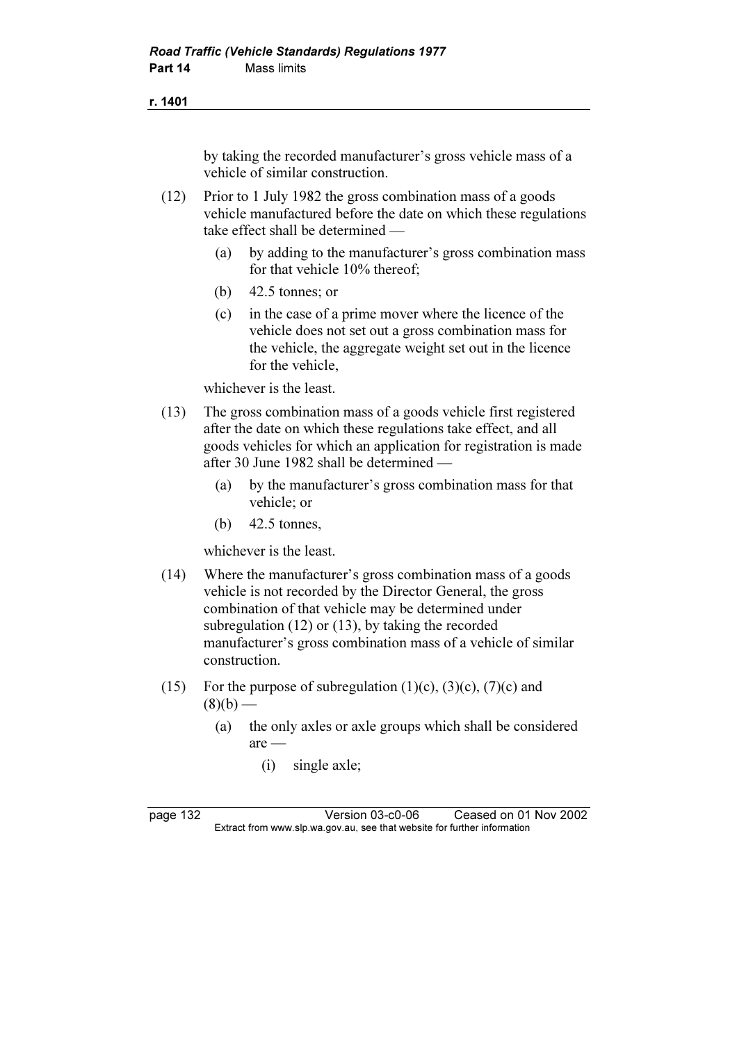by taking the recorded manufacturer's gross vehicle mass of a vehicle of similar construction.

(12) Prior to 1 July 1982 the gross combination mass of a goods vehicle manufactured before the date on which these regulations take effect shall be determined —

- (a) by adding to the manufacturer's gross combination mass for that vehicle 10% thereof;
- (b) 42.5 tonnes; or
- (c) in the case of a prime mover where the licence of the vehicle does not set out a gross combination mass for the vehicle, the aggregate weight set out in the licence for the vehicle,

whichever is the least.

(13) The gross combination mass of a goods vehicle first registered after the date on which these regulations take effect, and all goods vehicles for which an application for registration is made after 30 June 1982 shall be determined —

- (a) by the manufacturer's gross combination mass for that vehicle; or
- (b) 42.5 tonnes,

whichever is the least.

(14) Where the manufacturer's gross combination mass of a goods vehicle is not recorded by the Director General, the gross combination of that vehicle may be determined under subregulation (12) or (13), by taking the recorded manufacturer's gross combination mass of a vehicle of similar construction.

(15) For the purpose of subregulation (1)(c), (3)(c), (7)(c) and (8)(b) —

- (a) the only axles or axle groups which shall be considered are —
  - (i) single axle;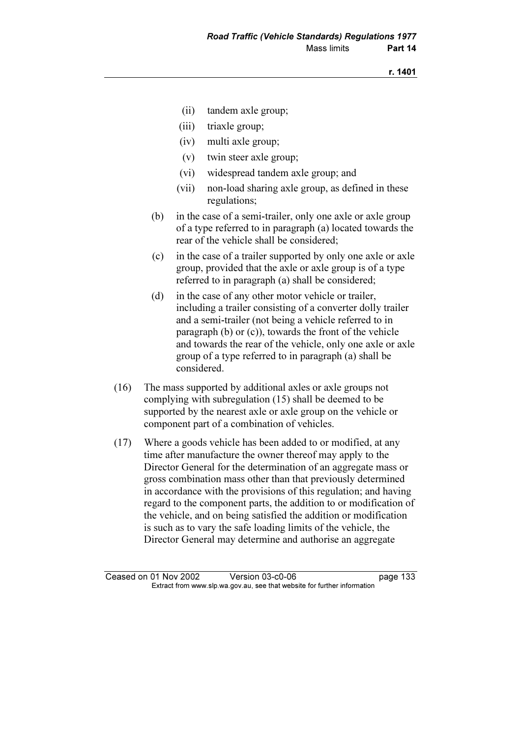(ii) tandem axle group;

(iii) triaxle group;

(iv) multi axle group;

(v) twin steer axle group;

(vi) widespread tandem axle group; and

(vii) non-load sharing axle group, as defined in these regulations;

(b) in the case of a semi-trailer, only one axle or axle group of a type referred to in paragraph (a) located towards the rear of the vehicle shall be considered;

(c) in the case of a trailer supported by only one axle or axle group, provided that the axle or axle group is of a type referred to in paragraph (a) shall be considered;

(d) in the case of any other motor vehicle or trailer, including a trailer consisting of a converter dolly trailer and a semi-trailer (not being a vehicle referred to in paragraph (b) or (c)), towards the front of the vehicle and towards the rear of the vehicle, only one axle or axle group of a type referred to in paragraph (a) shall be considered.

(16) The mass supported by additional axles or axle groups not complying with subregulation (15) shall be deemed to be supported by the nearest axle or axle group on the vehicle or component part of a combination of vehicles.

(17) Where a goods vehicle has been added to or modified, at any time after manufacture the owner thereof may apply to the Director General for the determination of an aggregate mass or gross combination mass other than that previously determined in accordance with the provisions of this regulation; and having regard to the component parts, the addition to or modification of the vehicle, and on being satisfied the addition or modification is such as to vary the safe loading limits of the vehicle, the Director General may determine and authorise an aggregate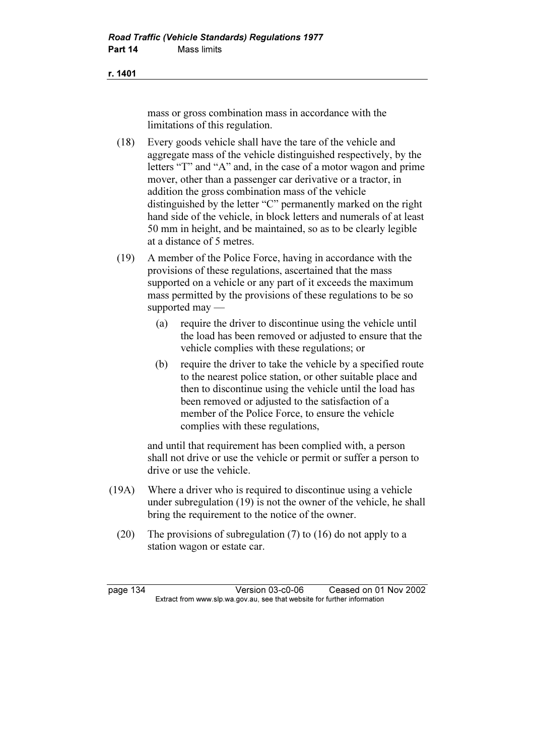mass or gross combination mass in accordance with the limitations of this regulation.

(18) Every goods vehicle shall have the tare of the vehicle and aggregate mass of the vehicle distinguished respectively, by the letters "T" and "A" and, in the case of a motor wagon and prime mover, other than a passenger car derivative or a tractor, in addition the gross combination mass of the vehicle distinguished by the letter "C" permanently marked on the right hand side of the vehicle, in block letters and numerals of at least 50 mm in height, and be maintained, so as to be clearly legible at a distance of 5 metres.

(19) A member of the Police Force, having in accordance with the provisions of these regulations, ascertained that the mass supported on a vehicle or any part of it exceeds the maximum mass permitted by the provisions of these regulations to be so supported may —

- (a) require the driver to discontinue using the vehicle until the load has been removed or adjusted to ensure that the vehicle complies with these regulations; or
- (b) require the driver to take the vehicle by a specified route to the nearest police station, or other suitable place and then to discontinue using the vehicle until the load has been removed or adjusted to the satisfaction of a member of the Police Force, to ensure the vehicle complies with these regulations,

and until that requirement has been complied with, a person shall not drive or use the vehicle or permit or suffer a person to drive or use the vehicle.

(19A) Where a driver who is required to discontinue using a vehicle under subregulation (19) is not the owner of the vehicle, he shall bring the requirement to the notice of the owner.

(20) The provisions of subregulation (7) to (16) do not apply to a station wagon or estate car.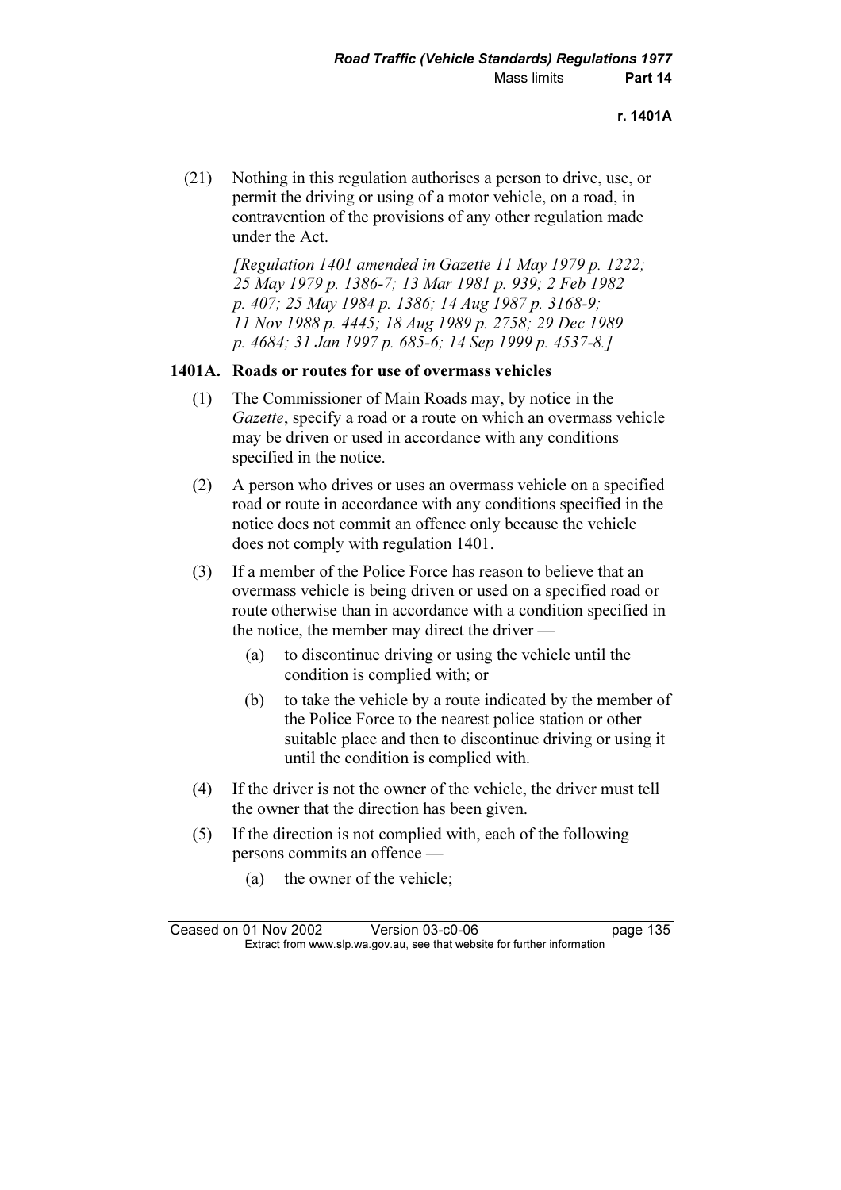(21) Nothing in this regulation authorises a person to drive, use, or permit the driving or using of a motor vehicle, on a road, in contravention of the provisions of any other regulation made under the Act.

*[Regulation 1401 amended in Gazette 11 May 1979 p. 1222; 25 May 1979 p. 1386-7; 13 Mar 1981 p. 939; 2 Feb 1982 p. 407; 25 May 1984 p. 1386; 14 Aug 1987 p. 3168-9; 11 Nov 1988 p. 4445; 18 Aug 1989 p. 2758; 29 Dec 1989 p. 4684; 31 Jan 1997 p. 685-6; 14 Sep 1999 p. 4537-8.]*

### 1401A. Roads or routes for use of overmass vehicles

(1) The Commissioner of Main Roads may, by notice in the *Gazette*, specify a road or a route on which an overmass vehicle may be driven or used in accordance with any conditions specified in the notice.

(2) A person who drives or uses an overmass vehicle on a specified road or route in accordance with any conditions specified in the notice does not commit an offence only because the vehicle does not comply with regulation 1401.

(3) If a member of the Police Force has reason to believe that an overmass vehicle is being driven or used on a specified road or route otherwise than in accordance with a condition specified in the notice, the member may direct the driver —

(a) to discontinue driving or using the vehicle until the condition is complied with; or

(b) to take the vehicle by a route indicated by the member of the Police Force to the nearest police station or other suitable place and then to discontinue driving or using it until the condition is complied with.

(4) If the driver is not the owner of the vehicle, the driver must tell the owner that the direction has been given.

(5) If the direction is not complied with, each of the following persons commits an offence —

(a) the owner of the vehicle;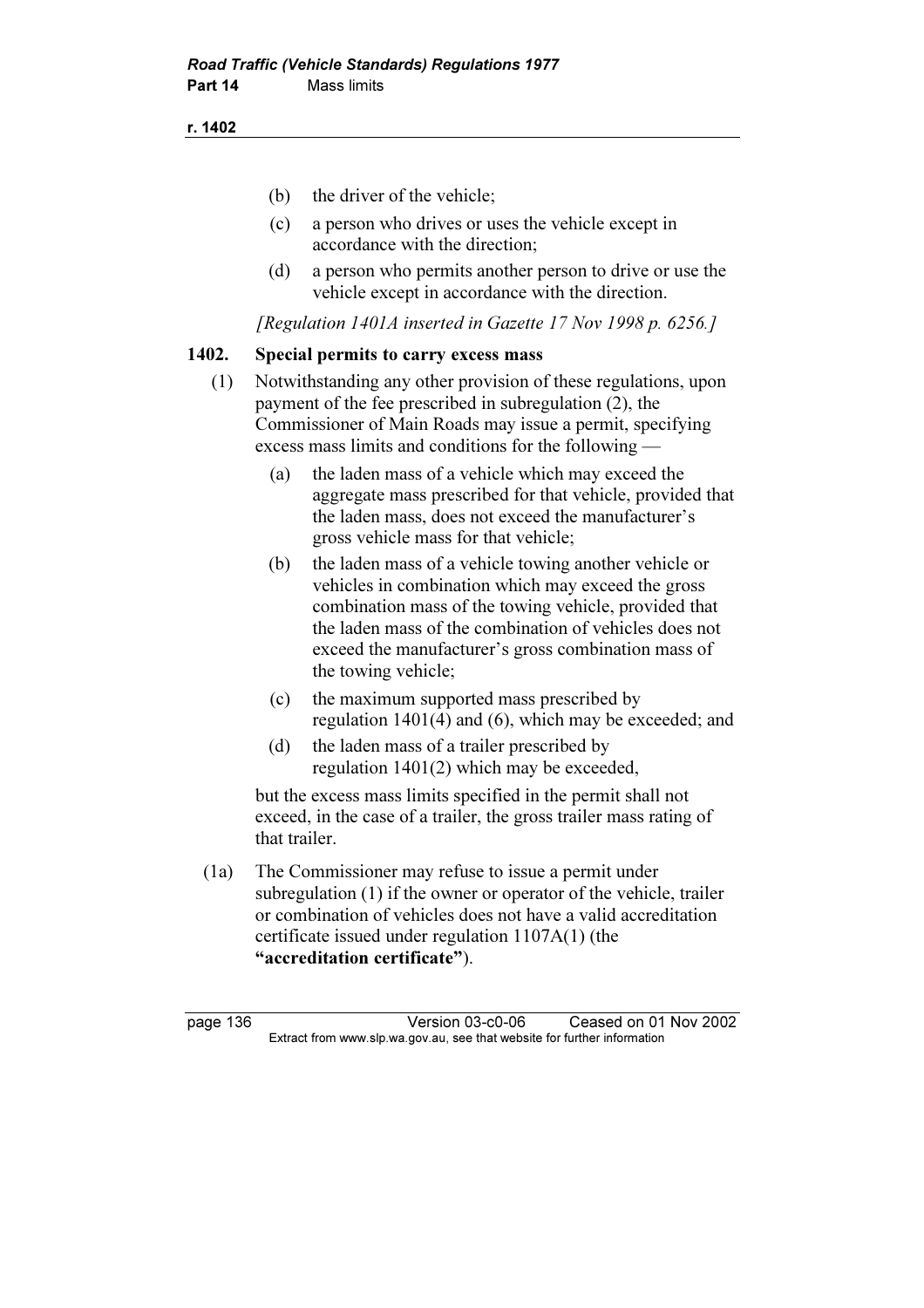(b) the driver of the vehicle;

(c) a person who drives or uses the vehicle except in accordance with the direction;

(d) a person who permits another person to drive or use the vehicle except in accordance with the direction.

*[Regulation 1401A inserted in Gazette 17 Nov 1998 p. 6256.]*

### 1402. Special permits to carry excess mass

(1) Notwithstanding any other provision of these regulations, upon payment of the fee prescribed in subregulation (2), the Commissioner of Main Roads may issue a permit, specifying excess mass limits and conditions for the following —

(a) the laden mass of a vehicle which may exceed the aggregate mass prescribed for that vehicle, provided that the laden mass, does not exceed the manufacturer's gross vehicle mass for that vehicle;

(b) the laden mass of a vehicle towing another vehicle or vehicles in combination which may exceed the gross combination mass of the towing vehicle, provided that the laden mass of the combination of vehicles does not exceed the manufacturer's gross combination mass of the towing vehicle;

(c) the maximum supported mass prescribed by regulation 1401(4) and (6), which may be exceeded; and

(d) the laden mass of a trailer prescribed by regulation 1401(2) which may be exceeded,

but the excess mass limits specified in the permit shall not exceed, in the case of a trailer, the gross trailer mass rating of that trailer.

(1a) The Commissioner may refuse to issue a permit under subregulation (1) if the owner or operator of the vehicle, trailer or combination of vehicles does not have a valid accreditation certificate issued under regulation 1107A(1) (the **"accreditation certificate"**).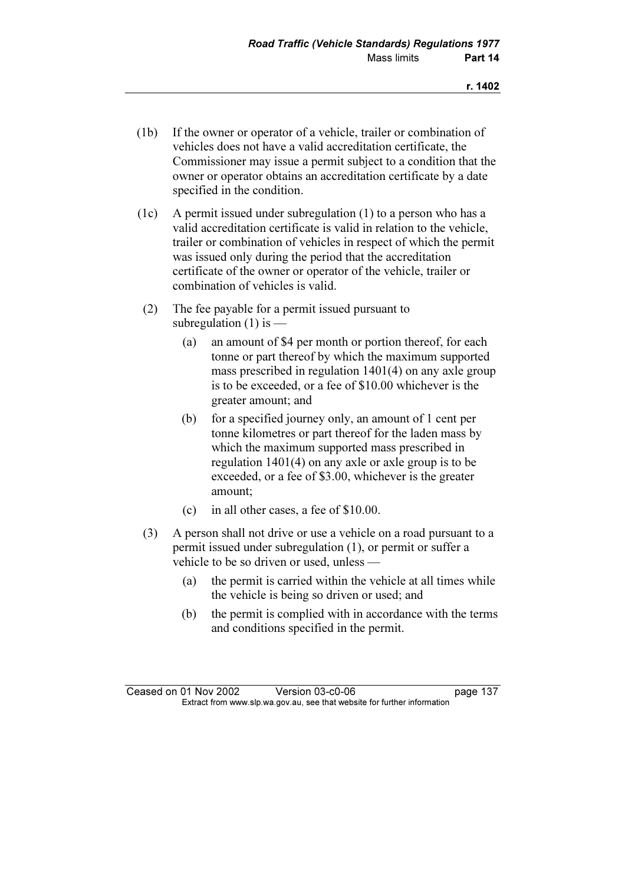(1b) If the owner or operator of a vehicle, trailer or combination of vehicles does not have a valid accreditation certificate, the Commissioner may issue a permit subject to a condition that the owner or operator obtains an accreditation certificate by a date specified in the condition.

(1c) A permit issued under subregulation (1) to a person who has a valid accreditation certificate is valid in relation to the vehicle, trailer or combination of vehicles in respect of which the permit was issued only during the period that the accreditation certificate of the owner or operator of the vehicle, trailer or combination of vehicles is valid.

(2) The fee payable for a permit issued pursuant to subregulation (1) is —

(a) an amount of $4 per month or portion thereof, for each tonne or part thereof by which the maximum supported mass prescribed in regulation 1401(4) on any axle group is to be exceeded, or a fee of $10.00 whichever is the greater amount; and

(b) for a specified journey only, an amount of 1 cent per tonne kilometres or part thereof for the laden mass by which the maximum supported mass prescribed in regulation 1401(4) on any axle or axle group is to be exceeded, or a fee of $3.00, whichever is the greater amount;

(c) in all other cases, a fee of $10.00.

(3) A person shall not drive or use a vehicle on a road pursuant to a permit issued under subregulation (1), or permit or suffer a vehicle to be so driven or used, unless —

(a) the permit is carried within the vehicle at all times while the vehicle is being so driven or used; and

(b) the permit is complied with in accordance with the terms and conditions specified in the permit.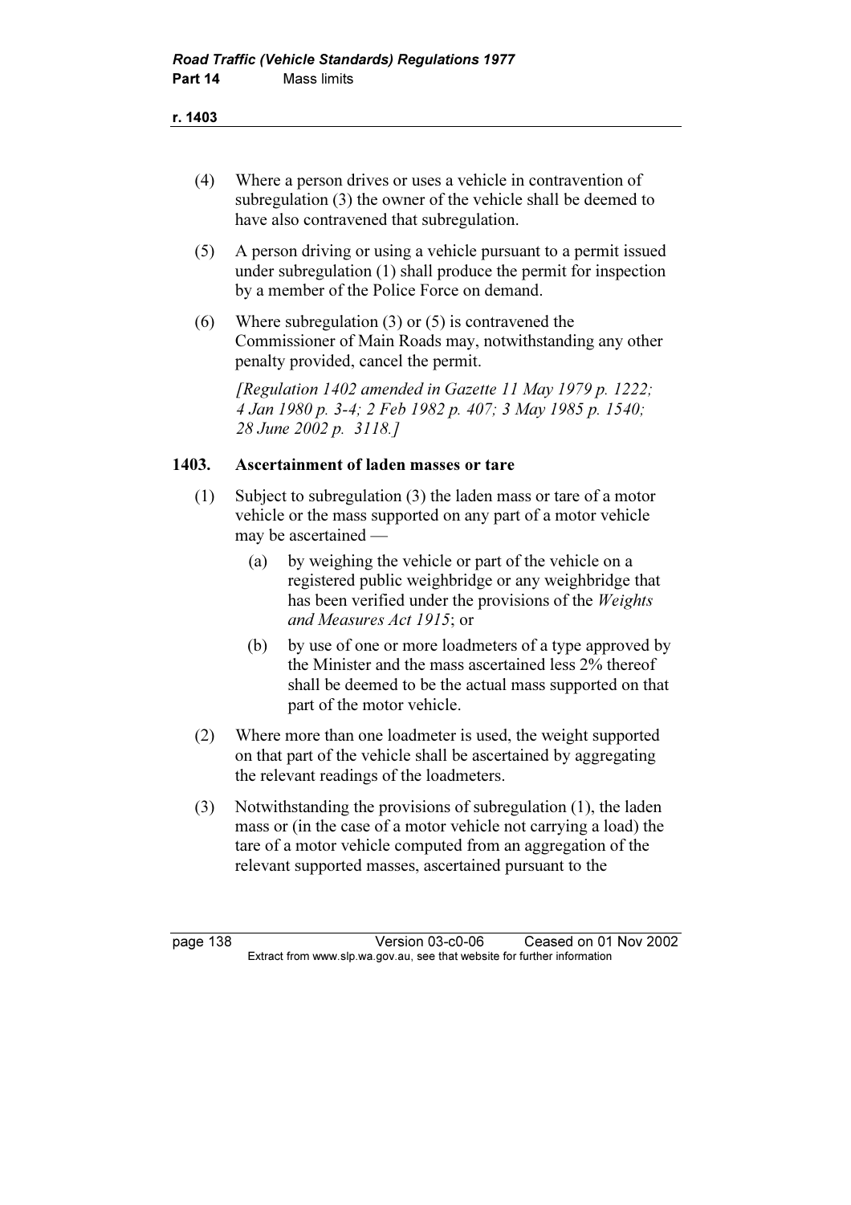(4) Where a person drives or uses a vehicle in contravention of subregulation (3) the owner of the vehicle shall be deemed to have also contravened that subregulation.

(5) A person driving or using a vehicle pursuant to a permit issued under subregulation (1) shall produce the permit for inspection by a member of the Police Force on demand.

(6) Where subregulation (3) or (5) is contravened the Commissioner of Main Roads may, notwithstanding any other penalty provided, cancel the permit.

*[Regulation 1402 amended in Gazette 11 May 1979 p. 1222; 4 Jan 1980 p. 3-4; 2 Feb 1982 p. 407; 3 May 1985 p. 1540; 28 June 2002 p. 3118.]*

### 1403. Ascertainment of laden masses or tare

(1) Subject to subregulation (3) the laden mass or tare of a motor vehicle or the mass supported on any part of a motor vehicle may be ascertained —

(a) by weighing the vehicle or part of the vehicle on a registered public weighbridge or any weighbridge that has been verified under the provisions of the *Weights and Measures Act 1915*; or

(b) by use of one or more loadmeters of a type approved by the Minister and the mass ascertained less 2% thereof shall be deemed to be the actual mass supported on that part of the motor vehicle.

(2) Where more than one loadmeter is used, the weight supported on that part of the vehicle shall be ascertained by aggregating the relevant readings of the loadmeters.

(3) Notwithstanding the provisions of subregulation (1), the laden mass or (in the case of a motor vehicle not carrying a load) the tare of a motor vehicle computed from an aggregation of the relevant supported masses, ascertained pursuant to the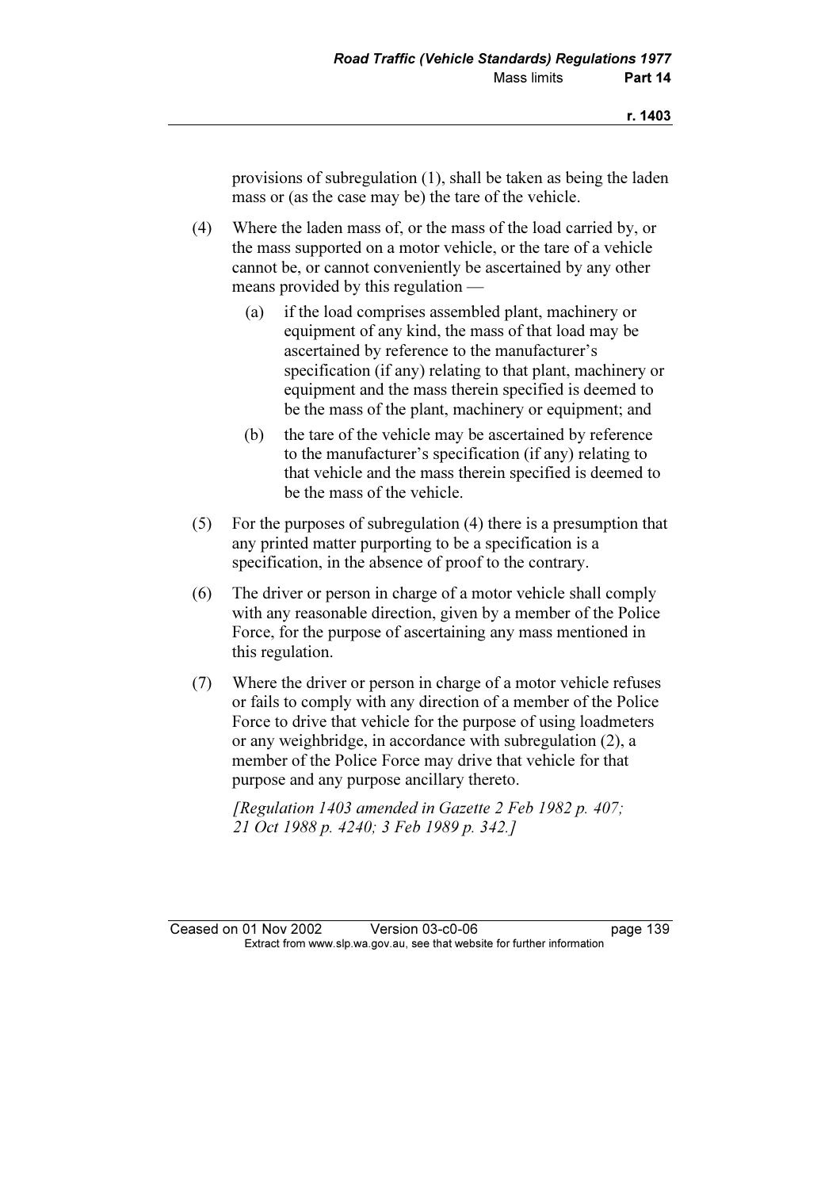provisions of subregulation (1), shall be taken as being the laden mass or (as the case may be) the tare of the vehicle.

(4) Where the laden mass of, or the mass of the load carried by, or the mass supported on a motor vehicle, or the tare of a vehicle cannot be, or cannot conveniently be ascertained by any other means provided by this regulation —

   (a) if the load comprises assembled plant, machinery or equipment of any kind, the mass of that load may be ascertained by reference to the manufacturer's specification (if any) relating to that plant, machinery or equipment and the mass therein specified is deemed to be the mass of the plant, machinery or equipment; and

   (b) the tare of the vehicle may be ascertained by reference to the manufacturer's specification (if any) relating to that vehicle and the mass therein specified is deemed to be the mass of the vehicle.

(5) For the purposes of subregulation (4) there is a presumption that any printed matter purporting to be a specification is a specification, in the absence of proof to the contrary.

(6) The driver or person in charge of a motor vehicle shall comply with any reasonable direction, given by a member of the Police Force, for the purpose of ascertaining any mass mentioned in this regulation.

(7) Where the driver or person in charge of a motor vehicle refuses or fails to comply with any direction of a member of the Police Force to drive that vehicle for the purpose of using loadmeters or any weighbridge, in accordance with subregulation (2), a member of the Police Force may drive that vehicle for that purpose and any purpose ancillary thereto.

*[Regulation 1403 amended in Gazette 2 Feb 1982 p. 407; 21 Oct 1988 p. 4240; 3 Feb 1989 p. 342.]*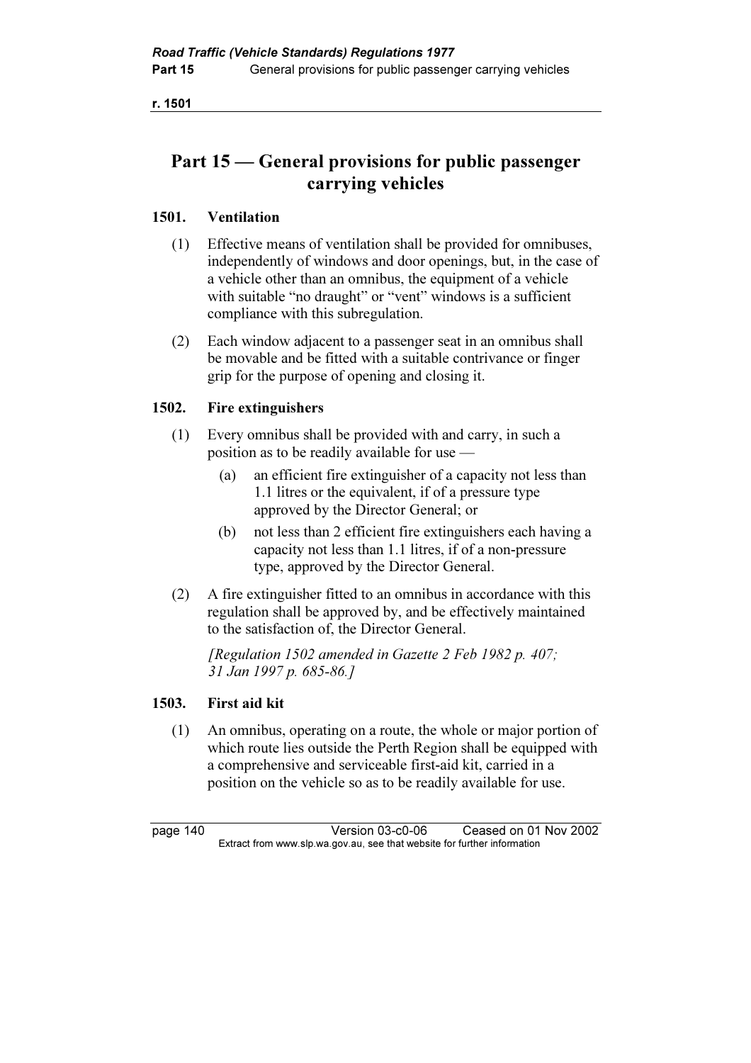# Part 15 — General provisions for public passenger carrying vehicles

## 1501. Ventilation

(1) Effective means of ventilation shall be provided for omnibuses, independently of windows and door openings, but, in the case of a vehicle other than an omnibus, the equipment of a vehicle with suitable "no draught" or "vent" windows is a sufficient compliance with this subregulation.

(2) Each window adjacent to a passenger seat in an omnibus shall be movable and be fitted with a suitable contrivance or finger grip for the purpose of opening and closing it.

## 1502. Fire extinguishers

(1) Every omnibus shall be provided with and carry, in such a position as to be readily available for use —

(a) an efficient fire extinguisher of a capacity not less than 1.1 litres or the equivalent, if of a pressure type approved by the Director General; or

(b) not less than 2 efficient fire extinguishers each having a capacity not less than 1.1 litres, if of a non-pressure type, approved by the Director General.

(2) A fire extinguisher fitted to an omnibus in accordance with this regulation shall be approved by, and be effectively maintained to the satisfaction of, the Director General.

*[Regulation 1502 amended in Gazette 2 Feb 1982 p. 407; 31 Jan 1997 p. 685-86.]*

## 1503. First aid kit

(1) An omnibus, operating on a route, the whole or major portion of which route lies outside the Perth Region shall be equipped with a comprehensive and serviceable first-aid kit, carried in a position on the vehicle so as to be readily available for use.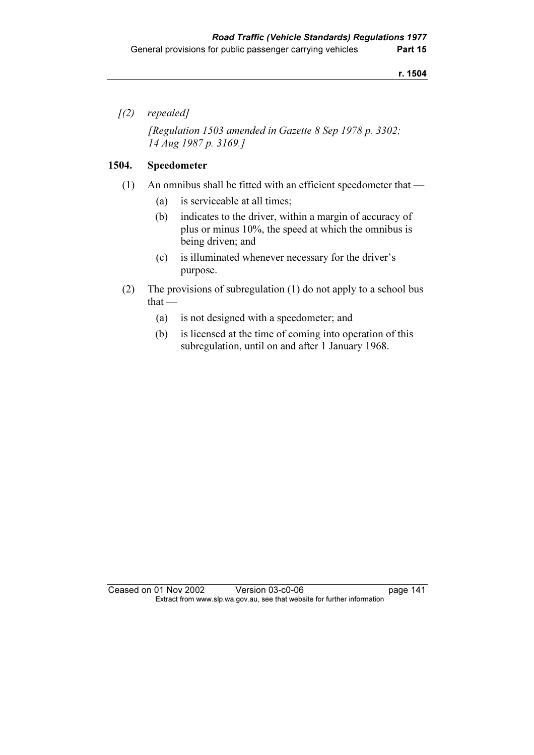*[(2) repealed]*

*[Regulation 1503 amended in Gazette 8 Sep 1978 p. 3302; 14 Aug 1987 p. 3169.]*

**1504. Speedometer**

(1) An omnibus shall be fitted with an efficient speedometer that —

(a) is serviceable at all times;

(b) indicates to the driver, within a margin of accuracy of plus or minus 10%, the speed at which the omnibus is being driven; and

(c) is illuminated whenever necessary for the driver's purpose.

(2) The provisions of subregulation (1) do not apply to a school bus that —

(a) is not designed with a speedometer; and

(b) is licensed at the time of coming into operation of this subregulation, until on and after 1 January 1968.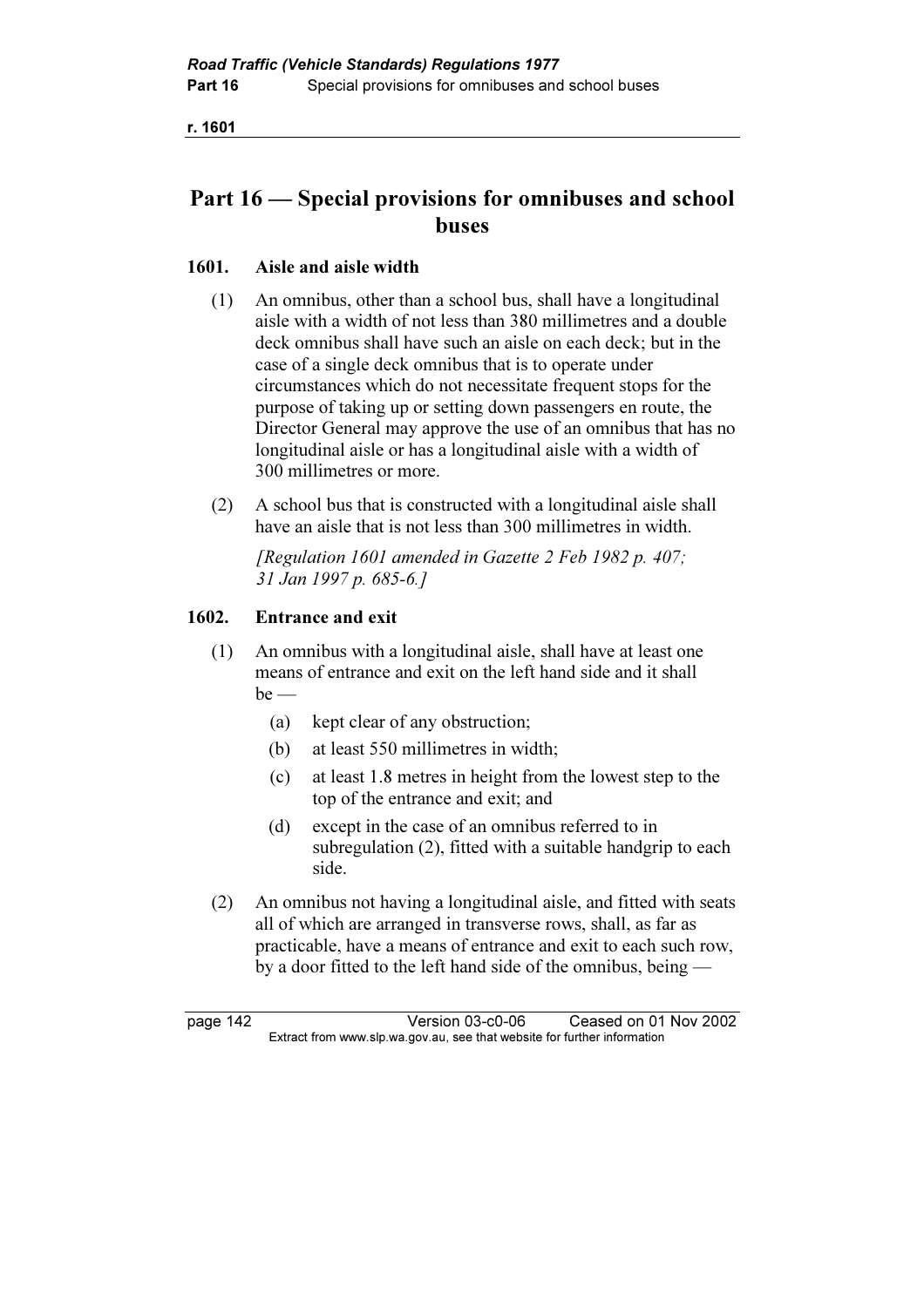# Part 16 — Special provisions for omnibuses and school buses

## 1601. Aisle and aisle width

(1) An omnibus, other than a school bus, shall have a longitudinal aisle with a width of not less than 380 millimetres and a double deck omnibus shall have such an aisle on each deck; but in the case of a single deck omnibus that is to operate under circumstances which do not necessitate frequent stops for the purpose of taking up or setting down passengers en route, the Director General may approve the use of an omnibus that has no longitudinal aisle or has a longitudinal aisle with a width of 300 millimetres or more.

(2) A school bus that is constructed with a longitudinal aisle shall have an aisle that is not less than 300 millimetres in width.

*[Regulation 1601 amended in Gazette 2 Feb 1982 p. 407; 31 Jan 1997 p. 685-6.]*

## 1602. Entrance and exit

(1) An omnibus with a longitudinal aisle, shall have at least one means of entrance and exit on the left hand side and it shall be —

- (a) kept clear of any obstruction;
- (b) at least 550 millimetres in width;
- (c) at least 1.8 metres in height from the lowest step to the top of the entrance and exit; and
- (d) except in the case of an omnibus referred to in subregulation (2), fitted with a suitable handgrip to each side.

(2) An omnibus not having a longitudinal aisle, and fitted with seats all of which are arranged in transverse rows, shall, as far as practicable, have a means of entrance and exit to each such row, by a door fitted to the left hand side of the omnibus, being —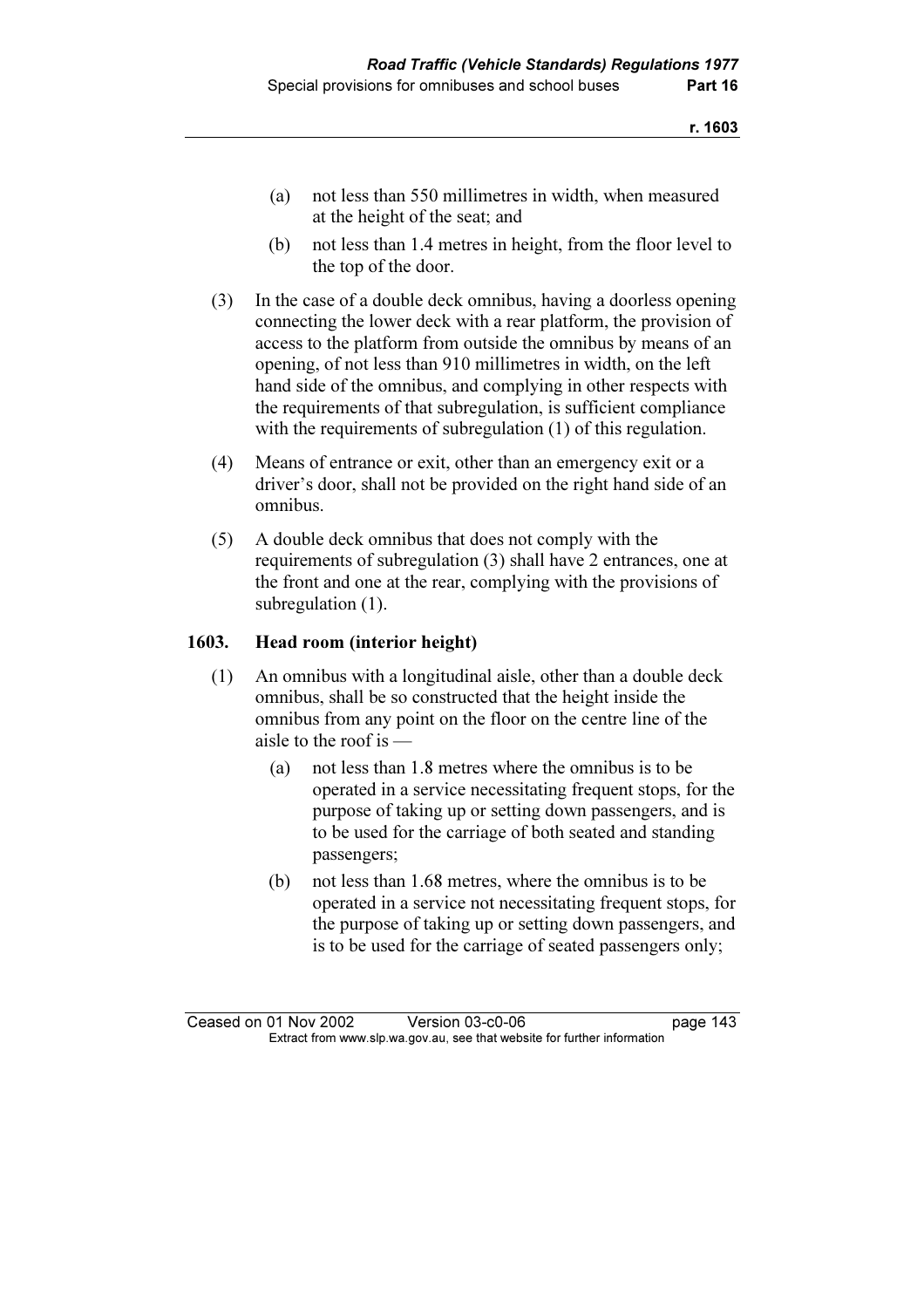(a) not less than 550 millimetres in width, when measured at the height of the seat; and

(b) not less than 1.4 metres in height, from the floor level to the top of the door.

(3) In the case of a double deck omnibus, having a doorless opening connecting the lower deck with a rear platform, the provision of access to the platform from outside the omnibus by means of an opening, of not less than 910 millimetres in width, on the left hand side of the omnibus, and complying in other respects with the requirements of that subregulation, is sufficient compliance with the requirements of subregulation (1) of this regulation.

(4) Means of entrance or exit, other than an emergency exit or a driver's door, shall not be provided on the right hand side of an omnibus.

(5) A double deck omnibus that does not comply with the requirements of subregulation (3) shall have 2 entrances, one at the front and one at the rear, complying with the provisions of subregulation (1).

### 1603. Head room (interior height)

(1) An omnibus with a longitudinal aisle, other than a double deck omnibus, shall be so constructed that the height inside the omnibus from any point on the floor on the centre line of the aisle to the roof is —

(a) not less than 1.8 metres where the omnibus is to be operated in a service necessitating frequent stops, for the purpose of taking up or setting down passengers, and is to be used for the carriage of both seated and standing passengers;

(b) not less than 1.68 metres, where the omnibus is to be operated in a service not necessitating frequent stops, for the purpose of taking up or setting down passengers, and is to be used for the carriage of seated passengers only;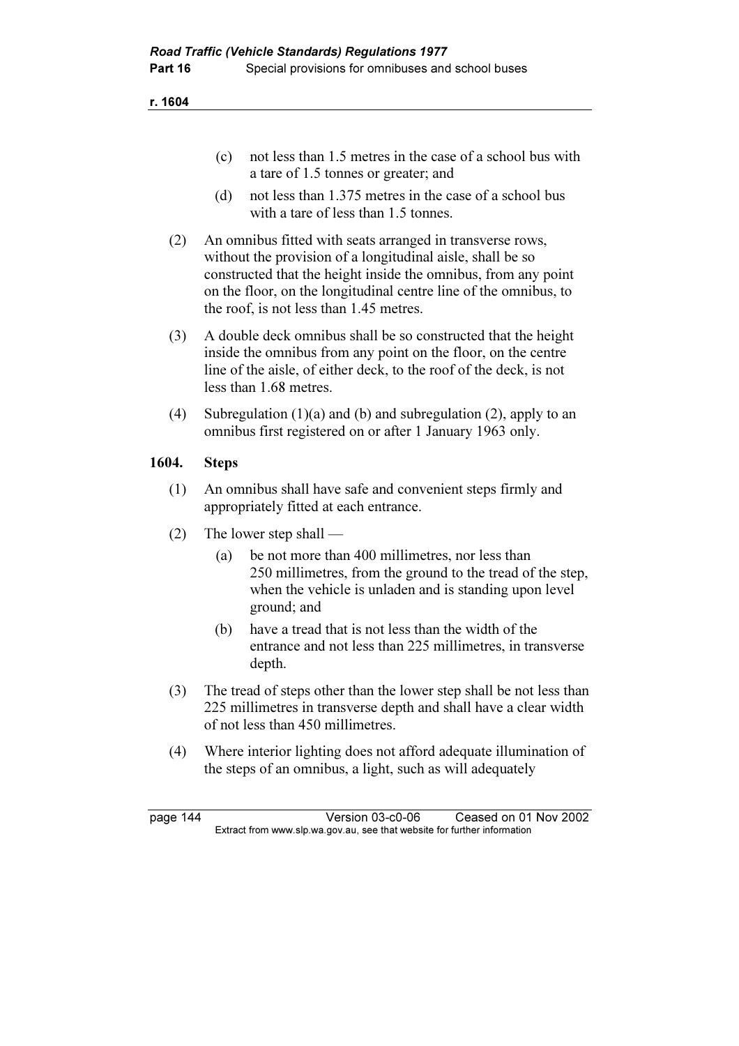(c) not less than 1.5 metres in the case of a school bus with a tare of 1.5 tonnes or greater; and

(d) not less than 1.375 metres in the case of a school bus with a tare of less than 1.5 tonnes.

(2) An omnibus fitted with seats arranged in transverse rows, without the provision of a longitudinal aisle, shall be so constructed that the height inside the omnibus, from any point on the floor, on the longitudinal centre line of the omnibus, to the roof, is not less than 1.45 metres.

(3) A double deck omnibus shall be so constructed that the height inside the omnibus from any point on the floor, on the centre line of the aisle, of either deck, to the roof of the deck, is not less than 1.68 metres.

(4) Subregulation (1)(a) and (b) and subregulation (2), apply to an omnibus first registered on or after 1 January 1963 only.

## 1604. Steps

(1) An omnibus shall have safe and convenient steps firmly and appropriately fitted at each entrance.

(2) The lower step shall —

(a) be not more than 400 millimetres, nor less than 250 millimetres, from the ground to the tread of the step, when the vehicle is unladen and is standing upon level ground; and

(b) have a tread that is not less than the width of the entrance and not less than 225 millimetres, in transverse depth.

(3) The tread of steps other than the lower step shall be not less than 225 millimetres in transverse depth and shall have a clear width of not less than 450 millimetres.

(4) Where interior lighting does not afford adequate illumination of the steps of an omnibus, a light, such as will adequately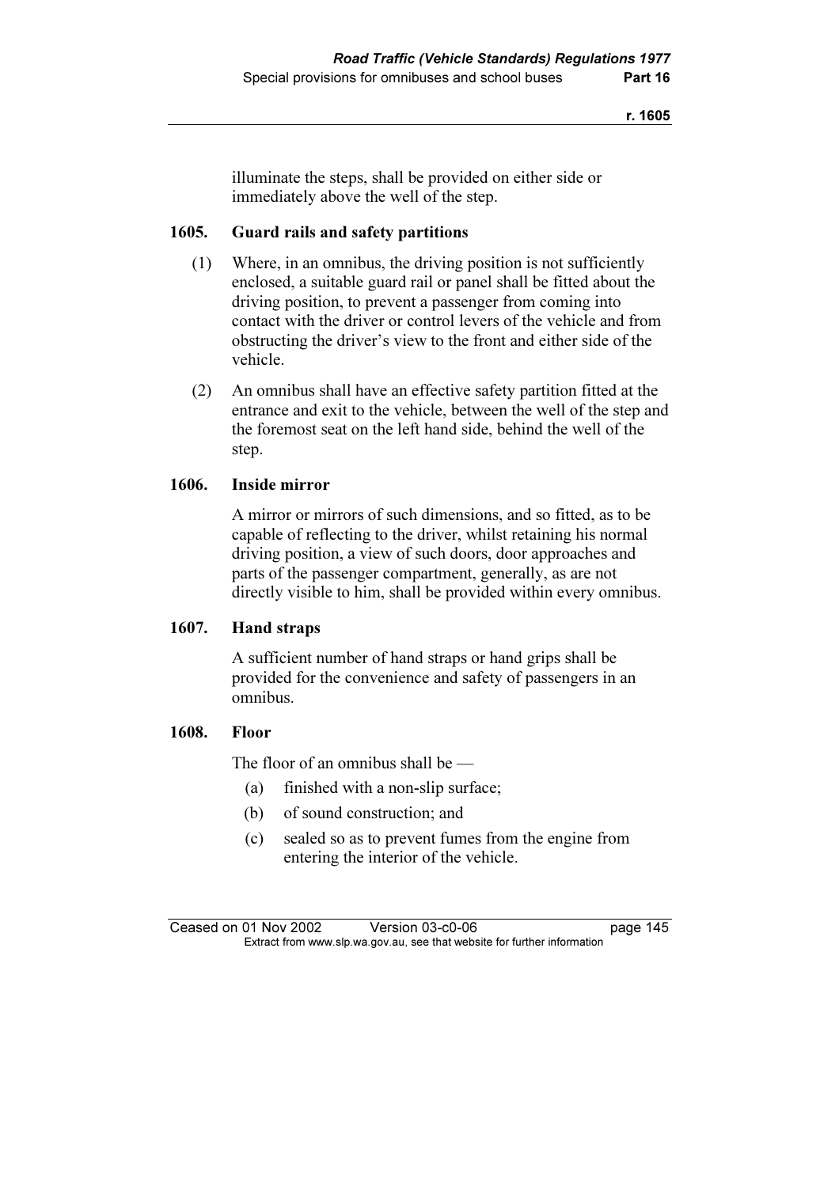illuminate the steps, shall be provided on either side or immediately above the well of the step.

### 1605. Guard rails and safety partitions

(1) Where, in an omnibus, the driving position is not sufficiently enclosed, a suitable guard rail or panel shall be fitted about the driving position, to prevent a passenger from coming into contact with the driver or control levers of the vehicle and from obstructing the driver's view to the front and either side of the vehicle.

(2) An omnibus shall have an effective safety partition fitted at the entrance and exit to the vehicle, between the well of the step and the foremost seat on the left hand side, behind the well of the step.

### 1606. Inside mirror

A mirror or mirrors of such dimensions, and so fitted, as to be capable of reflecting to the driver, whilst retaining his normal driving position, a view of such doors, door approaches and parts of the passenger compartment, generally, as are not directly visible to him, shall be provided within every omnibus.

### 1607. Hand straps

A sufficient number of hand straps or hand grips shall be provided for the convenience and safety of passengers in an omnibus.

### 1608. Floor

The floor of an omnibus shall be —

(a) finished with a non-slip surface;

(b) of sound construction; and

(c) sealed so as to prevent fumes from the engine from entering the interior of the vehicle.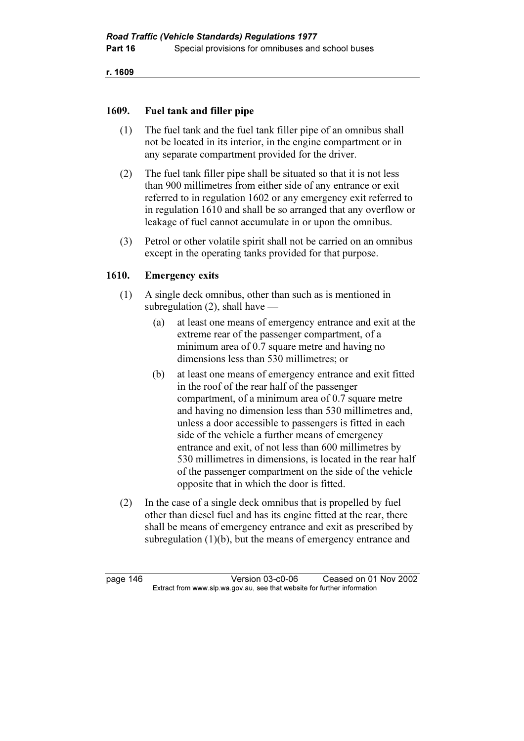## 1609. Fuel tank and filler pipe

(1) The fuel tank and the fuel tank filler pipe of an omnibus shall not be located in its interior, in the engine compartment or in any separate compartment provided for the driver.

(2) The fuel tank filler pipe shall be situated so that it is not less than 900 millimetres from either side of any entrance or exit referred to in regulation 1602 or any emergency exit referred to in regulation 1610 and shall be so arranged that any overflow or leakage of fuel cannot accumulate in or upon the omnibus.

(3) Petrol or other volatile spirit shall not be carried on an omnibus except in the operating tanks provided for that purpose.

## 1610. Emergency exits

(1) A single deck omnibus, other than such as is mentioned in subregulation (2), shall have —

(a) at least one means of emergency entrance and exit at the extreme rear of the passenger compartment, of a minimum area of 0.7 square metre and having no dimensions less than 530 millimetres; or

(b) at least one means of emergency entrance and exit fitted in the roof of the rear half of the passenger compartment, of a minimum area of 0.7 square metre and having no dimension less than 530 millimetres and, unless a door accessible to passengers is fitted in each side of the vehicle a further means of emergency entrance and exit, of not less than 600 millimetres by 530 millimetres in dimensions, is located in the rear half of the passenger compartment on the side of the vehicle opposite that in which the door is fitted.

(2) In the case of a single deck omnibus that is propelled by fuel other than diesel fuel and has its engine fitted at the rear, there shall be means of emergency entrance and exit as prescribed by subregulation (1)(b), but the means of emergency entrance and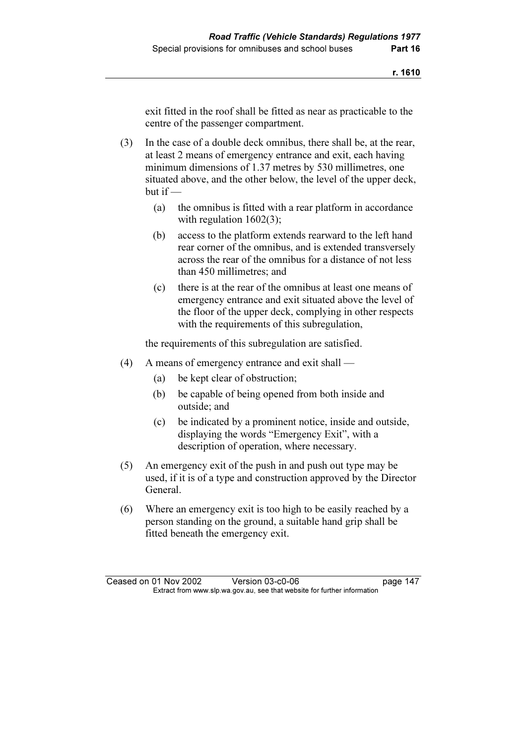exit fitted in the roof shall be fitted as near as practicable to the centre of the passenger compartment.

(3) In the case of a double deck omnibus, there shall be, at the rear, at least 2 means of emergency entrance and exit, each having minimum dimensions of 1.37 metres by 530 millimetres, one situated above, and the other below, the level of the upper deck, but if —

  (a) the omnibus is fitted with a rear platform in accordance with regulation 1602(3);

  (b) access to the platform extends rearward to the left hand rear corner of the omnibus, and is extended transversely across the rear of the omnibus for a distance of not less than 450 millimetres; and

  (c) there is at the rear of the omnibus at least one means of emergency entrance and exit situated above the level of the floor of the upper deck, complying in other respects with the requirements of this subregulation,

the requirements of this subregulation are satisfied.

(4) A means of emergency entrance and exit shall —

  (a) be kept clear of obstruction;

  (b) be capable of being opened from both inside and outside; and

  (c) be indicated by a prominent notice, inside and outside, displaying the words "Emergency Exit", with a description of operation, where necessary.

(5) An emergency exit of the push in and push out type may be used, if it is of a type and construction approved by the Director General.

(6) Where an emergency exit is too high to be easily reached by a person standing on the ground, a suitable hand grip shall be fitted beneath the emergency exit.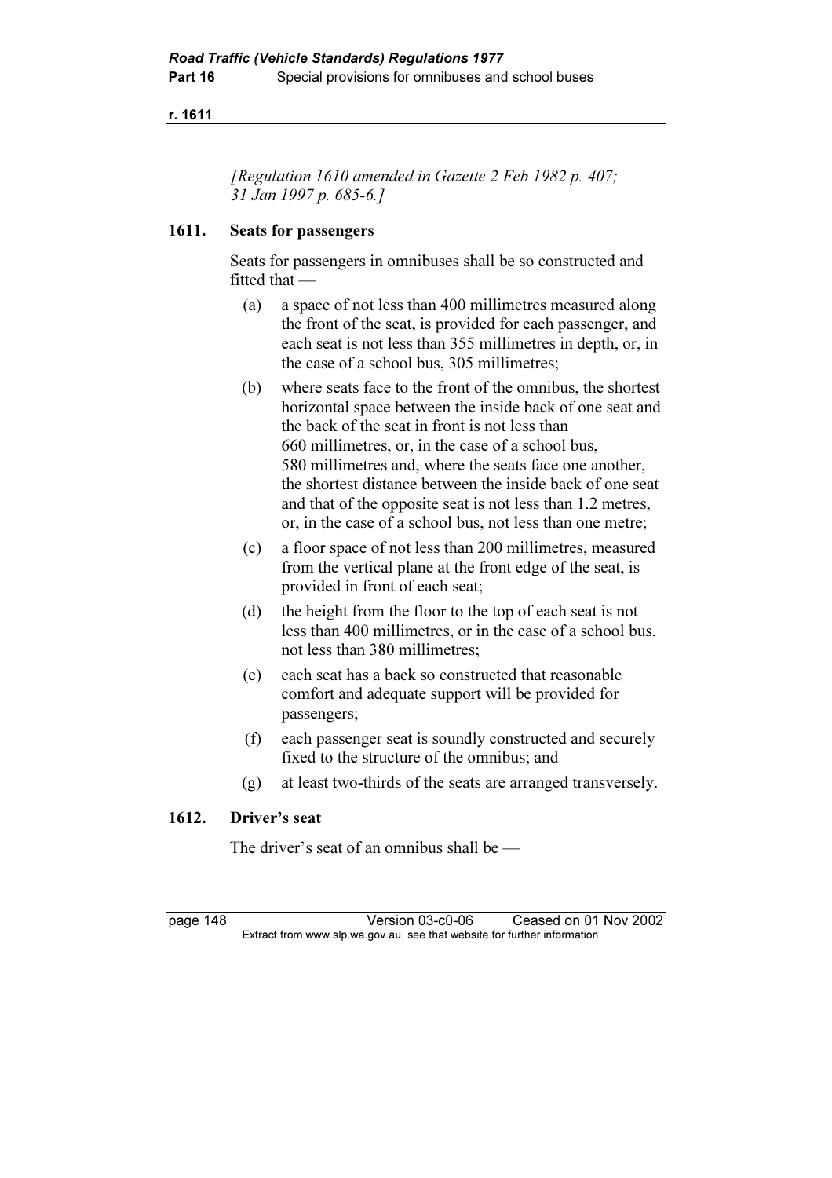*[Regulation 1610 amended in Gazette 2 Feb 1982 p. 407; 31 Jan 1997 p. 685-6.]*

### 1611. Seats for passengers

Seats for passengers in omnibuses shall be so constructed and fitted that —

(a) a space of not less than 400 millimetres measured along the front of the seat, is provided for each passenger, and each seat is not less than 355 millimetres in depth, or, in the case of a school bus, 305 millimetres;

(b) where seats face to the front of the omnibus, the shortest horizontal space between the inside back of one seat and the back of the seat in front is not less than 660 millimetres, or, in the case of a school bus, 580 millimetres and, where the seats face one another, the shortest distance between the inside back of one seat and that of the opposite seat is not less than 1.2 metres, or, in the case of a school bus, not less than one metre;

(c) a floor space of not less than 200 millimetres, measured from the vertical plane at the front edge of the seat, is provided in front of each seat;

(d) the height from the floor to the top of each seat is not less than 400 millimetres, or in the case of a school bus, not less than 380 millimetres;

(e) each seat has a back so constructed that reasonable comfort and adequate support will be provided for passengers;

(f) each passenger seat is soundly constructed and securely fixed to the structure of the omnibus; and

(g) at least two-thirds of the seats are arranged transversely.

### 1612. Driver's seat

The driver's seat of an omnibus shall be —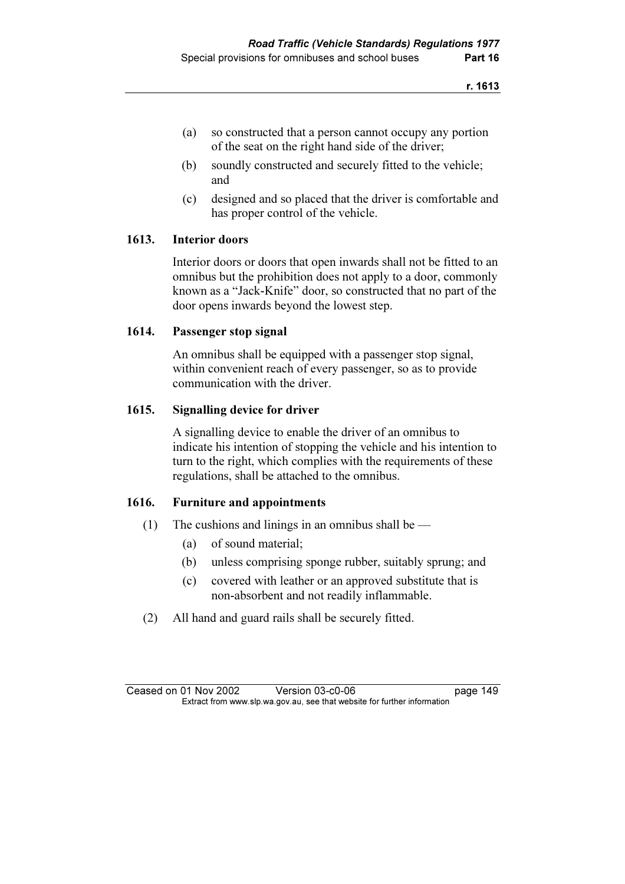(a) so constructed that a person cannot occupy any portion of the seat on the right hand side of the driver;

(b) soundly constructed and securely fitted to the vehicle; and

(c) designed and so placed that the driver is comfortable and has proper control of the vehicle.

### 1613. Interior doors

Interior doors or doors that open inwards shall not be fitted to an omnibus but the prohibition does not apply to a door, commonly known as a "Jack-Knife" door, so constructed that no part of the door opens inwards beyond the lowest step.

### 1614. Passenger stop signal

An omnibus shall be equipped with a passenger stop signal, within convenient reach of every passenger, so as to provide communication with the driver.

### 1615. Signalling device for driver

A signalling device to enable the driver of an omnibus to indicate his intention of stopping the vehicle and his intention to turn to the right, which complies with the requirements of these regulations, shall be attached to the omnibus.

### 1616. Furniture and appointments

(1) The cushions and linings in an omnibus shall be —

(a) of sound material;

(b) unless comprising sponge rubber, suitably sprung; and

(c) covered with leather or an approved substitute that is non-absorbent and not readily inflammable.

(2) All hand and guard rails shall be securely fitted.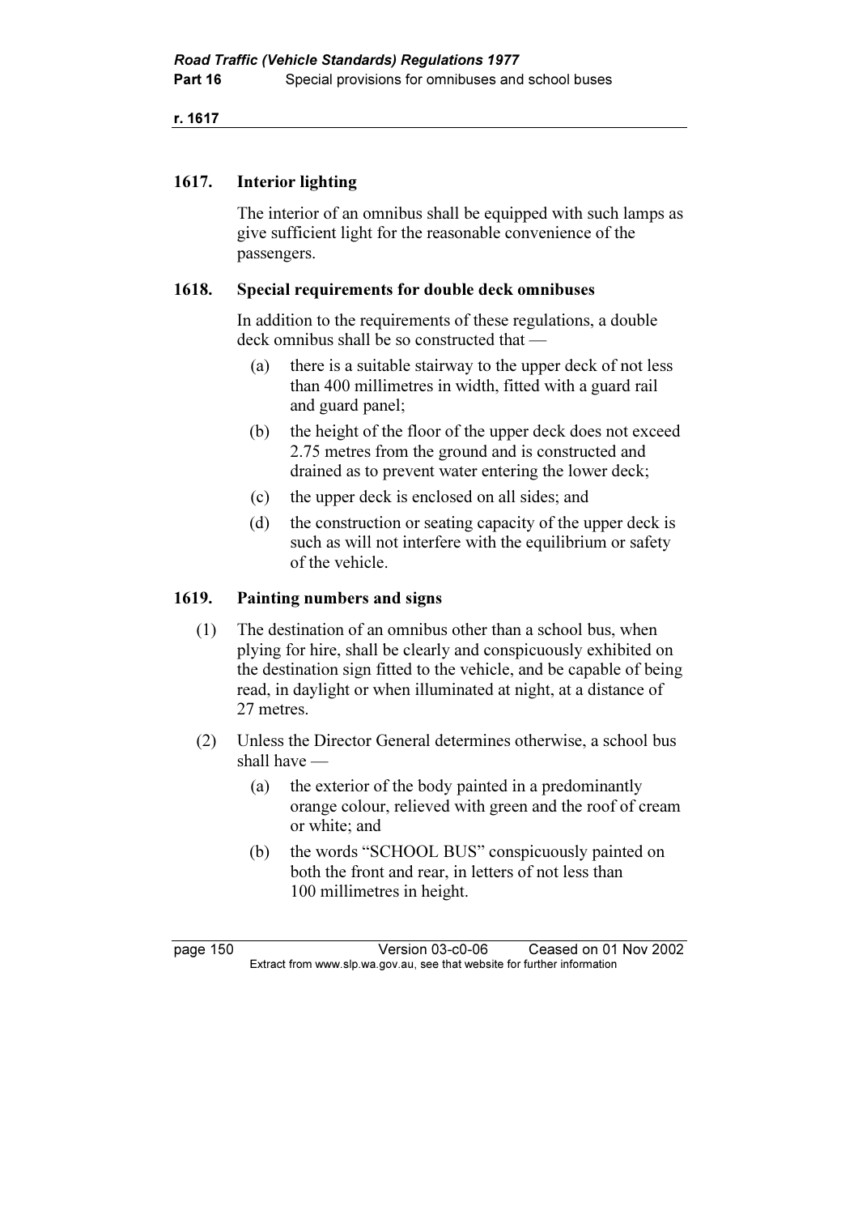### 1617. Interior lighting

The interior of an omnibus shall be equipped with such lamps as give sufficient light for the reasonable convenience of the passengers.

### 1618. Special requirements for double deck omnibuses

In addition to the requirements of these regulations, a double deck omnibus shall be so constructed that —

(a) there is a suitable stairway to the upper deck of not less than 400 millimetres in width, fitted with a guard rail and guard panel;

(b) the height of the floor of the upper deck does not exceed 2.75 metres from the ground and is constructed and drained as to prevent water entering the lower deck;

(c) the upper deck is enclosed on all sides; and

(d) the construction or seating capacity of the upper deck is such as will not interfere with the equilibrium or safety of the vehicle.

### 1619. Painting numbers and signs

(1) The destination of an omnibus other than a school bus, when plying for hire, shall be clearly and conspicuously exhibited on the destination sign fitted to the vehicle, and be capable of being read, in daylight or when illuminated at night, at a distance of 27 metres.

(2) Unless the Director General determines otherwise, a school bus shall have —

(a) the exterior of the body painted in a predominantly orange colour, relieved with green and the roof of cream or white; and

(b) the words "SCHOOL BUS" conspicuously painted on both the front and rear, in letters of not less than 100 millimetres in height.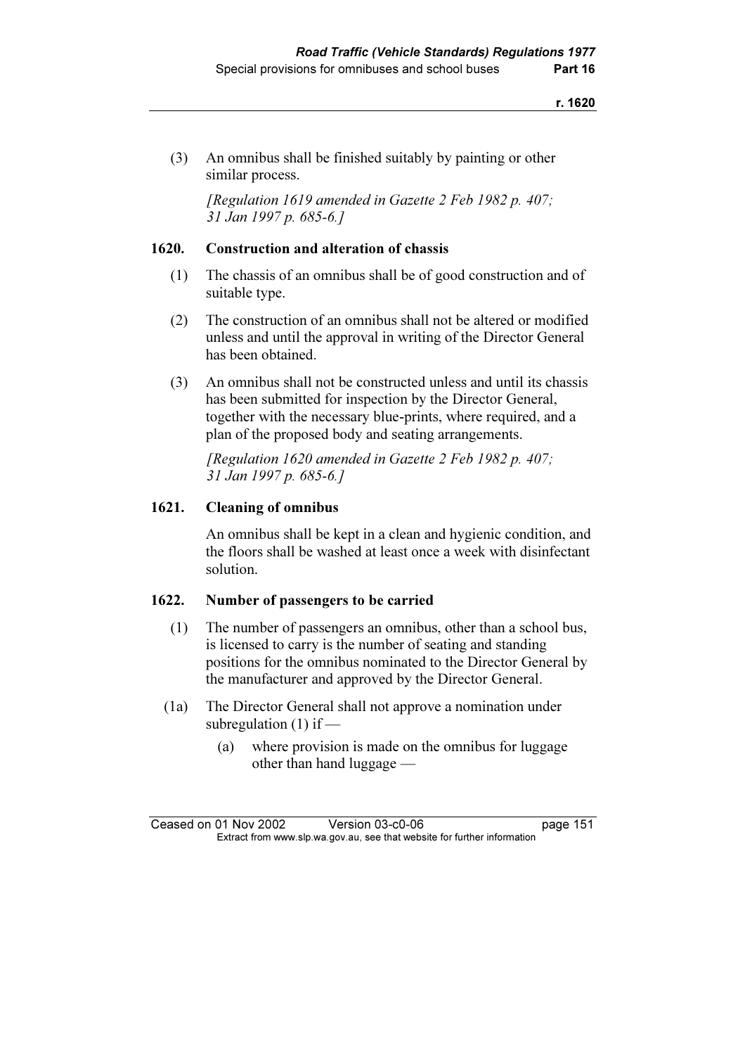(3) An omnibus shall be finished suitably by painting or other similar process.

*[Regulation 1619 amended in Gazette 2 Feb 1982 p. 407; 31 Jan 1997 p. 685-6.]*

### 1620. Construction and alteration of chassis

(1) The chassis of an omnibus shall be of good construction and of suitable type.

(2) The construction of an omnibus shall not be altered or modified unless and until the approval in writing of the Director General has been obtained.

(3) An omnibus shall not be constructed unless and until its chassis has been submitted for inspection by the Director General, together with the necessary blue-prints, where required, and a plan of the proposed body and seating arrangements.

*[Regulation 1620 amended in Gazette 2 Feb 1982 p. 407; 31 Jan 1997 p. 685-6.]*

### 1621. Cleaning of omnibus

An omnibus shall be kept in a clean and hygienic condition, and the floors shall be washed at least once a week with disinfectant solution.

### 1622. Number of passengers to be carried

(1) The number of passengers an omnibus, other than a school bus, is licensed to carry is the number of seating and standing positions for the omnibus nominated to the Director General by the manufacturer and approved by the Director General.

(1a) The Director General shall not approve a nomination under subregulation (1) if —

(a) where provision is made on the omnibus for luggage other than hand luggage —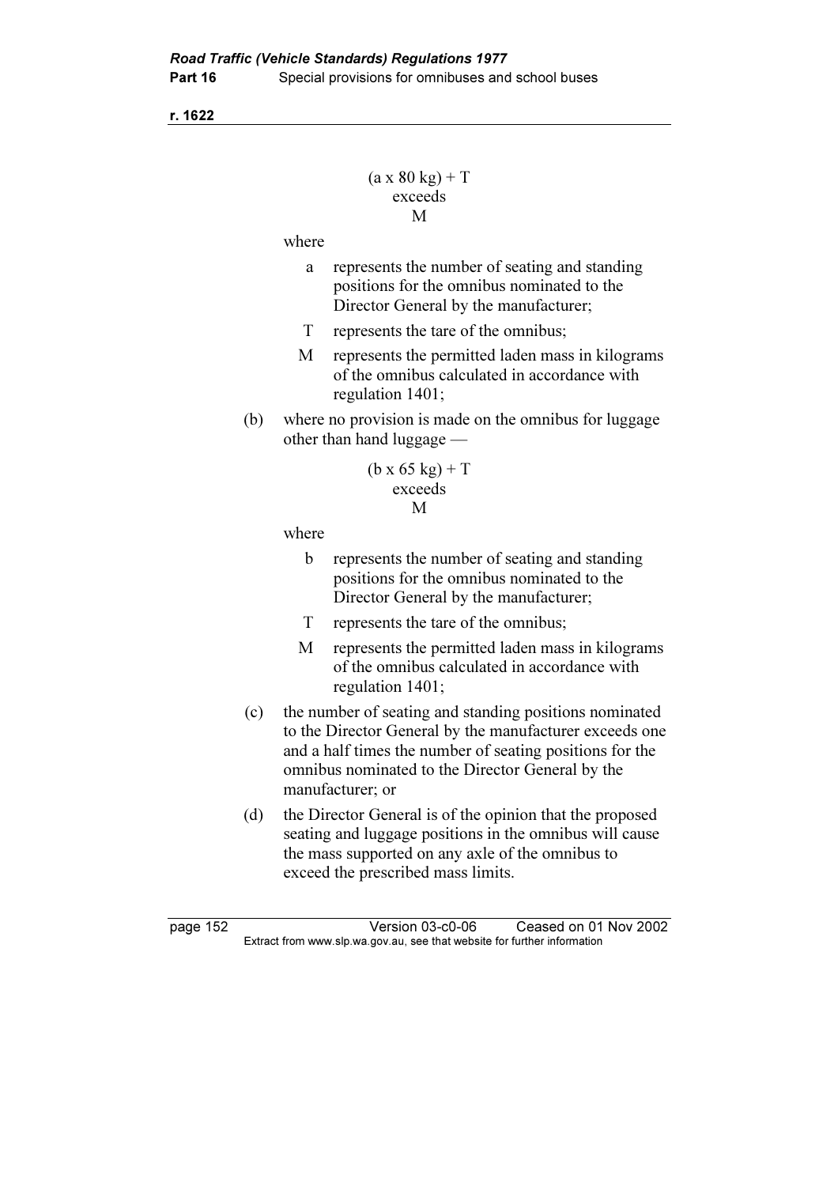$$(a \times 80\ kg) + T$$
exceeds
$$M$$

where

- a represents the number of seating and standing positions for the omnibus nominated to the Director General by the manufacturer;
- T represents the tare of the omnibus;
- M represents the permitted laden mass in kilograms of the omnibus calculated in accordance with regulation 1401;

(b) where no provision is made on the omnibus for luggage other than hand luggage —

$$(b \times 65\ kg) + T$$
exceeds
$$M$$

where

- b represents the number of seating and standing positions for the omnibus nominated to the Director General by the manufacturer;
- T represents the tare of the omnibus;
- M represents the permitted laden mass in kilograms of the omnibus calculated in accordance with regulation 1401;

(c) the number of seating and standing positions nominated to the Director General by the manufacturer exceeds one and a half times the number of seating positions for the omnibus nominated to the Director General by the manufacturer; or

(d) the Director General is of the opinion that the proposed seating and luggage positions in the omnibus will cause the mass supported on any axle of the omnibus to exceed the prescribed mass limits.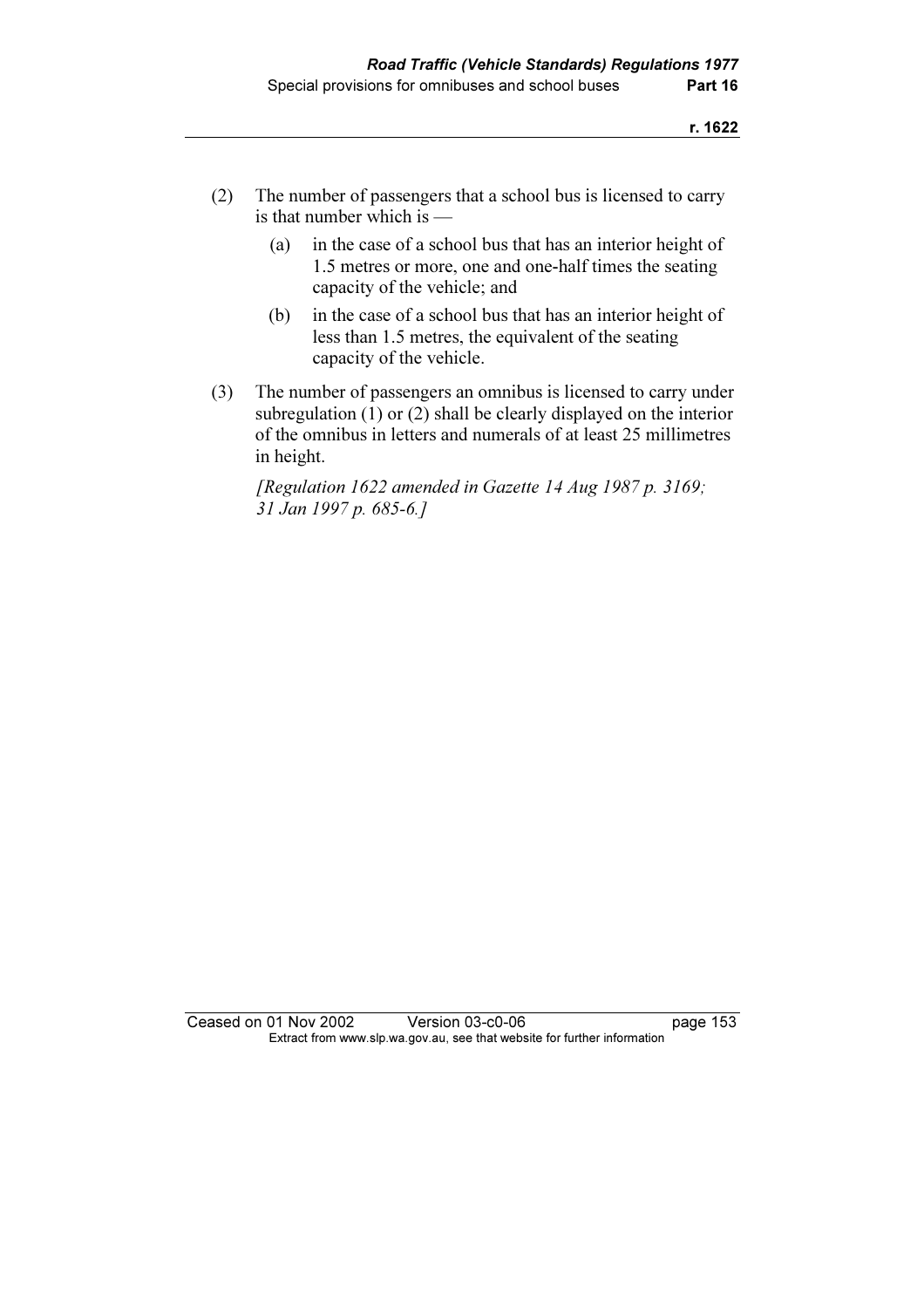(2) The number of passengers that a school bus is licensed to carry is that number which is —

  (a) in the case of a school bus that has an interior height of 1.5 metres or more, one and one-half times the seating capacity of the vehicle; and

  (b) in the case of a school bus that has an interior height of less than 1.5 metres, the equivalent of the seating capacity of the vehicle.

(3) The number of passengers an omnibus is licensed to carry under subregulation (1) or (2) shall be clearly displayed on the interior of the omnibus in letters and numerals of at least 25 millimetres in height.

*[Regulation 1622 amended in Gazette 14 Aug 1987 p. 3169; 31 Jan 1997 p. 685-6.]*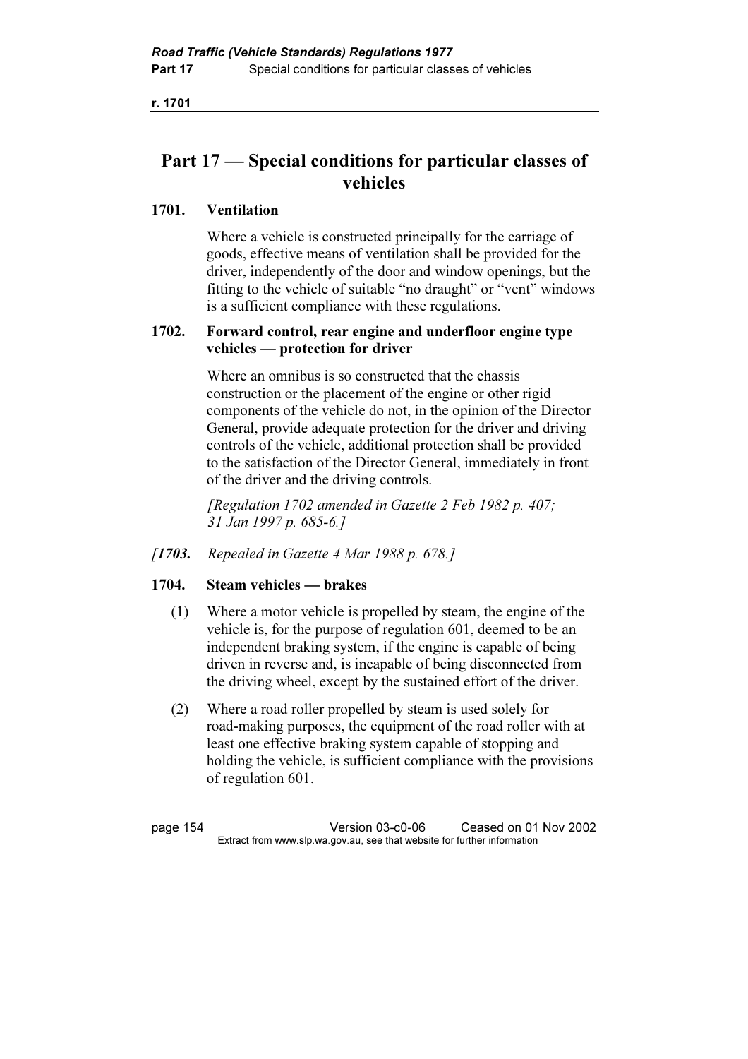# Part 17 — Special conditions for particular classes of vehicles

## 1701. Ventilation

Where a vehicle is constructed principally for the carriage of goods, effective means of ventilation shall be provided for the driver, independently of the door and window openings, but the fitting to the vehicle of suitable "no draught" or "vent" windows is a sufficient compliance with these regulations.

## 1702. Forward control, rear engine and underfloor engine type vehicles — protection for driver

Where an omnibus is so constructed that the chassis construction or the placement of the engine or other rigid components of the vehicle do not, in the opinion of the Director General, provide adequate protection for the driver and driving controls of the vehicle, additional protection shall be provided to the satisfaction of the Director General, immediately in front of the driver and the driving controls.

*[Regulation 1702 amended in Gazette 2 Feb 1982 p. 407; 31 Jan 1997 p. 685-6.]*

*[**1703.** Repealed in Gazette 4 Mar 1988 p. 678.]*

## 1704. Steam vehicles — brakes

(1) Where a motor vehicle is propelled by steam, the engine of the vehicle is, for the purpose of regulation 601, deemed to be an independent braking system, if the engine is capable of being driven in reverse and, is incapable of being disconnected from the driving wheel, except by the sustained effort of the driver.

(2) Where a road roller propelled by steam is used solely for road-making purposes, the equipment of the road roller with at least one effective braking system capable of stopping and holding the vehicle, is sufficient compliance with the provisions of regulation 601.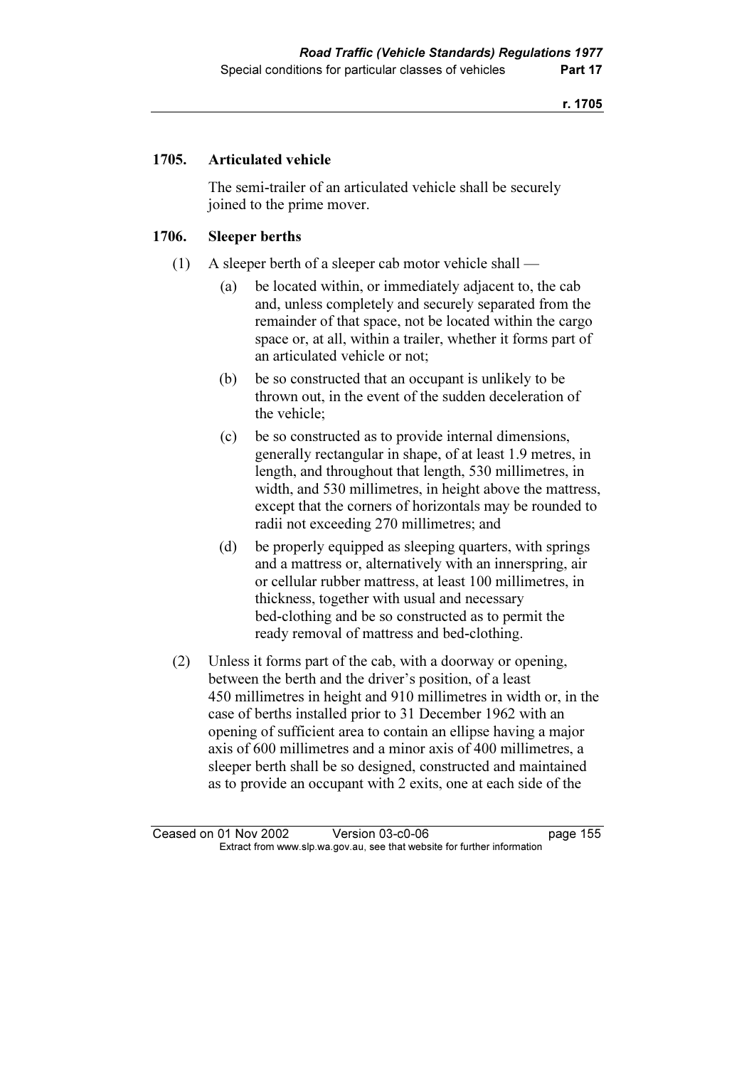## 1705. Articulated vehicle

The semi-trailer of an articulated vehicle shall be securely joined to the prime mover.

## 1706. Sleeper berths

(1) A sleeper berth of a sleeper cab motor vehicle shall —

(a) be located within, or immediately adjacent to, the cab and, unless completely and securely separated from the remainder of that space, not be located within the cargo space or, at all, within a trailer, whether it forms part of an articulated vehicle or not;

(b) be so constructed that an occupant is unlikely to be thrown out, in the event of the sudden deceleration of the vehicle;

(c) be so constructed as to provide internal dimensions, generally rectangular in shape, of at least 1.9 metres, in length, and throughout that length, 530 millimetres, in width, and 530 millimetres, in height above the mattress, except that the corners of horizontals may be rounded to radii not exceeding 270 millimetres; and

(d) be properly equipped as sleeping quarters, with springs and a mattress or, alternatively with an innerspring, air or cellular rubber mattress, at least 100 millimetres, in thickness, together with usual and necessary bed-clothing and be so constructed as to permit the ready removal of mattress and bed-clothing.

(2) Unless it forms part of the cab, with a doorway or opening, between the berth and the driver's position, of a least 450 millimetres in height and 910 millimetres in width or, in the case of berths installed prior to 31 December 1962 with an opening of sufficient area to contain an ellipse having a major axis of 600 millimetres and a minor axis of 400 millimetres, a sleeper berth shall be so designed, constructed and maintained as to provide an occupant with 2 exits, one at each side of the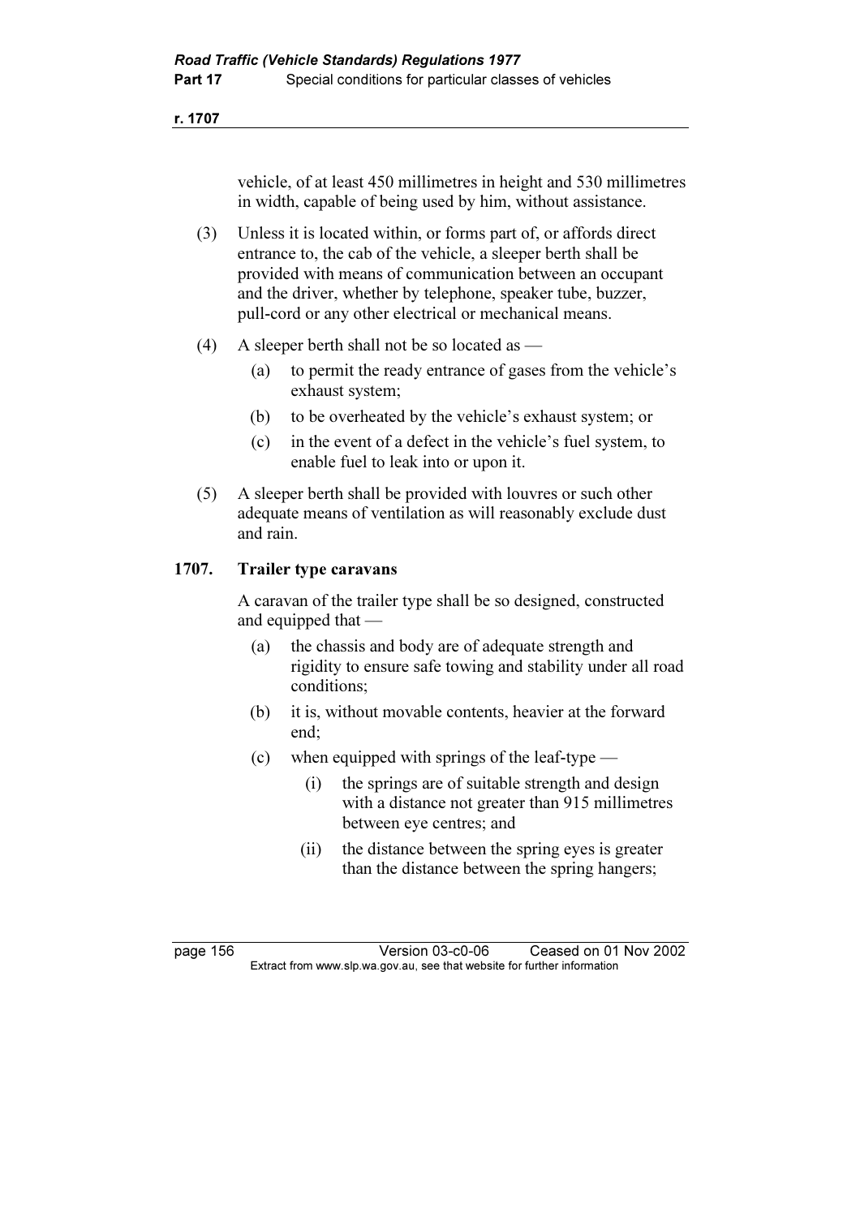vehicle, of at least 450 millimetres in height and 530 millimetres in width, capable of being used by him, without assistance.

(3) Unless it is located within, or forms part of, or affords direct entrance to, the cab of the vehicle, a sleeper berth shall be provided with means of communication between an occupant and the driver, whether by telephone, speaker tube, buzzer, pull-cord or any other electrical or mechanical means.

(4) A sleeper berth shall not be so located as —

(a) to permit the ready entrance of gases from the vehicle's exhaust system;

(b) to be overheated by the vehicle's exhaust system; or

(c) in the event of a defect in the vehicle's fuel system, to enable fuel to leak into or upon it.

(5) A sleeper berth shall be provided with louvres or such other adequate means of ventilation as will reasonably exclude dust and rain.

## 1707. Trailer type caravans

A caravan of the trailer type shall be so designed, constructed and equipped that —

(a) the chassis and body are of adequate strength and rigidity to ensure safe towing and stability under all road conditions;

(b) it is, without movable contents, heavier at the forward end;

(c) when equipped with springs of the leaf-type —

(i) the springs are of suitable strength and design with a distance not greater than 915 millimetres between eye centres; and

(ii) the distance between the spring eyes is greater than the distance between the spring hangers;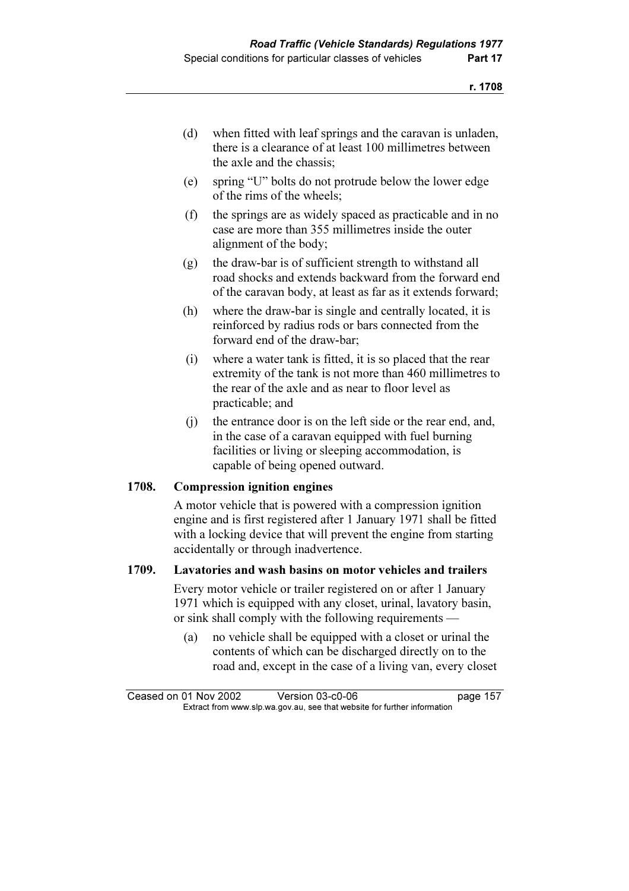(d) when fitted with leaf springs and the caravan is unladen, there is a clearance of at least 100 millimetres between the axle and the chassis;

(e) spring "U" bolts do not protrude below the lower edge of the rims of the wheels;

(f) the springs are as widely spaced as practicable and in no case are more than 355 millimetres inside the outer alignment of the body;

(g) the draw-bar is of sufficient strength to withstand all road shocks and extends backward from the forward end of the caravan body, at least as far as it extends forward;

(h) where the draw-bar is single and centrally located, it is reinforced by radius rods or bars connected from the forward end of the draw-bar;

(i) where a water tank is fitted, it is so placed that the rear extremity of the tank is not more than 460 millimetres to the rear of the axle and as near to floor level as practicable; and

(j) the entrance door is on the left side or the rear end, and, in the case of a caravan equipped with fuel burning facilities or living or sleeping accommodation, is capable of being opened outward.

**1708. Compression ignition engines**

A motor vehicle that is powered with a compression ignition engine and is first registered after 1 January 1971 shall be fitted with a locking device that will prevent the engine from starting accidentally or through inadvertence.

**1709. Lavatories and wash basins on motor vehicles and trailers**

Every motor vehicle or trailer registered on or after 1 January 1971 which is equipped with any closet, urinal, lavatory basin, or sink shall comply with the following requirements —

(a) no vehicle shall be equipped with a closet or urinal the contents of which can be discharged directly on to the road and, except in the case of a living van, every closet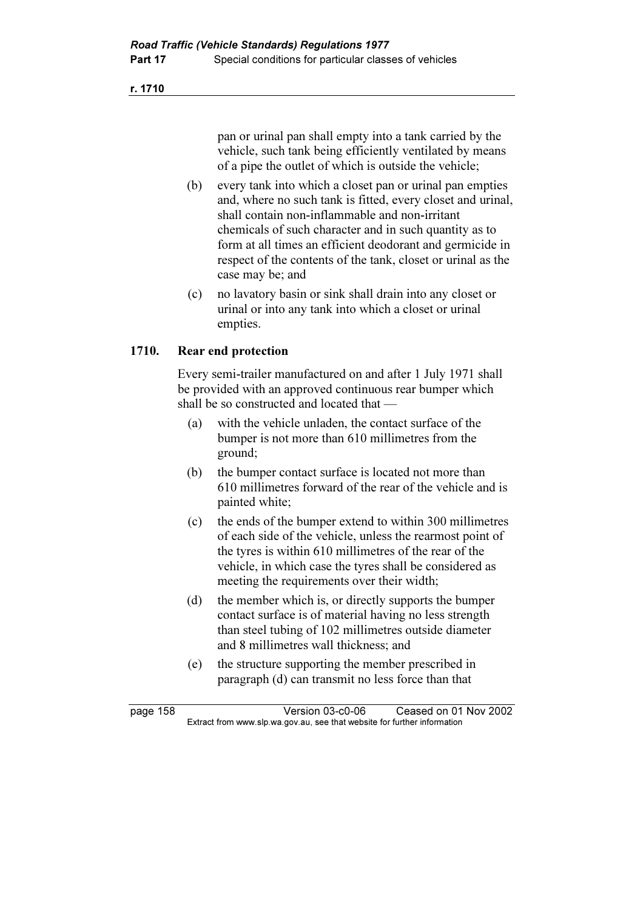pan or urinal pan shall empty into a tank carried by the vehicle, such tank being efficiently ventilated by means of a pipe the outlet of which is outside the vehicle;

(b) every tank into which a closet pan or urinal pan empties and, where no such tank is fitted, every closet and urinal, shall contain non-inflammable and non-irritant chemicals of such character and in such quantity as to form at all times an efficient deodorant and germicide in respect of the contents of the tank, closet or urinal as the case may be; and

(c) no lavatory basin or sink shall drain into any closet or urinal or into any tank into which a closet or urinal empties.

## 1710. Rear end protection

Every semi-trailer manufactured on and after 1 July 1971 shall be provided with an approved continuous rear bumper which shall be so constructed and located that —

(a) with the vehicle unladen, the contact surface of the bumper is not more than 610 millimetres from the ground;

(b) the bumper contact surface is located not more than 610 millimetres forward of the rear of the vehicle and is painted white;

(c) the ends of the bumper extend to within 300 millimetres of each side of the vehicle, unless the rearmost point of the tyres is within 610 millimetres of the rear of the vehicle, in which case the tyres shall be considered as meeting the requirements over their width;

(d) the member which is, or directly supports the bumper contact surface is of material having no less strength than steel tubing of 102 millimetres outside diameter and 8 millimetres wall thickness; and

(e) the structure supporting the member prescribed in paragraph (d) can transmit no less force than that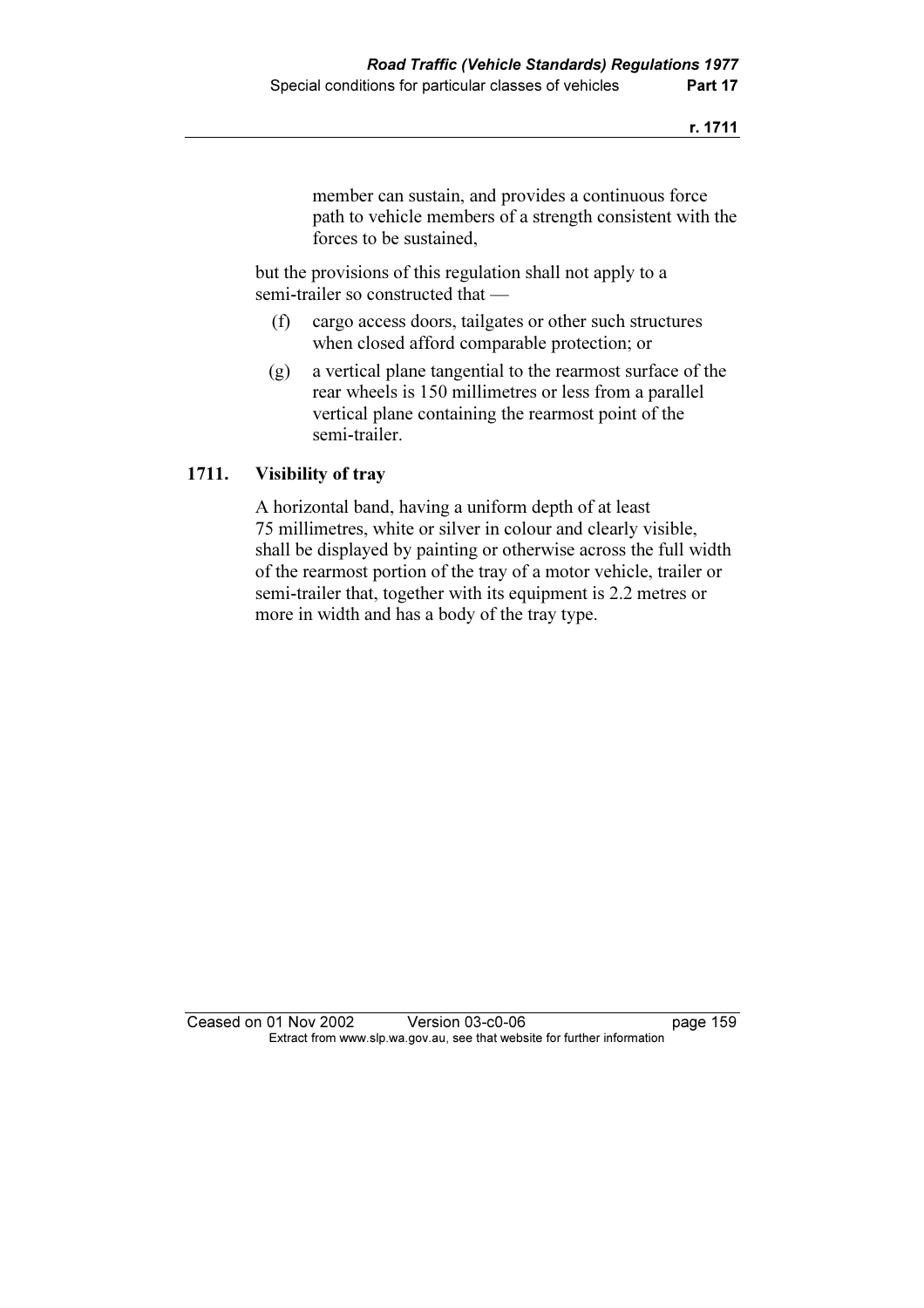member can sustain, and provides a continuous force path to vehicle members of a strength consistent with the forces to be sustained,

but the provisions of this regulation shall not apply to a semi-trailer so constructed that —

(f) cargo access doors, tailgates or other such structures when closed afford comparable protection; or

(g) a vertical plane tangential to the rearmost surface of the rear wheels is 150 millimetres or less from a parallel vertical plane containing the rearmost point of the semi-trailer.

### 1711. Visibility of tray

A horizontal band, having a uniform depth of at least 75 millimetres, white or silver in colour and clearly visible, shall be displayed by painting or otherwise across the full width of the rearmost portion of the tray of a motor vehicle, trailer or semi-trailer that, together with its equipment is 2.2 metres or more in width and has a body of the tray type.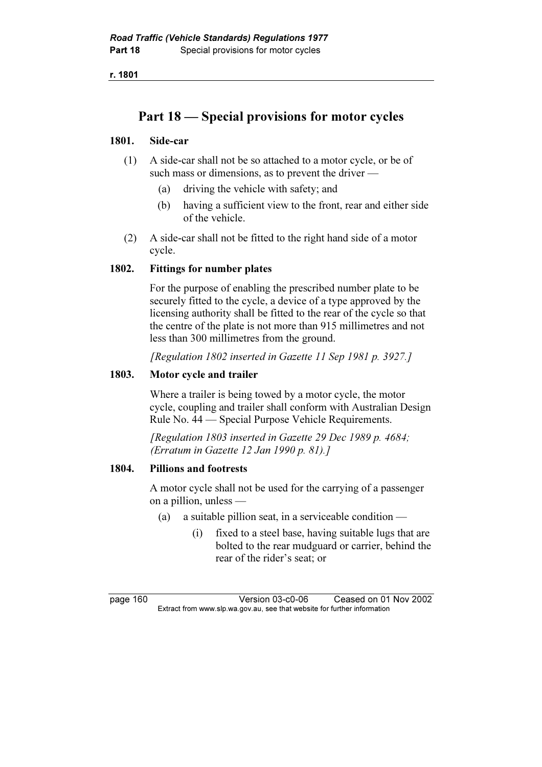# Part 18 — Special provisions for motor cycles

### 1801. Side-car

(1) A side-car shall not be so attached to a motor cycle, or be of such mass or dimensions, as to prevent the driver —

- (a) driving the vehicle with safety; and
- (b) having a sufficient view to the front, rear and either side of the vehicle.

(2) A side-car shall not be fitted to the right hand side of a motor cycle.

### 1802. Fittings for number plates

For the purpose of enabling the prescribed number plate to be securely fitted to the cycle, a device of a type approved by the licensing authority shall be fitted to the rear of the cycle so that the centre of the plate is not more than 915 millimetres and not less than 300 millimetres from the ground.

*[Regulation 1802 inserted in Gazette 11 Sep 1981 p. 3927.]*

### 1803. Motor cycle and trailer

Where a trailer is being towed by a motor cycle, the motor cycle, coupling and trailer shall conform with Australian Design Rule No. 44 — Special Purpose Vehicle Requirements.

*[Regulation 1803 inserted in Gazette 29 Dec 1989 p. 4684; (Erratum in Gazette 12 Jan 1990 p. 81).]*

### 1804. Pillions and footrests

A motor cycle shall not be used for the carrying of a passenger on a pillion, unless —

- (a) a suitable pillion seat, in a serviceable condition —
  - (i) fixed to a steel base, having suitable lugs that are bolted to the rear mudguard or carrier, behind the rear of the rider's seat; or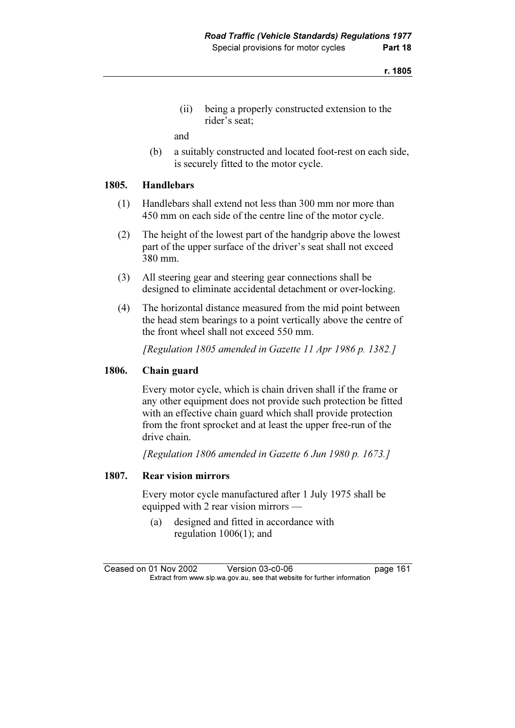(ii) being a properly constructed extension to the rider's seat;

and

(b) a suitably constructed and located foot-rest on each side, is securely fitted to the motor cycle.

### 1805. Handlebars

(1) Handlebars shall extend not less than 300 mm nor more than 450 mm on each side of the centre line of the motor cycle.

(2) The height of the lowest part of the handgrip above the lowest part of the upper surface of the driver's seat shall not exceed 380 mm.

(3) All steering gear and steering gear connections shall be designed to eliminate accidental detachment or over-locking.

(4) The horizontal distance measured from the mid point between the head stem bearings to a point vertically above the centre of the front wheel shall not exceed 550 mm.

*[Regulation 1805 amended in Gazette 11 Apr 1986 p. 1382.]*

### 1806. Chain guard

Every motor cycle, which is chain driven shall if the frame or any other equipment does not provide such protection be fitted with an effective chain guard which shall provide protection from the front sprocket and at least the upper free-run of the drive chain.

*[Regulation 1806 amended in Gazette 6 Jun 1980 p. 1673.]*

### 1807. Rear vision mirrors

Every motor cycle manufactured after 1 July 1975 shall be equipped with 2 rear vision mirrors —

(a) designed and fitted in accordance with regulation 1006(1); and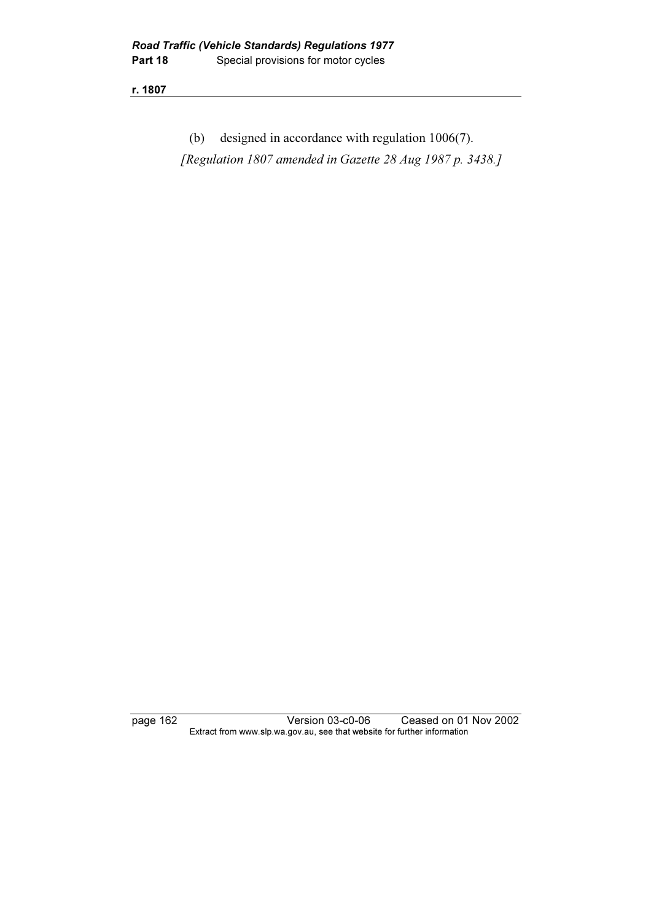(b) designed in accordance with regulation 1006(7).

*[Regulation 1807 amended in Gazette 28 Aug 1987 p. 3438.]*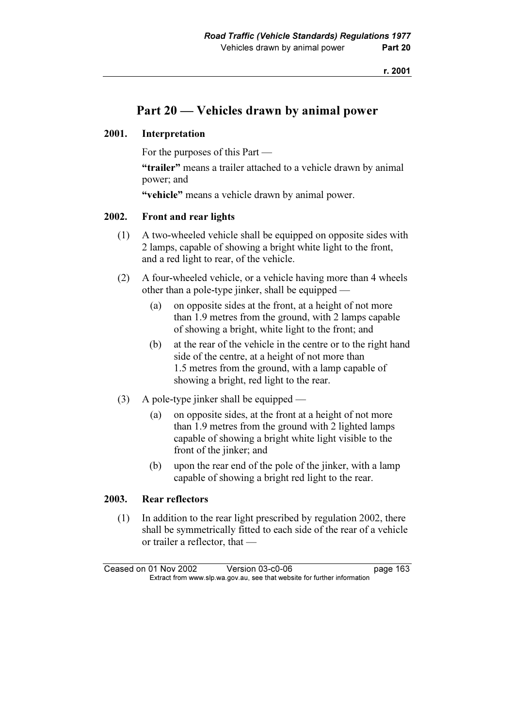# Part 20 — Vehicles drawn by animal power

## 2001. Interpretation

For the purposes of this Part —

**"trailer"** means a trailer attached to a vehicle drawn by animal power; and

**"vehicle"** means a vehicle drawn by animal power.

## 2002. Front and rear lights

(1) A two-wheeled vehicle shall be equipped on opposite sides with 2 lamps, capable of showing a bright white light to the front, and a red light to rear, of the vehicle.

(2) A four-wheeled vehicle, or a vehicle having more than 4 wheels other than a pole-type jinker, shall be equipped —

(a) on opposite sides at the front, at a height of not more than 1.9 metres from the ground, with 2 lamps capable of showing a bright, white light to the front; and

(b) at the rear of the vehicle in the centre or to the right hand side of the centre, at a height of not more than 1.5 metres from the ground, with a lamp capable of showing a bright, red light to the rear.

(3) A pole-type jinker shall be equipped —

(a) on opposite sides, at the front at a height of not more than 1.9 metres from the ground with 2 lighted lamps capable of showing a bright white light visible to the front of the jinker; and

(b) upon the rear end of the pole of the jinker, with a lamp capable of showing a bright red light to the rear.

## 2003. Rear reflectors

(1) In addition to the rear light prescribed by regulation 2002, there shall be symmetrically fitted to each side of the rear of a vehicle or trailer a reflector, that —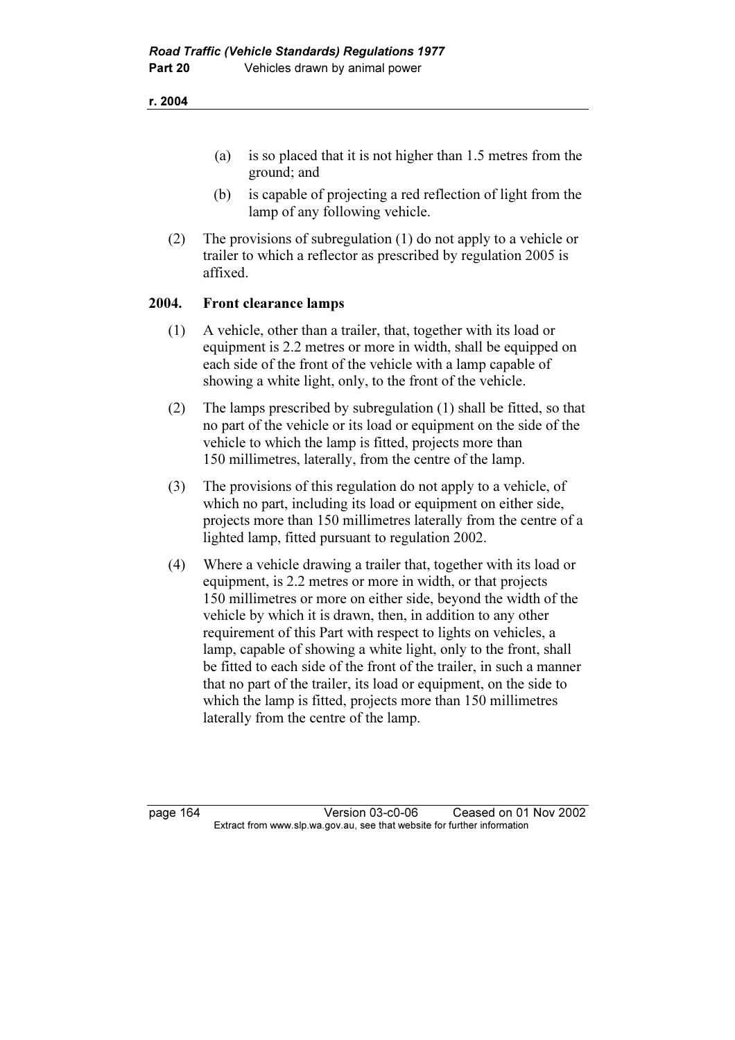(a) is so placed that it is not higher than 1.5 metres from the ground; and

(b) is capable of projecting a red reflection of light from the lamp of any following vehicle.

(2) The provisions of subregulation (1) do not apply to a vehicle or trailer to which a reflector as prescribed by regulation 2005 is affixed.

### 2004. Front clearance lamps

(1) A vehicle, other than a trailer, that, together with its load or equipment is 2.2 metres or more in width, shall be equipped on each side of the front of the vehicle with a lamp capable of showing a white light, only, to the front of the vehicle.

(2) The lamps prescribed by subregulation (1) shall be fitted, so that no part of the vehicle or its load or equipment on the side of the vehicle to which the lamp is fitted, projects more than 150 millimetres, laterally, from the centre of the lamp.

(3) The provisions of this regulation do not apply to a vehicle, of which no part, including its load or equipment on either side, projects more than 150 millimetres laterally from the centre of a lighted lamp, fitted pursuant to regulation 2002.

(4) Where a vehicle drawing a trailer that, together with its load or equipment, is 2.2 metres or more in width, or that projects 150 millimetres or more on either side, beyond the width of the vehicle by which it is drawn, then, in addition to any other requirement of this Part with respect to lights on vehicles, a lamp, capable of showing a white light, only to the front, shall be fitted to each side of the front of the trailer, in such a manner that no part of the trailer, its load or equipment, on the side to which the lamp is fitted, projects more than 150 millimetres laterally from the centre of the lamp.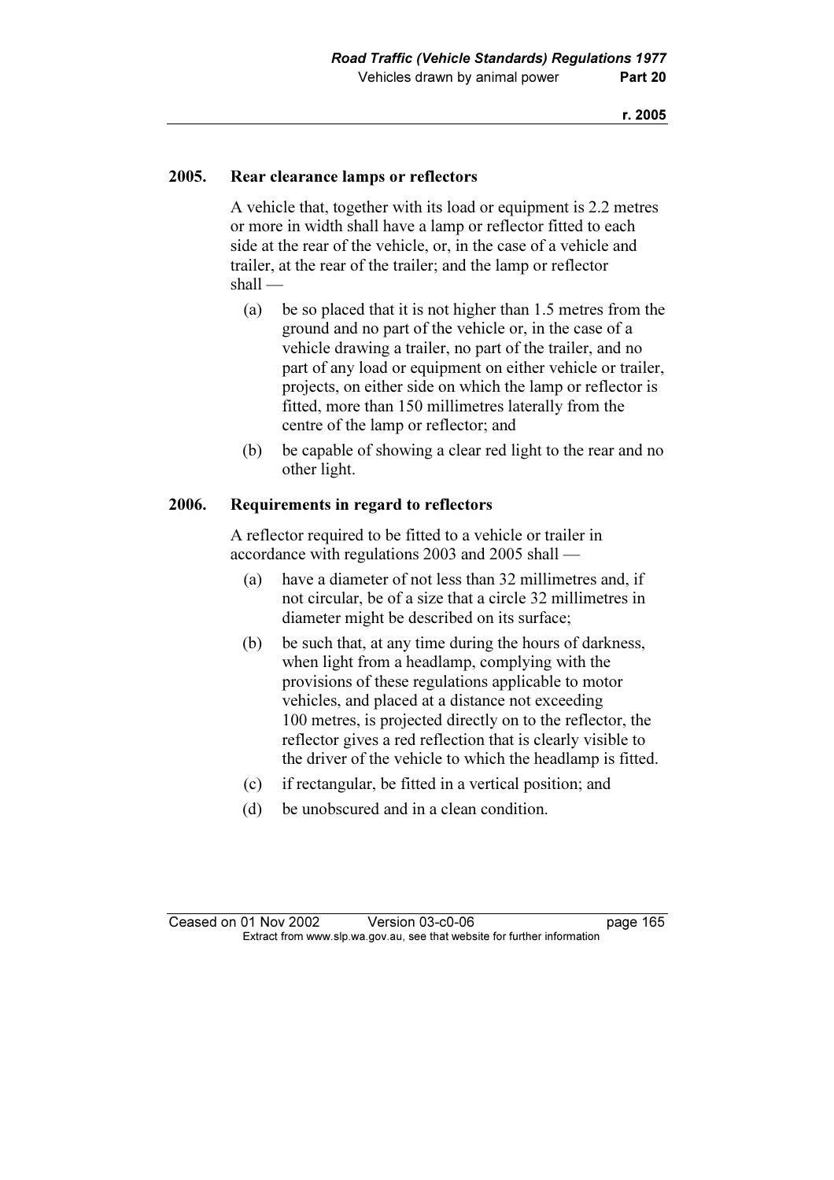## 2005. Rear clearance lamps or reflectors

A vehicle that, together with its load or equipment is 2.2 metres or more in width shall have a lamp or reflector fitted to each side at the rear of the vehicle, or, in the case of a vehicle and trailer, at the rear of the trailer; and the lamp or reflector shall —

(a) be so placed that it is not higher than 1.5 metres from the ground and no part of the vehicle or, in the case of a vehicle drawing a trailer, no part of the trailer, and no part of any load or equipment on either vehicle or trailer, projects, on either side on which the lamp or reflector is fitted, more than 150 millimetres laterally from the centre of the lamp or reflector; and

(b) be capable of showing a clear red light to the rear and no other light.

## 2006. Requirements in regard to reflectors

A reflector required to be fitted to a vehicle or trailer in accordance with regulations 2003 and 2005 shall —

(a) have a diameter of not less than 32 millimetres and, if not circular, be of a size that a circle 32 millimetres in diameter might be described on its surface;

(b) be such that, at any time during the hours of darkness, when light from a headlamp, complying with the provisions of these regulations applicable to motor vehicles, and placed at a distance not exceeding 100 metres, is projected directly on to the reflector, the reflector gives a red reflection that is clearly visible to the driver of the vehicle to which the headlamp is fitted.

(c) if rectangular, be fitted in a vertical position; and

(d) be unobscured and in a clean condition.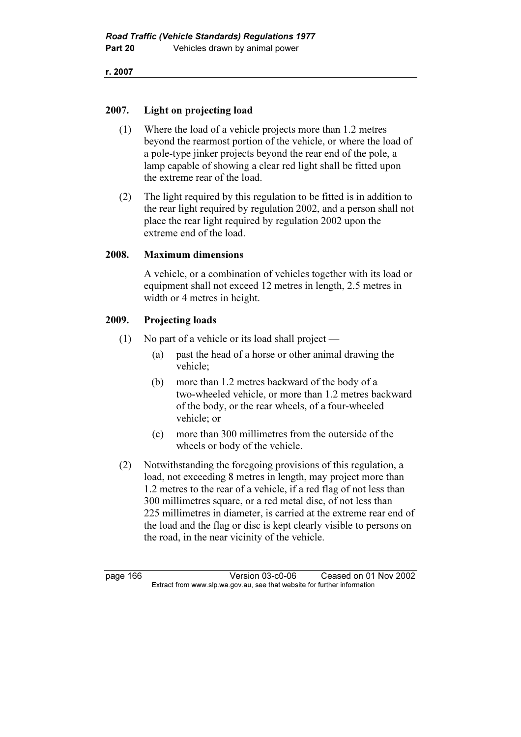## 2007. Light on projecting load

(1) Where the load of a vehicle projects more than 1.2 metres beyond the rearmost portion of the vehicle, or where the load of a pole-type jinker projects beyond the rear end of the pole, a lamp capable of showing a clear red light shall be fitted upon the extreme rear of the load.

(2) The light required by this regulation to be fitted is in addition to the rear light required by regulation 2002, and a person shall not place the rear light required by regulation 2002 upon the extreme end of the load.

## 2008. Maximum dimensions

A vehicle, or a combination of vehicles together with its load or equipment shall not exceed 12 metres in length, 2.5 metres in width or 4 metres in height.

## 2009. Projecting loads

(1) No part of a vehicle or its load shall project —

- (a) past the head of a horse or other animal drawing the vehicle;
- (b) more than 1.2 metres backward of the body of a two-wheeled vehicle, or more than 1.2 metres backward of the body, or the rear wheels, of a four-wheeled vehicle; or
- (c) more than 300 millimetres from the outerside of the wheels or body of the vehicle.

(2) Notwithstanding the foregoing provisions of this regulation, a load, not exceeding 8 metres in length, may project more than 1.2 metres to the rear of a vehicle, if a red flag of not less than 300 millimetres square, or a red metal disc, of not less than 225 millimetres in diameter, is carried at the extreme rear end of the load and the flag or disc is kept clearly visible to persons on the road, in the near vicinity of the vehicle.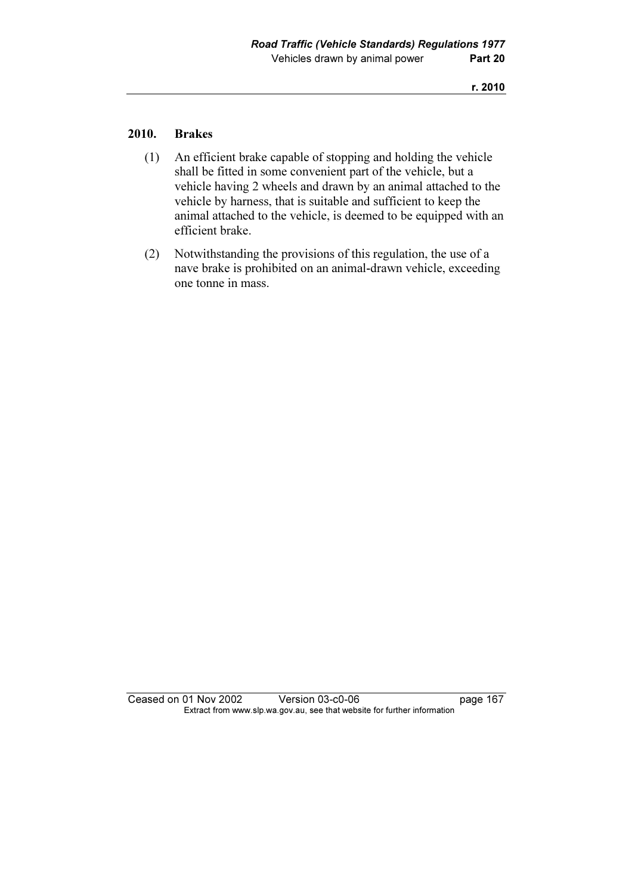## 2010. Brakes

(1) An efficient brake capable of stopping and holding the vehicle shall be fitted in some convenient part of the vehicle, but a vehicle having 2 wheels and drawn by an animal attached to the vehicle by harness, that is suitable and sufficient to keep the animal attached to the vehicle, is deemed to be equipped with an efficient brake.

(2) Notwithstanding the provisions of this regulation, the use of a nave brake is prohibited on an animal-drawn vehicle, exceeding one tonne in mass.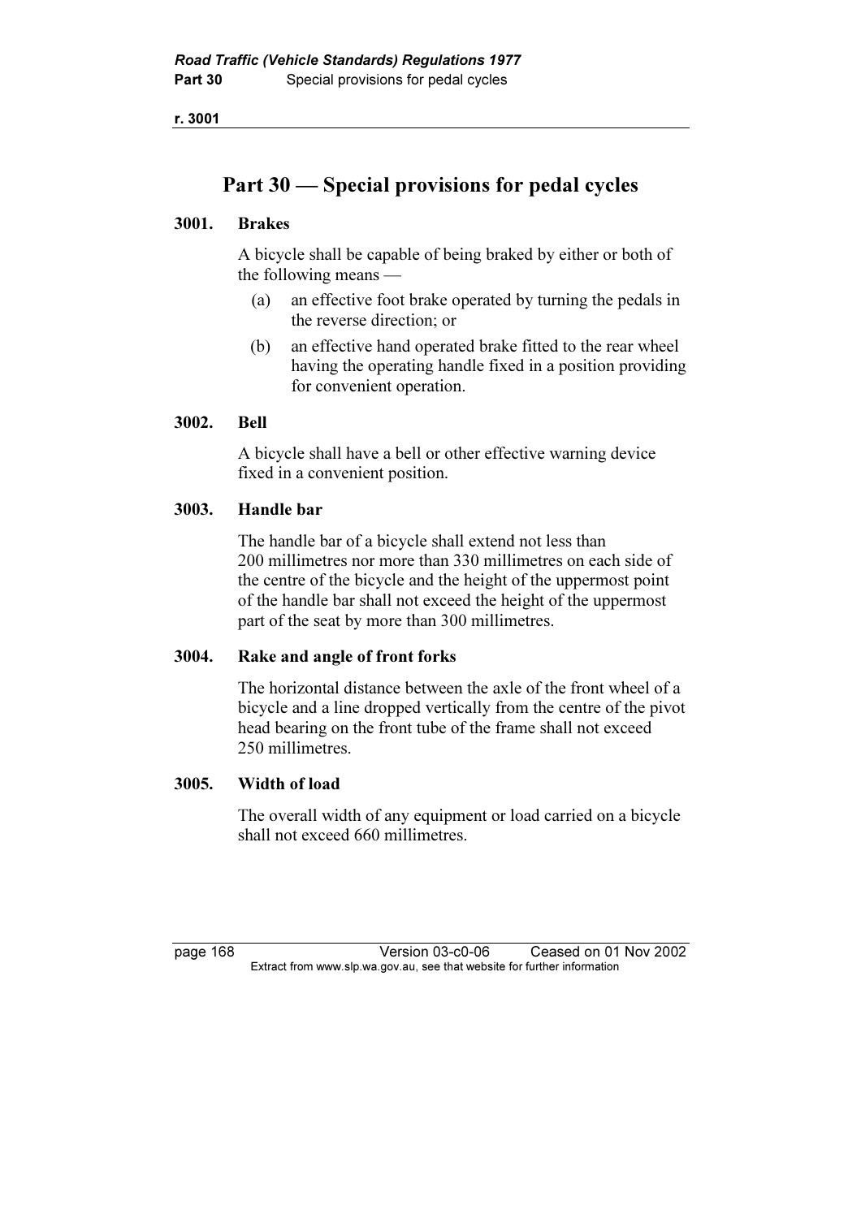# Part 30 — Special provisions for pedal cycles

## 3001. Brakes

A bicycle shall be capable of being braked by either or both of the following means —

(a) an effective foot brake operated by turning the pedals in the reverse direction; or

(b) an effective hand operated brake fitted to the rear wheel having the operating handle fixed in a position providing for convenient operation.

## 3002. Bell

A bicycle shall have a bell or other effective warning device fixed in a convenient position.

## 3003. Handle bar

The handle bar of a bicycle shall extend not less than 200 millimetres nor more than 330 millimetres on each side of the centre of the bicycle and the height of the uppermost point of the handle bar shall not exceed the height of the uppermost part of the seat by more than 300 millimetres.

## 3004. Rake and angle of front forks

The horizontal distance between the axle of the front wheel of a bicycle and a line dropped vertically from the centre of the pivot head bearing on the front tube of the frame shall not exceed 250 millimetres.

## 3005. Width of load

The overall width of any equipment or load carried on a bicycle shall not exceed 660 millimetres.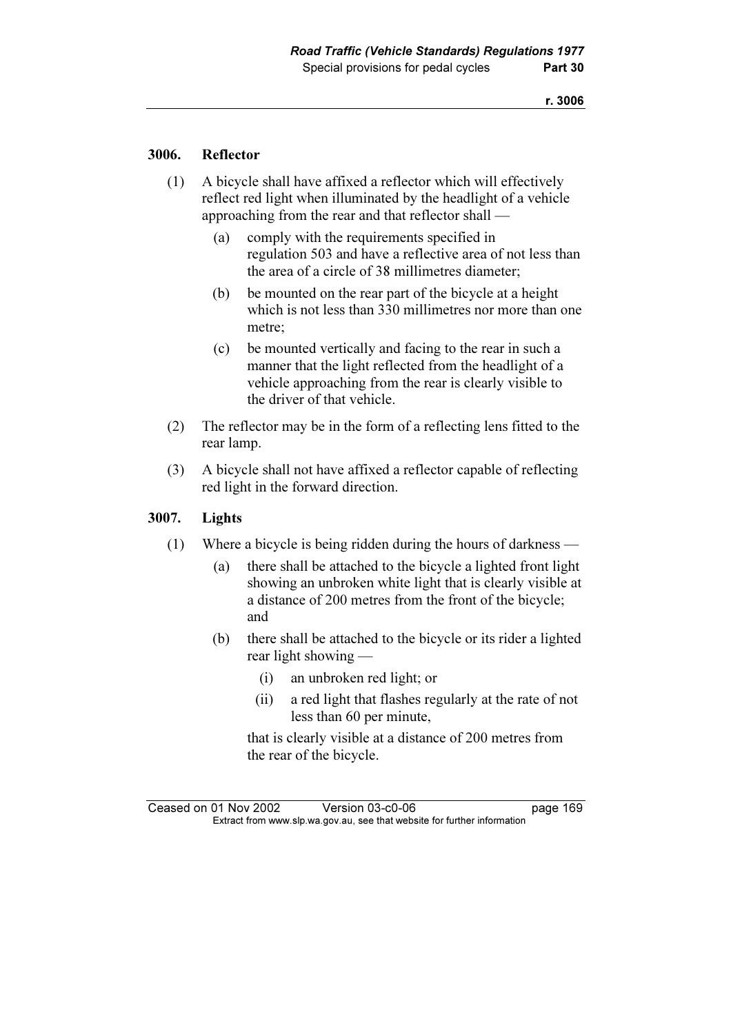### 3006. Reflector

(1) A bicycle shall have affixed a reflector which will effectively reflect red light when illuminated by the headlight of a vehicle approaching from the rear and that reflector shall —

- (a) comply with the requirements specified in regulation 503 and have a reflective area of not less than the area of a circle of 38 millimetres diameter;
- (b) be mounted on the rear part of the bicycle at a height which is not less than 330 millimetres nor more than one metre;
- (c) be mounted vertically and facing to the rear in such a manner that the light reflected from the headlight of a vehicle approaching from the rear is clearly visible to the driver of that vehicle.

(2) The reflector may be in the form of a reflecting lens fitted to the rear lamp.

(3) A bicycle shall not have affixed a reflector capable of reflecting red light in the forward direction.

### 3007. Lights

(1) Where a bicycle is being ridden during the hours of darkness —

- (a) there shall be attached to the bicycle a lighted front light showing an unbroken white light that is clearly visible at a distance of 200 metres from the front of the bicycle; and
- (b) there shall be attached to the bicycle or its rider a lighted rear light showing —
  - (i) an unbroken red light; or
  - (ii) a red light that flashes regularly at the rate of not less than 60 per minute,

  that is clearly visible at a distance of 200 metres from the rear of the bicycle.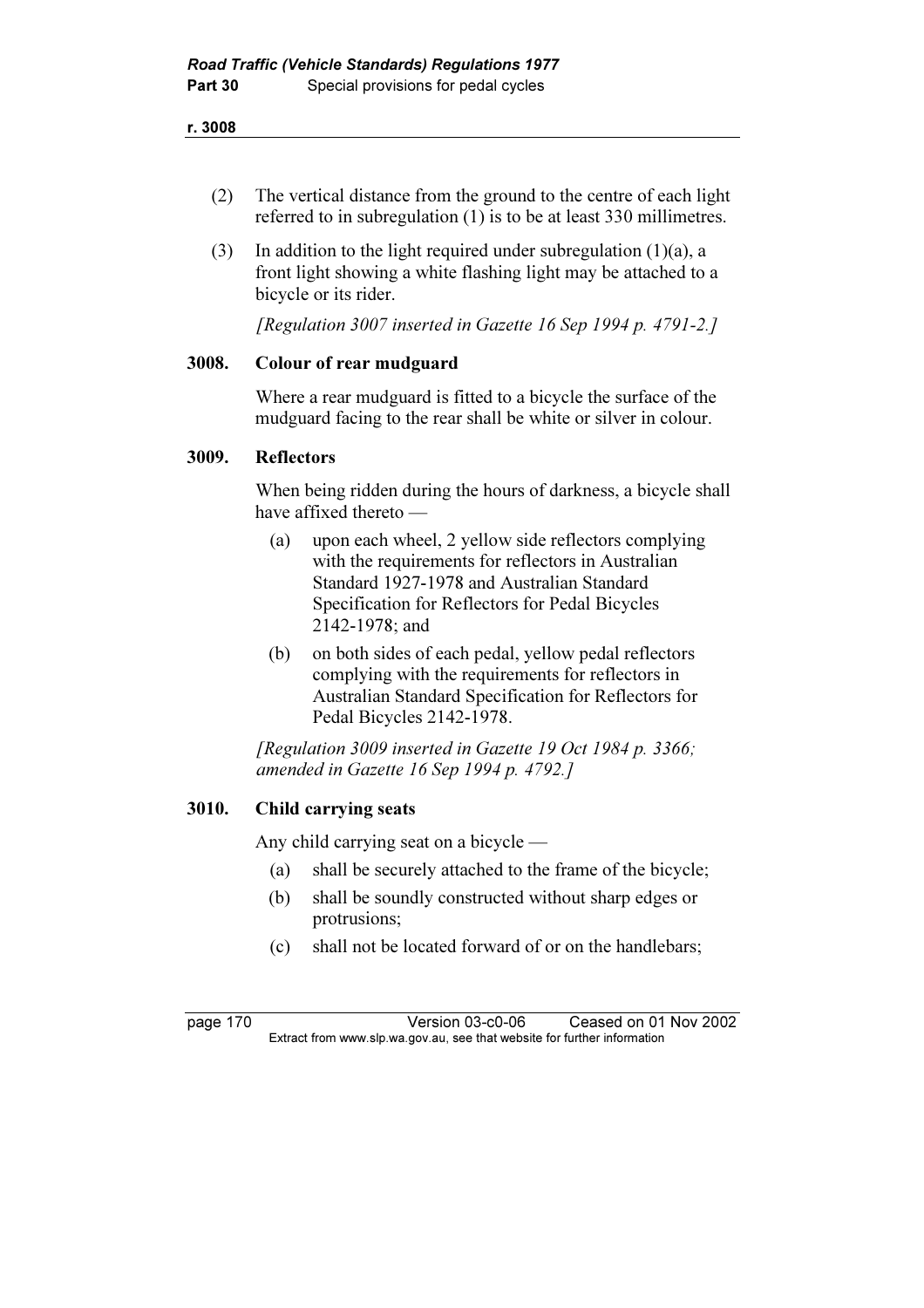(2) The vertical distance from the ground to the centre of each light referred to in subregulation (1) is to be at least 330 millimetres.

(3) In addition to the light required under subregulation (1)(a), a front light showing a white flashing light may be attached to a bicycle or its rider.

*[Regulation 3007 inserted in Gazette 16 Sep 1994 p. 4791-2.]*

### 3008. Colour of rear mudguard

Where a rear mudguard is fitted to a bicycle the surface of the mudguard facing to the rear shall be white or silver in colour.

### 3009. Reflectors

When being ridden during the hours of darkness, a bicycle shall have affixed thereto —

(a) upon each wheel, 2 yellow side reflectors complying with the requirements for reflectors in Australian Standard 1927-1978 and Australian Standard Specification for Reflectors for Pedal Bicycles 2142-1978; and

(b) on both sides of each pedal, yellow pedal reflectors complying with the requirements for reflectors in Australian Standard Specification for Reflectors for Pedal Bicycles 2142-1978.

*[Regulation 3009 inserted in Gazette 19 Oct 1984 p. 3366; amended in Gazette 16 Sep 1994 p. 4792.]*

### 3010. Child carrying seats

Any child carrying seat on a bicycle —

(a) shall be securely attached to the frame of the bicycle;

(b) shall be soundly constructed without sharp edges or protrusions;

(c) shall not be located forward of or on the handlebars;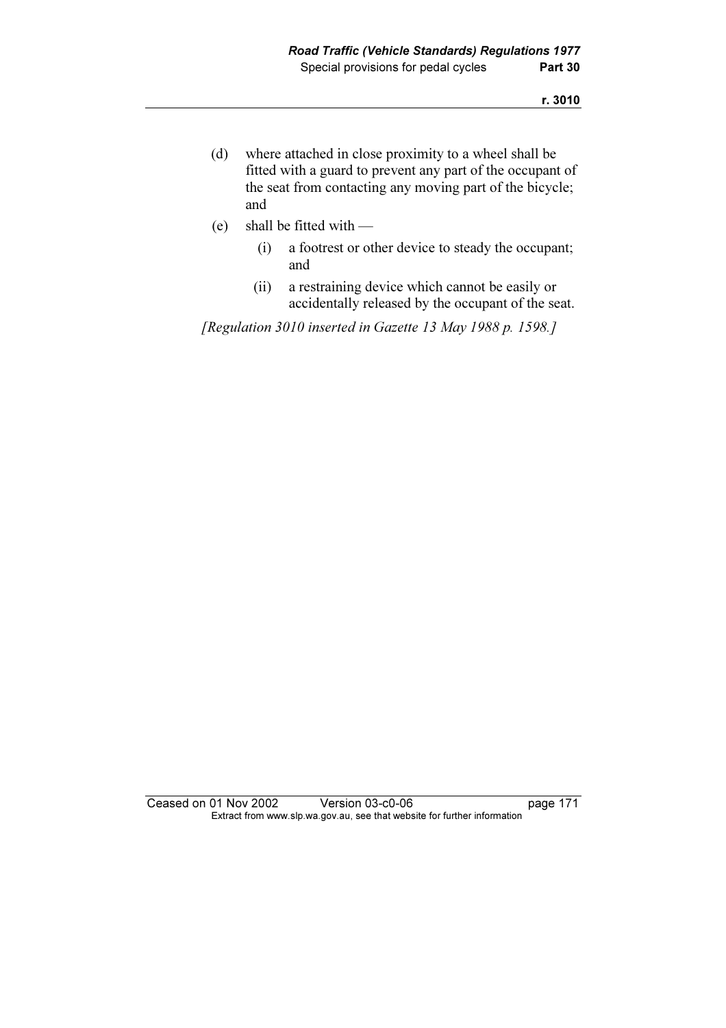(d) where attached in close proximity to a wheel shall be fitted with a guard to prevent any part of the occupant of the seat from contacting any moving part of the bicycle; and

(e) shall be fitted with —

  (i) a footrest or other device to steady the occupant; and

  (ii) a restraining device which cannot be easily or accidentally released by the occupant of the seat.

*[Regulation 3010 inserted in Gazette 13 May 1988 p. 1598.]*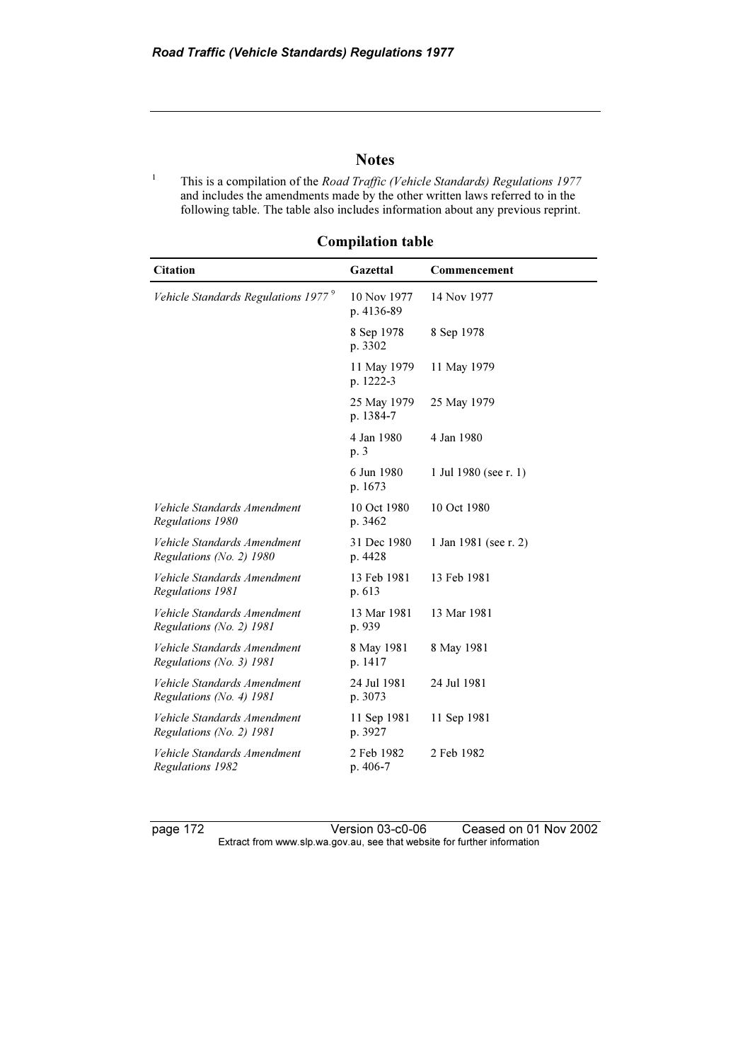## Notes

[1] This is a compilation of the *Road Traffic (Vehicle Standards) Regulations 1977* and includes the amendments made by the other written laws referred to in the following table. The table also includes information about any previous reprint.

### Compilation table

| Citation | Gazettal | Commencement |
|---|---|---|
| *Vehicle Standards Regulations 1977* [9] | 10 Nov 1977 p. 4136-89 | 14 Nov 1977 |
| | 8 Sep 1978 p. 3302 | 8 Sep 1978 |
| | 11 May 1979 p. 1222-3 | 11 May 1979 |
| | 25 May 1979 p. 1384-7 | 25 May 1979 |
| | 4 Jan 1980 p. 3 | 4 Jan 1980 |
| | 6 Jun 1980 p. 1673 | 1 Jul 1980 (see r. 1) |
| *Vehicle Standards Amendment Regulations 1980* | 10 Oct 1980 p. 3462 | 10 Oct 1980 |
| *Vehicle Standards Amendment Regulations (No. 2) 1980* | 31 Dec 1980 p. 4428 | 1 Jan 1981 (see r. 2) |
| *Vehicle Standards Amendment Regulations 1981* | 13 Feb 1981 p. 613 | 13 Feb 1981 |
| *Vehicle Standards Amendment Regulations (No. 2) 1981* | 13 Mar 1981 p. 939 | 13 Mar 1981 |
| *Vehicle Standards Amendment Regulations (No. 3) 1981* | 8 May 1981 p. 1417 | 8 May 1981 |
| *Vehicle Standards Amendment Regulations (No. 4) 1981* | 24 Jul 1981 p. 3073 | 24 Jul 1981 |
| *Vehicle Standards Amendment Regulations (No. 2) 1981* | 11 Sep 1981 p. 3927 | 11 Sep 1981 |
| *Vehicle Standards Amendment Regulations 1982* | 2 Feb 1982 p. 406-7 | 2 Feb 1982 |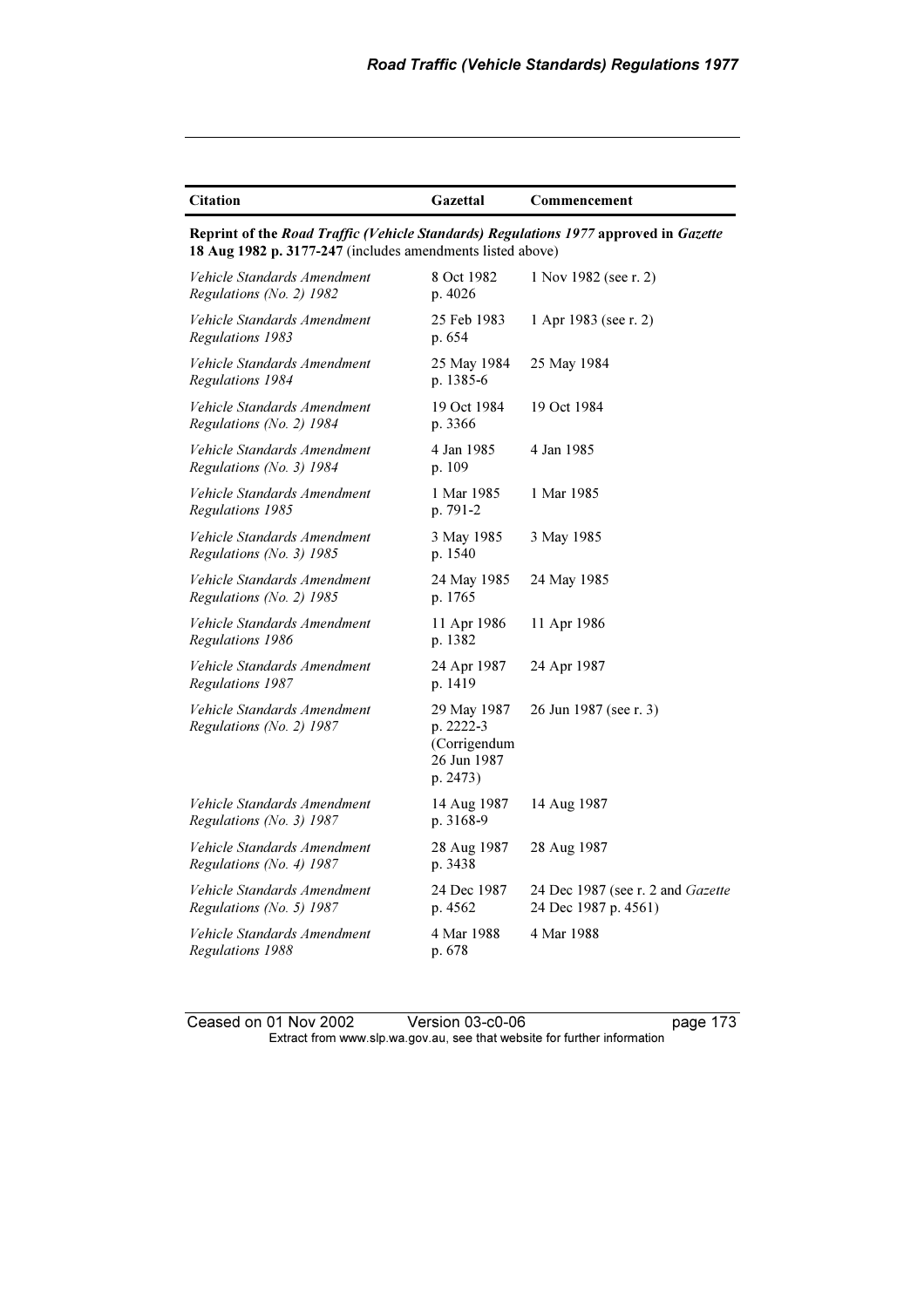| Citation | Gazettal | Commencement |
|---|---|---|
| **Reprint of the *Road Traffic (Vehicle Standards) Regulations 1977* approved in *Gazette* 18 Aug 1982 p. 3177-247** (includes amendments listed above) | | |
| *Vehicle Standards Amendment Regulations (No. 2) 1982* | 8 Oct 1982 p. 4026 | 1 Nov 1982 (see r. 2) |
| *Vehicle Standards Amendment Regulations 1983* | 25 Feb 1983 p. 654 | 1 Apr 1983 (see r. 2) |
| *Vehicle Standards Amendment Regulations 1984* | 25 May 1984 p. 1385-6 | 25 May 1984 |
| *Vehicle Standards Amendment Regulations (No. 2) 1984* | 19 Oct 1984 p. 3366 | 19 Oct 1984 |
| *Vehicle Standards Amendment Regulations (No. 3) 1984* | 4 Jan 1985 p. 109 | 4 Jan 1985 |
| *Vehicle Standards Amendment Regulations 1985* | 1 Mar 1985 p. 791-2 | 1 Mar 1985 |
| *Vehicle Standards Amendment Regulations (No. 3) 1985* | 3 May 1985 p. 1540 | 3 May 1985 |
| *Vehicle Standards Amendment Regulations (No. 2) 1985* | 24 May 1985 p. 1765 | 24 May 1985 |
| *Vehicle Standards Amendment Regulations 1986* | 11 Apr 1986 p. 1382 | 11 Apr 1986 |
| *Vehicle Standards Amendment Regulations 1987* | 24 Apr 1987 p. 1419 | 24 Apr 1987 |
| *Vehicle Standards Amendment Regulations (No. 2) 1987* | 29 May 1987 p. 2222-3 (Corrigendum 26 Jun 1987 p. 2473) | 26 Jun 1987 (see r. 3) |
| *Vehicle Standards Amendment Regulations (No. 3) 1987* | 14 Aug 1987 p. 3168-9 | 14 Aug 1987 |
| *Vehicle Standards Amendment Regulations (No. 4) 1987* | 28 Aug 1987 p. 3438 | 28 Aug 1987 |
| *Vehicle Standards Amendment Regulations (No. 5) 1987* | 24 Dec 1987 p. 4562 | 24 Dec 1987 (see r. 2 and *Gazette* 24 Dec 1987 p. 4561) |
| *Vehicle Standards Amendment Regulations 1988* | 4 Mar 1988 p. 678 | 4 Mar 1988 |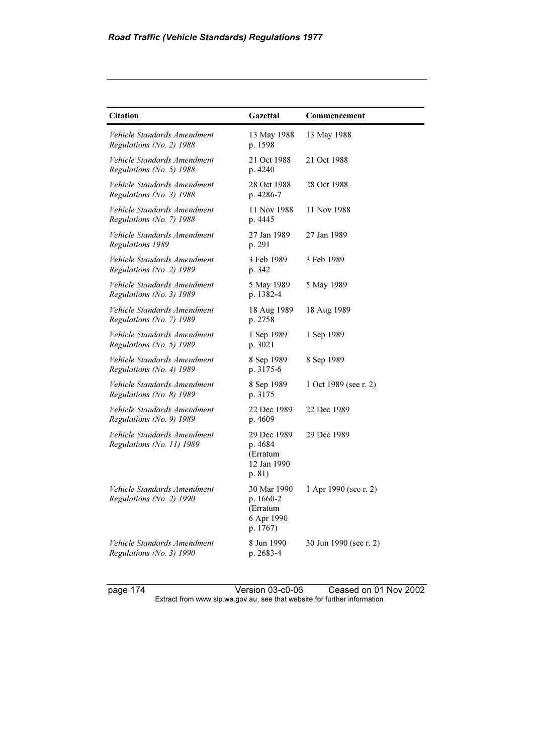| Citation | Gazettal | Commencement |
|---|---|---|
| *Vehicle Standards Amendment Regulations (No. 2) 1988* | 13 May 1988 p. 1598 | 13 May 1988 |
| *Vehicle Standards Amendment Regulations (No. 5) 1988* | 21 Oct 1988 p. 4240 | 21 Oct 1988 |
| *Vehicle Standards Amendment Regulations (No. 3) 1988* | 28 Oct 1988 p. 4286-7 | 28 Oct 1988 |
| *Vehicle Standards Amendment Regulations (No. 7) 1988* | 11 Nov 1988 p. 4445 | 11 Nov 1988 |
| *Vehicle Standards Amendment Regulations 1989* | 27 Jan 1989 p. 291 | 27 Jan 1989 |
| *Vehicle Standards Amendment Regulations (No. 2) 1989* | 3 Feb 1989 p. 342 | 3 Feb 1989 |
| *Vehicle Standards Amendment Regulations (No. 3) 1989* | 5 May 1989 p. 1382-4 | 5 May 1989 |
| *Vehicle Standards Amendment Regulations (No. 7) 1989* | 18 Aug 1989 p. 2758 | 18 Aug 1989 |
| *Vehicle Standards Amendment Regulations (No. 5) 1989* | 1 Sep 1989 p. 3021 | 1 Sep 1989 |
| *Vehicle Standards Amendment Regulations (No. 4) 1989* | 8 Sep 1989 p. 3175-6 | 8 Sep 1989 |
| *Vehicle Standards Amendment Regulations (No. 8) 1989* | 8 Sep 1989 p. 3175 | 1 Oct 1989 (see r. 2) |
| *Vehicle Standards Amendment Regulations (No. 9) 1989* | 22 Dec 1989 p. 4609 | 22 Dec 1989 |
| *Vehicle Standards Amendment Regulations (No. 11) 1989* | 29 Dec 1989 p. 4684 (Erratum 12 Jan 1990 p. 81) | 29 Dec 1989 |
| *Vehicle Standards Amendment Regulations (No. 2) 1990* | 30 Mar 1990 p. 1660-2 (Erratum 6 Apr 1990 p. 1767) | 1 Apr 1990 (see r. 2) |
| *Vehicle Standards Amendment Regulations (No. 3) 1990* | 8 Jun 1990 p. 2683-4 | 30 Jun 1990 (see r. 2) |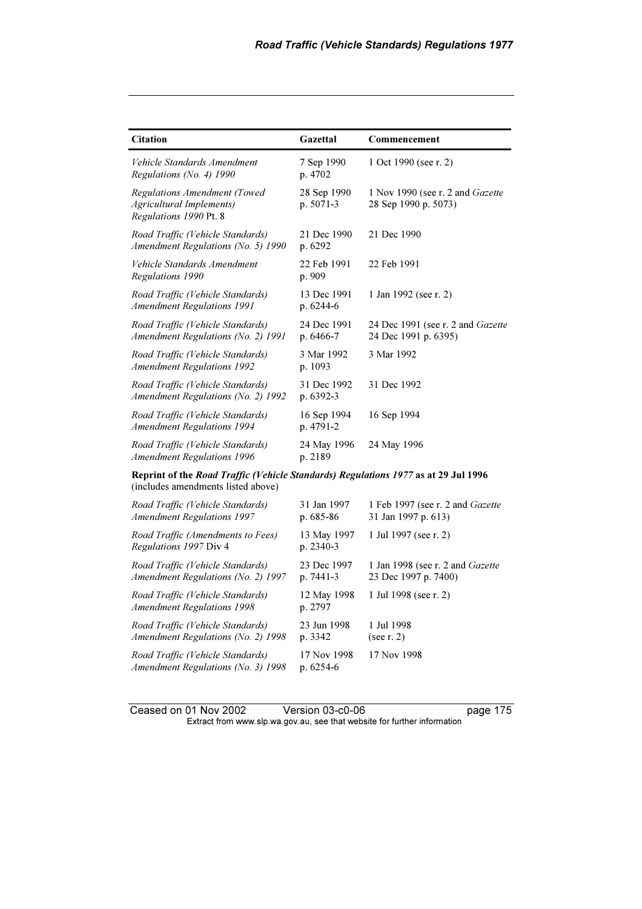| Citation | Gazettal | Commencement |
|---|---|---|
| *Vehicle Standards Amendment Regulations (No. 4) 1990* | 7 Sep 1990 p. 4702 | 1 Oct 1990 (see r. 2) |
| *Regulations Amendment (Towed Agricultural Implements) Regulations 1990* Pt. 8 | 28 Sep 1990 p. 5071-3 | 1 Nov 1990 (see r. 2 and *Gazette* 28 Sep 1990 p. 5073) |
| *Road Traffic (Vehicle Standards) Amendment Regulations (No. 5) 1990* | 21 Dec 1990 p. 6292 | 21 Dec 1990 |
| *Vehicle Standards Amendment Regulations 1990* | 22 Feb 1991 p. 909 | 22 Feb 1991 |
| *Road Traffic (Vehicle Standards) Amendment Regulations 1991* | 13 Dec 1991 p. 6244-6 | 1 Jan 1992 (see r. 2) |
| *Road Traffic (Vehicle Standards) Amendment Regulations (No. 2) 1991* | 24 Dec 1991 p. 6466-7 | 24 Dec 1991 (see r. 2 and *Gazette* 24 Dec 1991 p. 6395) |
| *Road Traffic (Vehicle Standards) Amendment Regulations 1992* | 3 Mar 1992 p. 1093 | 3 Mar 1992 |
| *Road Traffic (Vehicle Standards) Amendment Regulations (No. 2) 1992* | 31 Dec 1992 p. 6392-3 | 31 Dec 1992 |
| *Road Traffic (Vehicle Standards) Amendment Regulations 1994* | 16 Sep 1994 p. 4791-2 | 16 Sep 1994 |
| *Road Traffic (Vehicle Standards) Amendment Regulations 1996* | 24 May 1996 p. 2189 | 24 May 1996 |
| **Reprint of the *Road Traffic (Vehicle Standards) Regulations 1977* as at 29 Jul 1996** (includes amendments listed above) | | |
| *Road Traffic (Vehicle Standards) Amendment Regulations 1997* | 31 Jan 1997 p. 685-86 | 1 Feb 1997 (see r. 2 and *Gazette* 31 Jan 1997 p. 613) |
| *Road Traffic (Amendments to Fees) Regulations 1997* Div 4 | 13 May 1997 p. 2340-3 | 1 Jul 1997 (see r. 2) |
| *Road Traffic (Vehicle Standards) Amendment Regulations (No. 2) 1997* | 23 Dec 1997 p. 7441-3 | 1 Jan 1998 (see r. 2 and *Gazette* 23 Dec 1997 p. 7400) |
| *Road Traffic (Vehicle Standards) Amendment Regulations 1998* | 12 May 1998 p. 2797 | 1 Jul 1998 (see r. 2) |
| *Road Traffic (Vehicle Standards) Amendment Regulations (No. 2) 1998* | 23 Jun 1998 p. 3342 | 1 Jul 1998 (see r. 2) |
| *Road Traffic (Vehicle Standards) Amendment Regulations (No. 3) 1998* | 17 Nov 1998 p. 6254-6 | 17 Nov 1998 |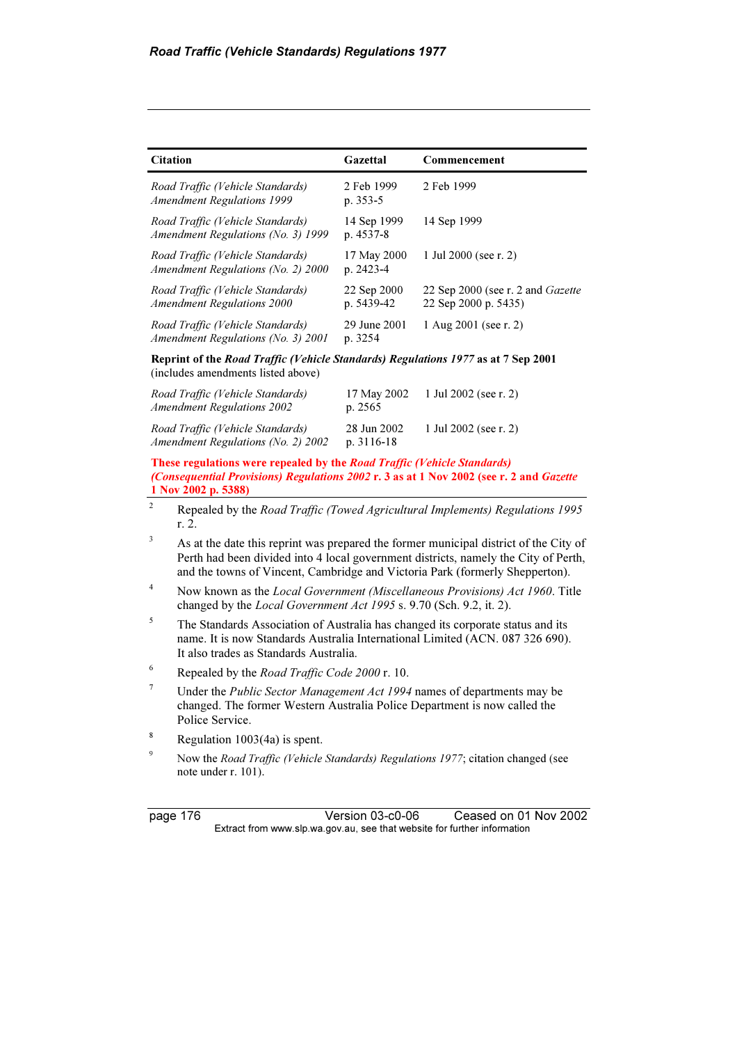| Citation | Gazettal | Commencement |
|---|---|---|
| *Road Traffic (Vehicle Standards) Amendment Regulations 1999* | 2 Feb 1999 p. 353-5 | 2 Feb 1999 |
| *Road Traffic (Vehicle Standards) Amendment Regulations (No. 3) 1999* | 14 Sep 1999 p. 4537-8 | 14 Sep 1999 |
| *Road Traffic (Vehicle Standards) Amendment Regulations (No. 2) 2000* | 17 May 2000 p. 2423-4 | 1 Jul 2000 (see r. 2) |
| *Road Traffic (Vehicle Standards) Amendment Regulations 2000* | 22 Sep 2000 p. 5439-42 | 22 Sep 2000 (see r. 2 and *Gazette* 22 Sep 2000 p. 5435) |
| *Road Traffic (Vehicle Standards) Amendment Regulations (No. 3) 2001* | 29 June 2001 p. 3254 | 1 Aug 2001 (see r. 2) |
| **Reprint of the *Road Traffic (Vehicle Standards) Regulations 1977* as at 7 Sep 2001** (includes amendments listed above) | | |
| *Road Traffic (Vehicle Standards) Amendment Regulations 2002* | 17 May 2002 p. 2565 | 1 Jul 2002 (see r. 2) |
| *Road Traffic (Vehicle Standards) Amendment Regulations (No. 2) 2002* | 28 Jun 2002 p. 3116-18 | 1 Jul 2002 (see r. 2) |
| **These regulations were repealed by the *Road Traffic (Vehicle Standards) (Consequential Provisions) Regulations 2002* r. 3 as at 1 Nov 2002 (see r. 2 and *Gazette* 1 Nov 2002 p. 5388)** | | |

[2] Repealed by the *Road Traffic (Towed Agricultural Implements) Regulations 1995* r. 2.

[3] As at the date this reprint was prepared the former municipal district of the City of Perth had been divided into 4 local government districts, namely the City of Perth, and the towns of Vincent, Cambridge and Victoria Park (formerly Shepperton).

[4] Now known as the *Local Government (Miscellaneous Provisions) Act 1960*. Title changed by the *Local Government Act 1995* s. 9.70 (Sch. 9.2, it. 2).

[5] The Standards Association of Australia has changed its corporate status and its name. It is now Standards Australia International Limited (ACN. 087 326 690). It also trades as Standards Australia.

[6] Repealed by the *Road Traffic Code 2000* r. 10.

[7] Under the *Public Sector Management Act 1994* names of departments may be changed. The former Western Australia Police Department is now called the Police Service.

[8] Regulation 1003(4a) is spent.

[9] Now the *Road Traffic (Vehicle Standards) Regulations 1977*; citation changed (see note under r. 101).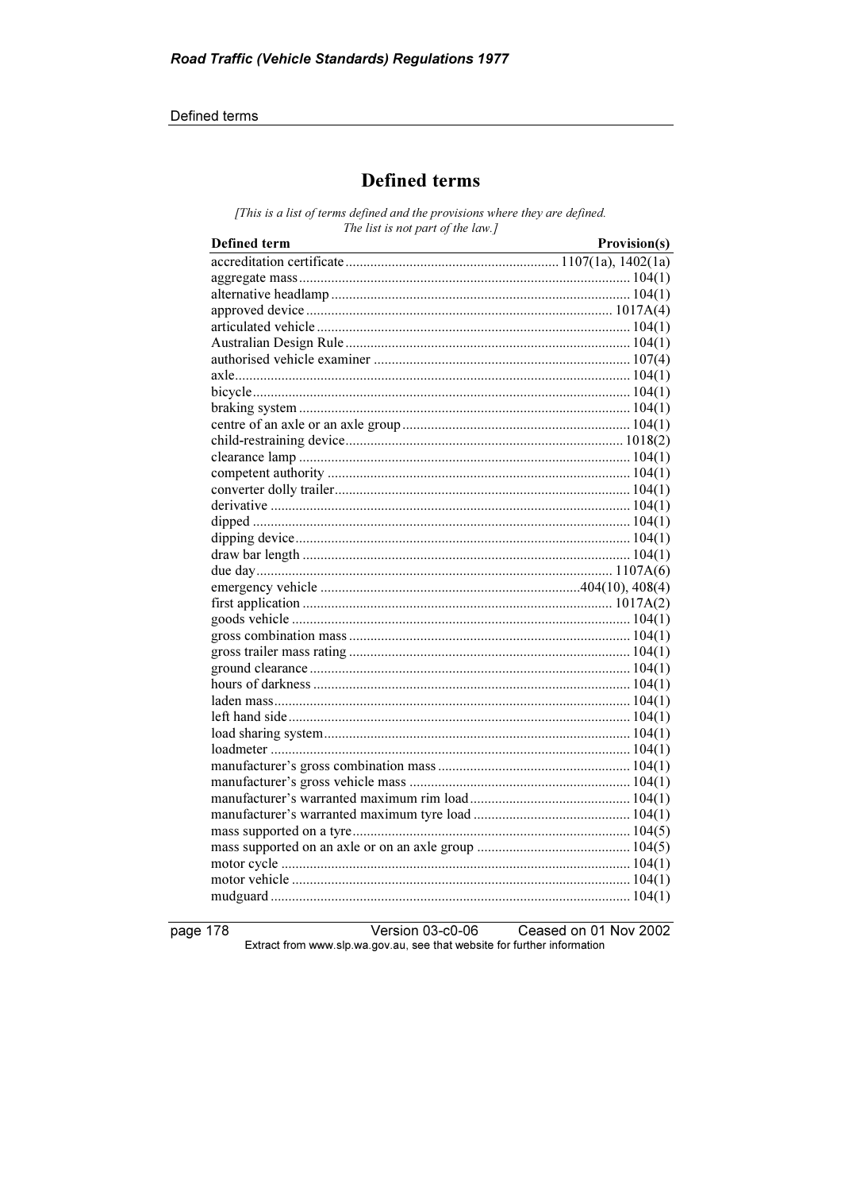# Defined terms

*[This is a list of terms defined and the provisions where they are defined. The list is not part of the law.]*

| Defined term | Provision(s) |
|---|---|
| accreditation certificate | 1107(1a), 1402(1a) |
| aggregate mass | 104(1) |
| alternative headlamp | 104(1) |
| approved device | 1017A(4) |
| articulated vehicle | 104(1) |
| Australian Design Rule | 104(1) |
| authorised vehicle examiner | 107(4) |
| axle | 104(1) |
| bicycle | 104(1) |
| braking system | 104(1) |
| centre of an axle or an axle group | 104(1) |
| child-restraining device | 1018(2) |
| clearance lamp | 104(1) |
| competent authority | 104(1) |
| converter dolly trailer | 104(1) |
| derivative | 104(1) |
| dipped | 104(1) |
| dipping device | 104(1) |
| draw bar length | 104(1) |
| due day | 1107A(6) |
| emergency vehicle | 404(10), 408(4) |
| first application | 1017A(2) |
| goods vehicle | 104(1) |
| gross combination mass | 104(1) |
| gross trailer mass rating | 104(1) |
| ground clearance | 104(1) |
| hours of darkness | 104(1) |
| laden mass | 104(1) |
| left hand side | 104(1) |
| load sharing system | 104(1) |
| loadmeter | 104(1) |
| manufacturer's gross combination mass | 104(1) |
| manufacturer's gross vehicle mass | 104(1) |
| manufacturer's warranted maximum rim load | 104(1) |
| manufacturer's warranted maximum tyre load | 104(1) |
| mass supported on a tyre | 104(5) |
| mass supported on an axle or on an axle group | 104(5) |
| motor cycle | 104(1) |
| motor vehicle | 104(1) |
| mudguard | 104(1) |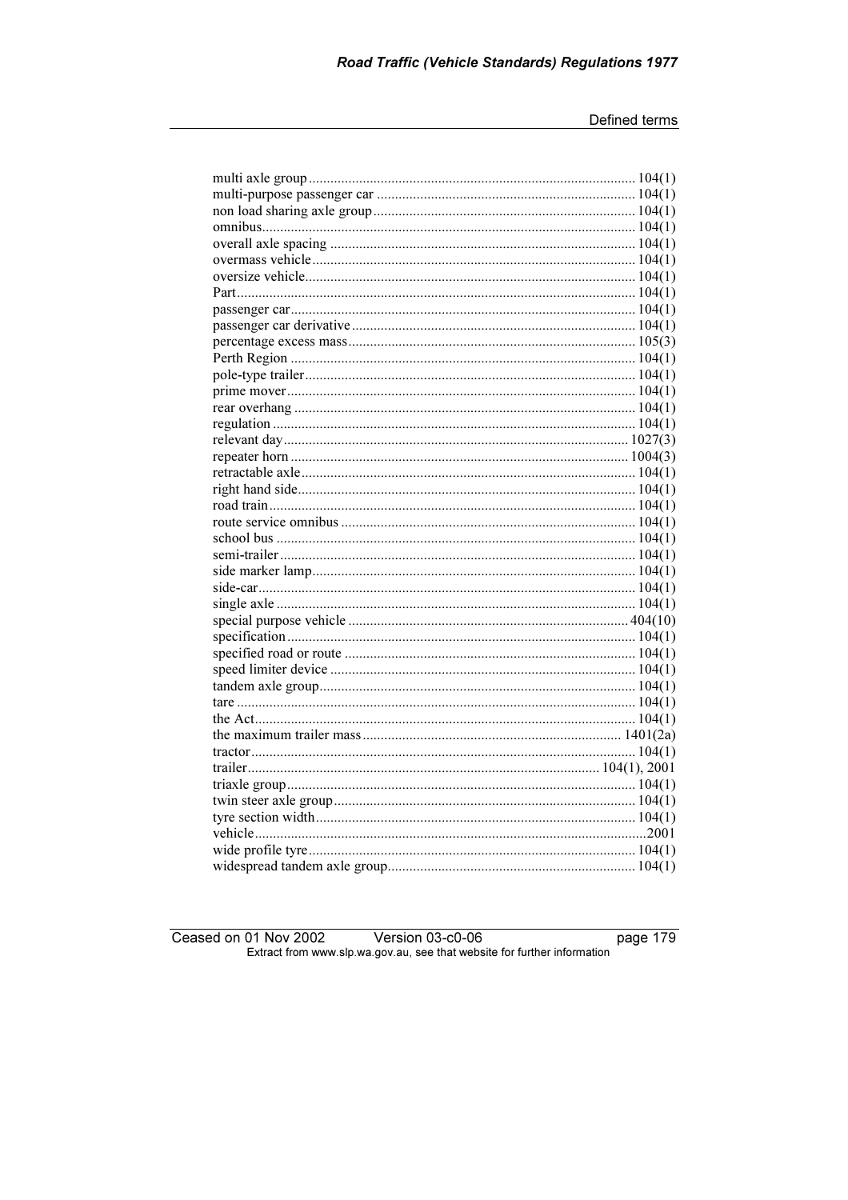| | |
|---|---|
| multi axle group | 104(1) |
| multi-purpose passenger car | 104(1) |
| non load sharing axle group | 104(1) |
| omnibus | 104(1) |
| overall axle spacing | 104(1) |
| overmass vehicle | 104(1) |
| oversize vehicle | 104(1) |
| Part | 104(1) |
| passenger car | 104(1) |
| passenger car derivative | 104(1) |
| percentage excess mass | 105(3) |
| Perth Region | 104(1) |
| pole-type trailer | 104(1) |
| prime mover | 104(1) |
| rear overhang | 104(1) |
| regulation | 104(1) |
| relevant day | 1027(3) |
| repeater horn | 1004(3) |
| retractable axle | 104(1) |
| right hand side | 104(1) |
| road train | 104(1) |
| route service omnibus | 104(1) |
| school bus | 104(1) |
| semi-trailer | 104(1) |
| side marker lamp | 104(1) |
| side-car | 104(1) |
| single axle | 104(1) |
| special purpose vehicle | 404(10) |
| specification | 104(1) |
| specified road or route | 104(1) |
| speed limiter device | 104(1) |
| tandem axle group | 104(1) |
| tare | 104(1) |
| the Act | 104(1) |
| the maximum trailer mass | 1401(2a) |
| tractor | 104(1) |
| trailer | 104(1), 2001 |
| triaxle group | 104(1) |
| twin steer axle group | 104(1) |
| tyre section width | 104(1) |
| vehicle | 2001 |
| wide profile tyre | 104(1) |
| widespread tandem axle group | 104(1) |